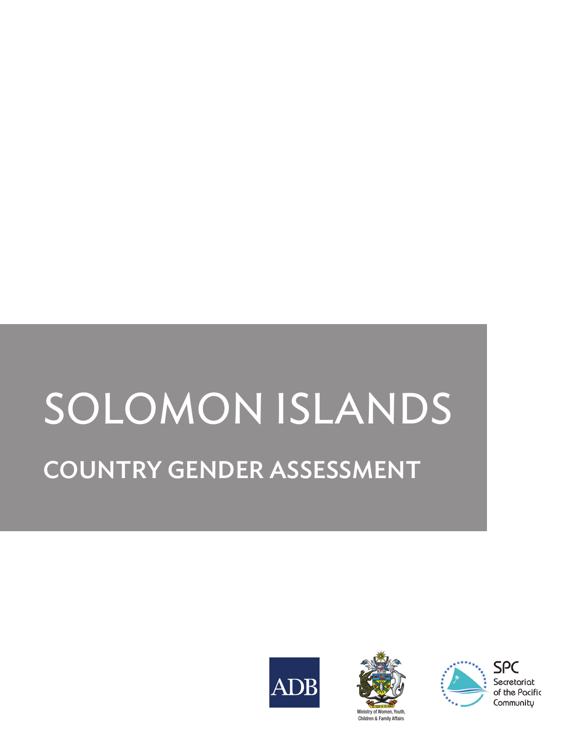# SOLOMON ISLANDS

## COUNTRY GENDER ASSESSMENT

ADB

Ministry of Women, Youth, Children & Family Affairs

SPC Secretariat of the Pacific Community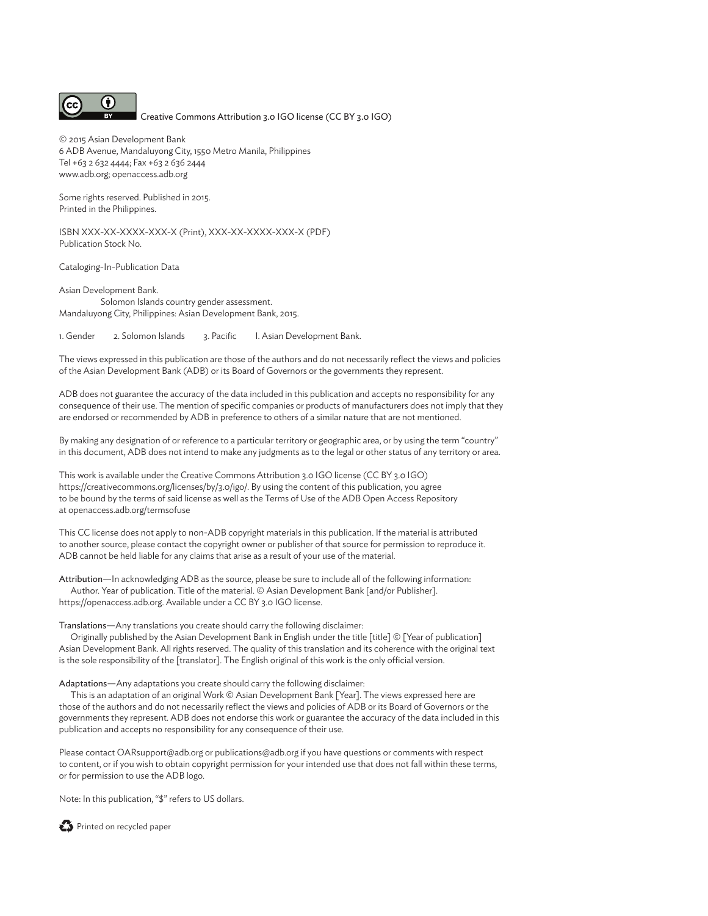Creative Commons Attribution 3.0 IGO license (CC BY 3.0 IGO)

© 2015 Asian Development Bank
6 ADB Avenue, Mandaluyong City, 1550 Metro Manila, Philippines
Tel +63 2 632 4444; Fax +63 2 636 2444
www.adb.org; openaccess.adb.org

Some rights reserved. Published in 2015.
Printed in the Philippines.

ISBN XXX-XX-XXXX-XXX-X (Print), XXX-XX-XXXX-XXX-X (PDF)
Publication Stock No.

Cataloging-In-Publication Data

Asian Development Bank.
Solomon Islands country gender assessment.
Mandaluyong City, Philippines: Asian Development Bank, 2015.

1. Gender 2. Solomon Islands 3. Pacific I. Asian Development Bank.

The views expressed in this publication are those of the authors and do not necessarily reflect the views and policies of the Asian Development Bank (ADB) or its Board of Governors or the governments they represent.

ADB does not guarantee the accuracy of the data included in this publication and accepts no responsibility for any consequence of their use. The mention of specific companies or products of manufacturers does not imply that they are endorsed or recommended by ADB in preference to others of a similar nature that are not mentioned.

By making any designation of or reference to a particular territory or geographic area, or by using the term "country" in this document, ADB does not intend to make any judgments as to the legal or other status of any territory or area.

This work is available under the Creative Commons Attribution 3.0 IGO license (CC BY 3.0 IGO) https://creativecommons.org/licenses/by/3.0/igo/. By using the content of this publication, you agree to be bound by the terms of said license as well as the Terms of Use of the ADB Open Access Repository at openaccess.adb.org/termsofuse

This CC license does not apply to non-ADB copyright materials in this publication. If the material is attributed to another source, please contact the copyright owner or publisher of that source for permission to reproduce it. ADB cannot be held liable for any claims that arise as a result of your use of the material.

Attribution—In acknowledging ADB as the source, please be sure to include all of the following information:
Author. Year of publication. Title of the material. © Asian Development Bank [and/or Publisher]. https://openaccess.adb.org. Available under a CC BY 3.0 IGO license.

Translations—Any translations you create should carry the following disclaimer:
Originally published by the Asian Development Bank in English under the title [title] © [Year of publication] Asian Development Bank. All rights reserved. The quality of this translation and its coherence with the original text is the sole responsibility of the [translator]. The English original of this work is the only official version.

Adaptations—Any adaptations you create should carry the following disclaimer:
This is an adaptation of an original Work © Asian Development Bank [Year]. The views expressed here are those of the authors and do not necessarily reflect the views and policies of ADB or its Board of Governors or the governments they represent. ADB does not endorse this work or guarantee the accuracy of the data included in this publication and accepts no responsibility for any consequence of their use.

Please contact OARsupport@adb.org or publications@adb.org if you have questions or comments with respect to content, or if you wish to obtain copyright permission for your intended use that does not fall within these terms, or for permission to use the ADB logo.

Note: In this publication, "$" refers to US dollars.

Printed on recycled paper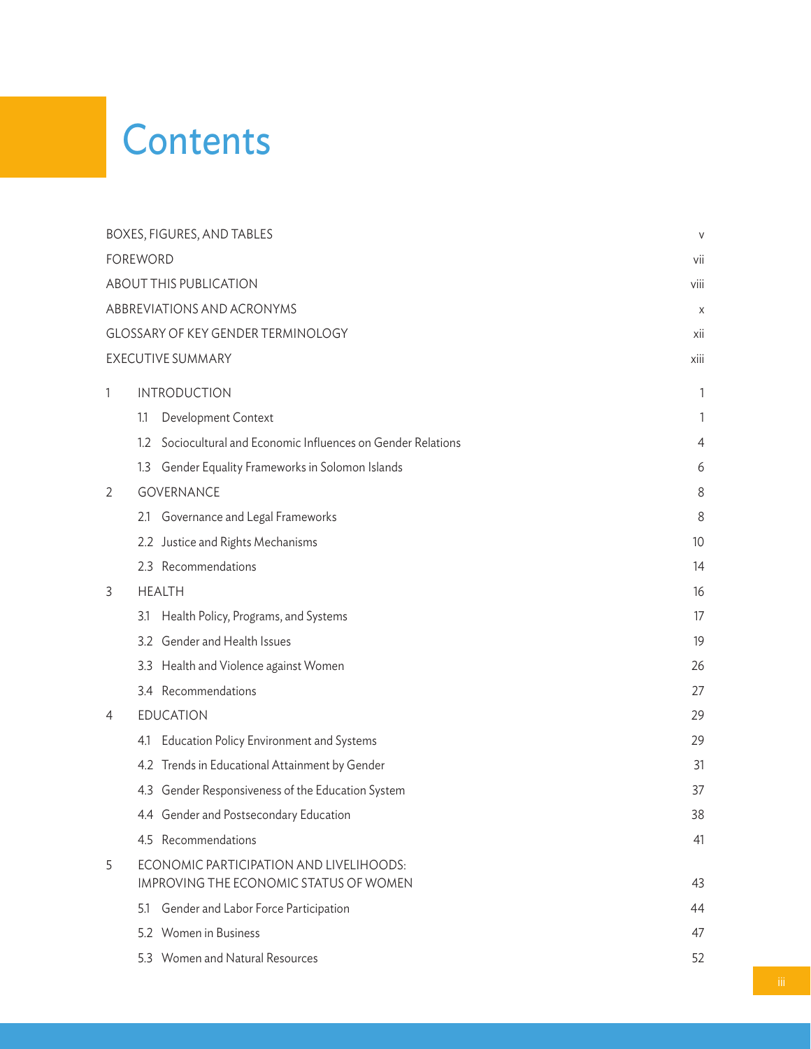# Contents

| | | |
|---|---|---|
| BOXES, FIGURES, AND TABLES | | v |
| FOREWORD | | vii |
| ABOUT THIS PUBLICATION | | viii |
| ABBREVIATIONS AND ACRONYMS | | x |
| GLOSSARY OF KEY GENDER TERMINOLOGY | | xii |
| EXECUTIVE SUMMARY | | xiii |
| 1 | INTRODUCTION | 1 |
| | 1.1 Development Context | 1 |
| | 1.2 Sociocultural and Economic Influences on Gender Relations | 4 |
| | 1.3 Gender Equality Frameworks in Solomon Islands | 6 |
| 2 | GOVERNANCE | 8 |
| | 2.1 Governance and Legal Frameworks | 8 |
| | 2.2 Justice and Rights Mechanisms | 10 |
| | 2.3 Recommendations | 14 |
| 3 | HEALTH | 16 |
| | 3.1 Health Policy, Programs, and Systems | 17 |
| | 3.2 Gender and Health Issues | 19 |
| | 3.3 Health and Violence against Women | 26 |
| | 3.4 Recommendations | 27 |
| 4 | EDUCATION | 29 |
| | 4.1 Education Policy Environment and Systems | 29 |
| | 4.2 Trends in Educational Attainment by Gender | 31 |
| | 4.3 Gender Responsiveness of the Education System | 37 |
| | 4.4 Gender and Postsecondary Education | 38 |
| | 4.5 Recommendations | 41 |
| 5 | ECONOMIC PARTICIPATION AND LIVELIHOODS: IMPROVING THE ECONOMIC STATUS OF WOMEN | 43 |
| | 5.1 Gender and Labor Force Participation | 44 |
| | 5.2 Women in Business | 47 |
| | 5.3 Women and Natural Resources | 52 |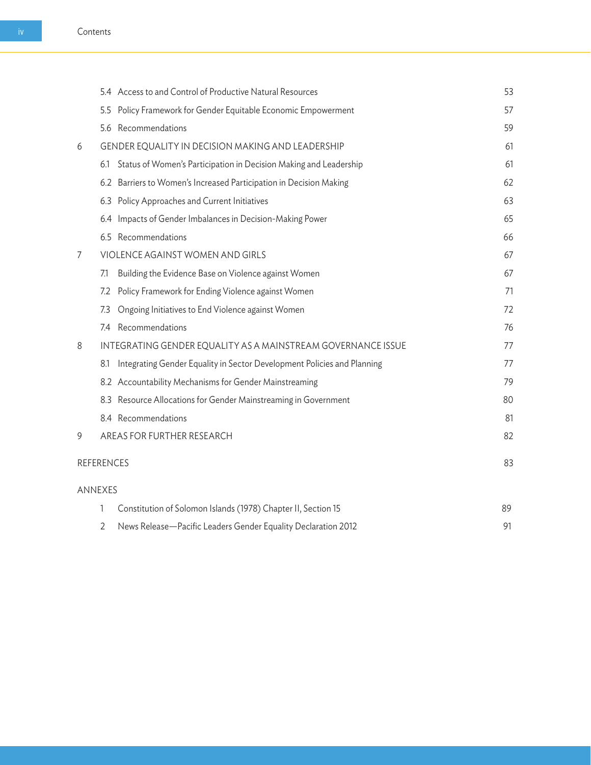| | | |
|---|---|---|
| | 5.4 Access to and Control of Productive Natural Resources | 53 |
| | 5.5 Policy Framework for Gender Equitable Economic Empowerment | 57 |
| | 5.6 Recommendations | 59 |
| 6 | GENDER EQUALITY IN DECISION MAKING AND LEADERSHIP | 61 |
| | 6.1 Status of Women's Participation in Decision Making and Leadership | 61 |
| | 6.2 Barriers to Women's Increased Participation in Decision Making | 62 |
| | 6.3 Policy Approaches and Current Initiatives | 63 |
| | 6.4 Impacts of Gender Imbalances in Decision-Making Power | 65 |
| | 6.5 Recommendations | 66 |
| 7 | VIOLENCE AGAINST WOMEN AND GIRLS | 67 |
| | 7.1 Building the Evidence Base on Violence against Women | 67 |
| | 7.2 Policy Framework for Ending Violence against Women | 71 |
| | 7.3 Ongoing Initiatives to End Violence against Women | 72 |
| | 7.4 Recommendations | 76 |
| 8 | INTEGRATING GENDER EQUALITY AS A MAINSTREAM GOVERNANCE ISSUE | 77 |
| | 8.1 Integrating Gender Equality in Sector Development Policies and Planning | 77 |
| | 8.2 Accountability Mechanisms for Gender Mainstreaming | 79 |
| | 8.3 Resource Allocations for Gender Mainstreaming in Government | 80 |
| | 8.4 Recommendations | 81 |
| 9 | AREAS FOR FURTHER RESEARCH | 82 |
| REFERENCES | | 83 |
| ANNEXES | | |
| | 1 Constitution of Solomon Islands (1978) Chapter II, Section 15 | 89 |
| | 2 News Release—Pacific Leaders Gender Equality Declaration 2012 | 91 |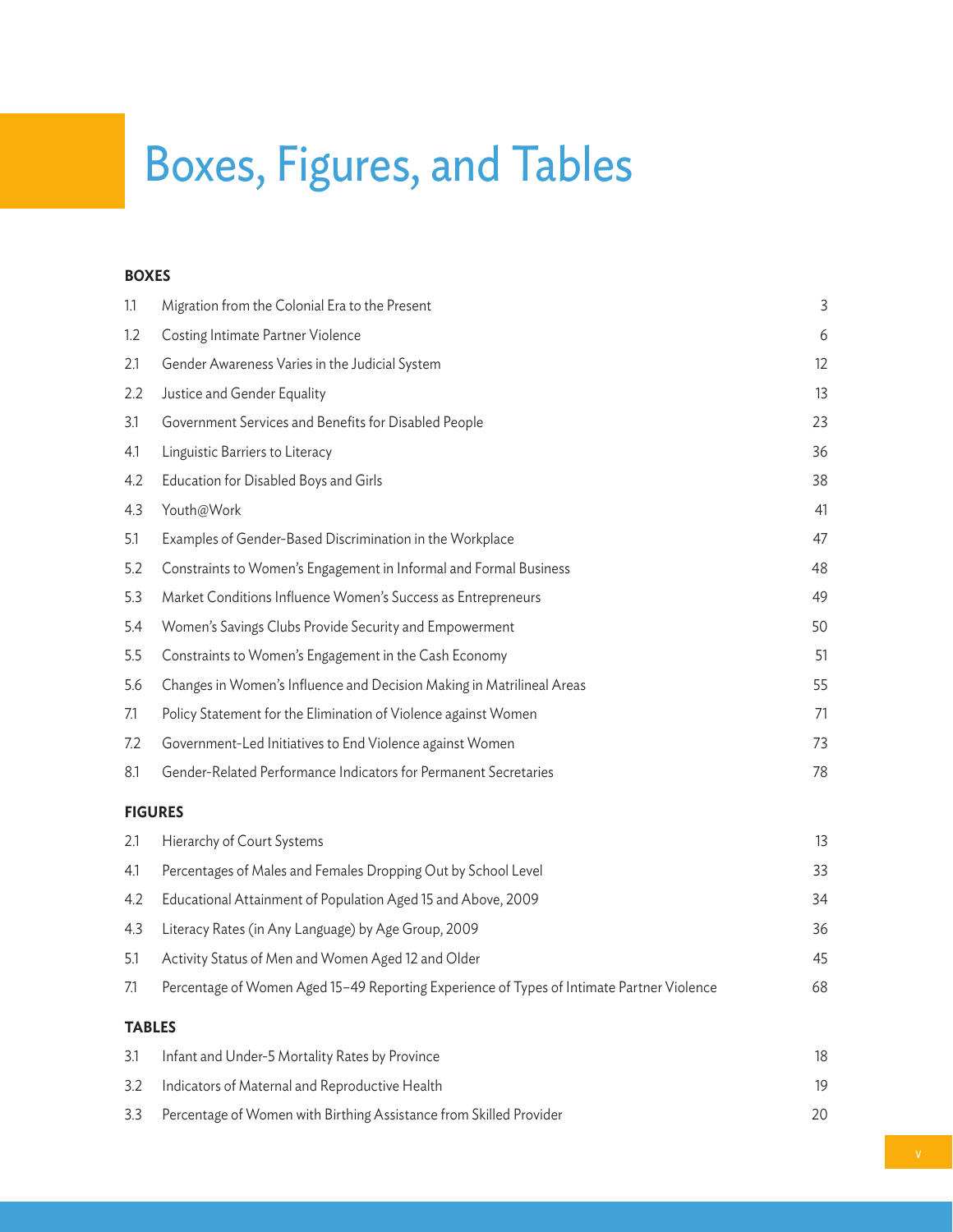# Boxes, Figures, and Tables

**BOXES**

| | | |
|---|---|---|
| 1.1 | Migration from the Colonial Era to the Present | 3 |
| 1.2 | Costing Intimate Partner Violence | 6 |
| 2.1 | Gender Awareness Varies in the Judicial System | 12 |
| 2.2 | Justice and Gender Equality | 13 |
| 3.1 | Government Services and Benefits for Disabled People | 23 |
| 4.1 | Linguistic Barriers to Literacy | 36 |
| 4.2 | Education for Disabled Boys and Girls | 38 |
| 4.3 | Youth@Work | 41 |
| 5.1 | Examples of Gender-Based Discrimination in the Workplace | 47 |
| 5.2 | Constraints to Women's Engagement in Informal and Formal Business | 48 |
| 5.3 | Market Conditions Influence Women's Success as Entrepreneurs | 49 |
| 5.4 | Women's Savings Clubs Provide Security and Empowerment | 50 |
| 5.5 | Constraints to Women's Engagement in the Cash Economy | 51 |
| 5.6 | Changes in Women's Influence and Decision Making in Matrilineal Areas | 55 |
| 7.1 | Policy Statement for the Elimination of Violence against Women | 71 |
| 7.2 | Government-Led Initiatives to End Violence against Women | 73 |
| 8.1 | Gender-Related Performance Indicators for Permanent Secretaries | 78 |

**FIGURES**

| | | |
|---|---|---|
| 2.1 | Hierarchy of Court Systems | 13 |
| 4.1 | Percentages of Males and Females Dropping Out by School Level | 33 |
| 4.2 | Educational Attainment of Population Aged 15 and Above, 2009 | 34 |
| 4.3 | Literacy Rates (in Any Language) by Age Group, 2009 | 36 |
| 5.1 | Activity Status of Men and Women Aged 12 and Older | 45 |
| 7.1 | Percentage of Women Aged 15–49 Reporting Experience of Types of Intimate Partner Violence | 68 |

**TABLES**

| | | |
|---|---|---|
| 3.1 | Infant and Under-5 Mortality Rates by Province | 18 |
| 3.2 | Indicators of Maternal and Reproductive Health | 19 |
| 3.3 | Percentage of Women with Birthing Assistance from Skilled Provider | 20 |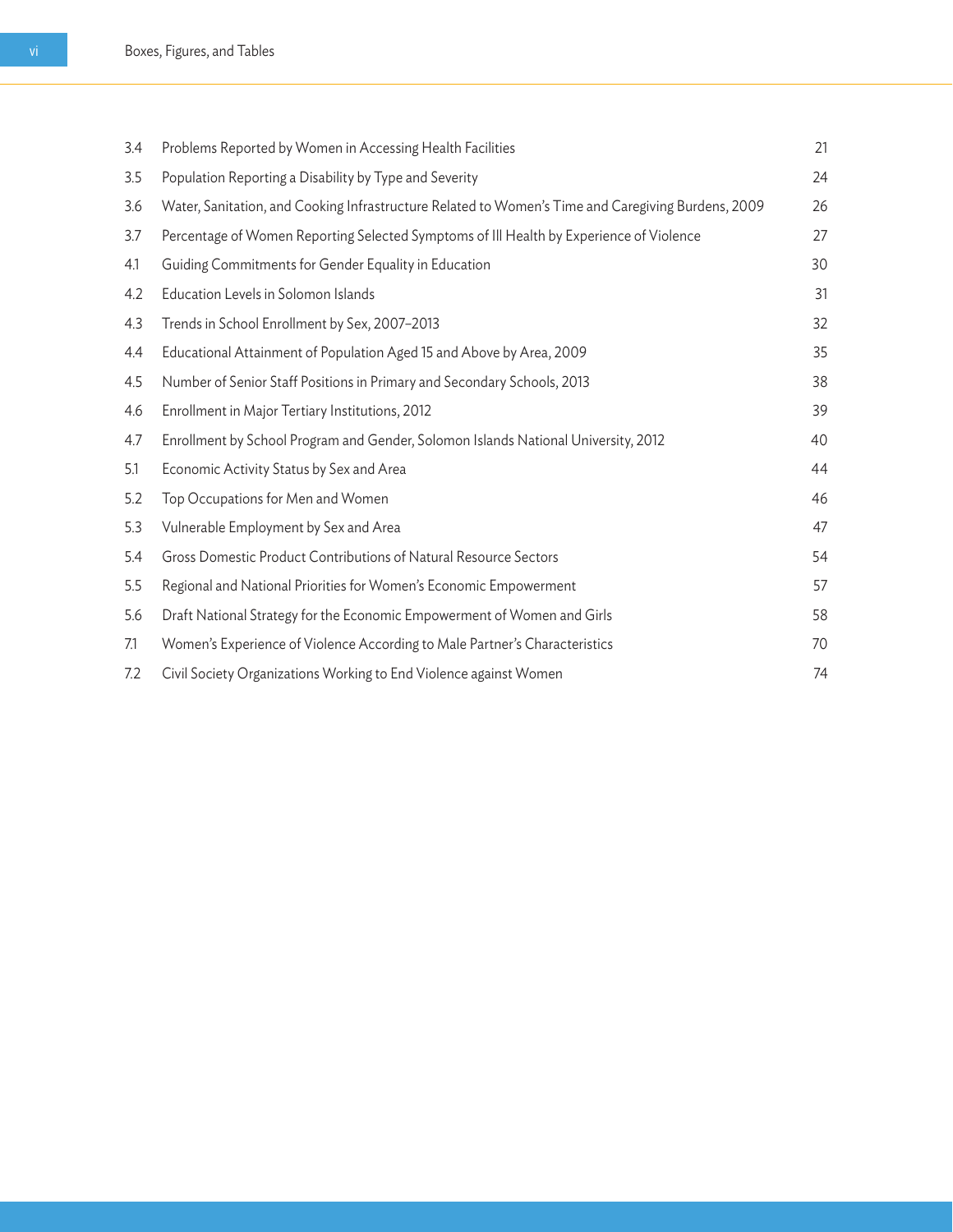| | | |
|---|---|---|
| 3.4 | Problems Reported by Women in Accessing Health Facilities | 21 |
| 3.5 | Population Reporting a Disability by Type and Severity | 24 |
| 3.6 | Water, Sanitation, and Cooking Infrastructure Related to Women's Time and Caregiving Burdens, 2009 | 26 |
| 3.7 | Percentage of Women Reporting Selected Symptoms of Ill Health by Experience of Violence | 27 |
| 4.1 | Guiding Commitments for Gender Equality in Education | 30 |
| 4.2 | Education Levels in Solomon Islands | 31 |
| 4.3 | Trends in School Enrollment by Sex, 2007–2013 | 32 |
| 4.4 | Educational Attainment of Population Aged 15 and Above by Area, 2009 | 35 |
| 4.5 | Number of Senior Staff Positions in Primary and Secondary Schools, 2013 | 38 |
| 4.6 | Enrollment in Major Tertiary Institutions, 2012 | 39 |
| 4.7 | Enrollment by School Program and Gender, Solomon Islands National University, 2012 | 40 |
| 5.1 | Economic Activity Status by Sex and Area | 44 |
| 5.2 | Top Occupations for Men and Women | 46 |
| 5.3 | Vulnerable Employment by Sex and Area | 47 |
| 5.4 | Gross Domestic Product Contributions of Natural Resource Sectors | 54 |
| 5.5 | Regional and National Priorities for Women's Economic Empowerment | 57 |
| 5.6 | Draft National Strategy for the Economic Empowerment of Women and Girls | 58 |
| 7.1 | Women's Experience of Violence According to Male Partner's Characteristics | 70 |
| 7.2 | Civil Society Organizations Working to End Violence against Women | 74 |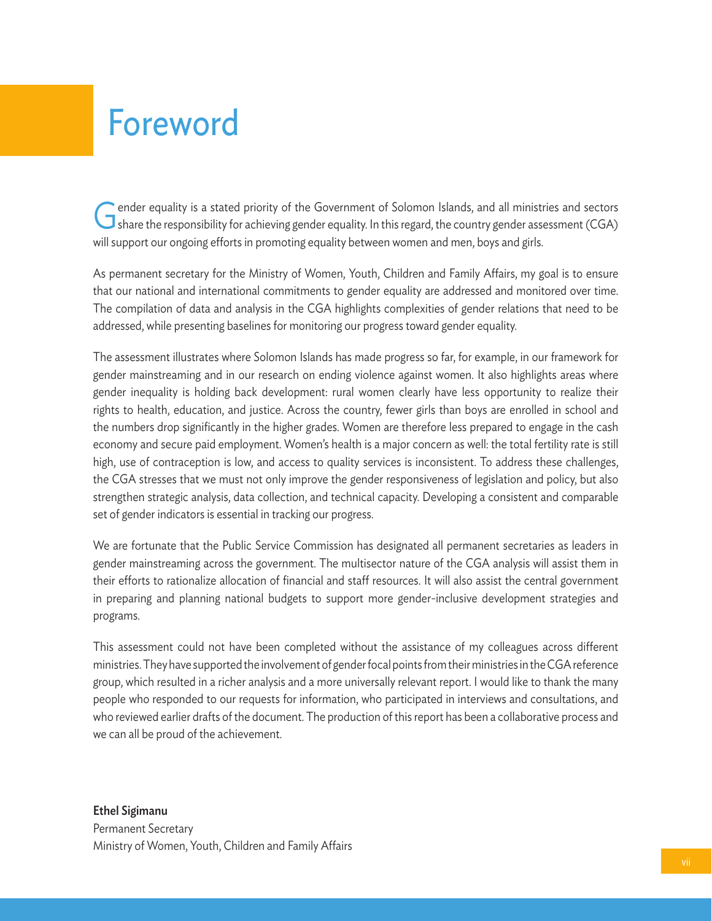# Foreword

Gender equality is a stated priority of the Government of Solomon Islands, and all ministries and sectors share the responsibility for achieving gender equality. In this regard, the country gender assessment (CGA) will support our ongoing efforts in promoting equality between women and men, boys and girls.

As permanent secretary for the Ministry of Women, Youth, Children and Family Affairs, my goal is to ensure that our national and international commitments to gender equality are addressed and monitored over time. The compilation of data and analysis in the CGA highlights complexities of gender relations that need to be addressed, while presenting baselines for monitoring our progress toward gender equality.

The assessment illustrates where Solomon Islands has made progress so far, for example, in our framework for gender mainstreaming and in our research on ending violence against women. It also highlights areas where gender inequality is holding back development: rural women clearly have less opportunity to realize their rights to health, education, and justice. Across the country, fewer girls than boys are enrolled in school and the numbers drop significantly in the higher grades. Women are therefore less prepared to engage in the cash economy and secure paid employment. Women's health is a major concern as well: the total fertility rate is still high, use of contraception is low, and access to quality services is inconsistent. To address these challenges, the CGA stresses that we must not only improve the gender responsiveness of legislation and policy, but also strengthen strategic analysis, data collection, and technical capacity. Developing a consistent and comparable set of gender indicators is essential in tracking our progress.

We are fortunate that the Public Service Commission has designated all permanent secretaries as leaders in gender mainstreaming across the government. The multisector nature of the CGA analysis will assist them in their efforts to rationalize allocation of financial and staff resources. It will also assist the central government in preparing and planning national budgets to support more gender-inclusive development strategies and programs.

This assessment could not have been completed without the assistance of my colleagues across different ministries. They have supported the involvement of gender focal points from their ministries in the CGA reference group, which resulted in a richer analysis and a more universally relevant report. I would like to thank the many people who responded to our requests for information, who participated in interviews and consultations, and who reviewed earlier drafts of the document. The production of this report has been a collaborative process and we can all be proud of the achievement.

**Ethel Sigimanu**
Permanent Secretary
Ministry of Women, Youth, Children and Family Affairs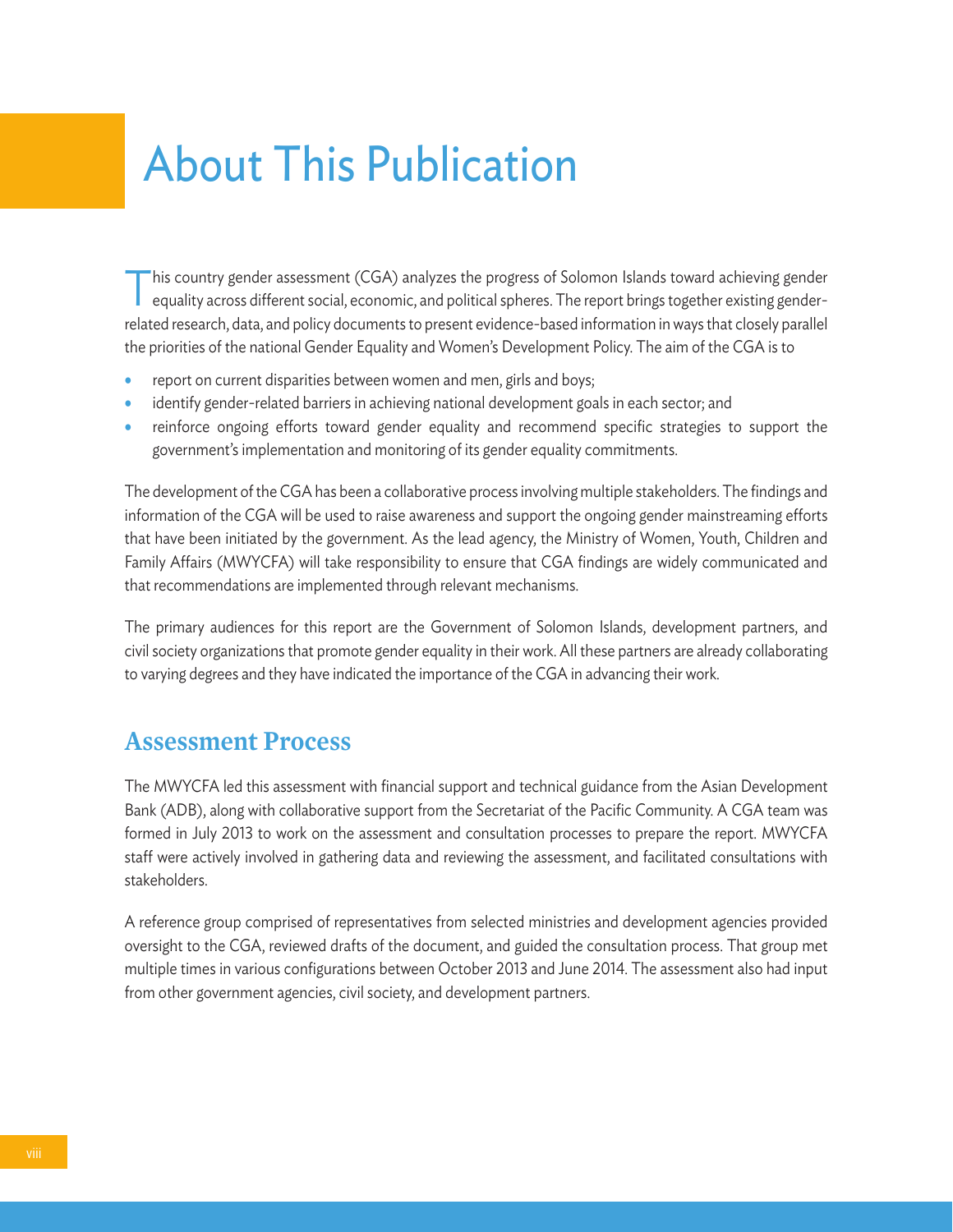# About This Publication

This country gender assessment (CGA) analyzes the progress of Solomon Islands toward achieving gender equality across different social, economic, and political spheres. The report brings together existing gender-related research, data, and policy documents to present evidence-based information in ways that closely parallel the priorities of the national Gender Equality and Women's Development Policy. The aim of the CGA is to

- report on current disparities between women and men, girls and boys;
- identify gender-related barriers in achieving national development goals in each sector; and
- reinforce ongoing efforts toward gender equality and recommend specific strategies to support the government's implementation and monitoring of its gender equality commitments.

The development of the CGA has been a collaborative process involving multiple stakeholders. The findings and information of the CGA will be used to raise awareness and support the ongoing gender mainstreaming efforts that have been initiated by the government. As the lead agency, the Ministry of Women, Youth, Children and Family Affairs (MWYCFA) will take responsibility to ensure that CGA findings are widely communicated and that recommendations are implemented through relevant mechanisms.

The primary audiences for this report are the Government of Solomon Islands, development partners, and civil society organizations that promote gender equality in their work. All these partners are already collaborating to varying degrees and they have indicated the importance of the CGA in advancing their work.

## Assessment Process

The MWYCFA led this assessment with financial support and technical guidance from the Asian Development Bank (ADB), along with collaborative support from the Secretariat of the Pacific Community. A CGA team was formed in July 2013 to work on the assessment and consultation processes to prepare the report. MWYCFA staff were actively involved in gathering data and reviewing the assessment, and facilitated consultations with stakeholders.

A reference group comprised of representatives from selected ministries and development agencies provided oversight to the CGA, reviewed drafts of the document, and guided the consultation process. That group met multiple times in various configurations between October 2013 and June 2014. The assessment also had input from other government agencies, civil society, and development partners.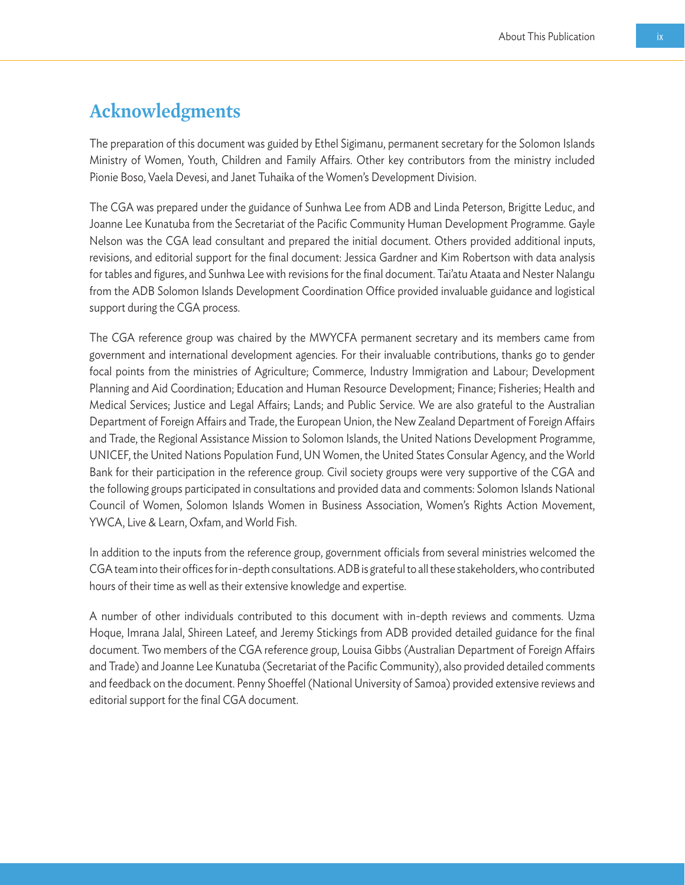## Acknowledgments

The preparation of this document was guided by Ethel Sigimanu, permanent secretary for the Solomon Islands Ministry of Women, Youth, Children and Family Affairs. Other key contributors from the ministry included Pionie Boso, Vaela Devesi, and Janet Tuhaika of the Women's Development Division.

The CGA was prepared under the guidance of Sunhwa Lee from ADB and Linda Peterson, Brigitte Leduc, and Joanne Lee Kunatuba from the Secretariat of the Pacific Community Human Development Programme. Gayle Nelson was the CGA lead consultant and prepared the initial document. Others provided additional inputs, revisions, and editorial support for the final document: Jessica Gardner and Kim Robertson with data analysis for tables and figures, and Sunhwa Lee with revisions for the final document. Tai'atu Ataata and Nester Nalangu from the ADB Solomon Islands Development Coordination Office provided invaluable guidance and logistical support during the CGA process.

The CGA reference group was chaired by the MWYCFA permanent secretary and its members came from government and international development agencies. For their invaluable contributions, thanks go to gender focal points from the ministries of Agriculture; Commerce, Industry Immigration and Labour; Development Planning and Aid Coordination; Education and Human Resource Development; Finance; Fisheries; Health and Medical Services; Justice and Legal Affairs; Lands; and Public Service. We are also grateful to the Australian Department of Foreign Affairs and Trade, the European Union, the New Zealand Department of Foreign Affairs and Trade, the Regional Assistance Mission to Solomon Islands, the United Nations Development Programme, UNICEF, the United Nations Population Fund, UN Women, the United States Consular Agency, and the World Bank for their participation in the reference group. Civil society groups were very supportive of the CGA and the following groups participated in consultations and provided data and comments: Solomon Islands National Council of Women, Solomon Islands Women in Business Association, Women's Rights Action Movement, YWCA, Live & Learn, Oxfam, and World Fish.

In addition to the inputs from the reference group, government officials from several ministries welcomed the CGA team into their offices for in-depth consultations. ADB is grateful to all these stakeholders, who contributed hours of their time as well as their extensive knowledge and expertise.

A number of other individuals contributed to this document with in-depth reviews and comments. Uzma Hoque, Imrana Jalal, Shireen Lateef, and Jeremy Stickings from ADB provided detailed guidance for the final document. Two members of the CGA reference group, Louisa Gibbs (Australian Department of Foreign Affairs and Trade) and Joanne Lee Kunatuba (Secretariat of the Pacific Community), also provided detailed comments and feedback on the document. Penny Shoeffel (National University of Samoa) provided extensive reviews and editorial support for the final CGA document.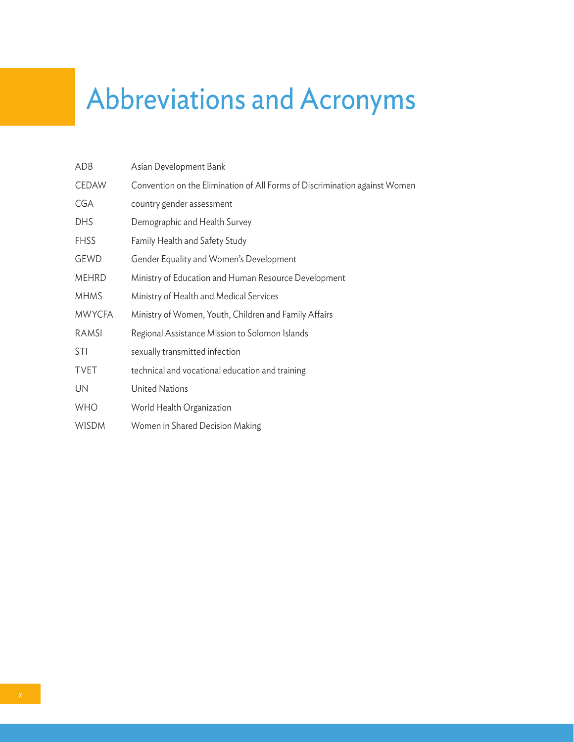# Abbreviations and Acronyms

| | |
|---|---|
| ADB | Asian Development Bank |
| CEDAW | Convention on the Elimination of All Forms of Discrimination against Women |
| CGA | country gender assessment |
| DHS | Demographic and Health Survey |
| FHSS | Family Health and Safety Study |
| GEWD | Gender Equality and Women's Development |
| MEHRD | Ministry of Education and Human Resource Development |
| MHMS | Ministry of Health and Medical Services |
| MWYCFA | Ministry of Women, Youth, Children and Family Affairs |
| RAMSI | Regional Assistance Mission to Solomon Islands |
| STI | sexually transmitted infection |
| TVET | technical and vocational education and training |
| UN | United Nations |
| WHO | World Health Organization |
| WISDM | Women in Shared Decision Making |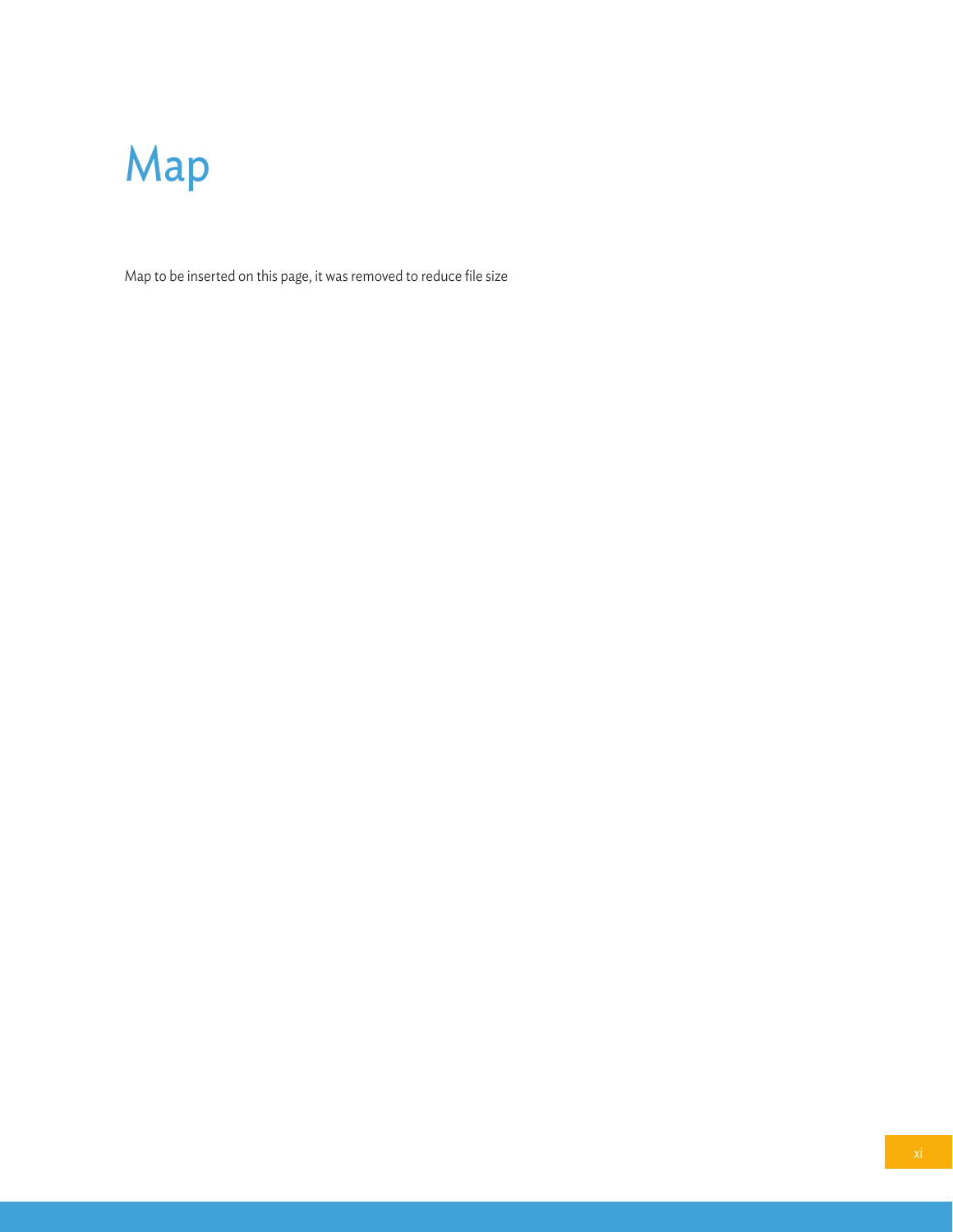# Map

Map to be inserted on this page, it was removed to reduce file size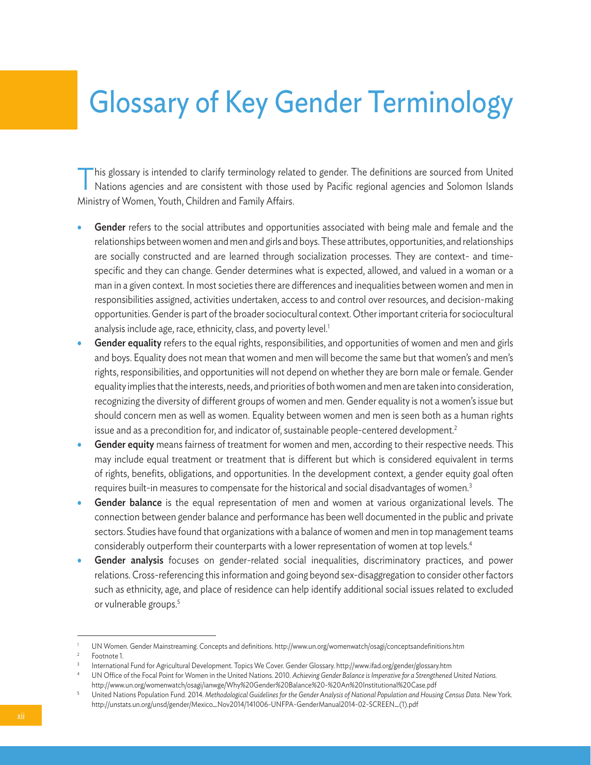# Glossary of Key Gender Terminology

This glossary is intended to clarify terminology related to gender. The definitions are sourced from United Nations agencies and are consistent with those used by Pacific regional agencies and Solomon Islands Ministry of Women, Youth, Children and Family Affairs.

- **Gender** refers to the social attributes and opportunities associated with being male and female and the relationships between women and men and girls and boys. These attributes, opportunities, and relationships are socially constructed and are learned through socialization processes. They are context- and time-specific and they can change. Gender determines what is expected, allowed, and valued in a woman or a man in a given context. In most societies there are differences and inequalities between women and men in responsibilities assigned, activities undertaken, access to and control over resources, and decision-making opportunities. Gender is part of the broader sociocultural context. Other important criteria for sociocultural analysis include age, race, ethnicity, class, and poverty level.[1]
- **Gender equality** refers to the equal rights, responsibilities, and opportunities of women and men and girls and boys. Equality does not mean that women and men will become the same but that women's and men's rights, responsibilities, and opportunities will not depend on whether they are born male or female. Gender equality implies that the interests, needs, and priorities of both women and men are taken into consideration, recognizing the diversity of different groups of women and men. Gender equality is not a women's issue but should concern men as well as women. Equality between women and men is seen both as a human rights issue and as a precondition for, and indicator of, sustainable people-centered development.[2]
- **Gender equity** means fairness of treatment for women and men, according to their respective needs. This may include equal treatment or treatment that is different but which is considered equivalent in terms of rights, benefits, obligations, and opportunities. In the development context, a gender equity goal often requires built-in measures to compensate for the historical and social disadvantages of women.[3]
- **Gender balance** is the equal representation of men and women at various organizational levels. The connection between gender balance and performance has been well documented in the public and private sectors. Studies have found that organizations with a balance of women and men in top management teams considerably outperform their counterparts with a lower representation of women at top levels.[4]
- **Gender analysis** focuses on gender-related social inequalities, discriminatory practices, and power relations. Cross-referencing this information and going beyond sex-disaggregation to consider other factors such as ethnicity, age, and place of residence can help identify additional social issues related to excluded or vulnerable groups.[5]

---

[1] UN Women. Gender Mainstreaming. Concepts and definitions. http://www.un.org/womenwatch/osagi/conceptsandefinitions.htm

[2] Footnote 1.

[3] International Fund for Agricultural Development. Topics We Cover. Gender Glossary. http://www.ifad.org/gender/glossary.htm

[4] UN Office of the Focal Point for Women in the United Nations. 2010. *Achieving Gender Balance is Imperative for a Strengthened United Nations.* http://www.un.org/womenwatch/osagi/ianwge/Why%20Gender%20Balance%20-%20An%20Institutional%20Case.pdf

[5] United Nations Population Fund. 2014. *Methodological Guidelines for the Gender Analysis of National Population and Housing Census Data.* New York. http://unstats.un.org/unsd/gender/Mexico_Nov2014/141006-UNFPA-GenderManual2014-02-SCREEN_(1).pdf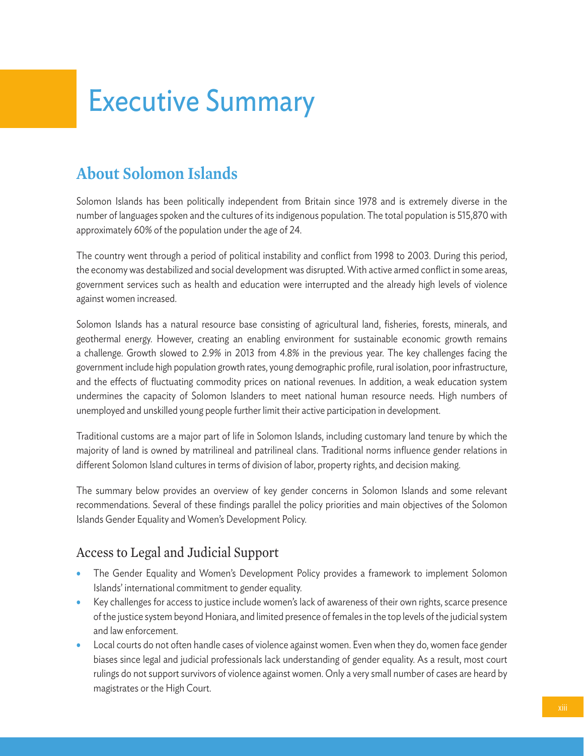# Executive Summary

## About Solomon Islands

Solomon Islands has been politically independent from Britain since 1978 and is extremely diverse in the number of languages spoken and the cultures of its indigenous population. The total population is 515,870 with approximately 60% of the population under the age of 24.

The country went through a period of political instability and conflict from 1998 to 2003. During this period, the economy was destabilized and social development was disrupted. With active armed conflict in some areas, government services such as health and education were interrupted and the already high levels of violence against women increased.

Solomon Islands has a natural resource base consisting of agricultural land, fisheries, forests, minerals, and geothermal energy. However, creating an enabling environment for sustainable economic growth remains a challenge. Growth slowed to 2.9% in 2013 from 4.8% in the previous year. The key challenges facing the government include high population growth rates, young demographic profile, rural isolation, poor infrastructure, and the effects of fluctuating commodity prices on national revenues. In addition, a weak education system undermines the capacity of Solomon Islanders to meet national human resource needs. High numbers of unemployed and unskilled young people further limit their active participation in development.

Traditional customs are a major part of life in Solomon Islands, including customary land tenure by which the majority of land is owned by matrilineal and patrilineal clans. Traditional norms influence gender relations in different Solomon Island cultures in terms of division of labor, property rights, and decision making.

The summary below provides an overview of key gender concerns in Solomon Islands and some relevant recommendations. Several of these findings parallel the policy priorities and main objectives of the Solomon Islands Gender Equality and Women's Development Policy.

### Access to Legal and Judicial Support

- The Gender Equality and Women's Development Policy provides a framework to implement Solomon Islands' international commitment to gender equality.
- Key challenges for access to justice include women's lack of awareness of their own rights, scarce presence of the justice system beyond Honiara, and limited presence of females in the top levels of the judicial system and law enforcement.
- Local courts do not often handle cases of violence against women. Even when they do, women face gender biases since legal and judicial professionals lack understanding of gender equality. As a result, most court rulings do not support survivors of violence against women. Only a very small number of cases are heard by magistrates or the High Court.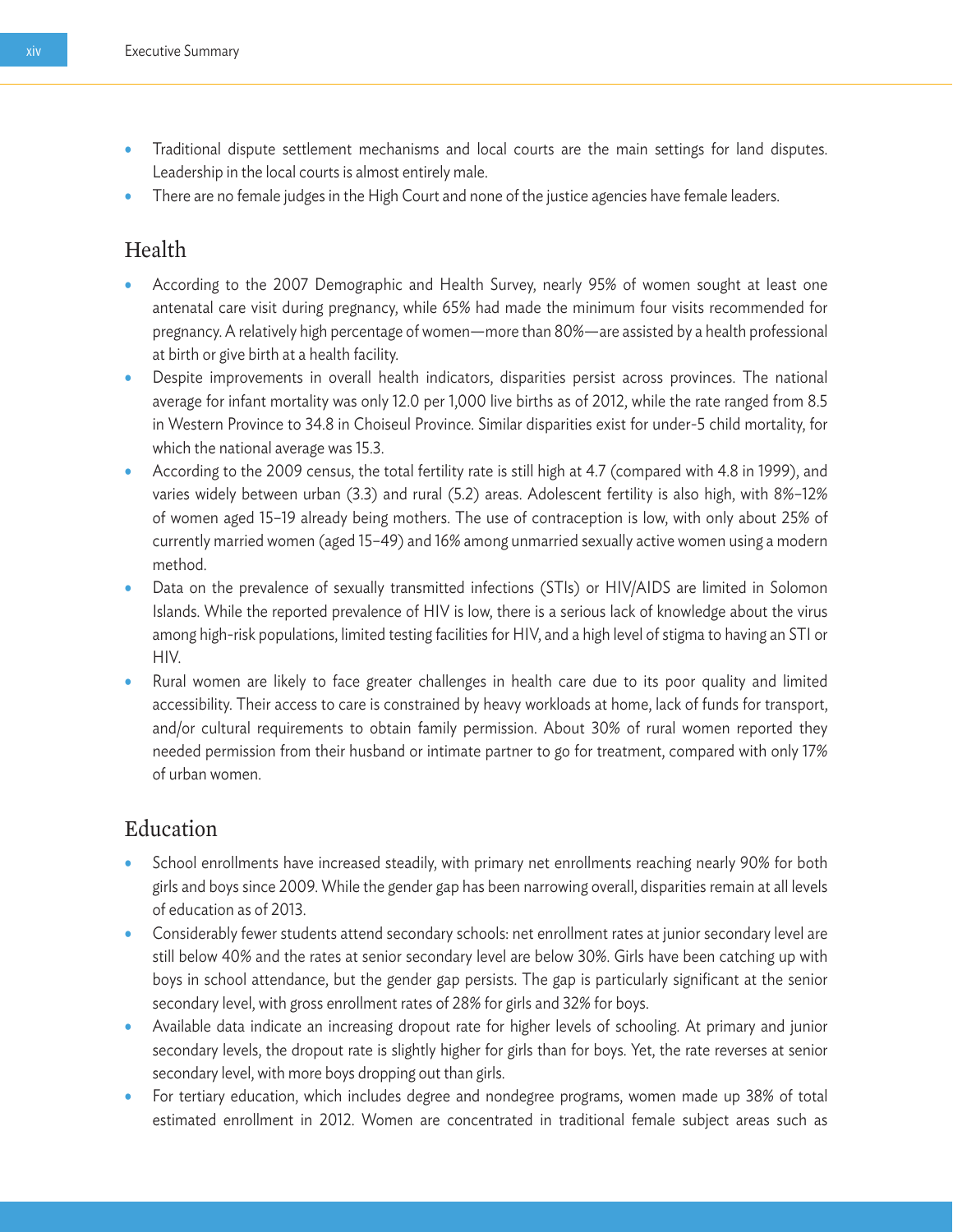- Traditional dispute settlement mechanisms and local courts are the main settings for land disputes. Leadership in the local courts is almost entirely male.
- There are no female judges in the High Court and none of the justice agencies have female leaders.

## Health

- According to the 2007 Demographic and Health Survey, nearly 95% of women sought at least one antenatal care visit during pregnancy, while 65% had made the minimum four visits recommended for pregnancy. A relatively high percentage of women—more than 80%—are assisted by a health professional at birth or give birth at a health facility.
- Despite improvements in overall health indicators, disparities persist across provinces. The national average for infant mortality was only 12.0 per 1,000 live births as of 2012, while the rate ranged from 8.5 in Western Province to 34.8 in Choiseul Province. Similar disparities exist for under-5 child mortality, for which the national average was 15.3.
- According to the 2009 census, the total fertility rate is still high at 4.7 (compared with 4.8 in 1999), and varies widely between urban (3.3) and rural (5.2) areas. Adolescent fertility is also high, with 8%–12% of women aged 15–19 already being mothers. The use of contraception is low, with only about 25% of currently married women (aged 15–49) and 16% among unmarried sexually active women using a modern method.
- Data on the prevalence of sexually transmitted infections (STIs) or HIV/AIDS are limited in Solomon Islands. While the reported prevalence of HIV is low, there is a serious lack of knowledge about the virus among high-risk populations, limited testing facilities for HIV, and a high level of stigma to having an STI or HIV.
- Rural women are likely to face greater challenges in health care due to its poor quality and limited accessibility. Their access to care is constrained by heavy workloads at home, lack of funds for transport, and/or cultural requirements to obtain family permission. About 30% of rural women reported they needed permission from their husband or intimate partner to go for treatment, compared with only 17% of urban women.

## Education

- School enrollments have increased steadily, with primary net enrollments reaching nearly 90% for both girls and boys since 2009. While the gender gap has been narrowing overall, disparities remain at all levels of education as of 2013.
- Considerably fewer students attend secondary schools: net enrollment rates at junior secondary level are still below 40% and the rates at senior secondary level are below 30%. Girls have been catching up with boys in school attendance, but the gender gap persists. The gap is particularly significant at the senior secondary level, with gross enrollment rates of 28% for girls and 32% for boys.
- Available data indicate an increasing dropout rate for higher levels of schooling. At primary and junior secondary levels, the dropout rate is slightly higher for girls than for boys. Yet, the rate reverses at senior secondary level, with more boys dropping out than girls.
- For tertiary education, which includes degree and nondegree programs, women made up 38% of total estimated enrollment in 2012. Women are concentrated in traditional female subject areas such as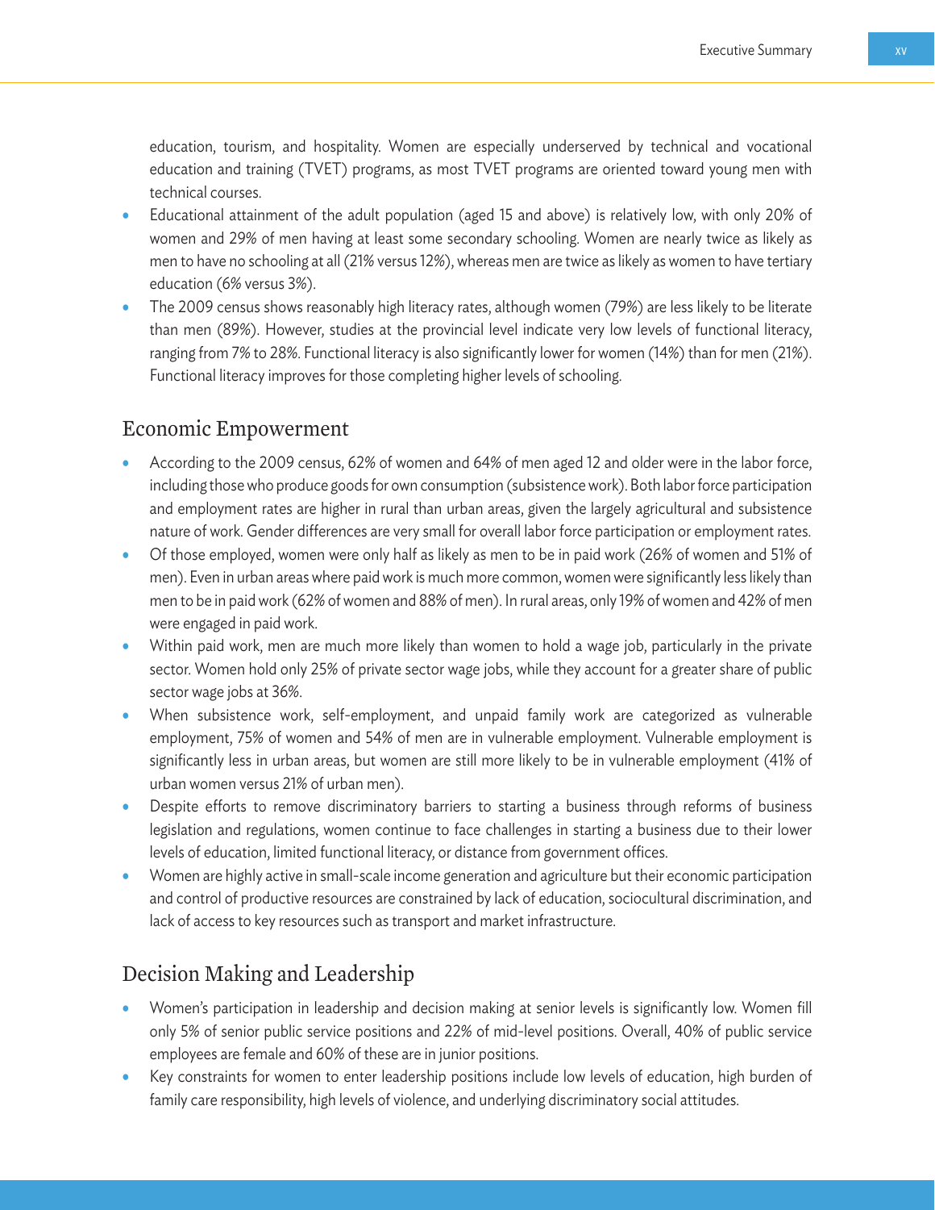education, tourism, and hospitality. Women are especially underserved by technical and vocational education and training (TVET) programs, as most TVET programs are oriented toward young men with technical courses.

- Educational attainment of the adult population (aged 15 and above) is relatively low, with only 20% of women and 29% of men having at least some secondary schooling. Women are nearly twice as likely as men to have no schooling at all (21% versus 12%), whereas men are twice as likely as women to have tertiary education (6% versus 3%).
- The 2009 census shows reasonably high literacy rates, although women (79%) are less likely to be literate than men (89%). However, studies at the provincial level indicate very low levels of functional literacy, ranging from 7% to 28%. Functional literacy is also significantly lower for women (14%) than for men (21%). Functional literacy improves for those completing higher levels of schooling.

## Economic Empowerment

- According to the 2009 census, 62% of women and 64% of men aged 12 and older were in the labor force, including those who produce goods for own consumption (subsistence work). Both labor force participation and employment rates are higher in rural than urban areas, given the largely agricultural and subsistence nature of work. Gender differences are very small for overall labor force participation or employment rates.
- Of those employed, women were only half as likely as men to be in paid work (26% of women and 51% of men). Even in urban areas where paid work is much more common, women were significantly less likely than men to be in paid work (62% of women and 88% of men). In rural areas, only 19% of women and 42% of men were engaged in paid work.
- Within paid work, men are much more likely than women to hold a wage job, particularly in the private sector. Women hold only 25% of private sector wage jobs, while they account for a greater share of public sector wage jobs at 36%.
- When subsistence work, self-employment, and unpaid family work are categorized as vulnerable employment, 75% of women and 54% of men are in vulnerable employment. Vulnerable employment is significantly less in urban areas, but women are still more likely to be in vulnerable employment (41% of urban women versus 21% of urban men).
- Despite efforts to remove discriminatory barriers to starting a business through reforms of business legislation and regulations, women continue to face challenges in starting a business due to their lower levels of education, limited functional literacy, or distance from government offices.
- Women are highly active in small-scale income generation and agriculture but their economic participation and control of productive resources are constrained by lack of education, sociocultural discrimination, and lack of access to key resources such as transport and market infrastructure.

## Decision Making and Leadership

- Women's participation in leadership and decision making at senior levels is significantly low. Women fill only 5% of senior public service positions and 22% of mid-level positions. Overall, 40% of public service employees are female and 60% of these are in junior positions.
- Key constraints for women to enter leadership positions include low levels of education, high burden of family care responsibility, high levels of violence, and underlying discriminatory social attitudes.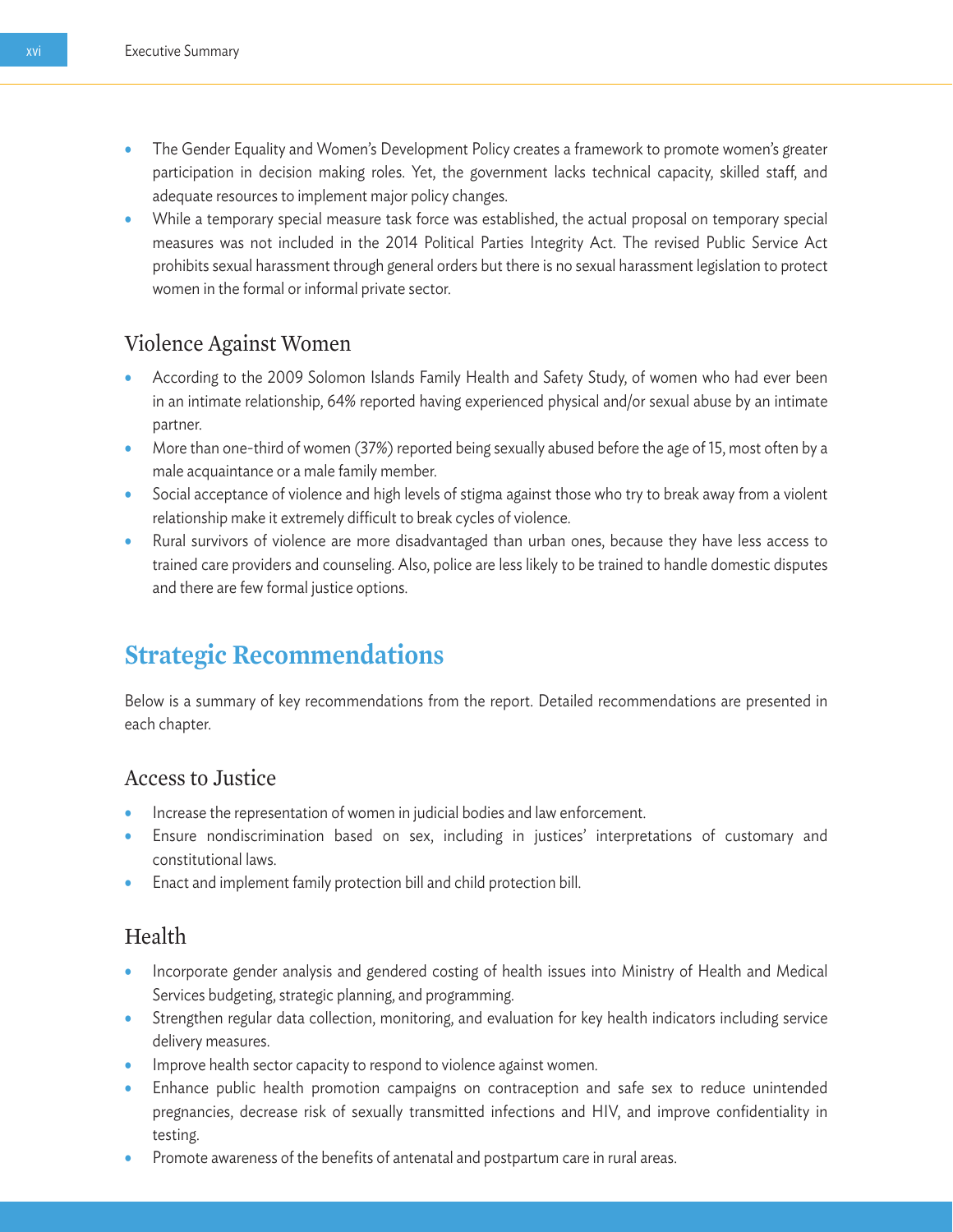- The Gender Equality and Women's Development Policy creates a framework to promote women's greater participation in decision making roles. Yet, the government lacks technical capacity, skilled staff, and adequate resources to implement major policy changes.
- While a temporary special measure task force was established, the actual proposal on temporary special measures was not included in the 2014 Political Parties Integrity Act. The revised Public Service Act prohibits sexual harassment through general orders but there is no sexual harassment legislation to protect women in the formal or informal private sector.

### Violence Against Women

- According to the 2009 Solomon Islands Family Health and Safety Study, of women who had ever been in an intimate relationship, 64% reported having experienced physical and/or sexual abuse by an intimate partner.
- More than one-third of women (37%) reported being sexually abused before the age of 15, most often by a male acquaintance or a male family member.
- Social acceptance of violence and high levels of stigma against those who try to break away from a violent relationship make it extremely difficult to break cycles of violence.
- Rural survivors of violence are more disadvantaged than urban ones, because they have less access to trained care providers and counseling. Also, police are less likely to be trained to handle domestic disputes and there are few formal justice options.

## Strategic Recommendations

Below is a summary of key recommendations from the report. Detailed recommendations are presented in each chapter.

### Access to Justice

- Increase the representation of women in judicial bodies and law enforcement.
- Ensure nondiscrimination based on sex, including in justices' interpretations of customary and constitutional laws.
- Enact and implement family protection bill and child protection bill.

### Health

- Incorporate gender analysis and gendered costing of health issues into Ministry of Health and Medical Services budgeting, strategic planning, and programming.
- Strengthen regular data collection, monitoring, and evaluation for key health indicators including service delivery measures.
- Improve health sector capacity to respond to violence against women.
- Enhance public health promotion campaigns on contraception and safe sex to reduce unintended pregnancies, decrease risk of sexually transmitted infections and HIV, and improve confidentiality in testing.
- Promote awareness of the benefits of antenatal and postpartum care in rural areas.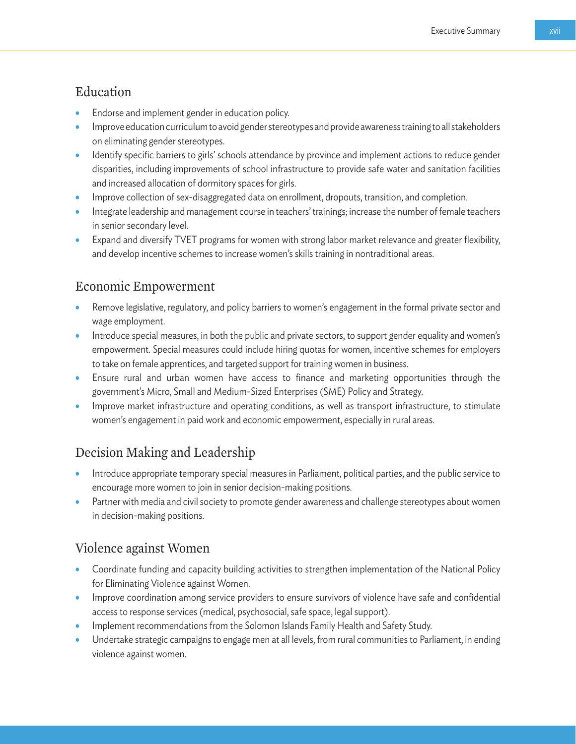## Education

- Endorse and implement gender in education policy.
- Improve education curriculum to avoid gender stereotypes and provide awareness training to all stakeholders on eliminating gender stereotypes.
- Identify specific barriers to girls' schools attendance by province and implement actions to reduce gender disparities, including improvements of school infrastructure to provide safe water and sanitation facilities and increased allocation of dormitory spaces for girls.
- Improve collection of sex-disaggregated data on enrollment, dropouts, transition, and completion.
- Integrate leadership and management course in teachers' trainings; increase the number of female teachers in senior secondary level.
- Expand and diversify TVET programs for women with strong labor market relevance and greater flexibility, and develop incentive schemes to increase women's skills training in nontraditional areas.

## Economic Empowerment

- Remove legislative, regulatory, and policy barriers to women's engagement in the formal private sector and wage employment.
- Introduce special measures, in both the public and private sectors, to support gender equality and women's empowerment. Special measures could include hiring quotas for women, incentive schemes for employers to take on female apprentices, and targeted support for training women in business.
- Ensure rural and urban women have access to finance and marketing opportunities through the government's Micro, Small and Medium-Sized Enterprises (SME) Policy and Strategy.
- Improve market infrastructure and operating conditions, as well as transport infrastructure, to stimulate women's engagement in paid work and economic empowerment, especially in rural areas.

## Decision Making and Leadership

- Introduce appropriate temporary special measures in Parliament, political parties, and the public service to encourage more women to join in senior decision-making positions.
- Partner with media and civil society to promote gender awareness and challenge stereotypes about women in decision-making positions.

## Violence against Women

- Coordinate funding and capacity building activities to strengthen implementation of the National Policy for Eliminating Violence against Women.
- Improve coordination among service providers to ensure survivors of violence have safe and confidential access to response services (medical, psychosocial, safe space, legal support).
- Implement recommendations from the Solomon Islands Family Health and Safety Study.
- Undertake strategic campaigns to engage men at all levels, from rural communities to Parliament, in ending violence against women.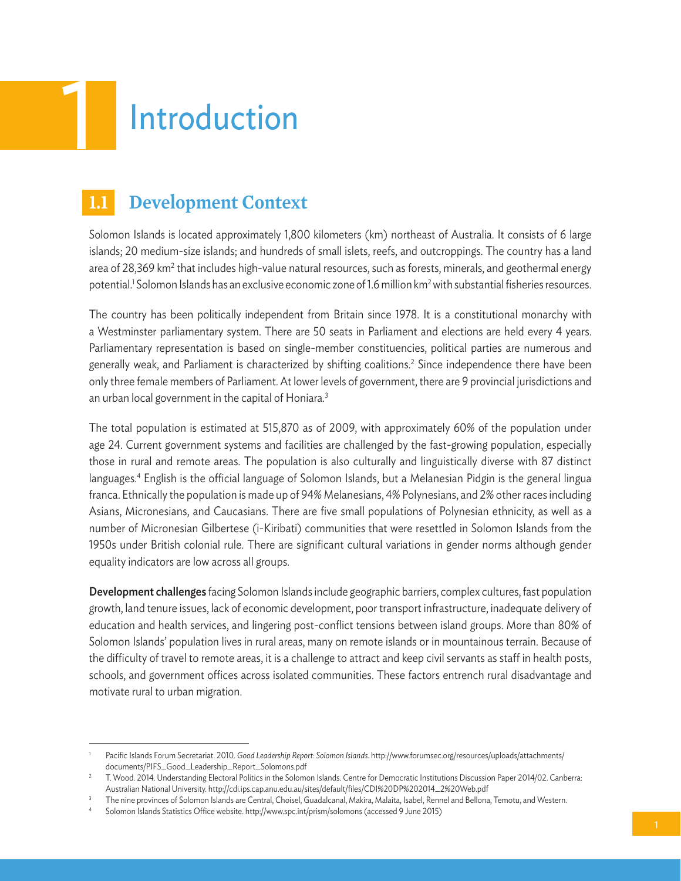# 1 Introduction

## 1.1 Development Context

Solomon Islands is located approximately 1,800 kilometers (km) northeast of Australia. It consists of 6 large islands; 20 medium-size islands; and hundreds of small islets, reefs, and outcroppings. The country has a land area of 28,369 $km^2$ that includes high-value natural resources, such as forests, minerals, and geothermal energy potential.[1] Solomon Islands has an exclusive economic zone of 1.6 million $km^2$ with substantial fisheries resources.

The country has been politically independent from Britain since 1978. It is a constitutional monarchy with a Westminster parliamentary system. There are 50 seats in Parliament and elections are held every 4 years. Parliamentary representation is based on single-member constituencies, political parties are numerous and generally weak, and Parliament is characterized by shifting coalitions.[2] Since independence there have been only three female members of Parliament. At lower levels of government, there are 9 provincial jurisdictions and an urban local government in the capital of Honiara.[3]

The total population is estimated at 515,870 as of 2009, with approximately 60% of the population under age 24. Current government systems and facilities are challenged by the fast-growing population, especially those in rural and remote areas. The population is also culturally and linguistically diverse with 87 distinct languages.[4] English is the official language of Solomon Islands, but a Melanesian Pidgin is the general lingua franca. Ethnically the population is made up of 94% Melanesians, 4% Polynesians, and 2% other races including Asians, Micronesians, and Caucasians. There are five small populations of Polynesian ethnicity, as well as a number of Micronesian Gilbertese (i-Kiribati) communities that were resettled in Solomon Islands from the 1950s under British colonial rule. There are significant cultural variations in gender norms although gender equality indicators are low across all groups.

**Development challenges** facing Solomon Islands include geographic barriers, complex cultures, fast population growth, land tenure issues, lack of economic development, poor transport infrastructure, inadequate delivery of education and health services, and lingering post-conflict tensions between island groups. More than 80% of Solomon Islands' population lives in rural areas, many on remote islands or in mountainous terrain. Because of the difficulty of travel to remote areas, it is a challenge to attract and keep civil servants as staff in health posts, schools, and government offices across isolated communities. These factors entrench rural disadvantage and motivate rural to urban migration.

---

[1] Pacific Islands Forum Secretariat. 2010. *Good Leadership Report: Solomon Islands.* http://www.forumsec.org/resources/uploads/attachments/documents/PIFS_Good_Leadership_Report_Solomons.pdf

[2] T. Wood. 2014. Understanding Electoral Politics in the Solomon Islands. Centre for Democratic Institutions Discussion Paper 2014/02. Canberra: Australian National University. http://cdi.ips.cap.anu.edu.au/sites/default/files/CDI%20DP%202014_2%20Web.pdf

[3] The nine provinces of Solomon Islands are Central, Choisel, Guadalcanal, Makira, Malaita, Isabel, Rennel and Bellona, Temotu, and Western.

[4] Solomon Islands Statistics Office website. http://www.spc.int/prism/solomons (accessed 9 June 2015)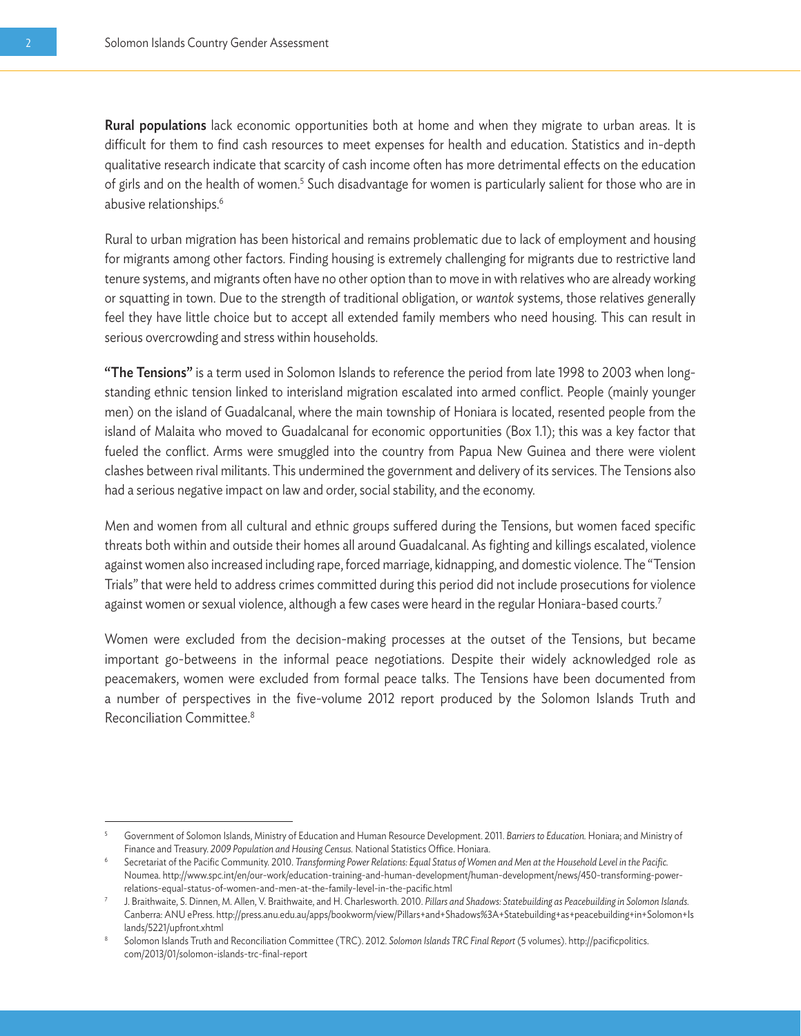**Rural populations** lack economic opportunities both at home and when they migrate to urban areas. It is difficult for them to find cash resources to meet expenses for health and education. Statistics and in-depth qualitative research indicate that scarcity of cash income often has more detrimental effects on the education of girls and on the health of women.[5] Such disadvantage for women is particularly salient for those who are in abusive relationships.[6]

Rural to urban migration has been historical and remains problematic due to lack of employment and housing for migrants among other factors. Finding housing is extremely challenging for migrants due to restrictive land tenure systems, and migrants often have no other option than to move in with relatives who are already working or squatting in town. Due to the strength of traditional obligation, or *wantok* systems, those relatives generally feel they have little choice but to accept all extended family members who need housing. This can result in serious overcrowding and stress within households.

**"The Tensions"** is a term used in Solomon Islands to reference the period from late 1998 to 2003 when long-standing ethnic tension linked to interisland migration escalated into armed conflict. People (mainly younger men) on the island of Guadalcanal, where the main township of Honiara is located, resented people from the island of Malaita who moved to Guadalcanal for economic opportunities (Box 1.1); this was a key factor that fueled the conflict. Arms were smuggled into the country from Papua New Guinea and there were violent clashes between rival militants. This undermined the government and delivery of its services. The Tensions also had a serious negative impact on law and order, social stability, and the economy.

Men and women from all cultural and ethnic groups suffered during the Tensions, but women faced specific threats both within and outside their homes all around Guadalcanal. As fighting and killings escalated, violence against women also increased including rape, forced marriage, kidnapping, and domestic violence. The "Tension Trials" that were held to address crimes committed during this period did not include prosecutions for violence against women or sexual violence, although a few cases were heard in the regular Honiara-based courts.[7]

Women were excluded from the decision-making processes at the outset of the Tensions, but became important go-betweens in the informal peace negotiations. Despite their widely acknowledged role as peacemakers, women were excluded from formal peace talks. The Tensions have been documented from a number of perspectives in the five-volume 2012 report produced by the Solomon Islands Truth and Reconciliation Committee.[8]

---

[5] Government of Solomon Islands, Ministry of Education and Human Resource Development. 2011. *Barriers to Education.* Honiara; and Ministry of Finance and Treasury. *2009 Population and Housing Census.* National Statistics Office. Honiara.

[6] Secretariat of the Pacific Community. 2010. *Transforming Power Relations: Equal Status of Women and Men at the Household Level in the Pacific.* Noumea. http://www.spc.int/en/our-work/education-training-and-human-development/human-development/news/450-transforming-power-relations-equal-status-of-women-and-men-at-the-family-level-in-the-pacific.html

[7] J. Braithwaite, S. Dinnen, M. Allen, V. Braithwaite, and H. Charlesworth. 2010. *Pillars and Shadows: Statebuilding as Peacebuilding in Solomon Islands.* Canberra: ANU ePress. http://press.anu.edu.au/apps/bookworm/view/Pillars+and+Shadows%3A+Statebuilding+as+peacebuilding+in+Solomon+Islands/5221/upfront.xhtml

[8] Solomon Islands Truth and Reconciliation Committee (TRC). 2012. *Solomon Islands TRC Final Report* (5 volumes). http://pacificpolitics.com/2013/01/solomon-islands-trc-final-report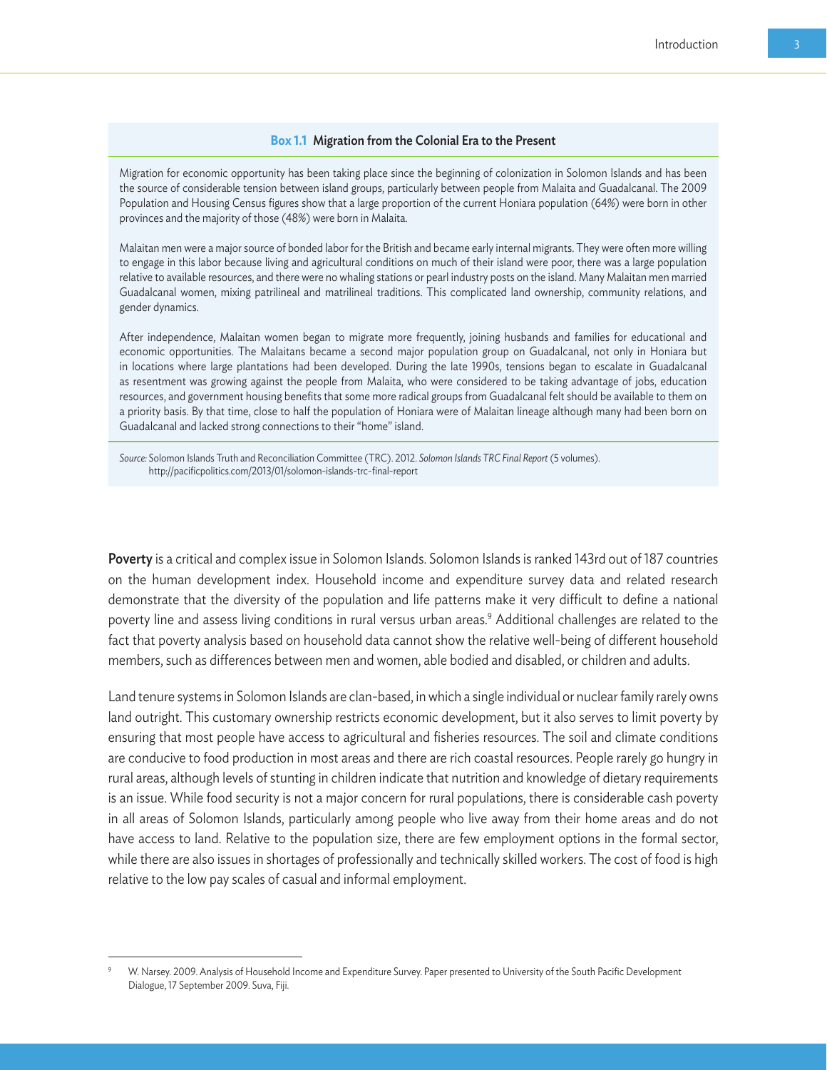**Box 1.1 Migration from the Colonial Era to the Present**

Migration for economic opportunity has been taking place since the beginning of colonization in Solomon Islands and has been the source of considerable tension between island groups, particularly between people from Malaita and Guadalcanal. The 2009 Population and Housing Census figures show that a large proportion of the current Honiara population (64%) were born in other provinces and the majority of those (48%) were born in Malaita.

Malaitan men were a major source of bonded labor for the British and became early internal migrants. They were often more willing to engage in this labor because living and agricultural conditions on much of their island were poor, there was a large population relative to available resources, and there were no whaling stations or pearl industry posts on the island. Many Malaitan men married Guadalcanal women, mixing patrilineal and matrilineal traditions. This complicated land ownership, community relations, and gender dynamics.

After independence, Malaitan women began to migrate more frequently, joining husbands and families for educational and economic opportunities. The Malaitans became a second major population group on Guadalcanal, not only in Honiara but in locations where large plantations had been developed. During the late 1990s, tensions began to escalate in Guadalcanal as resentment was growing against the people from Malaita, who were considered to be taking advantage of jobs, education resources, and government housing benefits that some more radical groups from Guadalcanal felt should be available to them on a priority basis. By that time, close to half the population of Honiara were of Malaitan lineage although many had been born on Guadalcanal and lacked strong connections to their "home" island.

*Source:* Solomon Islands Truth and Reconciliation Committee (TRC). 2012. *Solomon Islands TRC Final Report* (5 volumes). http://pacificpolitics.com/2013/01/solomon-islands-trc-final-report

**Poverty** is a critical and complex issue in Solomon Islands. Solomon Islands is ranked 143rd out of 187 countries on the human development index. Household income and expenditure survey data and related research demonstrate that the diversity of the population and life patterns make it very difficult to define a national poverty line and assess living conditions in rural versus urban areas.[9] Additional challenges are related to the fact that poverty analysis based on household data cannot show the relative well-being of different household members, such as differences between men and women, able bodied and disabled, or children and adults.

Land tenure systems in Solomon Islands are clan-based, in which a single individual or nuclear family rarely owns land outright. This customary ownership restricts economic development, but it also serves to limit poverty by ensuring that most people have access to agricultural and fisheries resources. The soil and climate conditions are conducive to food production in most areas and there are rich coastal resources. People rarely go hungry in rural areas, although levels of stunting in children indicate that nutrition and knowledge of dietary requirements is an issue. While food security is not a major concern for rural populations, there is considerable cash poverty in all areas of Solomon Islands, particularly among people who live away from their home areas and do not have access to land. Relative to the population size, there are few employment options in the formal sector, while there are also issues in shortages of professionally and technically skilled workers. The cost of food is high relative to the low pay scales of casual and informal employment.

[9] W. Narsey. 2009. Analysis of Household Income and Expenditure Survey. Paper presented to University of the South Pacific Development Dialogue, 17 September 2009. Suva, Fiji.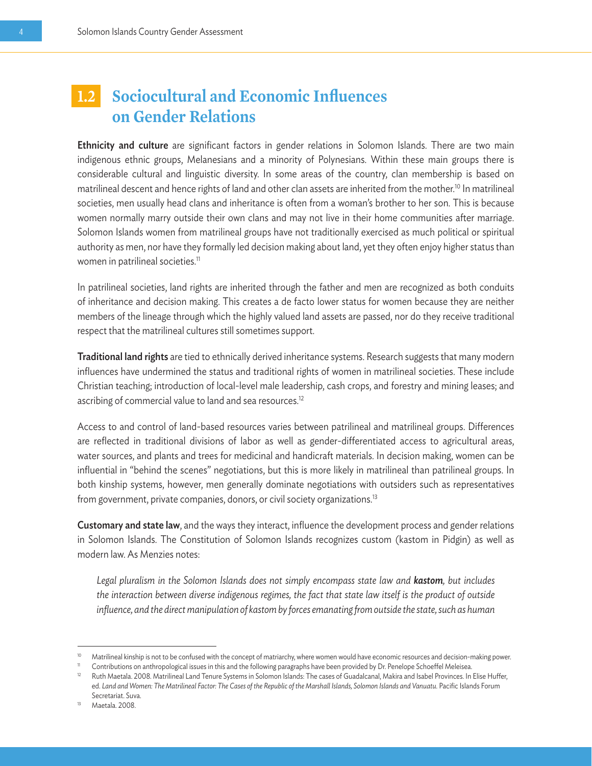## 1.2 Sociocultural and Economic Influences on Gender Relations

**Ethnicity and culture** are significant factors in gender relations in Solomon Islands. There are two main indigenous ethnic groups, Melanesians and a minority of Polynesians. Within these main groups there is considerable cultural and linguistic diversity. In some areas of the country, clan membership is based on matrilineal descent and hence rights of land and other clan assets are inherited from the mother.[10] In matrilineal societies, men usually head clans and inheritance is often from a woman's brother to her son. This is because women normally marry outside their own clans and may not live in their home communities after marriage. Solomon Islands women from matrilineal groups have not traditionally exercised as much political or spiritual authority as men, nor have they formally led decision making about land, yet they often enjoy higher status than women in patrilineal societies.[11]

In patrilineal societies, land rights are inherited through the father and men are recognized as both conduits of inheritance and decision making. This creates a de facto lower status for women because they are neither members of the lineage through which the highly valued land assets are passed, nor do they receive traditional respect that the matrilineal cultures still sometimes support.

**Traditional land rights** are tied to ethnically derived inheritance systems. Research suggests that many modern influences have undermined the status and traditional rights of women in matrilineal societies. These include Christian teaching; introduction of local-level male leadership, cash crops, and forestry and mining leases; and ascribing of commercial value to land and sea resources.[12]

Access to and control of land-based resources varies between patrilineal and matrilineal groups. Differences are reflected in traditional divisions of labor as well as gender-differentiated access to agricultural areas, water sources, and plants and trees for medicinal and handicraft materials. In decision making, women can be influential in "behind the scenes" negotiations, but this is more likely in matrilineal than patrilineal groups. In both kinship systems, however, men generally dominate negotiations with outsiders such as representatives from government, private companies, donors, or civil society organizations.[13]

**Customary and state law**, and the ways they interact, influence the development process and gender relations in Solomon Islands. The Constitution of Solomon Islands recognizes custom (kastom in Pidgin) as well as modern law. As Menzies notes:

> *Legal pluralism in the Solomon Islands does not simply encompass state law and **kastom**, but includes the interaction between diverse indigenous regimes, the fact that state law itself is the product of outside influence, and the direct manipulation of kastom by forces emanating from outside the state, such as human*

---

[10] Matrilineal kinship is not to be confused with the concept of matriarchy, where women would have economic resources and decision-making power.

[11] Contributions on anthropological issues in this and the following paragraphs have been provided by Dr. Penelope Schoeffel Meleisea.

[12] Ruth Maetala. 2008. Matrilineal Land Tenure Systems in Solomon Islands: The cases of Guadalcanal, Makira and Isabel Provinces. In Elise Huffer, ed. *Land and Women: The Matrilineal Factor: The Cases of the Republic of the Marshall Islands, Solomon Islands and Vanuatu.* Pacific Islands Forum Secretariat. Suva.

[13] Maetala. 2008.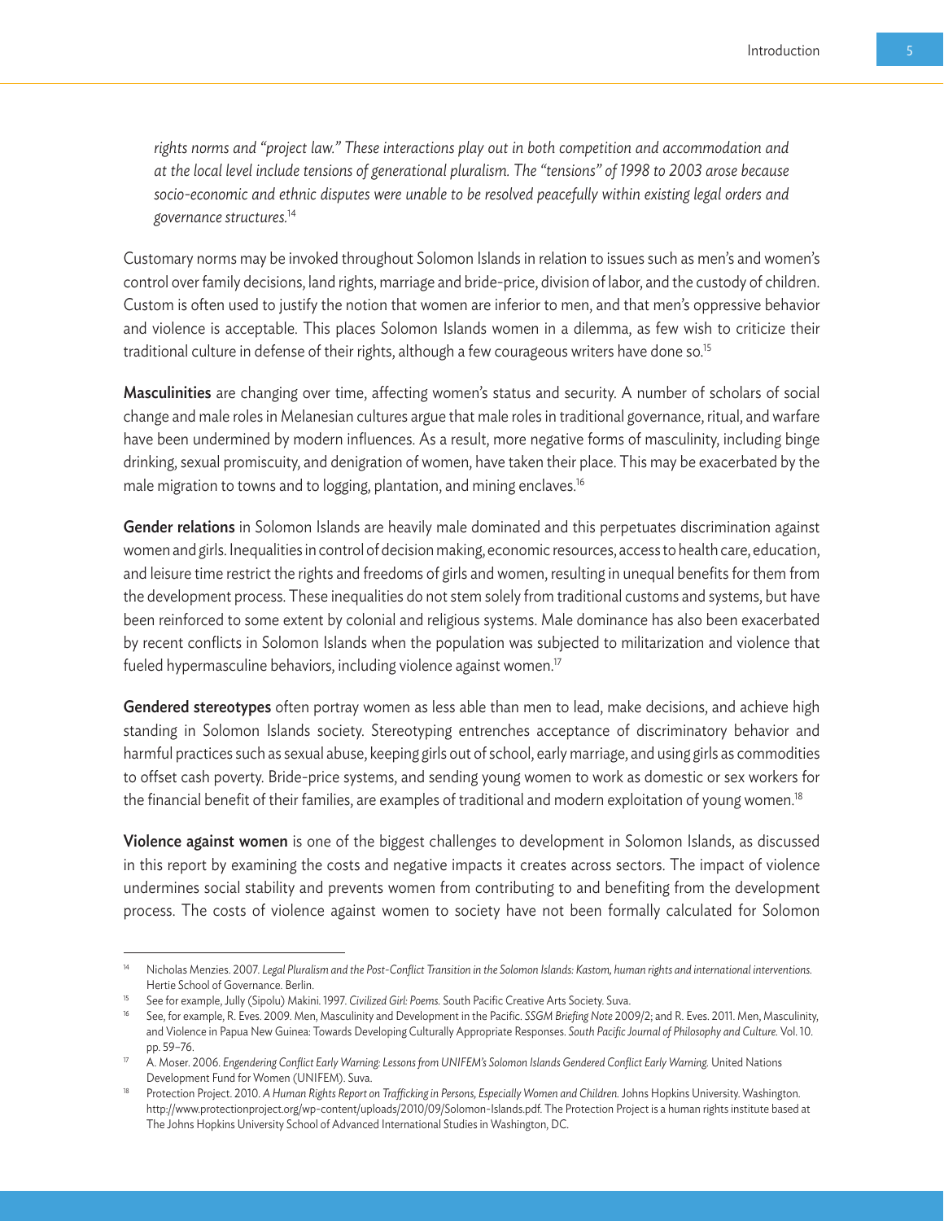*rights norms and "project law." These interactions play out in both competition and accommodation and at the local level include tensions of generational pluralism. The "tensions" of 1998 to 2003 arose because socio-economic and ethnic disputes were unable to be resolved peacefully within existing legal orders and governance structures.*[14]

Customary norms may be invoked throughout Solomon Islands in relation to issues such as men's and women's control over family decisions, land rights, marriage and bride-price, division of labor, and the custody of children. Custom is often used to justify the notion that women are inferior to men, and that men's oppressive behavior and violence is acceptable. This places Solomon Islands women in a dilemma, as few wish to criticize their traditional culture in defense of their rights, although a few courageous writers have done so.[15]

**Masculinities** are changing over time, affecting women's status and security. A number of scholars of social change and male roles in Melanesian cultures argue that male roles in traditional governance, ritual, and warfare have been undermined by modern influences. As a result, more negative forms of masculinity, including binge drinking, sexual promiscuity, and denigration of women, have taken their place. This may be exacerbated by the male migration to towns and to logging, plantation, and mining enclaves.[16]

**Gender relations** in Solomon Islands are heavily male dominated and this perpetuates discrimination against women and girls. Inequalities in control of decision making, economic resources, access to health care, education, and leisure time restrict the rights and freedoms of girls and women, resulting in unequal benefits for them from the development process. These inequalities do not stem solely from traditional customs and systems, but have been reinforced to some extent by colonial and religious systems. Male dominance has also been exacerbated by recent conflicts in Solomon Islands when the population was subjected to militarization and violence that fueled hypermasculine behaviors, including violence against women.[17]

**Gendered stereotypes** often portray women as less able than men to lead, make decisions, and achieve high standing in Solomon Islands society. Stereotyping entrenches acceptance of discriminatory behavior and harmful practices such as sexual abuse, keeping girls out of school, early marriage, and using girls as commodities to offset cash poverty. Bride-price systems, and sending young women to work as domestic or sex workers for the financial benefit of their families, are examples of traditional and modern exploitation of young women.[18]

**Violence against women** is one of the biggest challenges to development in Solomon Islands, as discussed in this report by examining the costs and negative impacts it creates across sectors. The impact of violence undermines social stability and prevents women from contributing to and benefiting from the development process. The costs of violence against women to society have not been formally calculated for Solomon

---

[14] Nicholas Menzies. 2007. *Legal Pluralism and the Post-Conflict Transition in the Solomon Islands: Kastom, human rights and international interventions.* Hertie School of Governance. Berlin.

[15] See for example, Jully (Sipolu) Makini. 1997. *Civilized Girl: Poems.* South Pacific Creative Arts Society. Suva.

[16] See, for example, R. Eves. 2009. Men, Masculinity and Development in the Pacific. *SSGM Briefing Note* 2009/2; and R. Eves. 2011. Men, Masculinity, and Violence in Papua New Guinea: Towards Developing Culturally Appropriate Responses. *South Pacific Journal of Philosophy and Culture.* Vol. 10. pp. 59–76.

[17] A. Moser. 2006. *Engendering Conflict Early Warning: Lessons from UNIFEM's Solomon Islands Gendered Conflict Early Warning.* United Nations Development Fund for Women (UNIFEM). Suva.

[18] Protection Project. 2010. *A Human Rights Report on Trafficking in Persons, Especially Women and Children.* Johns Hopkins University. Washington. http://www.protectionproject.org/wp-content/uploads/2010/09/Solomon-Islands.pdf. The Protection Project is a human rights institute based at The Johns Hopkins University School of Advanced International Studies in Washington, DC.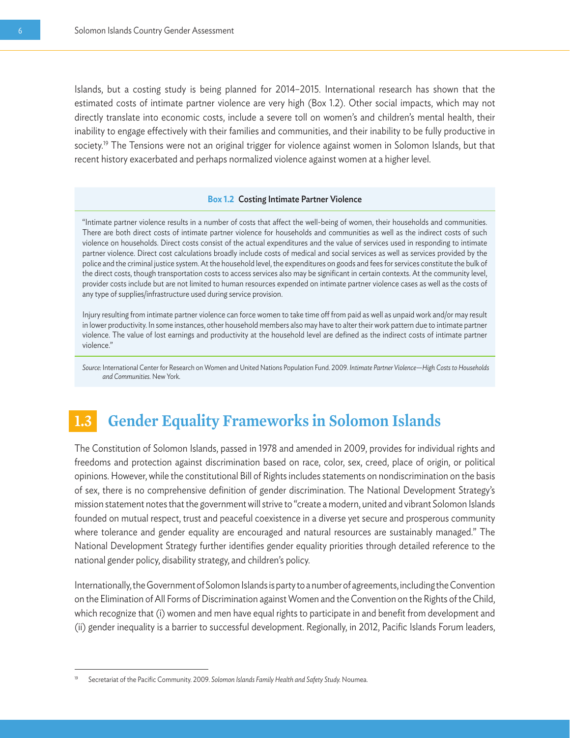Islands, but a costing study is being planned for 2014–2015. International research has shown that the estimated costs of intimate partner violence are very high (Box 1.2). Other social impacts, which may not directly translate into economic costs, include a severe toll on women's and children's mental health, their inability to engage effectively with their families and communities, and their inability to be fully productive in society.[19] The Tensions were not an original trigger for violence against women in Solomon Islands, but that recent history exacerbated and perhaps normalized violence against women at a higher level.

**Box 1.2 Costing Intimate Partner Violence**

"Intimate partner violence results in a number of costs that affect the well-being of women, their households and communities. There are both direct costs of intimate partner violence for households and communities as well as the indirect costs of such violence on households. Direct costs consist of the actual expenditures and the value of services used in responding to intimate partner violence. Direct cost calculations broadly include costs of medical and social services as well as services provided by the police and the criminal justice system. At the household level, the expenditures on goods and fees for services constitute the bulk of the direct costs, though transportation costs to access services also may be significant in certain contexts. At the community level, provider costs include but are not limited to human resources expended on intimate partner violence cases as well as the costs of any type of supplies/infrastructure used during service provision.

Injury resulting from intimate partner violence can force women to take time off from paid as well as unpaid work and/or may result in lower productivity. In some instances, other household members also may have to alter their work pattern due to intimate partner violence. The value of lost earnings and productivity at the household level are defined as the indirect costs of intimate partner violence."

*Source:* International Center for Research on Women and United Nations Population Fund. 2009. *Intimate Partner Violence—High Costs to Households and Communities.* New York.

## 1.3 Gender Equality Frameworks in Solomon Islands

The Constitution of Solomon Islands, passed in 1978 and amended in 2009, provides for individual rights and freedoms and protection against discrimination based on race, color, sex, creed, place of origin, or political opinions. However, while the constitutional Bill of Rights includes statements on nondiscrimination on the basis of sex, there is no comprehensive definition of gender discrimination. The National Development Strategy's mission statement notes that the government will strive to "create a modern, united and vibrant Solomon Islands founded on mutual respect, trust and peaceful coexistence in a diverse yet secure and prosperous community where tolerance and gender equality are encouraged and natural resources are sustainably managed." The National Development Strategy further identifies gender equality priorities through detailed reference to the national gender policy, disability strategy, and children's policy.

Internationally, the Government of Solomon Islands is party to a number of agreements, including the Convention on the Elimination of All Forms of Discrimination against Women and the Convention on the Rights of the Child, which recognize that (i) women and men have equal rights to participate in and benefit from development and (ii) gender inequality is a barrier to successful development. Regionally, in 2012, Pacific Islands Forum leaders,

[19] Secretariat of the Pacific Community. 2009. *Solomon Islands Family Health and Safety Study.* Noumea.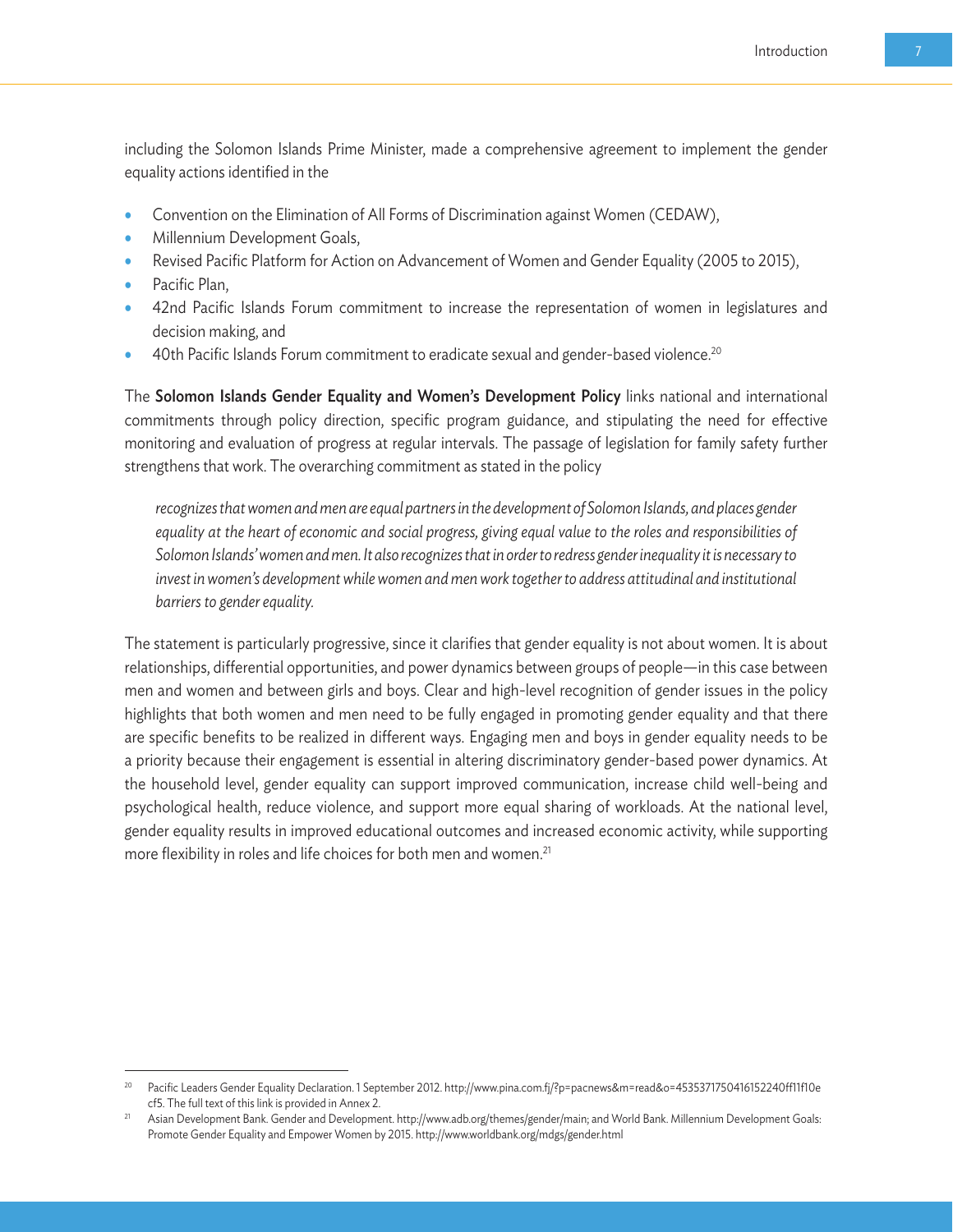including the Solomon Islands Prime Minister, made a comprehensive agreement to implement the gender equality actions identified in the

- Convention on the Elimination of All Forms of Discrimination against Women (CEDAW),
- Millennium Development Goals,
- Revised Pacific Platform for Action on Advancement of Women and Gender Equality (2005 to 2015),
- Pacific Plan,
- 42nd Pacific Islands Forum commitment to increase the representation of women in legislatures and decision making, and
- 40th Pacific Islands Forum commitment to eradicate sexual and gender-based violence.[20]

The **Solomon Islands Gender Equality and Women's Development Policy** links national and international commitments through policy direction, specific program guidance, and stipulating the need for effective monitoring and evaluation of progress at regular intervals. The passage of legislation for family safety further strengthens that work. The overarching commitment as stated in the policy

> *recognizes that women and men are equal partners in the development of Solomon Islands, and places gender equality at the heart of economic and social progress, giving equal value to the roles and responsibilities of Solomon Islands' women and men. It also recognizes that in order to redress gender inequality it is necessary to invest in women's development while women and men work together to address attitudinal and institutional barriers to gender equality.*

The statement is particularly progressive, since it clarifies that gender equality is not about women. It is about relationships, differential opportunities, and power dynamics between groups of people—in this case between men and women and between girls and boys. Clear and high-level recognition of gender issues in the policy highlights that both women and men need to be fully engaged in promoting gender equality and that there are specific benefits to be realized in different ways. Engaging men and boys in gender equality needs to be a priority because their engagement is essential in altering discriminatory gender-based power dynamics. At the household level, gender equality can support improved communication, increase child well-being and psychological health, reduce violence, and support more equal sharing of workloads. At the national level, gender equality results in improved educational outcomes and increased economic activity, while supporting more flexibility in roles and life choices for both men and women.[21]

---

[20] Pacific Leaders Gender Equality Declaration. 1 September 2012. http://www.pina.com.fj/?p=pacnews&m=read&o=4535371750416152240ff11f10ecf5. The full text of this link is provided in Annex 2.

[21] Asian Development Bank. Gender and Development. http://www.adb.org/themes/gender/main; and World Bank. Millennium Development Goals: Promote Gender Equality and Empower Women by 2015. http://www.worldbank.org/mdgs/gender.html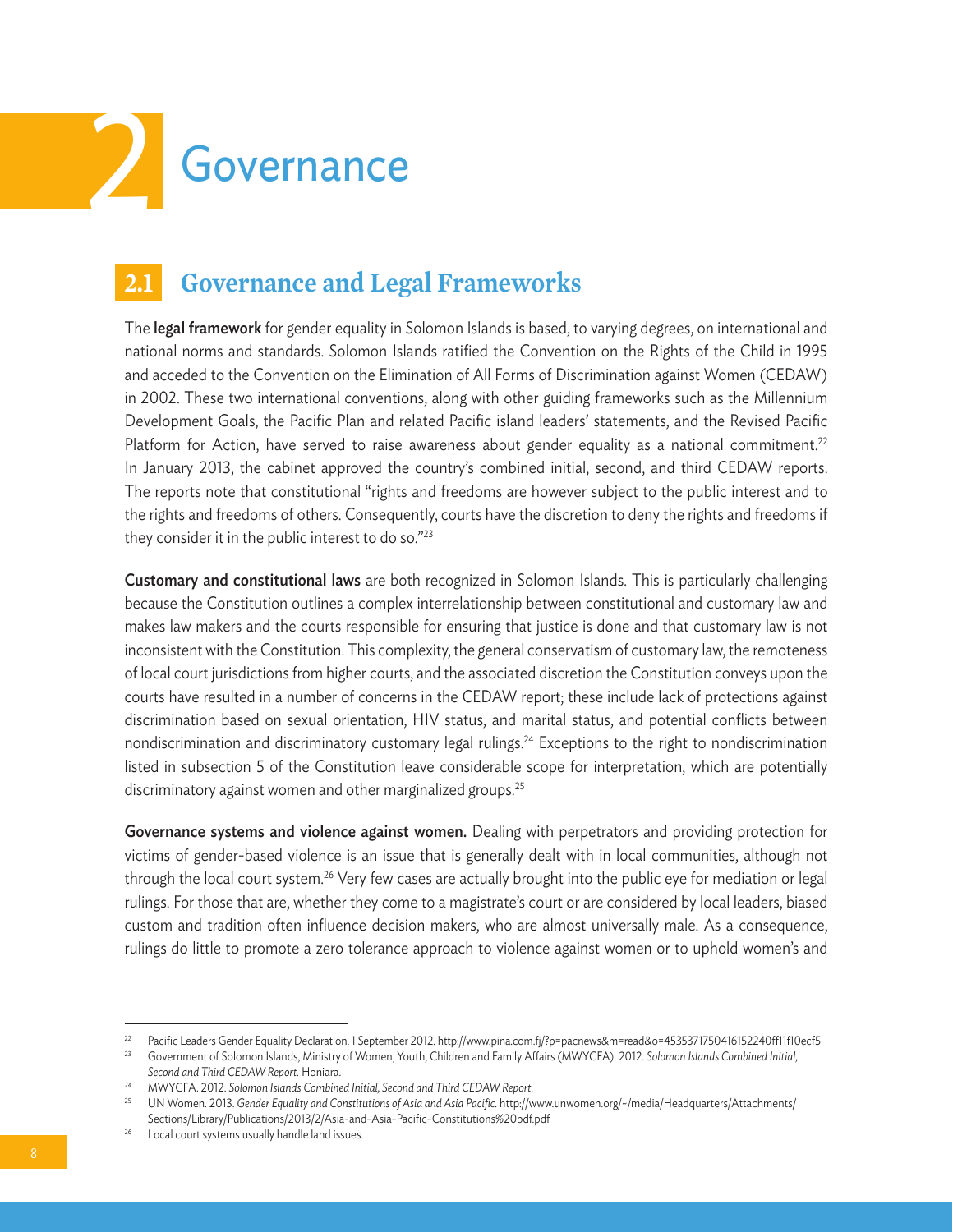# 2 Governance

## 2.1 Governance and Legal Frameworks

The **legal framework** for gender equality in Solomon Islands is based, to varying degrees, on international and national norms and standards. Solomon Islands ratified the Convention on the Rights of the Child in 1995 and acceded to the Convention on the Elimination of All Forms of Discrimination against Women (CEDAW) in 2002. These two international conventions, along with other guiding frameworks such as the Millennium Development Goals, the Pacific Plan and related Pacific island leaders' statements, and the Revised Pacific Platform for Action, have served to raise awareness about gender equality as a national commitment.[22] In January 2013, the cabinet approved the country's combined initial, second, and third CEDAW reports. The reports note that constitutional "rights and freedoms are however subject to the public interest and to the rights and freedoms of others. Consequently, courts have the discretion to deny the rights and freedoms if they consider it in the public interest to do so."[23]

**Customary and constitutional laws** are both recognized in Solomon Islands. This is particularly challenging because the Constitution outlines a complex interrelationship between constitutional and customary law and makes law makers and the courts responsible for ensuring that justice is done and that customary law is not inconsistent with the Constitution. This complexity, the general conservatism of customary law, the remoteness of local court jurisdictions from higher courts, and the associated discretion the Constitution conveys upon the courts have resulted in a number of concerns in the CEDAW report; these include lack of protections against discrimination based on sexual orientation, HIV status, and marital status, and potential conflicts between nondiscrimination and discriminatory customary legal rulings.[24] Exceptions to the right to nondiscrimination listed in subsection 5 of the Constitution leave considerable scope for interpretation, which are potentially discriminatory against women and other marginalized groups.[25]

**Governance systems and violence against women.** Dealing with perpetrators and providing protection for victims of gender-based violence is an issue that is generally dealt with in local communities, although not through the local court system.[26] Very few cases are actually brought into the public eye for mediation or legal rulings. For those that are, whether they come to a magistrate's court or are considered by local leaders, biased custom and tradition often influence decision makers, who are almost universally male. As a consequence, rulings do little to promote a zero tolerance approach to violence against women or to uphold women's and

---

[22] Pacific Leaders Gender Equality Declaration. 1 September 2012. http://www.pina.com.fj/?p=pacnews&m=read&o=45353717504161522​40ff11f10ecf5

[23] Government of Solomon Islands, Ministry of Women, Youth, Children and Family Affairs (MWYCFA). 2012. *Solomon Islands Combined Initial, Second and Third CEDAW Report.* Honiara.

[24] MWYCFA. 2012. *Solomon Islands Combined Initial, Second and Third CEDAW Report.*

[25] UN Women. 2013. *Gender Equality and Constitutions of Asia and Asia Pacific.* http://www.unwomen.org/~/media/Headquarters/Attachments/Sections/Library/Publications/2013/2/Asia-and-Asia-Pacific-Constitutions%20pdf.pdf

[26] Local court systems usually handle land issues.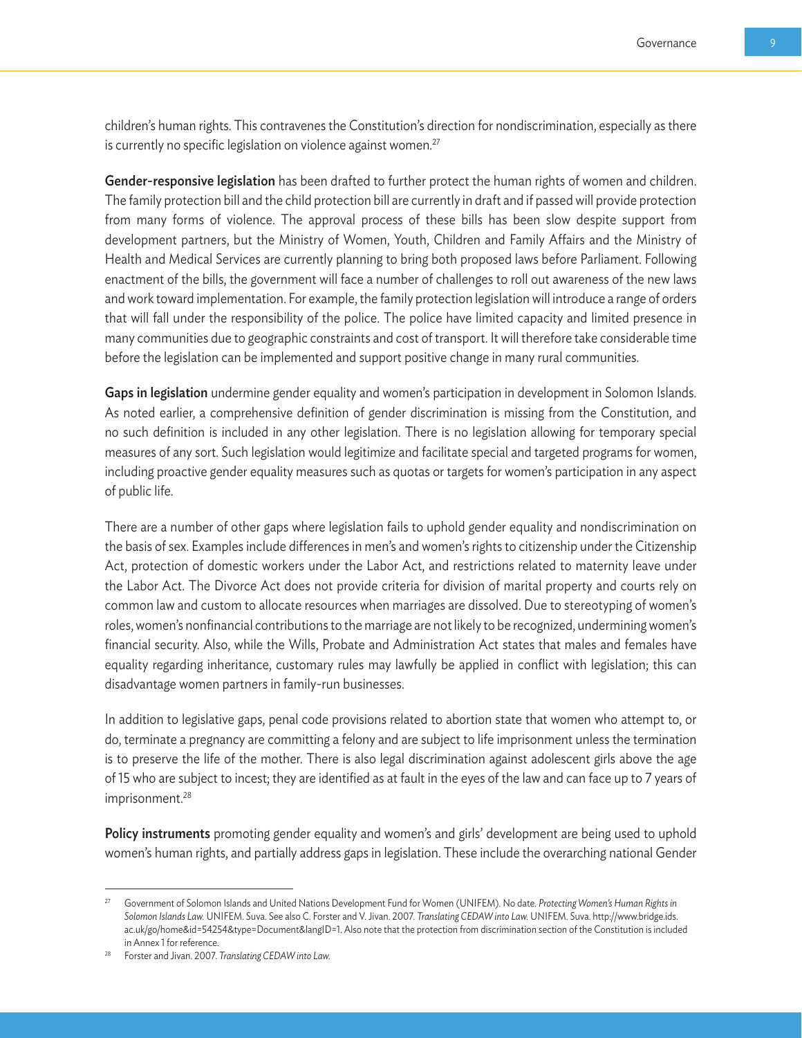children's human rights. This contravenes the Constitution's direction for nondiscrimination, especially as there is currently no specific legislation on violence against women.[27]

**Gender-responsive legislation** has been drafted to further protect the human rights of women and children. The family protection bill and the child protection bill are currently in draft and if passed will provide protection from many forms of violence. The approval process of these bills has been slow despite support from development partners, but the Ministry of Women, Youth, Children and Family Affairs and the Ministry of Health and Medical Services are currently planning to bring both proposed laws before Parliament. Following enactment of the bills, the government will face a number of challenges to roll out awareness of the new laws and work toward implementation. For example, the family protection legislation will introduce a range of orders that will fall under the responsibility of the police. The police have limited capacity and limited presence in many communities due to geographic constraints and cost of transport. It will therefore take considerable time before the legislation can be implemented and support positive change in many rural communities.

**Gaps in legislation** undermine gender equality and women's participation in development in Solomon Islands. As noted earlier, a comprehensive definition of gender discrimination is missing from the Constitution, and no such definition is included in any other legislation. There is no legislation allowing for temporary special measures of any sort. Such legislation would legitimize and facilitate special and targeted programs for women, including proactive gender equality measures such as quotas or targets for women's participation in any aspect of public life.

There are a number of other gaps where legislation fails to uphold gender equality and nondiscrimination on the basis of sex. Examples include differences in men's and women's rights to citizenship under the Citizenship Act, protection of domestic workers under the Labor Act, and restrictions related to maternity leave under the Labor Act. The Divorce Act does not provide criteria for division of marital property and courts rely on common law and custom to allocate resources when marriages are dissolved. Due to stereotyping of women's roles, women's nonfinancial contributions to the marriage are not likely to be recognized, undermining women's financial security. Also, while the Wills, Probate and Administration Act states that males and females have equality regarding inheritance, customary rules may lawfully be applied in conflict with legislation; this can disadvantage women partners in family-run businesses.

In addition to legislative gaps, penal code provisions related to abortion state that women who attempt to, or do, terminate a pregnancy are committing a felony and are subject to life imprisonment unless the termination is to preserve the life of the mother. There is also legal discrimination against adolescent girls above the age of 15 who are subject to incest; they are identified as at fault in the eyes of the law and can face up to 7 years of imprisonment.[28]

**Policy instruments** promoting gender equality and women's and girls' development are being used to uphold women's human rights, and partially address gaps in legislation. These include the overarching national Gender

---

[27] Government of Solomon Islands and United Nations Development Fund for Women (UNIFEM). No date. *Protecting Women's Human Rights in Solomon Islands Law.* UNIFEM. Suva. See also C. Forster and V. Jivan. 2007. *Translating CEDAW into Law.* UNIFEM. Suva. http://www.bridge.ids.ac.uk/go/home&id=54254&type=Document&langID=1. Also note that the protection from discrimination section of the Constitution is included in Annex 1 for reference.

[28] Forster and Jivan. 2007. *Translating CEDAW into Law.*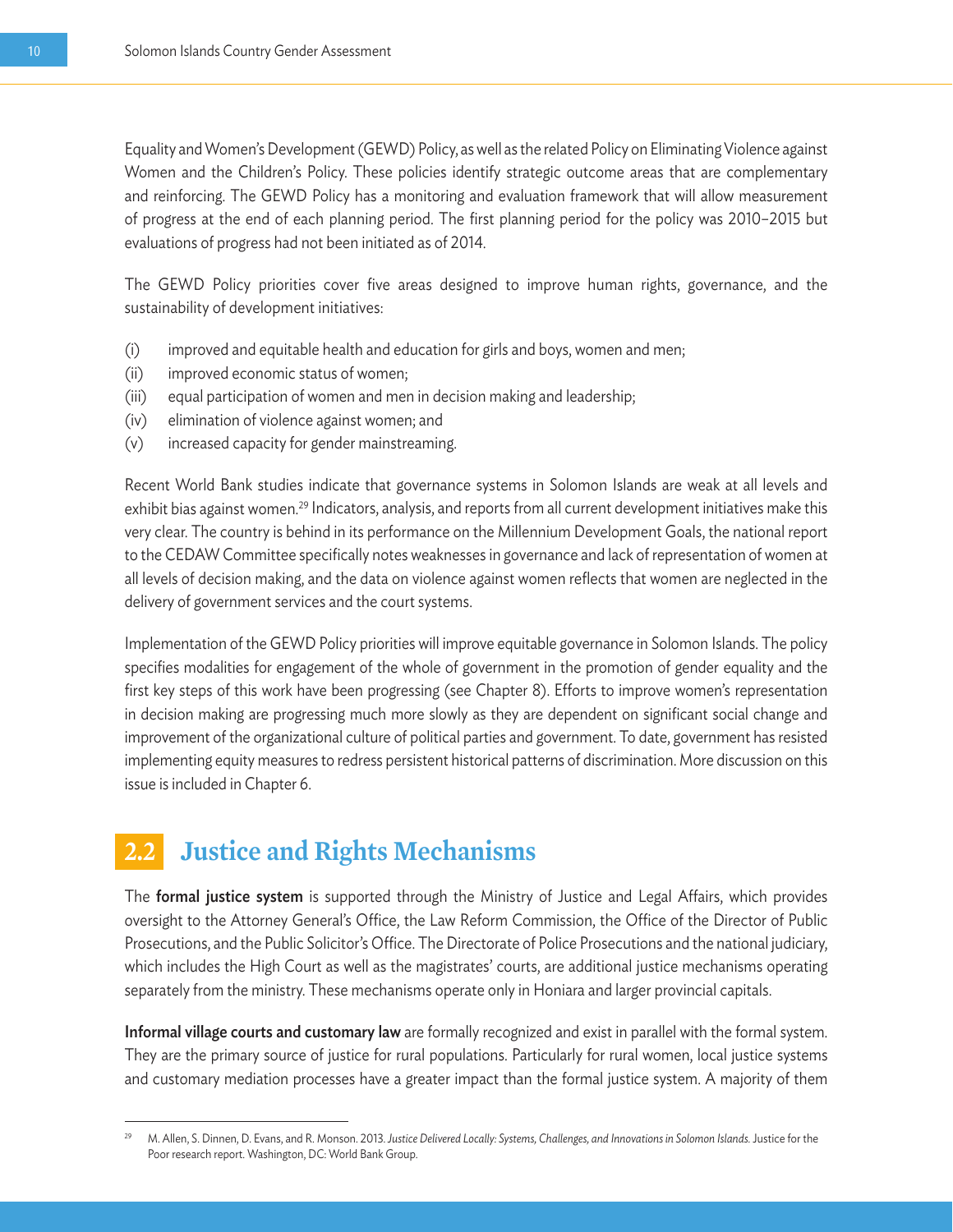Equality and Women's Development (GEWD) Policy, as well as the related Policy on Eliminating Violence against Women and the Children's Policy. These policies identify strategic outcome areas that are complementary and reinforcing. The GEWD Policy has a monitoring and evaluation framework that will allow measurement of progress at the end of each planning period. The first planning period for the policy was 2010–2015 but evaluations of progress had not been initiated as of 2014.

The GEWD Policy priorities cover five areas designed to improve human rights, governance, and the sustainability of development initiatives:

(i) improved and equitable health and education for girls and boys, women and men;
(ii) improved economic status of women;
(iii) equal participation of women and men in decision making and leadership;
(iv) elimination of violence against women; and
(v) increased capacity for gender mainstreaming.

Recent World Bank studies indicate that governance systems in Solomon Islands are weak at all levels and exhibit bias against women.[29] Indicators, analysis, and reports from all current development initiatives make this very clear. The country is behind in its performance on the Millennium Development Goals, the national report to the CEDAW Committee specifically notes weaknesses in governance and lack of representation of women at all levels of decision making, and the data on violence against women reflects that women are neglected in the delivery of government services and the court systems.

Implementation of the GEWD Policy priorities will improve equitable governance in Solomon Islands. The policy specifies modalities for engagement of the whole of government in the promotion of gender equality and the first key steps of this work have been progressing (see Chapter 8). Efforts to improve women's representation in decision making are progressing much more slowly as they are dependent on significant social change and improvement of the organizational culture of political parties and government. To date, government has resisted implementing equity measures to redress persistent historical patterns of discrimination. More discussion on this issue is included in Chapter 6.

## 2.2 Justice and Rights Mechanisms

The **formal justice system** is supported through the Ministry of Justice and Legal Affairs, which provides oversight to the Attorney General's Office, the Law Reform Commission, the Office of the Director of Public Prosecutions, and the Public Solicitor's Office. The Directorate of Police Prosecutions and the national judiciary, which includes the High Court as well as the magistrates' courts, are additional justice mechanisms operating separately from the ministry. These mechanisms operate only in Honiara and larger provincial capitals.

**Informal village courts and customary law** are formally recognized and exist in parallel with the formal system. They are the primary source of justice for rural populations. Particularly for rural women, local justice systems and customary mediation processes have a greater impact than the formal justice system. A majority of them

[29] M. Allen, S. Dinnen, D. Evans, and R. Monson. 2013. *Justice Delivered Locally: Systems, Challenges, and Innovations in Solomon Islands.* Justice for the Poor research report. Washington, DC: World Bank Group.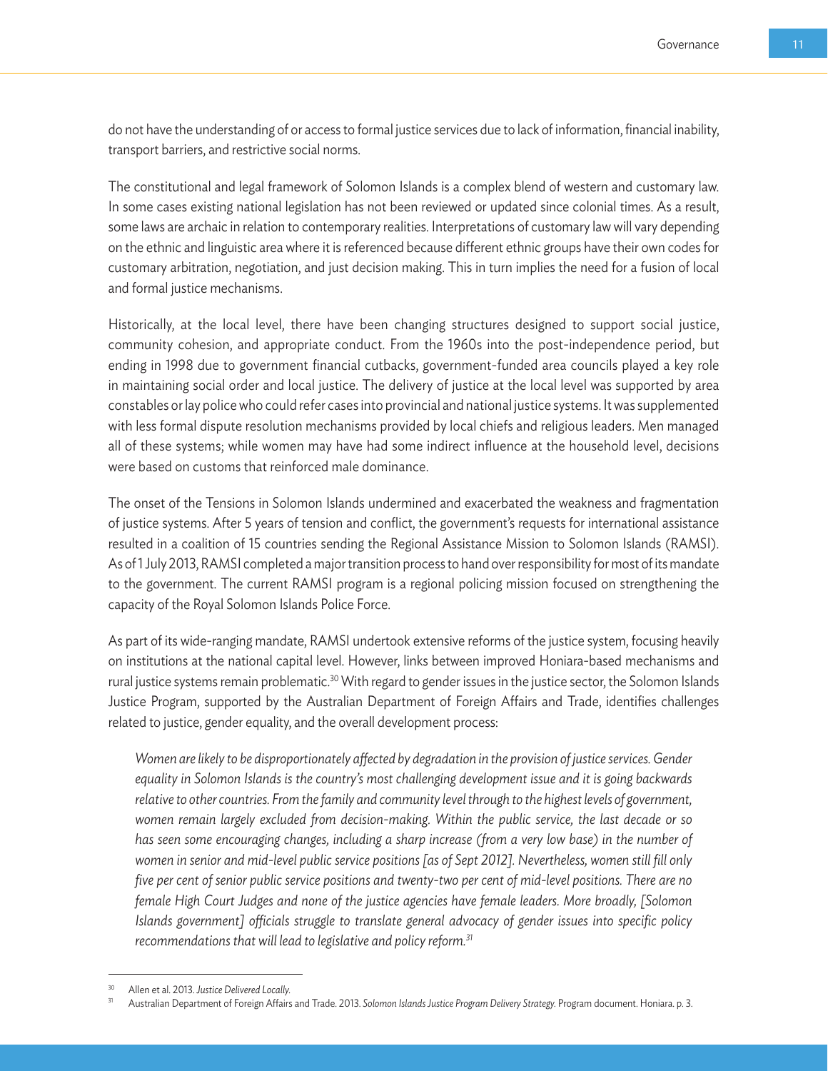do not have the understanding of or access to formal justice services due to lack of information, financial inability, transport barriers, and restrictive social norms.

The constitutional and legal framework of Solomon Islands is a complex blend of western and customary law. In some cases existing national legislation has not been reviewed or updated since colonial times. As a result, some laws are archaic in relation to contemporary realities. Interpretations of customary law will vary depending on the ethnic and linguistic area where it is referenced because different ethnic groups have their own codes for customary arbitration, negotiation, and just decision making. This in turn implies the need for a fusion of local and formal justice mechanisms.

Historically, at the local level, there have been changing structures designed to support social justice, community cohesion, and appropriate conduct. From the 1960s into the post-independence period, but ending in 1998 due to government financial cutbacks, government-funded area councils played a key role in maintaining social order and local justice. The delivery of justice at the local level was supported by area constables or lay police who could refer cases into provincial and national justice systems. It was supplemented with less formal dispute resolution mechanisms provided by local chiefs and religious leaders. Men managed all of these systems; while women may have had some indirect influence at the household level, decisions were based on customs that reinforced male dominance.

The onset of the Tensions in Solomon Islands undermined and exacerbated the weakness and fragmentation of justice systems. After 5 years of tension and conflict, the government's requests for international assistance resulted in a coalition of 15 countries sending the Regional Assistance Mission to Solomon Islands (RAMSI). As of 1 July 2013, RAMSI completed a major transition process to hand over responsibility for most of its mandate to the government. The current RAMSI program is a regional policing mission focused on strengthening the capacity of the Royal Solomon Islands Police Force.

As part of its wide-ranging mandate, RAMSI undertook extensive reforms of the justice system, focusing heavily on institutions at the national capital level. However, links between improved Honiara-based mechanisms and rural justice systems remain problematic.[30] With regard to gender issues in the justice sector, the Solomon Islands Justice Program, supported by the Australian Department of Foreign Affairs and Trade, identifies challenges related to justice, gender equality, and the overall development process:

> *Women are likely to be disproportionately affected by degradation in the provision of justice services. Gender equality in Solomon Islands is the country's most challenging development issue and it is going backwards relative to other countries. From the family and community level through to the highest levels of government, women remain largely excluded from decision-making. Within the public service, the last decade or so has seen some encouraging changes, including a sharp increase (from a very low base) in the number of women in senior and mid-level public service positions [as of Sept 2012]. Nevertheless, women still fill only five per cent of senior public service positions and twenty-two per cent of mid-level positions. There are no female High Court Judges and none of the justice agencies have female leaders. More broadly, [Solomon Islands government] officials struggle to translate general advocacy of gender issues into specific policy recommendations that will lead to legislative and policy reform.*[31]

---

[30] Allen et al. 2013. *Justice Delivered Locally.*

[31] Australian Department of Foreign Affairs and Trade. 2013. *Solomon Islands Justice Program Delivery Strategy.* Program document. Honiara. p. 3.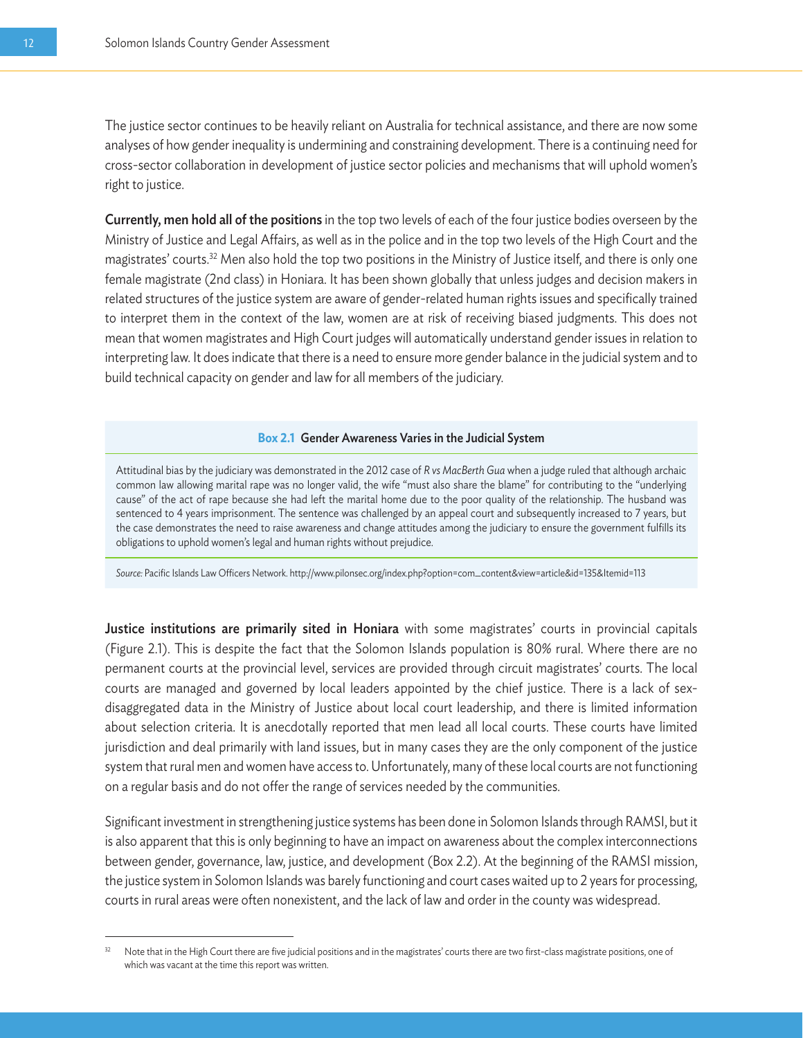The justice sector continues to be heavily reliant on Australia for technical assistance, and there are now some analyses of how gender inequality is undermining and constraining development. There is a continuing need for cross-sector collaboration in development of justice sector policies and mechanisms that will uphold women's right to justice.

**Currently, men hold all of the positions** in the top two levels of each of the four justice bodies overseen by the Ministry of Justice and Legal Affairs, as well as in the police and in the top two levels of the High Court and the magistrates' courts.[32] Men also hold the top two positions in the Ministry of Justice itself, and there is only one female magistrate (2nd class) in Honiara. It has been shown globally that unless judges and decision makers in related structures of the justice system are aware of gender-related human rights issues and specifically trained to interpret them in the context of the law, women are at risk of receiving biased judgments. This does not mean that women magistrates and High Court judges will automatically understand gender issues in relation to interpreting law. It does indicate that there is a need to ensure more gender balance in the judicial system and to build technical capacity on gender and law for all members of the judiciary.

> **Box 2.1 Gender Awareness Varies in the Judicial System**
>
> Attitudinal bias by the judiciary was demonstrated in the 2012 case of *R vs MacBerth Gua* when a judge ruled that although archaic common law allowing marital rape was no longer valid, the wife "must also share the blame" for contributing to the "underlying cause" of the act of rape because she had left the marital home due to the poor quality of the relationship. The husband was sentenced to 4 years imprisonment. The sentence was challenged by an appeal court and subsequently increased to 7 years, but the case demonstrates the need to raise awareness and change attitudes among the judiciary to ensure the government fulfills its obligations to uphold women's legal and human rights without prejudice.
>
> *Source:* Pacific Islands Law Officers Network. http://www.pilonsec.org/index.php?option=com_content&view=article&id=135&Itemid=113

**Justice institutions are primarily sited in Honiara** with some magistrates' courts in provincial capitals (Figure 2.1). This is despite the fact that the Solomon Islands population is 80% rural. Where there are no permanent courts at the provincial level, services are provided through circuit magistrates' courts. The local courts are managed and governed by local leaders appointed by the chief justice. There is a lack of sex-disaggregated data in the Ministry of Justice about local court leadership, and there is limited information about selection criteria. It is anecdotally reported that men lead all local courts. These courts have limited jurisdiction and deal primarily with land issues, but in many cases they are the only component of the justice system that rural men and women have access to. Unfortunately, many of these local courts are not functioning on a regular basis and do not offer the range of services needed by the communities.

Significant investment in strengthening justice systems has been done in Solomon Islands through RAMSI, but it is also apparent that this is only beginning to have an impact on awareness about the complex interconnections between gender, governance, law, justice, and development (Box 2.2). At the beginning of the RAMSI mission, the justice system in Solomon Islands was barely functioning and court cases waited up to 2 years for processing, courts in rural areas were often nonexistent, and the lack of law and order in the county was widespread.

---

[32] Note that in the High Court there are five judicial positions and in the magistrates' courts there are two first-class magistrate positions, one of which was vacant at the time this report was written.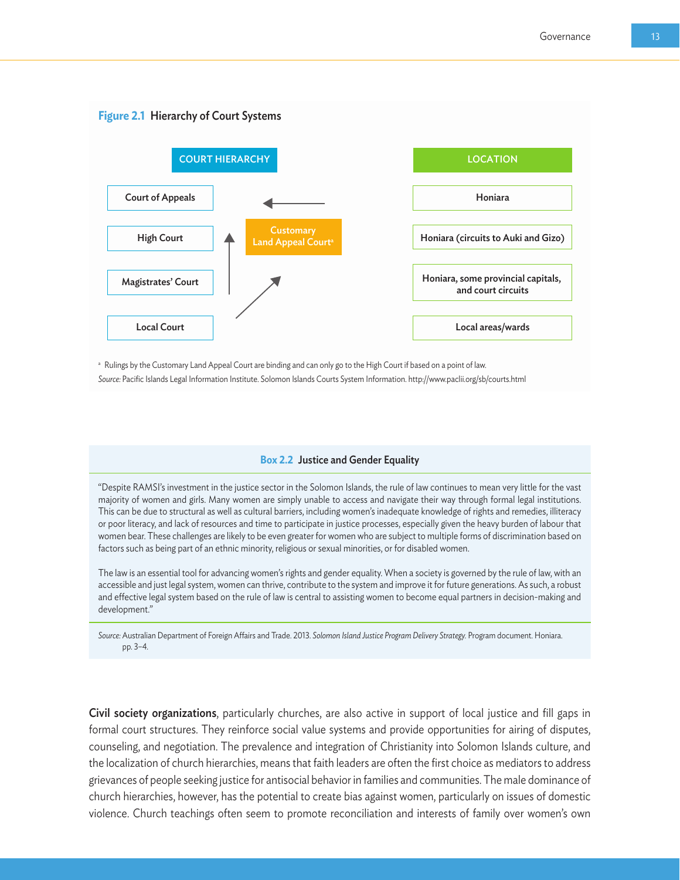**Figure 2.1** Hierarchy of Court Systems

| COURT HIERARCHY | LOCATION |
| --- | --- |
| Court of Appeals | Honiara |
| High Court | Honiara (circuits to Auki and Gizo) |
| Magistrates' Court | Honiara, some provincial capitals, and court circuits |
| Local Court | Local areas/wards |

Customary Land Appeal Court[a]

[a] Rulings by the Customary Land Appeal Court are binding and can only go to the High Court if based on a point of law.

*Source:* Pacific Islands Legal Information Institute. Solomon Islands Courts System Information. http://www.paclii.org/sb/courts.html

**Box 2.2** Justice and Gender Equality

"Despite RAMSI's investment in the justice sector in the Solomon Islands, the rule of law continues to mean very little for the vast majority of women and girls. Many women are simply unable to access and navigate their way through formal legal institutions. This can be due to structural as well as cultural barriers, including women's inadequate knowledge of rights and remedies, illiteracy or poor literacy, and lack of resources and time to participate in justice processes, especially given the heavy burden of labour that women bear. These challenges are likely to be even greater for women who are subject to multiple forms of discrimination based on factors such as being part of an ethnic minority, religious or sexual minorities, or for disabled women.

The law is an essential tool for advancing women's rights and gender equality. When a society is governed by the rule of law, with an accessible and just legal system, women can thrive, contribute to the system and improve it for future generations. As such, a robust and effective legal system based on the rule of law is central to assisting women to become equal partners in decision-making and development."

*Source:* Australian Department of Foreign Affairs and Trade. 2013. *Solomon Island Justice Program Delivery Strategy.* Program document. Honiara. pp. 3–4.

**Civil society organizations**, particularly churches, are also active in support of local justice and fill gaps in formal court structures. They reinforce social value systems and provide opportunities for airing of disputes, counseling, and negotiation. The prevalence and integration of Christianity into Solomon Islands culture, and the localization of church hierarchies, means that faith leaders are often the first choice as mediators to address grievances of people seeking justice for antisocial behavior in families and communities. The male dominance of church hierarchies, however, has the potential to create bias against women, particularly on issues of domestic violence. Church teachings often seem to promote reconciliation and interests of family over women's own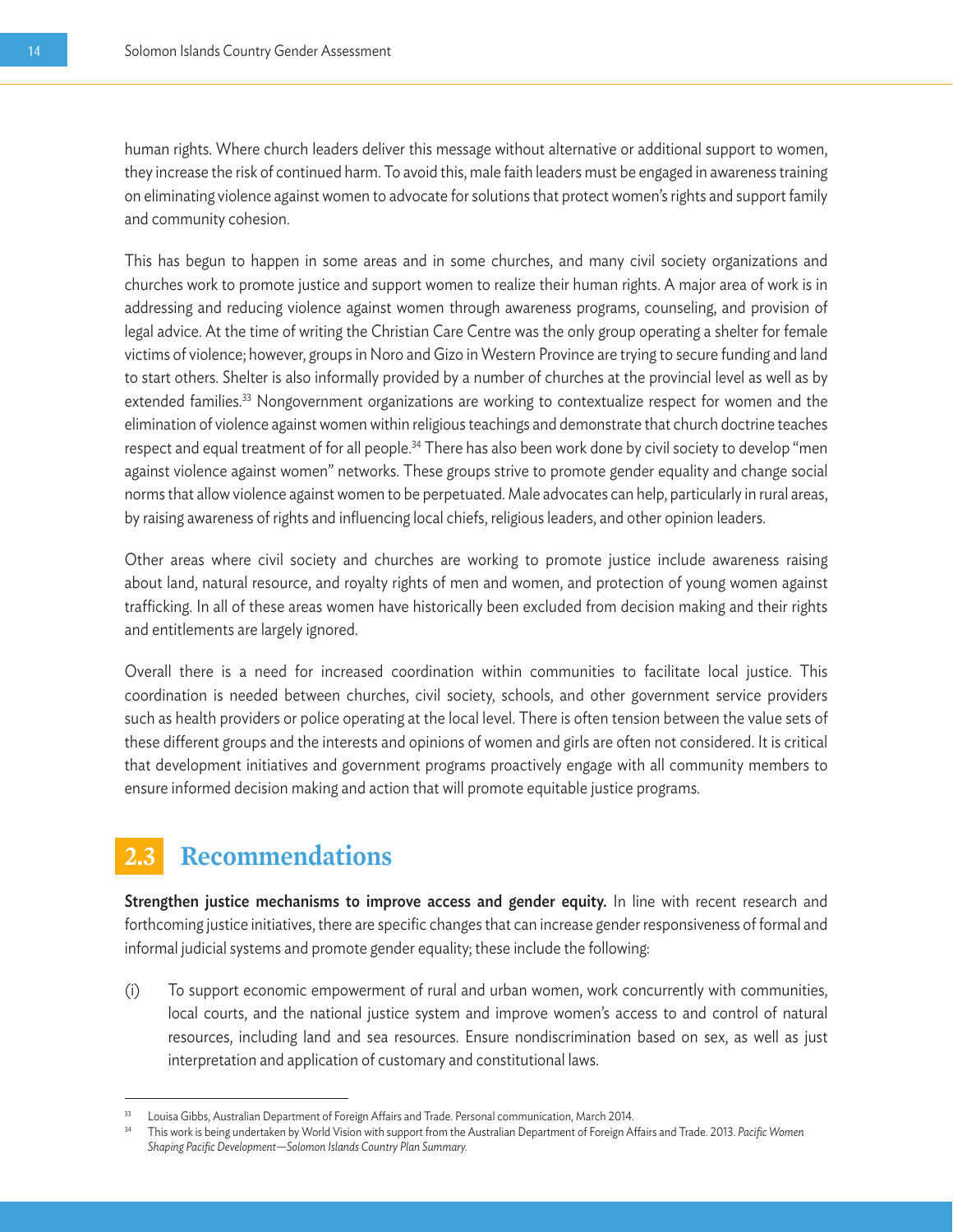human rights. Where church leaders deliver this message without alternative or additional support to women, they increase the risk of continued harm. To avoid this, male faith leaders must be engaged in awareness training on eliminating violence against women to advocate for solutions that protect women's rights and support family and community cohesion.

This has begun to happen in some areas and in some churches, and many civil society organizations and churches work to promote justice and support women to realize their human rights. A major area of work is in addressing and reducing violence against women through awareness programs, counseling, and provision of legal advice. At the time of writing the Christian Care Centre was the only group operating a shelter for female victims of violence; however, groups in Noro and Gizo in Western Province are trying to secure funding and land to start others. Shelter is also informally provided by a number of churches at the provincial level as well as by extended families.[33] Nongovernment organizations are working to contextualize respect for women and the elimination of violence against women within religious teachings and demonstrate that church doctrine teaches respect and equal treatment of for all people.[34] There has also been work done by civil society to develop "men against violence against women" networks. These groups strive to promote gender equality and change social norms that allow violence against women to be perpetuated. Male advocates can help, particularly in rural areas, by raising awareness of rights and influencing local chiefs, religious leaders, and other opinion leaders.

Other areas where civil society and churches are working to promote justice include awareness raising about land, natural resource, and royalty rights of men and women, and protection of young women against trafficking. In all of these areas women have historically been excluded from decision making and their rights and entitlements are largely ignored.

Overall there is a need for increased coordination within communities to facilitate local justice. This coordination is needed between churches, civil society, schools, and other government service providers such as health providers or police operating at the local level. There is often tension between the value sets of these different groups and the interests and opinions of women and girls are often not considered. It is critical that development initiatives and government programs proactively engage with all community members to ensure informed decision making and action that will promote equitable justice programs.

## 2.3 Recommendations

**Strengthen justice mechanisms to improve access and gender equity.** In line with recent research and forthcoming justice initiatives, there are specific changes that can increase gender responsiveness of formal and informal judicial systems and promote gender equality; these include the following:

(i) To support economic empowerment of rural and urban women, work concurrently with communities, local courts, and the national justice system and improve women's access to and control of natural resources, including land and sea resources. Ensure nondiscrimination based on sex, as well as just interpretation and application of customary and constitutional laws.

---

[33] Louisa Gibbs, Australian Department of Foreign Affairs and Trade. Personal communication, March 2014.

[34] This work is being undertaken by World Vision with support from the Australian Department of Foreign Affairs and Trade. 2013. *Pacific Women Shaping Pacific Development—Solomon Islands Country Plan Summary.*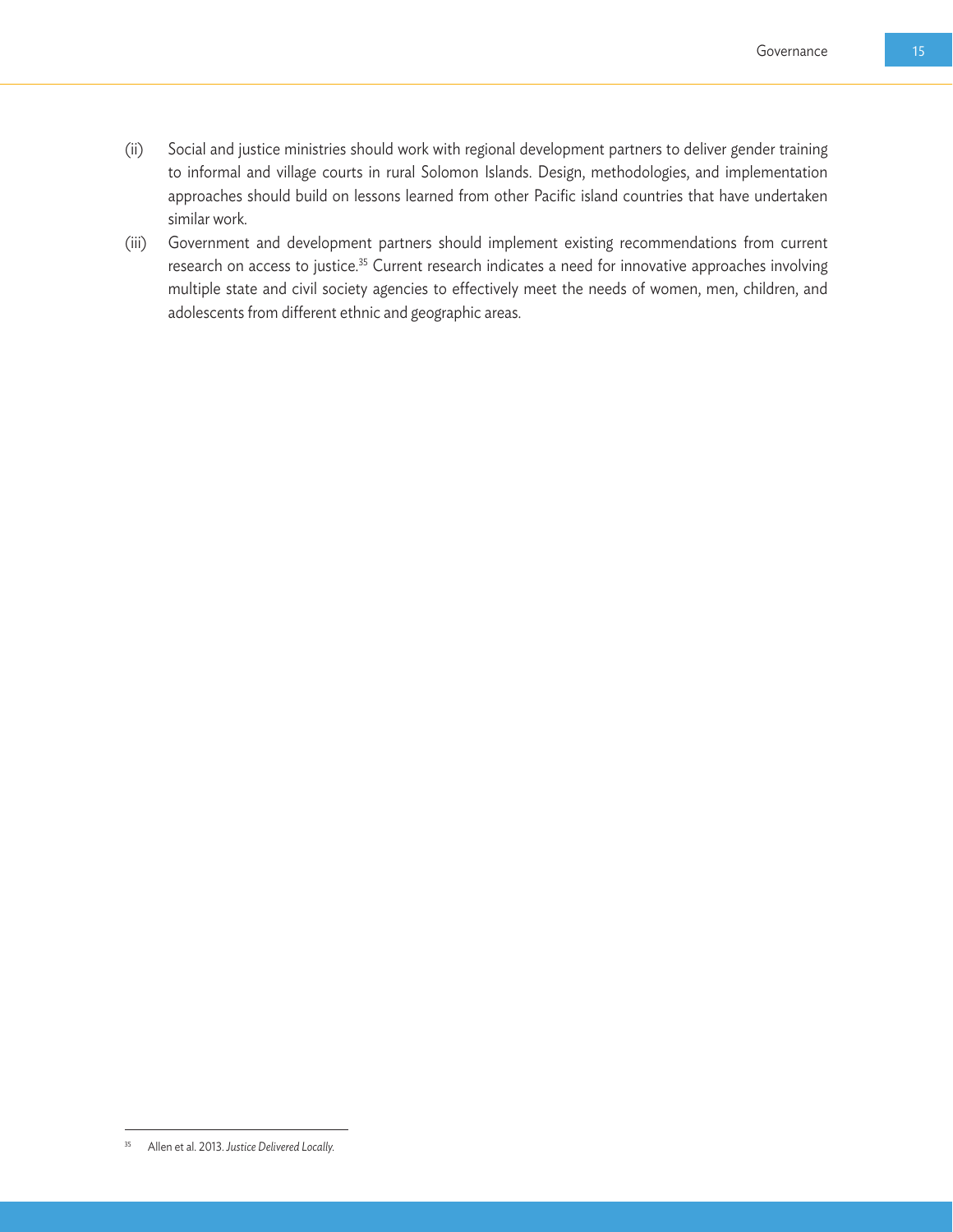(ii) Social and justice ministries should work with regional development partners to deliver gender training to informal and village courts in rural Solomon Islands. Design, methodologies, and implementation approaches should build on lessons learned from other Pacific island countries that have undertaken similar work.

(iii) Government and development partners should implement existing recommendations from current research on access to justice.[35] Current research indicates a need for innovative approaches involving multiple state and civil society agencies to effectively meet the needs of women, men, children, and adolescents from different ethnic and geographic areas.

---

[35] Allen et al. 2013. *Justice Delivered Locally.*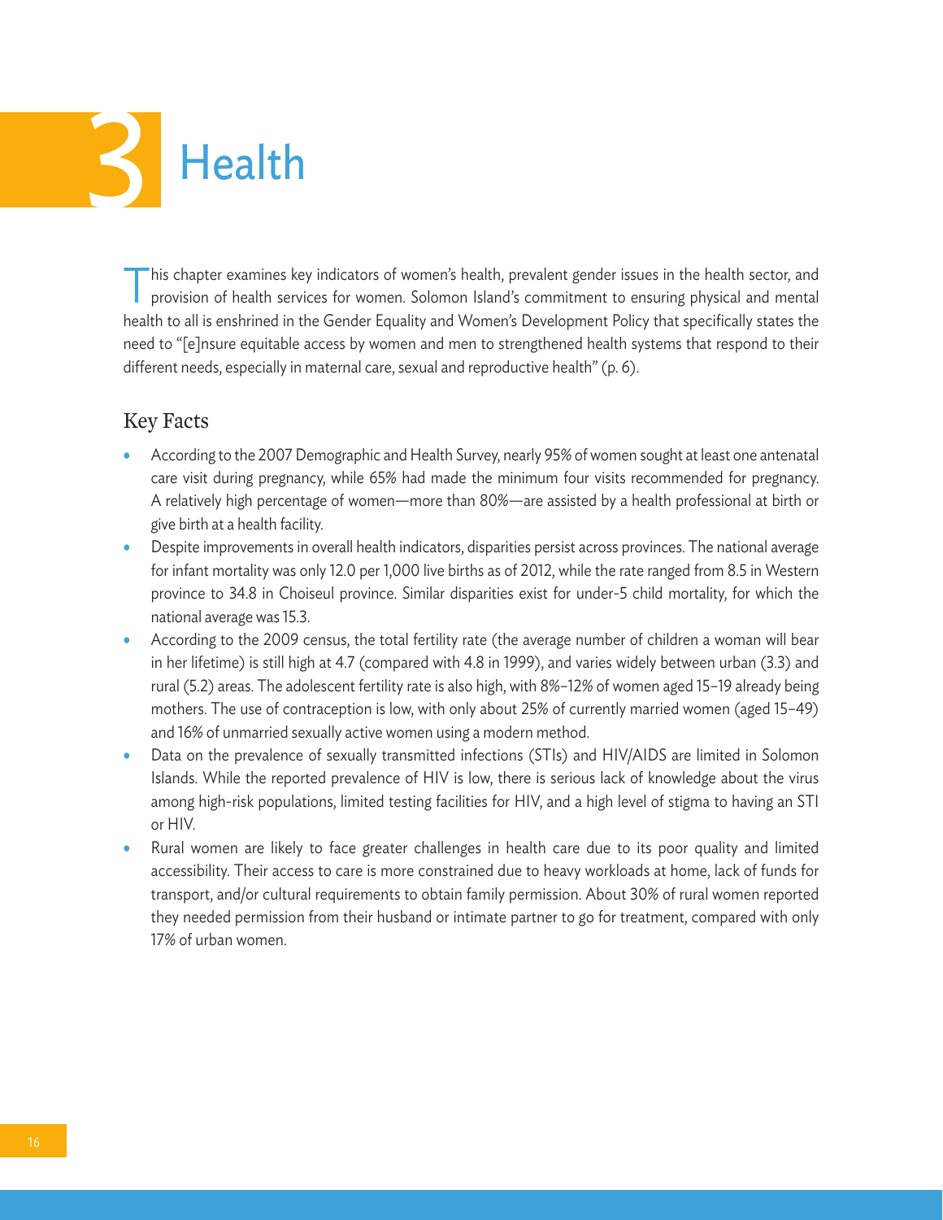# 3 Health

This chapter examines key indicators of women's health, prevalent gender issues in the health sector, and provision of health services for women. Solomon Island's commitment to ensuring physical and mental health to all is enshrined in the Gender Equality and Women's Development Policy that specifically states the need to "[e]nsure equitable access by women and men to strengthened health systems that respond to their different needs, especially in maternal care, sexual and reproductive health" (p. 6).

## Key Facts

- According to the 2007 Demographic and Health Survey, nearly 95% of women sought at least one antenatal care visit during pregnancy, while 65% had made the minimum four visits recommended for pregnancy. A relatively high percentage of women—more than 80%—are assisted by a health professional at birth or give birth at a health facility.
- Despite improvements in overall health indicators, disparities persist across provinces. The national average for infant mortality was only 12.0 per 1,000 live births as of 2012, while the rate ranged from 8.5 in Western province to 34.8 in Choiseul province. Similar disparities exist for under-5 child mortality, for which the national average was 15.3.
- According to the 2009 census, the total fertility rate (the average number of children a woman will bear in her lifetime) is still high at 4.7 (compared with 4.8 in 1999), and varies widely between urban (3.3) and rural (5.2) areas. The adolescent fertility rate is also high, with 8%–12% of women aged 15–19 already being mothers. The use of contraception is low, with only about 25% of currently married women (aged 15–49) and 16% of unmarried sexually active women using a modern method.
- Data on the prevalence of sexually transmitted infections (STIs) and HIV/AIDS are limited in Solomon Islands. While the reported prevalence of HIV is low, there is serious lack of knowledge about the virus among high-risk populations, limited testing facilities for HIV, and a high level of stigma to having an STI or HIV.
- Rural women are likely to face greater challenges in health care due to its poor quality and limited accessibility. Their access to care is more constrained due to heavy workloads at home, lack of funds for transport, and/or cultural requirements to obtain family permission. About 30% of rural women reported they needed permission from their husband or intimate partner to go for treatment, compared with only 17% of urban women.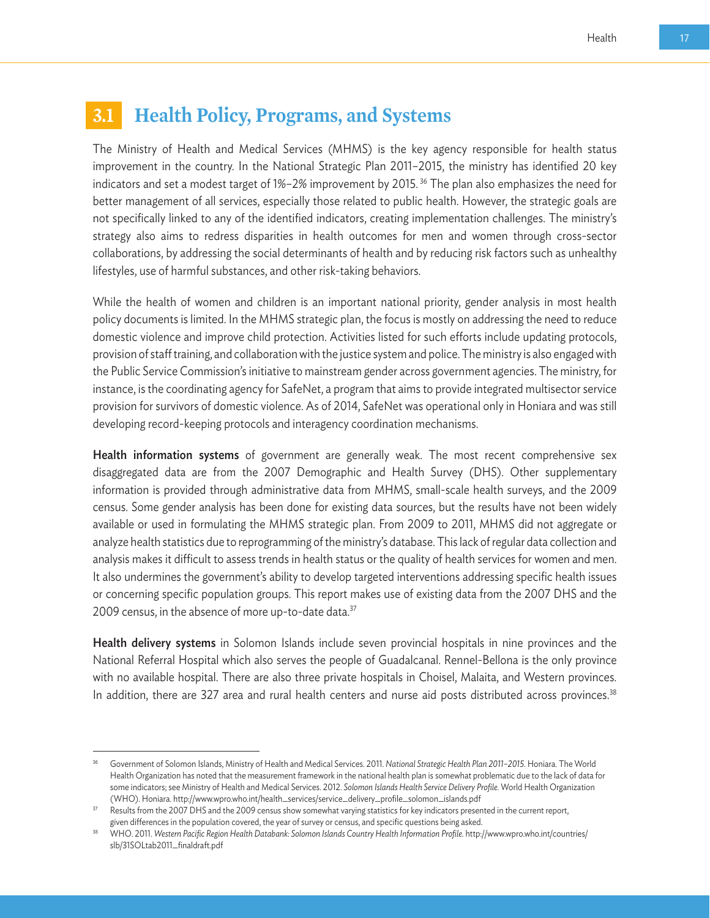## 3.1 Health Policy, Programs, and Systems

The Ministry of Health and Medical Services (MHMS) is the key agency responsible for health status improvement in the country. In the National Strategic Plan 2011–2015, the ministry has identified 20 key indicators and set a modest target of 1%–2% improvement by 2015.[36] The plan also emphasizes the need for better management of all services, especially those related to public health. However, the strategic goals are not specifically linked to any of the identified indicators, creating implementation challenges. The ministry's strategy also aims to redress disparities in health outcomes for men and women through cross-sector collaborations, by addressing the social determinants of health and by reducing risk factors such as unhealthy lifestyles, use of harmful substances, and other risk-taking behaviors.

While the health of women and children is an important national priority, gender analysis in most health policy documents is limited. In the MHMS strategic plan, the focus is mostly on addressing the need to reduce domestic violence and improve child protection. Activities listed for such efforts include updating protocols, provision of staff training, and collaboration with the justice system and police. The ministry is also engaged with the Public Service Commission's initiative to mainstream gender across government agencies. The ministry, for instance, is the coordinating agency for SafeNet, a program that aims to provide integrated multisector service provision for survivors of domestic violence. As of 2014, SafeNet was operational only in Honiara and was still developing record-keeping protocols and interagency coordination mechanisms.

**Health information systems** of government are generally weak. The most recent comprehensive sex disaggregated data are from the 2007 Demographic and Health Survey (DHS). Other supplementary information is provided through administrative data from MHMS, small-scale health surveys, and the 2009 census. Some gender analysis has been done for existing data sources, but the results have not been widely available or used in formulating the MHMS strategic plan. From 2009 to 2011, MHMS did not aggregate or analyze health statistics due to reprogramming of the ministry's database. This lack of regular data collection and analysis makes it difficult to assess trends in health status or the quality of health services for women and men. It also undermines the government's ability to develop targeted interventions addressing specific health issues or concerning specific population groups. This report makes use of existing data from the 2007 DHS and the 2009 census, in the absence of more up-to-date data.[37]

**Health delivery systems** in Solomon Islands include seven provincial hospitals in nine provinces and the National Referral Hospital which also serves the people of Guadalcanal. Rennel-Bellona is the only province with no available hospital. There are also three private hospitals in Choisel, Malaita, and Western provinces. In addition, there are 327 area and rural health centers and nurse aid posts distributed across provinces.[38]

---

[36] Government of Solomon Islands, Ministry of Health and Medical Services. 2011. *National Strategic Health Plan 2011–2015.* Honiara. The World Health Organization has noted that the measurement framework in the national health plan is somewhat problematic due to the lack of data for some indicators; see Ministry of Health and Medical Services. 2012. *Solomon Islands Health Service Delivery Profile.* World Health Organization (WHO). Honiara. http://www.wpro.who.int/health_services/service_delivery_profile_solomon_islands.pdf

[37] Results from the 2007 DHS and the 2009 census show somewhat varying statistics for key indicators presented in the current report, given differences in the population covered, the year of survey or census, and specific questions being asked.

[38] WHO. 2011. *Western Pacific Region Health Databank: Solomon Islands Country Health Information Profile.* http://www.wpro.who.int/countries/slb/31SOLtab2011_finaldraft.pdf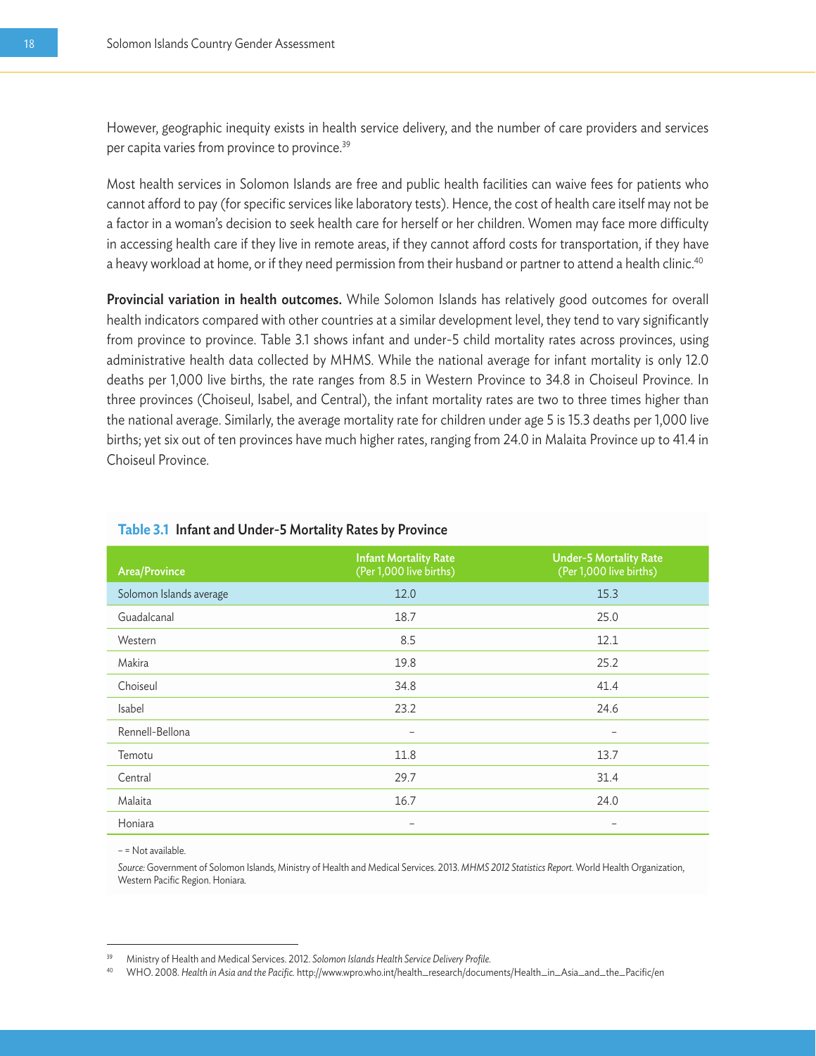However, geographic inequity exists in health service delivery, and the number of care providers and services per capita varies from province to province.[39]

Most health services in Solomon Islands are free and public health facilities can waive fees for patients who cannot afford to pay (for specific services like laboratory tests). Hence, the cost of health care itself may not be a factor in a woman's decision to seek health care for herself or her children. Women may face more difficulty in accessing health care if they live in remote areas, if they cannot afford costs for transportation, if they have a heavy workload at home, or if they need permission from their husband or partner to attend a health clinic.[40]

**Provincial variation in health outcomes.** While Solomon Islands has relatively good outcomes for overall health indicators compared with other countries at a similar development level, they tend to vary significantly from province to province. Table 3.1 shows infant and under-5 child mortality rates across provinces, using administrative health data collected by MHMS. While the national average for infant mortality is only 12.0 deaths per 1,000 live births, the rate ranges from 8.5 in Western Province to 34.8 in Choiseul Province. In three provinces (Choiseul, Isabel, and Central), the infant mortality rates are two to three times higher than the national average. Similarly, the average mortality rate for children under age 5 is 15.3 deaths per 1,000 live births; yet six out of ten provinces have much higher rates, ranging from 24.0 in Malaita Province up to 41.4 in Choiseul Province.

**Table 3.1 Infant and Under-5 Mortality Rates by Province**

| Area/Province | Infant Mortality Rate (Per 1,000 live births) | Under-5 Mortality Rate (Per 1,000 live births) |
|---|---|---|
| Solomon Islands average | 12.0 | 15.3 |
| Guadalcanal | 18.7 | 25.0 |
| Western | 8.5 | 12.1 |
| Makira | 19.8 | 25.2 |
| Choiseul | 34.8 | 41.4 |
| Isabel | 23.2 | 24.6 |
| Rennell-Bellona | – | – |
| Temotu | 11.8 | 13.7 |
| Central | 29.7 | 31.4 |
| Malaita | 16.7 | 24.0 |
| Honiara | – | – |

– = Not available.

*Source:* Government of Solomon Islands, Ministry of Health and Medical Services. 2013. *MHMS 2012 Statistics Report.* World Health Organization, Western Pacific Region. Honiara.

---

[39] Ministry of Health and Medical Services. 2012. *Solomon Islands Health Service Delivery Profile.*

[40] WHO. 2008. *Health in Asia and the Pacific.* http://www.wpro.who.int/health_research/documents/Health_in_Asia_and_the_Pacific/en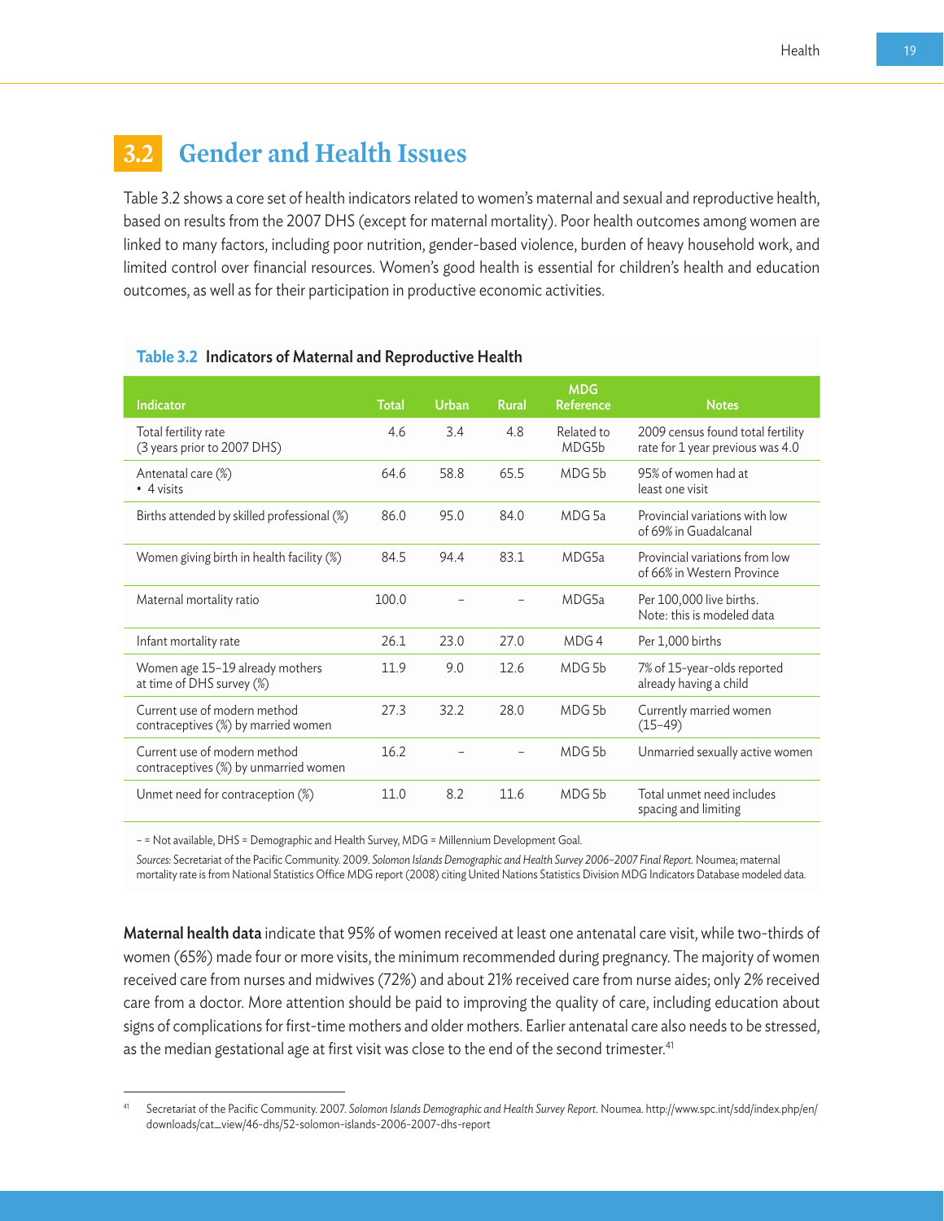## 3.2 Gender and Health Issues

Table 3.2 shows a core set of health indicators related to women's maternal and sexual and reproductive health, based on results from the 2007 DHS (except for maternal mortality). Poor health outcomes among women are linked to many factors, including poor nutrition, gender-based violence, burden of heavy household work, and limited control over financial resources. Women's good health is essential for children's health and education outcomes, as well as for their participation in productive economic activities.

**Table 3.2 Indicators of Maternal and Reproductive Health**

| Indicator | Total | Urban | Rural | MDG Reference | Notes |
|---|---|---|---|---|---|
| Total fertility rate (3 years prior to 2007 DHS) | 4.6 | 3.4 | 4.8 | Related to MDG5b | 2009 census found total fertility rate for 1 year previous was 4.0 |
| Antenatal care (%) • 4 visits | 64.6 | 58.8 | 65.5 | MDG 5b | 95% of women had at least one visit |
| Births attended by skilled professional (%) | 86.0 | 95.0 | 84.0 | MDG 5a | Provincial variations with low of 69% in Guadalcanal |
| Women giving birth in health facility (%) | 84.5 | 94.4 | 83.1 | MDG5a | Provincial variations from low of 66% in Western Province |
| Maternal mortality ratio | 100.0 | – | – | MDG5a | Per 100,000 live births. Note: this is modeled data |
| Infant mortality rate | 26.1 | 23.0 | 27.0 | MDG 4 | Per 1,000 births |
| Women age 15–19 already mothers at time of DHS survey (%) | 11.9 | 9.0 | 12.6 | MDG 5b | 7% of 15-year-olds reported already having a child |
| Current use of modern method contraceptives (%) by married women | 27.3 | 32.2 | 28.0 | MDG 5b | Currently married women (15–49) |
| Current use of modern method contraceptives (%) by unmarried women | 16.2 | – | – | MDG 5b | Unmarried sexually active women |
| Unmet need for contraception (%) | 11.0 | 8.2 | 11.6 | MDG 5b | Total unmet need includes spacing and limiting |

– = Not available, DHS = Demographic and Health Survey, MDG = Millennium Development Goal.

*Sources:* Secretariat of the Pacific Community. 2009. *Solomon Islands Demographic and Health Survey 2006–2007 Final Report.* Noumea; maternal mortality rate is from National Statistics Office MDG report (2008) citing United Nations Statistics Division MDG Indicators Database modeled data.

**Maternal health data** indicate that 95% of women received at least one antenatal care visit, while two-thirds of women (65%) made four or more visits, the minimum recommended during pregnancy. The majority of women received care from nurses and midwives (72%) and about 21% received care from nurse aides; only 2% received care from a doctor. More attention should be paid to improving the quality of care, including education about signs of complications for first-time mothers and older mothers. Earlier antenatal care also needs to be stressed, as the median gestational age at first visit was close to the end of the second trimester.[41]

[41] Secretariat of the Pacific Community. 2007. *Solomon Islands Demographic and Health Survey Report.* Noumea. http://www.spc.int/sdd/index.php/en/downloads/cat_view/46-dhs/52-solomon-islands-2006-2007-dhs-report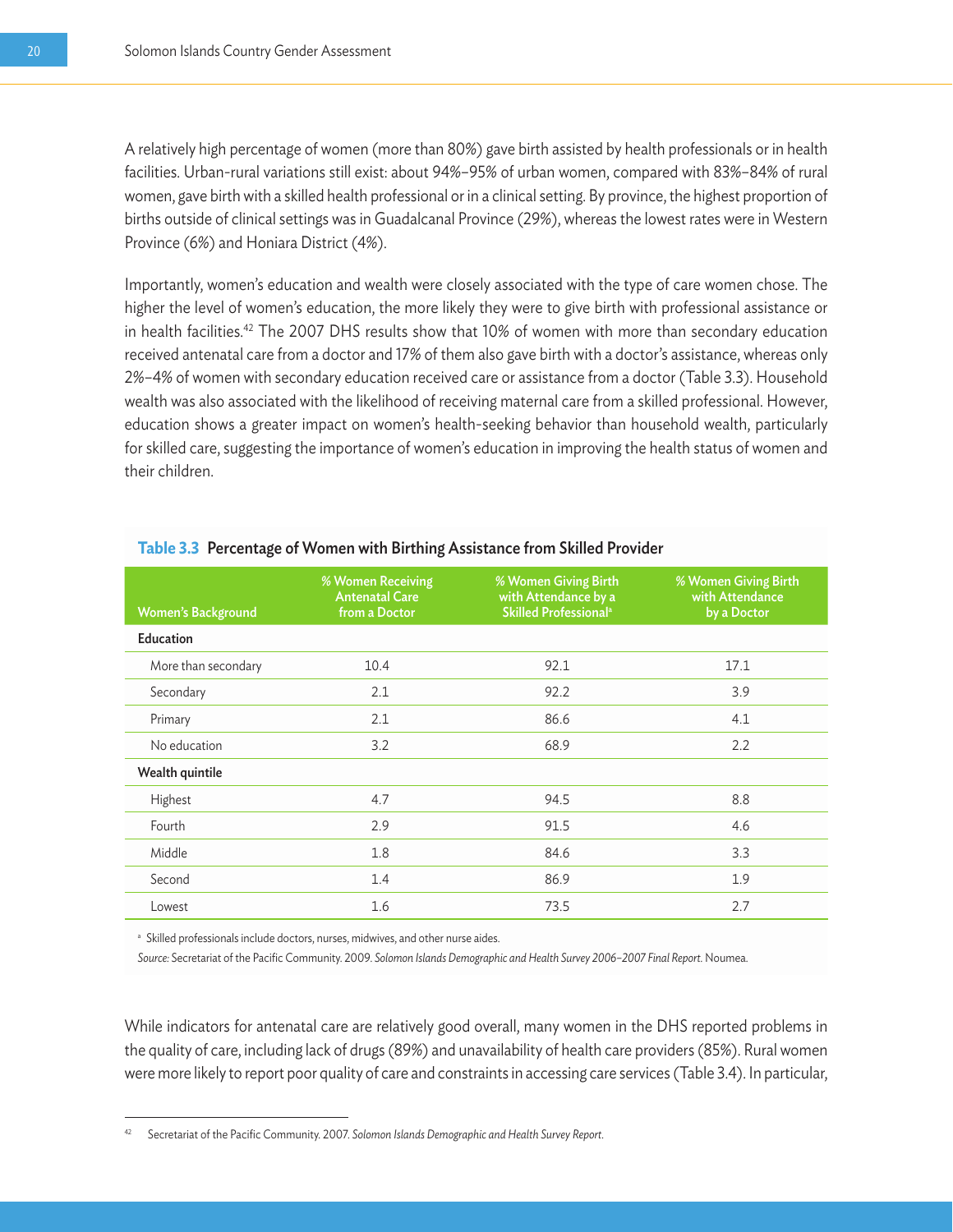A relatively high percentage of women (more than 80%) gave birth assisted by health professionals or in health facilities. Urban-rural variations still exist: about 94%–95% of urban women, compared with 83%–84% of rural women, gave birth with a skilled health professional or in a clinical setting. By province, the highest proportion of births outside of clinical settings was in Guadalcanal Province (29%), whereas the lowest rates were in Western Province (6%) and Honiara District (4%).

Importantly, women's education and wealth were closely associated with the type of care women chose. The higher the level of women's education, the more likely they were to give birth with professional assistance or in health facilities.[42] The 2007 DHS results show that 10% of women with more than secondary education received antenatal care from a doctor and 17% of them also gave birth with a doctor's assistance, whereas only 2%–4% of women with secondary education received care or assistance from a doctor (Table 3.3). Household wealth was also associated with the likelihood of receiving maternal care from a skilled professional. However, education shows a greater impact on women's health-seeking behavior than household wealth, particularly for skilled care, suggesting the importance of women's education in improving the health status of women and their children.

**Table 3.3 Percentage of Women with Birthing Assistance from Skilled Provider**

| Women's Background | % Women Receiving Antenatal Care from a Doctor | % Women Giving Birth with Attendance by a Skilled Professional[a] | % Women Giving Birth with Attendance by a Doctor |
|---|---|---|---|
| **Education** | | | |
| More than secondary | 10.4 | 92.1 | 17.1 |
| Secondary | 2.1 | 92.2 | 3.9 |
| Primary | 2.1 | 86.6 | 4.1 |
| No education | 3.2 | 68.9 | 2.2 |
| **Wealth quintile** | | | |
| Highest | 4.7 | 94.5 | 8.8 |
| Fourth | 2.9 | 91.5 | 4.6 |
| Middle | 1.8 | 84.6 | 3.3 |
| Second | 1.4 | 86.9 | 1.9 |
| Lowest | 1.6 | 73.5 | 2.7 |

[a] Skilled professionals include doctors, nurses, midwives, and other nurse aides.

*Source:* Secretariat of the Pacific Community. 2009. *Solomon Islands Demographic and Health Survey 2006–2007 Final Report*. Noumea.

While indicators for antenatal care are relatively good overall, many women in the DHS reported problems in the quality of care, including lack of drugs (89%) and unavailability of health care providers (85%). Rural women were more likely to report poor quality of care and constraints in accessing care services (Table 3.4). In particular,

[42] Secretariat of the Pacific Community. 2007. *Solomon Islands Demographic and Health Survey Report*.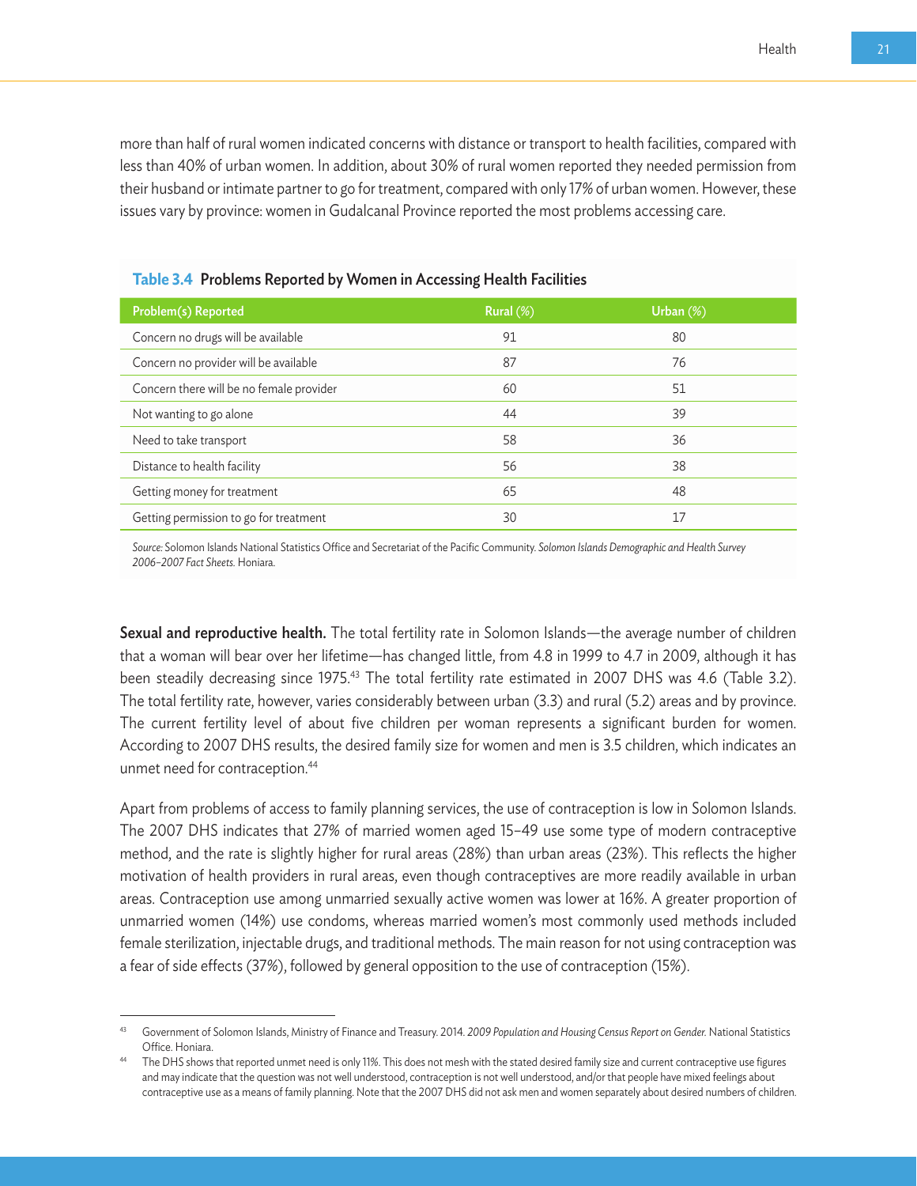more than half of rural women indicated concerns with distance or transport to health facilities, compared with less than 40% of urban women. In addition, about 30% of rural women reported they needed permission from their husband or intimate partner to go for treatment, compared with only 17% of urban women. However, these issues vary by province: women in Gudalcanal Province reported the most problems accessing care.

**Table 3.4 Problems Reported by Women in Accessing Health Facilities**

| Problem(s) Reported | Rural (%) | Urban (%) |
|---|---|---|
| Concern no drugs will be available | 91 | 80 |
| Concern no provider will be available | 87 | 76 |
| Concern there will be no female provider | 60 | 51 |
| Not wanting to go alone | 44 | 39 |
| Need to take transport | 58 | 36 |
| Distance to health facility | 56 | 38 |
| Getting money for treatment | 65 | 48 |
| Getting permission to go for treatment | 30 | 17 |

*Source:* Solomon Islands National Statistics Office and Secretariat of the Pacific Community. *Solomon Islands Demographic and Health Survey 2006–2007 Fact Sheets.* Honiara.

**Sexual and reproductive health.** The total fertility rate in Solomon Islands—the average number of children that a woman will bear over her lifetime—has changed little, from 4.8 in 1999 to 4.7 in 2009, although it has been steadily decreasing since 1975.[43] The total fertility rate estimated in 2007 DHS was 4.6 (Table 3.2). The total fertility rate, however, varies considerably between urban (3.3) and rural (5.2) areas and by province. The current fertility level of about five children per woman represents a significant burden for women. According to 2007 DHS results, the desired family size for women and men is 3.5 children, which indicates an unmet need for contraception.[44]

Apart from problems of access to family planning services, the use of contraception is low in Solomon Islands. The 2007 DHS indicates that 27% of married women aged 15–49 use some type of modern contraceptive method, and the rate is slightly higher for rural areas (28%) than urban areas (23%). This reflects the higher motivation of health providers in rural areas, even though contraceptives are more readily available in urban areas. Contraception use among unmarried sexually active women was lower at 16%. A greater proportion of unmarried women (14%) use condoms, whereas married women's most commonly used methods included female sterilization, injectable drugs, and traditional methods. The main reason for not using contraception was a fear of side effects (37%), followed by general opposition to the use of contraception (15%).

---

[43] Government of Solomon Islands, Ministry of Finance and Treasury. 2014. *2009 Population and Housing Census Report on Gender.* National Statistics Office. Honiara.

[44] The DHS shows that reported unmet need is only 11%. This does not mesh with the stated desired family size and current contraceptive use figures and may indicate that the question was not well understood, contraception is not well understood, and/or that people have mixed feelings about contraceptive use as a means of family planning. Note that the 2007 DHS did not ask men and women separately about desired numbers of children.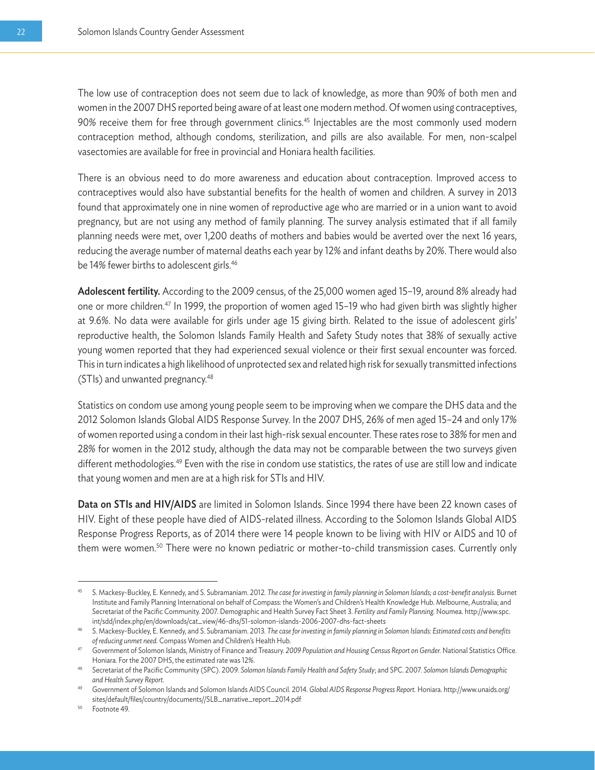The low use of contraception does not seem due to lack of knowledge, as more than 90% of both men and women in the 2007 DHS reported being aware of at least one modern method. Of women using contraceptives, 90% receive them for free through government clinics.[45] Injectables are the most commonly used modern contraception method, although condoms, sterilization, and pills are also available. For men, non-scalpel vasectomies are available for free in provincial and Honiara health facilities.

There is an obvious need to do more awareness and education about contraception. Improved access to contraceptives would also have substantial benefits for the health of women and children. A survey in 2013 found that approximately one in nine women of reproductive age who are married or in a union want to avoid pregnancy, but are not using any method of family planning. The survey analysis estimated that if all family planning needs were met, over 1,200 deaths of mothers and babies would be averted over the next 16 years, reducing the average number of maternal deaths each year by 12% and infant deaths by 20%. There would also be 14% fewer births to adolescent girls.[46]

**Adolescent fertility.** According to the 2009 census, of the 25,000 women aged 15–19, around 8% already had one or more children.[47] In 1999, the proportion of women aged 15–19 who had given birth was slightly higher at 9.6%. No data were available for girls under age 15 giving birth. Related to the issue of adolescent girls' reproductive health, the Solomon Islands Family Health and Safety Study notes that 38% of sexually active young women reported that they had experienced sexual violence or their first sexual encounter was forced. This in turn indicates a high likelihood of unprotected sex and related high risk for sexually transmitted infections (STIs) and unwanted pregnancy.[48]

Statistics on condom use among young people seem to be improving when we compare the DHS data and the 2012 Solomon Islands Global AIDS Response Survey. In the 2007 DHS, 26% of men aged 15–24 and only 17% of women reported using a condom in their last high-risk sexual encounter. These rates rose to 38% for men and 28% for women in the 2012 study, although the data may not be comparable between the two surveys given different methodologies.[49] Even with the rise in condom use statistics, the rates of use are still low and indicate that young women and men are at a high risk for STIs and HIV.

**Data on STIs and HIV/AIDS** are limited in Solomon Islands. Since 1994 there have been 22 known cases of HIV. Eight of these people have died of AIDS-related illness. According to the Solomon Islands Global AIDS Response Progress Reports, as of 2014 there were 14 people known to be living with HIV or AIDS and 10 of them were women.[50] There were no known pediatric or mother-to-child transmission cases. Currently only

---

[45] S. Mackesy-Buckley, E. Kennedy, and S. Subramaniam. 2012. *The case for investing in family planning in Solomon Islands; a cost-benefit analysis.* Burnet Institute and Family Planning International on behalf of Compass: the Women's and Children's Health Knowledge Hub. Melbourne, Australia; and Secretariat of the Pacific Community. 2007. Demographic and Health Survey Fact Sheet 3. *Fertility and Family Planning.* Noumea. http://www.spc.int/sdd/index.php/en/downloads/cat_view/46-dhs/51-solomon-islands-2006-2007-dhs-fact-sheets

[46] S. Mackesy-Buckley, E. Kennedy, and S. Subramaniam. 2013. *The case for investing in family planning in Solomon Islands: Estimated costs and benefits of reducing unmet need.* Compass Women and Children's Health Hub.

[47] Government of Solomon Islands, Ministry of Finance and Treasury. *2009 Population and Housing Census Report on Gender.* National Statistics Office. Honiara. For the 2007 DHS, the estimated rate was 12%.

[48] Secretariat of the Pacific Community (SPC). 2009. *Solomon Islands Family Health and Safety Study*; and SPC. 2007. *Solomon Islands Demographic and Health Survey Report.*

[49] Government of Solomon Islands and Solomon Islands AIDS Council. 2014. *Global AIDS Response Progress Report.* Honiara. http://www.unaids.org/sites/default/files/country/documents//SLB_narrative_report_2014.pdf

[50] Footnote 49.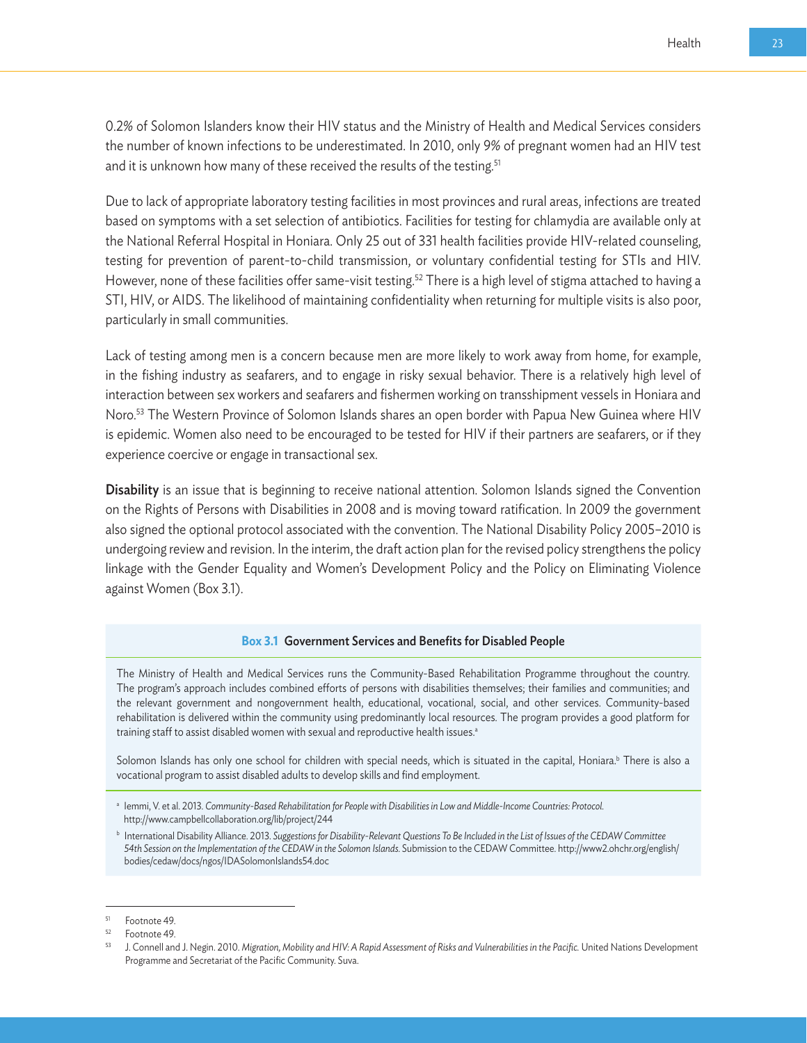0.2% of Solomon Islanders know their HIV status and the Ministry of Health and Medical Services considers the number of known infections to be underestimated. In 2010, only 9% of pregnant women had an HIV test and it is unknown how many of these received the results of the testing.[51]

Due to lack of appropriate laboratory testing facilities in most provinces and rural areas, infections are treated based on symptoms with a set selection of antibiotics. Facilities for testing for chlamydia are available only at the National Referral Hospital in Honiara. Only 25 out of 331 health facilities provide HIV-related counseling, testing for prevention of parent-to-child transmission, or voluntary confidential testing for STIs and HIV. However, none of these facilities offer same-visit testing.[52] There is a high level of stigma attached to having a STI, HIV, or AIDS. The likelihood of maintaining confidentiality when returning for multiple visits is also poor, particularly in small communities.

Lack of testing among men is a concern because men are more likely to work away from home, for example, in the fishing industry as seafarers, and to engage in risky sexual behavior. There is a relatively high level of interaction between sex workers and seafarers and fishermen working on transshipment vessels in Honiara and Noro.[53] The Western Province of Solomon Islands shares an open border with Papua New Guinea where HIV is epidemic. Women also need to be encouraged to be tested for HIV if their partners are seafarers, or if they experience coercive or engage in transactional sex.

**Disability** is an issue that is beginning to receive national attention. Solomon Islands signed the Convention on the Rights of Persons with Disabilities in 2008 and is moving toward ratification. In 2009 the government also signed the optional protocol associated with the convention. The National Disability Policy 2005–2010 is undergoing review and revision. In the interim, the draft action plan for the revised policy strengthens the policy linkage with the Gender Equality and Women's Development Policy and the Policy on Eliminating Violence against Women (Box 3.1).

**Box 3.1 Government Services and Benefits for Disabled People**

The Ministry of Health and Medical Services runs the Community-Based Rehabilitation Programme throughout the country. The program's approach includes combined efforts of persons with disabilities themselves; their families and communities; and the relevant government and nongovernment health, educational, vocational, social, and other services. Community-based rehabilitation is delivered within the community using predominantly local resources. The program provides a good platform for training staff to assist disabled women with sexual and reproductive health issues.[a]

Solomon Islands has only one school for children with special needs, which is situated in the capital, Honiara.[b] There is also a vocational program to assist disabled adults to develop skills and find employment.

[a] Iemmi, V. et al. 2013. *Community-Based Rehabilitation for People with Disabilities in Low and Middle-Income Countries: Protocol.* http://www.campbellcollaboration.org/lib/project/244

[b] International Disability Alliance. 2013. *Suggestions for Disability-Relevant Questions To Be Included in the List of Issues of the CEDAW Committee 54th Session on the Implementation of the CEDAW in the Solomon Islands.* Submission to the CEDAW Committee. http://www2.ohchr.org/english/bodies/cedaw/docs/ngos/IDASolomonIslands54.doc

[51] Footnote 49.

[52] Footnote 49.

[53] J. Connell and J. Negin. 2010. *Migration, Mobility and HIV: A Rapid Assessment of Risks and Vulnerabilities in the Pacific.* United Nations Development Programme and Secretariat of the Pacific Community. Suva.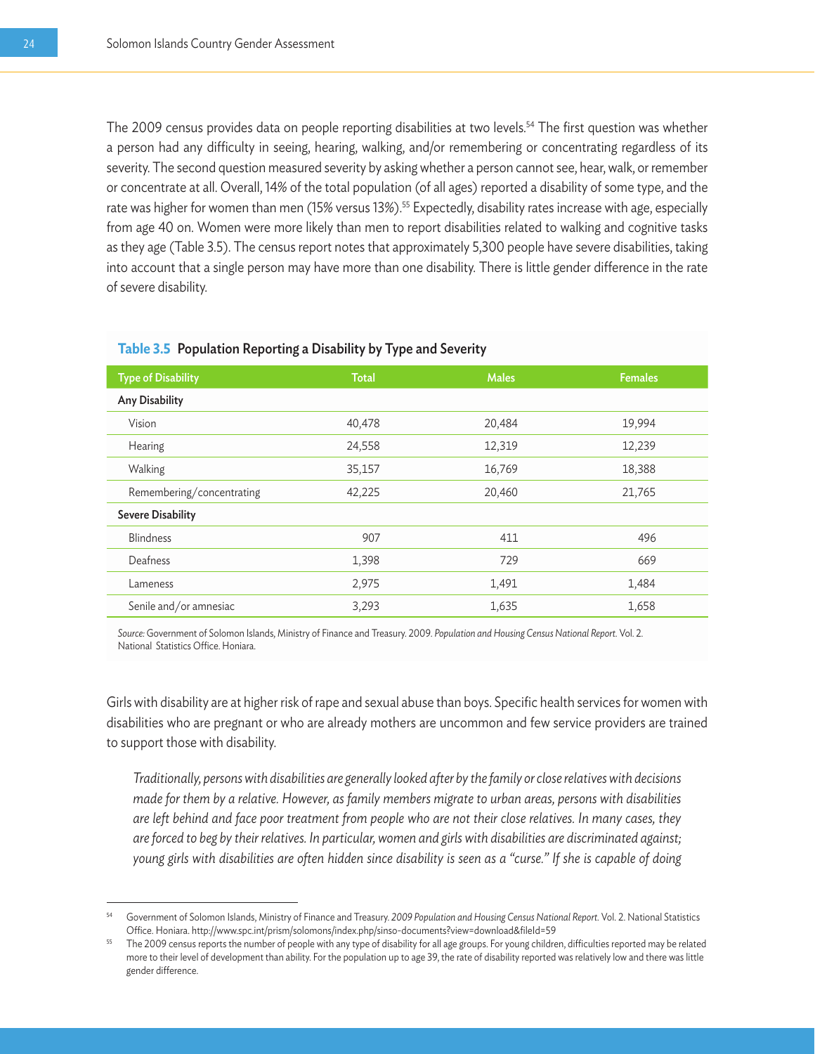The 2009 census provides data on people reporting disabilities at two levels.[54] The first question was whether a person had any difficulty in seeing, hearing, walking, and/or remembering or concentrating regardless of its severity. The second question measured severity by asking whether a person cannot see, hear, walk, or remember or concentrate at all. Overall, 14% of the total population (of all ages) reported a disability of some type, and the rate was higher for women than men (15% versus 13%).[55] Expectedly, disability rates increase with age, especially from age 40 on. Women were more likely than men to report disabilities related to walking and cognitive tasks as they age (Table 3.5). The census report notes that approximately 5,300 people have severe disabilities, taking into account that a single person may have more than one disability. There is little gender difference in the rate of severe disability.

**Table 3.5 Population Reporting a Disability by Type and Severity**

| Type of Disability | Total | Males | Females |
|---|---|---|---|
| **Any Disability** | | | |
| Vision | 40,478 | 20,484 | 19,994 |
| Hearing | 24,558 | 12,319 | 12,239 |
| Walking | 35,157 | 16,769 | 18,388 |
| Remembering/concentrating | 42,225 | 20,460 | 21,765 |
| **Severe Disability** | | | |
| Blindness | 907 | 411 | 496 |
| Deafness | 1,398 | 729 | 669 |
| Lameness | 2,975 | 1,491 | 1,484 |
| Senile and/or amnesiac | 3,293 | 1,635 | 1,658 |

*Source:* Government of Solomon Islands, Ministry of Finance and Treasury. 2009. *Population and Housing Census National Report.* Vol. 2. National Statistics Office. Honiara.

Girls with disability are at higher risk of rape and sexual abuse than boys. Specific health services for women with disabilities who are pregnant or who are already mothers are uncommon and few service providers are trained to support those with disability.

> *Traditionally, persons with disabilities are generally looked after by the family or close relatives with decisions made for them by a relative. However, as family members migrate to urban areas, persons with disabilities are left behind and face poor treatment from people who are not their close relatives. In many cases, they are forced to beg by their relatives. In particular, women and girls with disabilities are discriminated against; young girls with disabilities are often hidden since disability is seen as a "curse." If she is capable of doing*

---

[54] Government of Solomon Islands, Ministry of Finance and Treasury. *2009 Population and Housing Census National Report.* Vol. 2. National Statistics Office. Honiara. http://www.spc.int/prism/solomons/index.php/sinso-documents?view=download&fileId=59

[55] The 2009 census reports the number of people with any type of disability for all age groups. For young children, difficulties reported may be related more to their level of development than ability. For the population up to age 39, the rate of disability reported was relatively low and there was little gender difference.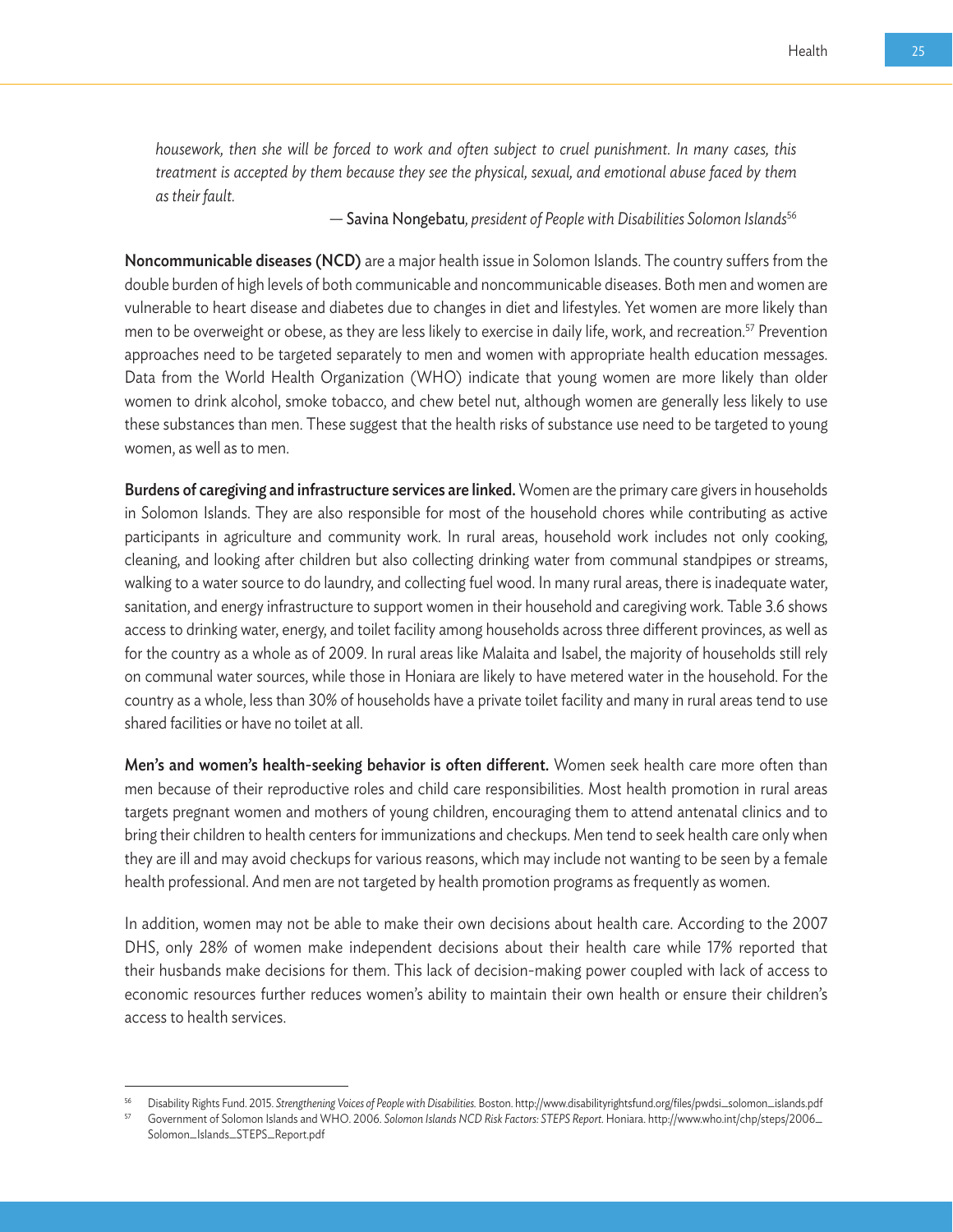*housework, then she will be forced to work and often subject to cruel punishment. In many cases, this treatment is accepted by them because they see the physical, sexual, and emotional abuse faced by them as their fault.*

— Savina Nongebatu, *president of People with Disabilities Solomon Islands*[56]

**Noncommunicable diseases (NCD)** are a major health issue in Solomon Islands. The country suffers from the double burden of high levels of both communicable and noncommunicable diseases. Both men and women are vulnerable to heart disease and diabetes due to changes in diet and lifestyles. Yet women are more likely than men to be overweight or obese, as they are less likely to exercise in daily life, work, and recreation.[57] Prevention approaches need to be targeted separately to men and women with appropriate health education messages. Data from the World Health Organization (WHO) indicate that young women are more likely than older women to drink alcohol, smoke tobacco, and chew betel nut, although women are generally less likely to use these substances than men. These suggest that the health risks of substance use need to be targeted to young women, as well as to men.

**Burdens of caregiving and infrastructure services are linked.** Women are the primary care givers in households in Solomon Islands. They are also responsible for most of the household chores while contributing as active participants in agriculture and community work. In rural areas, household work includes not only cooking, cleaning, and looking after children but also collecting drinking water from communal standpipes or streams, walking to a water source to do laundry, and collecting fuel wood. In many rural areas, there is inadequate water, sanitation, and energy infrastructure to support women in their household and caregiving work. Table 3.6 shows access to drinking water, energy, and toilet facility among households across three different provinces, as well as for the country as a whole as of 2009. In rural areas like Malaita and Isabel, the majority of households still rely on communal water sources, while those in Honiara are likely to have metered water in the household. For the country as a whole, less than 30% of households have a private toilet facility and many in rural areas tend to use shared facilities or have no toilet at all.

**Men's and women's health-seeking behavior is often different.** Women seek health care more often than men because of their reproductive roles and child care responsibilities. Most health promotion in rural areas targets pregnant women and mothers of young children, encouraging them to attend antenatal clinics and to bring their children to health centers for immunizations and checkups. Men tend to seek health care only when they are ill and may avoid checkups for various reasons, which may include not wanting to be seen by a female health professional. And men are not targeted by health promotion programs as frequently as women.

In addition, women may not be able to make their own decisions about health care. According to the 2007 DHS, only 28% of women make independent decisions about their health care while 17% reported that their husbands make decisions for them. This lack of decision-making power coupled with lack of access to economic resources further reduces women's ability to maintain their own health or ensure their children's access to health services.

---

[56] Disability Rights Fund. 2015. *Strengthening Voices of People with Disabilities.* Boston. http://www.disabilityrightsfund.org/files/pwdsi_solomon_islands.pdf

[57] Government of Solomon Islands and WHO. 2006. *Solomon Islands NCD Risk Factors: STEPS Report.* Honiara. http://www.who.int/chp/steps/2006_Solomon_Islands_STEPS_Report.pdf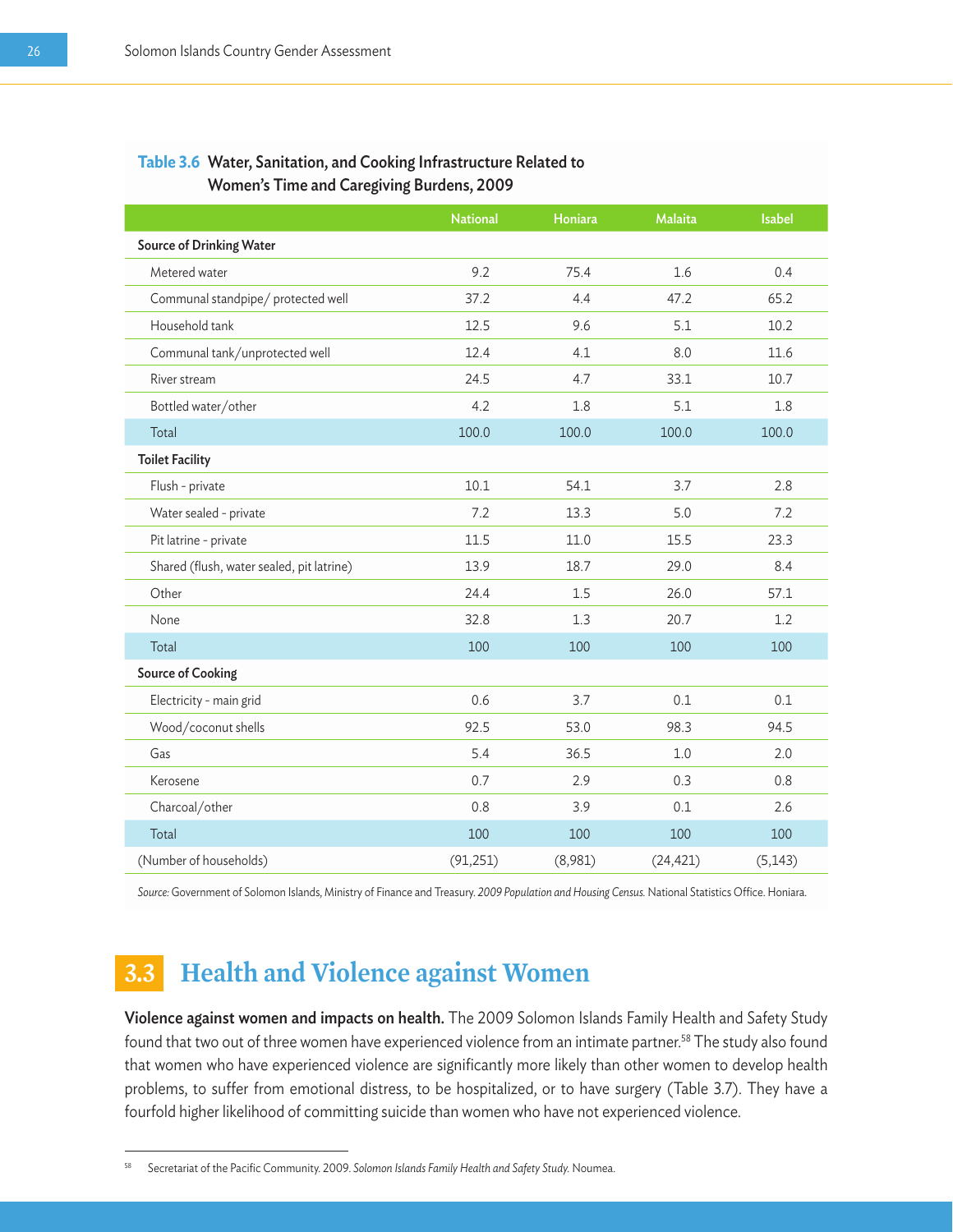**Table 3.6 Water, Sanitation, and Cooking Infrastructure Related to Women's Time and Caregiving Burdens, 2009**

| | National | Honiara | Malaita | Isabel |
|---|---|---|---|---|
| **Source of Drinking Water** | | | | |
| Metered water | 9.2 | 75.4 | 1.6 | 0.4 |
| Communal standpipe/ protected well | 37.2 | 4.4 | 47.2 | 65.2 |
| Household tank | 12.5 | 9.6 | 5.1 | 10.2 |
| Communal tank/unprotected well | 12.4 | 4.1 | 8.0 | 11.6 |
| River stream | 24.5 | 4.7 | 33.1 | 10.7 |
| Bottled water/other | 4.2 | 1.8 | 5.1 | 1.8 |
| Total | 100.0 | 100.0 | 100.0 | 100.0 |
| **Toilet Facility** | | | | |
| Flush - private | 10.1 | 54.1 | 3.7 | 2.8 |
| Water sealed - private | 7.2 | 13.3 | 5.0 | 7.2 |
| Pit latrine - private | 11.5 | 11.0 | 15.5 | 23.3 |
| Shared (flush, water sealed, pit latrine) | 13.9 | 18.7 | 29.0 | 8.4 |
| Other | 24.4 | 1.5 | 26.0 | 57.1 |
| None | 32.8 | 1.3 | 20.7 | 1.2 |
| Total | 100 | 100 | 100 | 100 |
| **Source of Cooking** | | | | |
| Electricity - main grid | 0.6 | 3.7 | 0.1 | 0.1 |
| Wood/coconut shells | 92.5 | 53.0 | 98.3 | 94.5 |
| Gas | 5.4 | 36.5 | 1.0 | 2.0 |
| Kerosene | 0.7 | 2.9 | 0.3 | 0.8 |
| Charcoal/other | 0.8 | 3.9 | 0.1 | 2.6 |
| Total | 100 | 100 | 100 | 100 |
| (Number of households) | (91,251) | (8,981) | (24,421) | (5,143) |

*Source:* Government of Solomon Islands, Ministry of Finance and Treasury. *2009 Population and Housing Census.* National Statistics Office. Honiara.

## 3.3 Health and Violence against Women

**Violence against women and impacts on health.** The 2009 Solomon Islands Family Health and Safety Study found that two out of three women have experienced violence from an intimate partner.[58] The study also found that women who have experienced violence are significantly more likely than other women to develop health problems, to suffer from emotional distress, to be hospitalized, or to have surgery (Table 3.7). They have a fourfold higher likelihood of committing suicide than women who have not experienced violence.

[58] Secretariat of the Pacific Community. 2009. *Solomon Islands Family Health and Safety Study.* Noumea.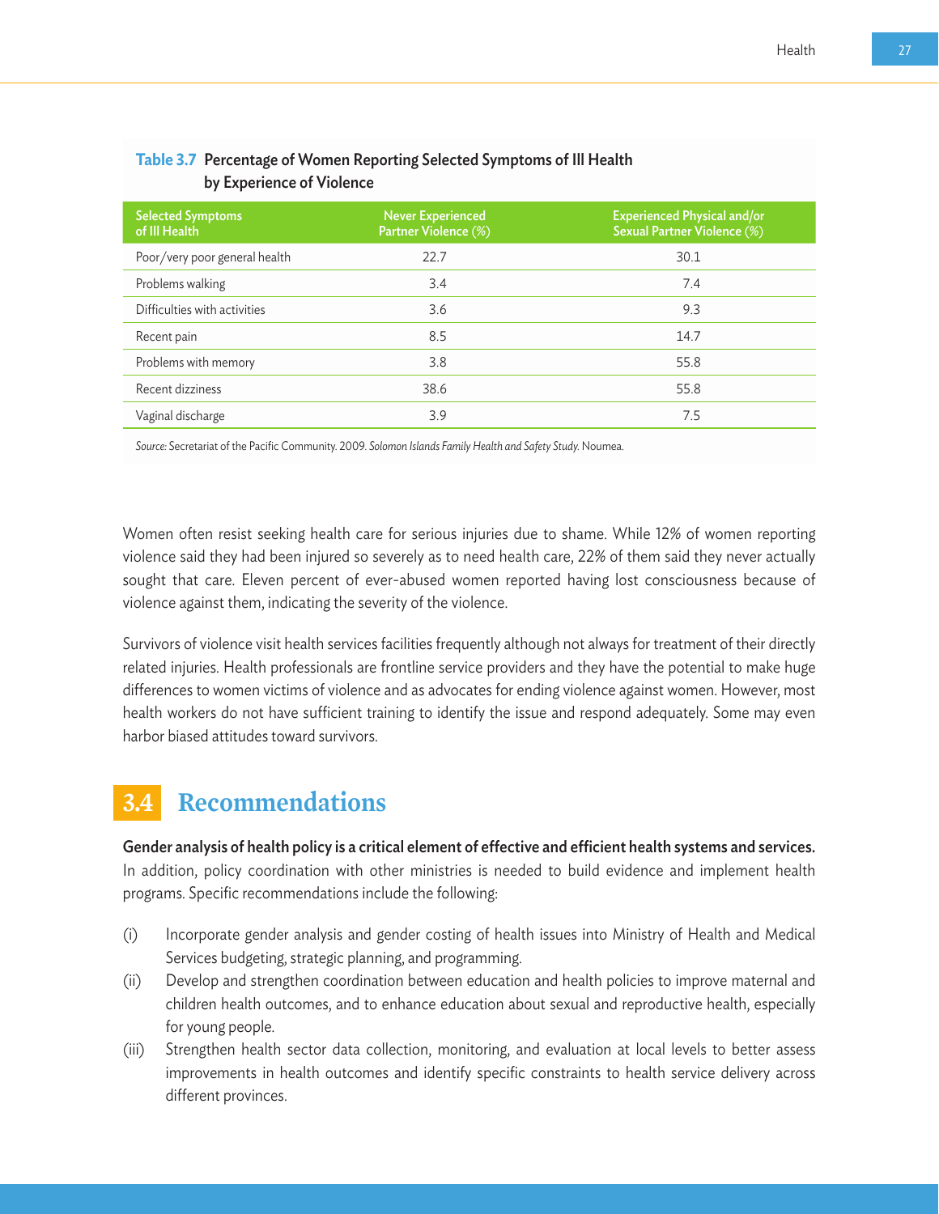**Table 3.7 Percentage of Women Reporting Selected Symptoms of Ill Health by Experience of Violence**

| Selected Symptoms of Ill Health | Never Experienced Partner Violence (%) | Experienced Physical and/or Sexual Partner Violence (%) |
|---|---|---|
| Poor/very poor general health | 22.7 | 30.1 |
| Problems walking | 3.4 | 7.4 |
| Difficulties with activities | 3.6 | 9.3 |
| Recent pain | 8.5 | 14.7 |
| Problems with memory | 3.8 | 55.8 |
| Recent dizziness | 38.6 | 55.8 |
| Vaginal discharge | 3.9 | 7.5 |

*Source:* Secretariat of the Pacific Community. 2009. *Solomon Islands Family Health and Safety Study.* Noumea.

Women often resist seeking health care for serious injuries due to shame. While 12% of women reporting violence said they had been injured so severely as to need health care, 22% of them said they never actually sought that care. Eleven percent of ever-abused women reported having lost consciousness because of violence against them, indicating the severity of the violence.

Survivors of violence visit health services facilities frequently although not always for treatment of their directly related injuries. Health professionals are frontline service providers and they have the potential to make huge differences to women victims of violence and as advocates for ending violence against women. However, most health workers do not have sufficient training to identify the issue and respond adequately. Some may even harbor biased attitudes toward survivors.

## 3.4 Recommendations

**Gender analysis of health policy is a critical element of effective and efficient health systems and services.** In addition, policy coordination with other ministries is needed to build evidence and implement health programs. Specific recommendations include the following:

(i) Incorporate gender analysis and gender costing of health issues into Ministry of Health and Medical Services budgeting, strategic planning, and programming.

(ii) Develop and strengthen coordination between education and health policies to improve maternal and children health outcomes, and to enhance education about sexual and reproductive health, especially for young people.

(iii) Strengthen health sector data collection, monitoring, and evaluation at local levels to better assess improvements in health outcomes and identify specific constraints to health service delivery across different provinces.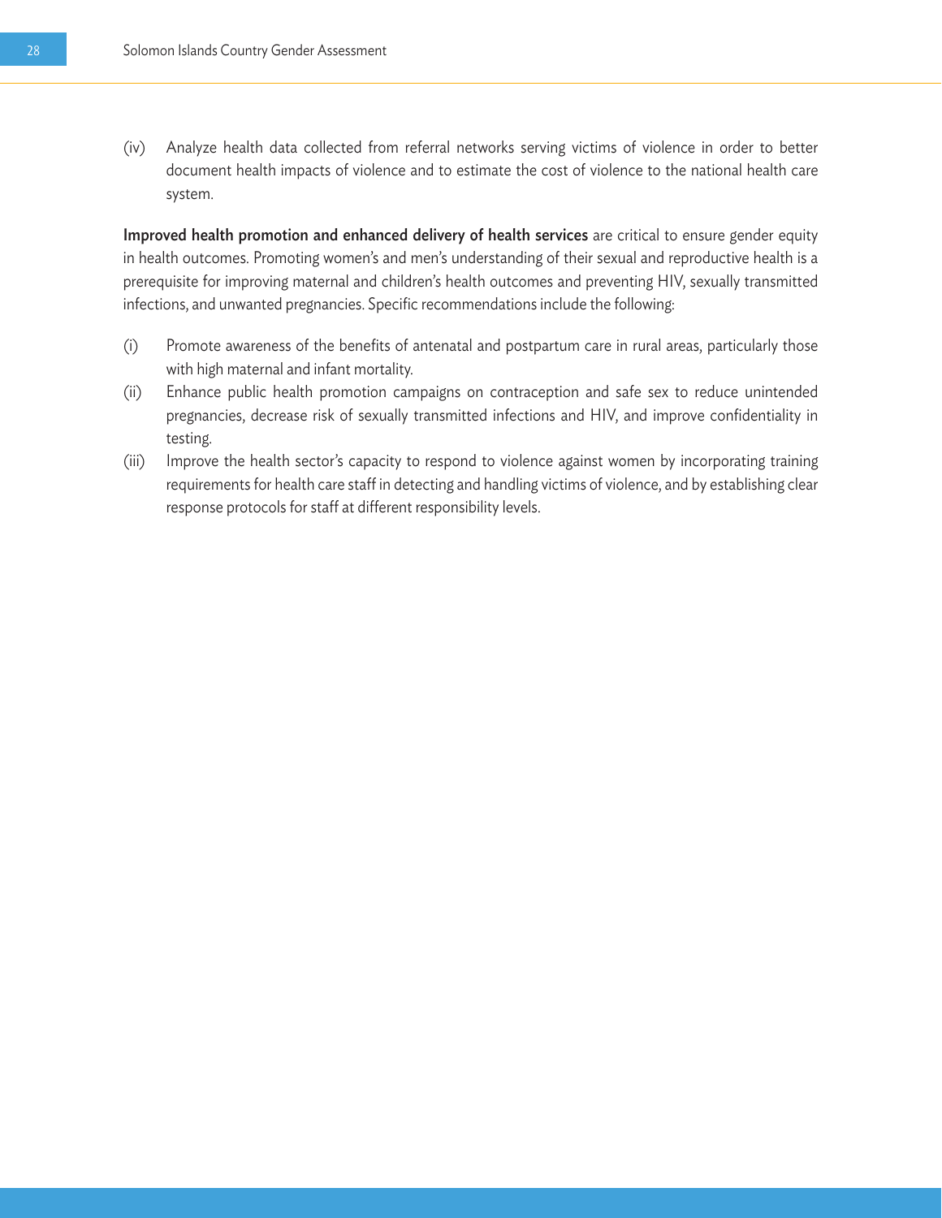(iv) Analyze health data collected from referral networks serving victims of violence in order to better document health impacts of violence and to estimate the cost of violence to the national health care system.

**Improved health promotion and enhanced delivery of health services** are critical to ensure gender equity in health outcomes. Promoting women's and men's understanding of their sexual and reproductive health is a prerequisite for improving maternal and children's health outcomes and preventing HIV, sexually transmitted infections, and unwanted pregnancies. Specific recommendations include the following:

(i) Promote awareness of the benefits of antenatal and postpartum care in rural areas, particularly those with high maternal and infant mortality.

(ii) Enhance public health promotion campaigns on contraception and safe sex to reduce unintended pregnancies, decrease risk of sexually transmitted infections and HIV, and improve confidentiality in testing.

(iii) Improve the health sector's capacity to respond to violence against women by incorporating training requirements for health care staff in detecting and handling victims of violence, and by establishing clear response protocols for staff at different responsibility levels.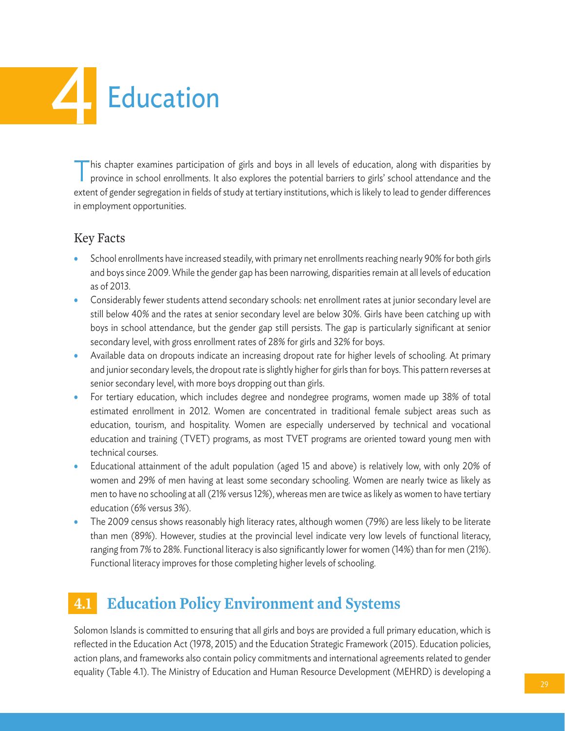# 4 Education

This chapter examines participation of girls and boys in all levels of education, along with disparities by province in school enrollments. It also explores the potential barriers to girls' school attendance and the extent of gender segregation in fields of study at tertiary institutions, which is likely to lead to gender differences in employment opportunities.

## Key Facts

- School enrollments have increased steadily, with primary net enrollments reaching nearly 90% for both girls and boys since 2009. While the gender gap has been narrowing, disparities remain at all levels of education as of 2013.
- Considerably fewer students attend secondary schools: net enrollment rates at junior secondary level are still below 40% and the rates at senior secondary level are below 30%. Girls have been catching up with boys in school attendance, but the gender gap still persists. The gap is particularly significant at senior secondary level, with gross enrollment rates of 28% for girls and 32% for boys.
- Available data on dropouts indicate an increasing dropout rate for higher levels of schooling. At primary and junior secondary levels, the dropout rate is slightly higher for girls than for boys. This pattern reverses at senior secondary level, with more boys dropping out than girls.
- For tertiary education, which includes degree and nondegree programs, women made up 38% of total estimated enrollment in 2012. Women are concentrated in traditional female subject areas such as education, tourism, and hospitality. Women are especially underserved by technical and vocational education and training (TVET) programs, as most TVET programs are oriented toward young men with technical courses.
- Educational attainment of the adult population (aged 15 and above) is relatively low, with only 20% of women and 29% of men having at least some secondary schooling. Women are nearly twice as likely as men to have no schooling at all (21% versus 12%), whereas men are twice as likely as women to have tertiary education (6% versus 3%).
- The 2009 census shows reasonably high literacy rates, although women (79%) are less likely to be literate than men (89%). However, studies at the provincial level indicate very low levels of functional literacy, ranging from 7% to 28%. Functional literacy is also significantly lower for women (14%) than for men (21%). Functional literacy improves for those completing higher levels of schooling.

## 4.1 Education Policy Environment and Systems

Solomon Islands is committed to ensuring that all girls and boys are provided a full primary education, which is reflected in the Education Act (1978, 2015) and the Education Strategic Framework (2015). Education policies, action plans, and frameworks also contain policy commitments and international agreements related to gender equality (Table 4.1). The Ministry of Education and Human Resource Development (MEHRD) is developing a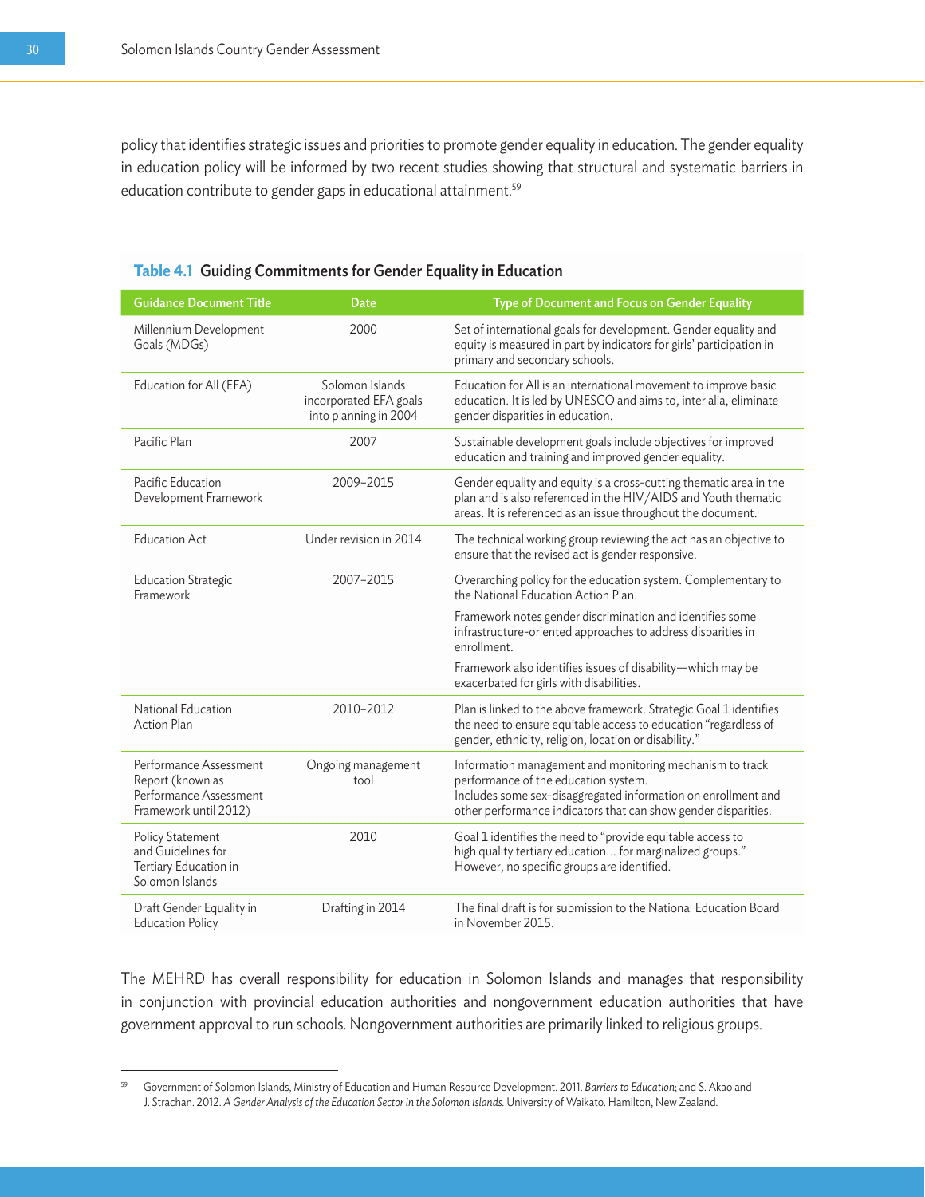policy that identifies strategic issues and priorities to promote gender equality in education. The gender equality in education policy will be informed by two recent studies showing that structural and systematic barriers in education contribute to gender gaps in educational attainment.[59]

**Table 4.1 Guiding Commitments for Gender Equality in Education**

| Guidance Document Title | Date | Type of Document and Focus on Gender Equality |
|---|---|---|
| Millennium Development Goals (MDGs) | 2000 | Set of international goals for development. Gender equality and equity is measured in part by indicators for girls' participation in primary and secondary schools. |
| Education for All (EFA) | Solomon Islands incorporated EFA goals into planning in 2004 | Education for All is an international movement to improve basic education. It is led by UNESCO and aims to, inter alia, eliminate gender disparities in education. |
| Pacific Plan | 2007 | Sustainable development goals include objectives for improved education and training and improved gender equality. |
| Pacific Education Development Framework | 2009–2015 | Gender equality and equity is a cross-cutting thematic area in the plan and is also referenced in the HIV/AIDS and Youth thematic areas. It is referenced as an issue throughout the document. |
| Education Act | Under revision in 2014 | The technical working group reviewing the act has an objective to ensure that the revised act is gender responsive. |
| Education Strategic Framework | 2007–2015 | Overarching policy for the education system. Complementary to the National Education Action Plan.<br>Framework notes gender discrimination and identifies some infrastructure-oriented approaches to address disparities in enrollment.<br>Framework also identifies issues of disability—which may be exacerbated for girls with disabilities. |
| National Education Action Plan | 2010–2012 | Plan is linked to the above framework. Strategic Goal 1 identifies the need to ensure equitable access to education "regardless of gender, ethnicity, religion, location or disability." |
| Performance Assessment Report (known as Performance Assessment Framework until 2012) | Ongoing management tool | Information management and monitoring mechanism to track performance of the education system.<br>Includes some sex-disaggregated information on enrollment and other performance indicators that can show gender disparities. |
| Policy Statement and Guidelines for Tertiary Education in Solomon Islands | 2010 | Goal 1 identifies the need to "provide equitable access to high quality tertiary education… for marginalized groups." However, no specific groups are identified. |
| Draft Gender Equality in Education Policy | Drafting in 2014 | The final draft is for submission to the National Education Board in November 2015. |

The MEHRD has overall responsibility for education in Solomon Islands and manages that responsibility in conjunction with provincial education authorities and nongovernment education authorities that have government approval to run schools. Nongovernment authorities are primarily linked to religious groups.

---

[59] Government of Solomon Islands, Ministry of Education and Human Resource Development. 2011. *Barriers to Education*; and S. Akao and J. Strachan. 2012. *A Gender Analysis of the Education Sector in the Solomon Islands.* University of Waikato. Hamilton, New Zealand.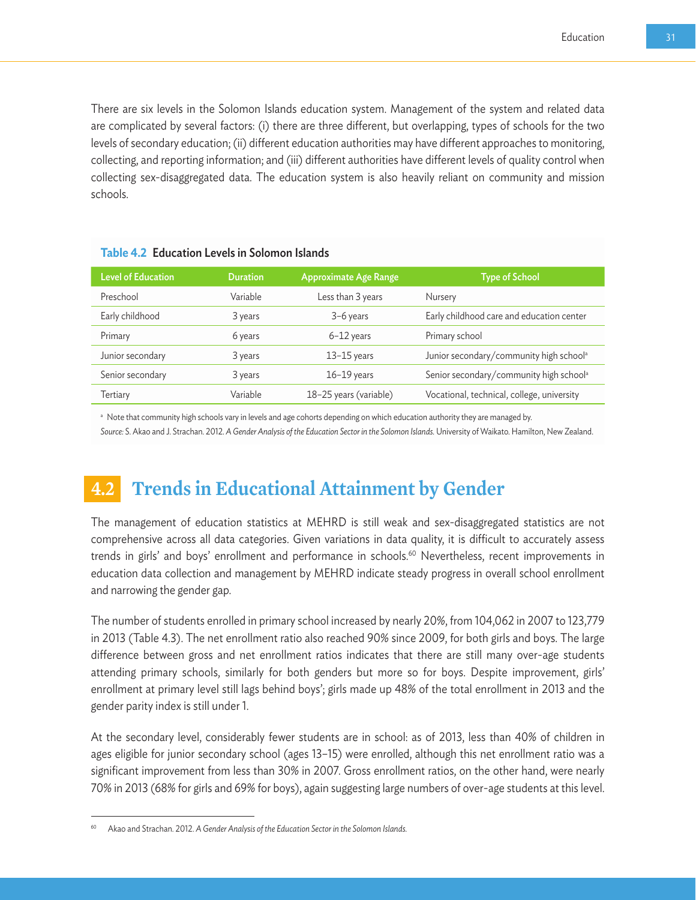There are six levels in the Solomon Islands education system. Management of the system and related data are complicated by several factors: (i) there are three different, but overlapping, types of schools for the two levels of secondary education; (ii) different education authorities may have different approaches to monitoring, collecting, and reporting information; and (iii) different authorities have different levels of quality control when collecting sex-disaggregated data. The education system is also heavily reliant on community and mission schools.

**Table 4.2 Education Levels in Solomon Islands**

| Level of Education | Duration | Approximate Age Range | Type of School |
|---|---|---|---|
| Preschool | Variable | Less than 3 years | Nursery |
| Early childhood | 3 years | 3–6 years | Early childhood care and education center |
| Primary | 6 years | 6–12 years | Primary school |
| Junior secondary | 3 years | 13–15 years | Junior secondary/community high school[a] |
| Senior secondary | 3 years | 16–19 years | Senior secondary/community high school[a] |
| Tertiary | Variable | 18–25 years (variable) | Vocational, technical, college, university |

[a] Note that community high schools vary in levels and age cohorts depending on which education authority they are managed by.

*Source:* S. Akao and J. Strachan. 2012. *A Gender Analysis of the Education Sector in the Solomon Islands.* University of Waikato. Hamilton, New Zealand.

## 4.2 Trends in Educational Attainment by Gender

The management of education statistics at MEHRD is still weak and sex-disaggregated statistics are not comprehensive across all data categories. Given variations in data quality, it is difficult to accurately assess trends in girls' and boys' enrollment and performance in schools.[60] Nevertheless, recent improvements in education data collection and management by MEHRD indicate steady progress in overall school enrollment and narrowing the gender gap.

The number of students enrolled in primary school increased by nearly 20%, from 104,062 in 2007 to 123,779 in 2013 (Table 4.3). The net enrollment ratio also reached 90% since 2009, for both girls and boys. The large difference between gross and net enrollment ratios indicates that there are still many over-age students attending primary schools, similarly for both genders but more so for boys. Despite improvement, girls' enrollment at primary level still lags behind boys'; girls made up 48% of the total enrollment in 2013 and the gender parity index is still under 1.

At the secondary level, considerably fewer students are in school: as of 2013, less than 40% of children in ages eligible for junior secondary school (ages 13–15) were enrolled, although this net enrollment ratio was a significant improvement from less than 30% in 2007. Gross enrollment ratios, on the other hand, were nearly 70% in 2013 (68% for girls and 69% for boys), again suggesting large numbers of over-age students at this level.

[60] Akao and Strachan. 2012. *A Gender Analysis of the Education Sector in the Solomon Islands.*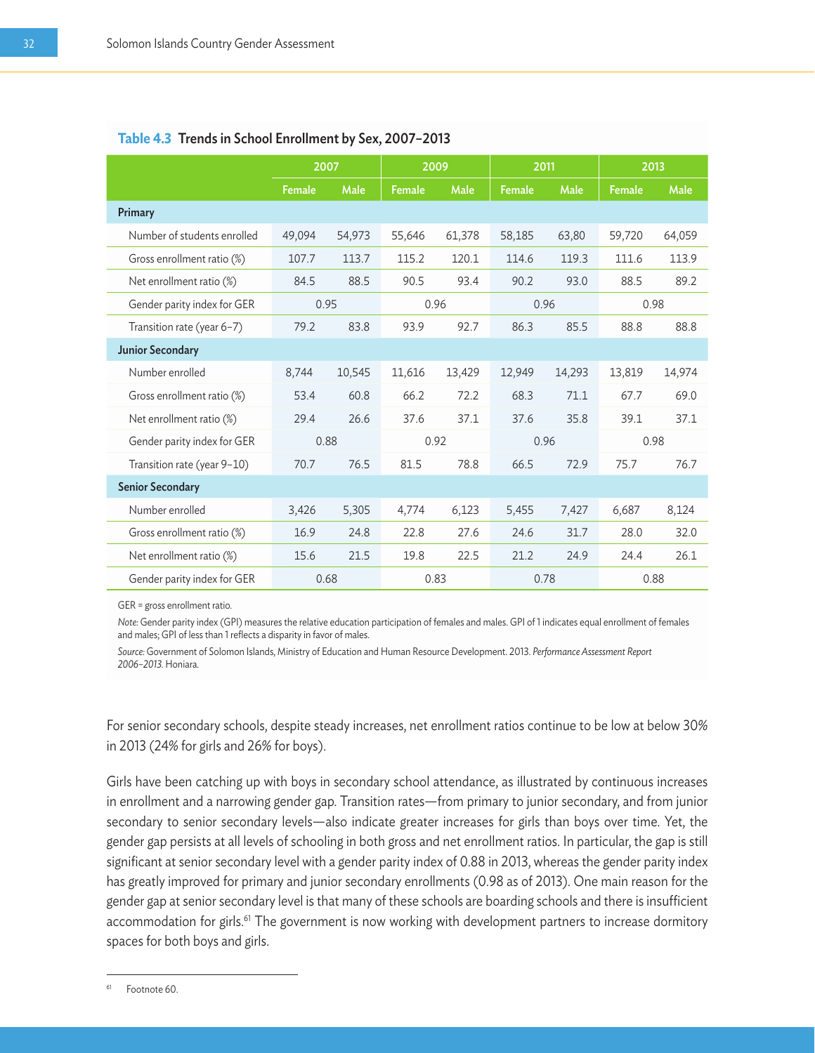**Table 4.3 Trends in School Enrollment by Sex, 2007–2013**

| | 2007 | | 2009 | | 2011 | | 2013 | |
|---|---|---|---|---|---|---|---|---|
| | Female | Male | Female | Male | Female | Male | Female | Male |
| **Primary** | | | | | | | | |
| Number of students enrolled | 49,094 | 54,973 | 55,646 | 61,378 | 58,185 | 63,80 | 59,720 | 64,059 |
| Gross enrollment ratio (%) | 107.7 | 113.7 | 115.2 | 120.1 | 114.6 | 119.3 | 111.6 | 113.9 |
| Net enrollment ratio (%) | 84.5 | 88.5 | 90.5 | 93.4 | 90.2 | 93.0 | 88.5 | 89.2 |
| Gender parity index for GER | 0.95 | | 0.96 | | 0.96 | | 0.98 | |
| Transition rate (year 6–7) | 79.2 | 83.8 | 93.9 | 92.7 | 86.3 | 85.5 | 88.8 | 88.8 |
| **Junior Secondary** | | | | | | | | |
| Number enrolled | 8,744 | 10,545 | 11,616 | 13,429 | 12,949 | 14,293 | 13,819 | 14,974 |
| Gross enrollment ratio (%) | 53.4 | 60.8 | 66.2 | 72.2 | 68.3 | 71.1 | 67.7 | 69.0 |
| Net enrollment ratio (%) | 29.4 | 26.6 | 37.6 | 37.1 | 37.6 | 35.8 | 39.1 | 37.1 |
| Gender parity index for GER | 0.88 | | 0.92 | | 0.96 | | 0.98 | |
| Transition rate (year 9–10) | 70.7 | 76.5 | 81.5 | 78.8 | 66.5 | 72.9 | 75.7 | 76.7 |
| **Senior Secondary** | | | | | | | | |
| Number enrolled | 3,426 | 5,305 | 4,774 | 6,123 | 5,455 | 7,427 | 6,687 | 8,124 |
| Gross enrollment ratio (%) | 16.9 | 24.8 | 22.8 | 27.6 | 24.6 | 31.7 | 28.0 | 32.0 |
| Net enrollment ratio (%) | 15.6 | 21.5 | 19.8 | 22.5 | 21.2 | 24.9 | 24.4 | 26.1 |
| Gender parity index for GER | 0.68 | | 0.83 | | 0.78 | | 0.88 | |

GER = gross enrollment ratio.

*Note:* Gender parity index (GPI) measures the relative education participation of females and males. GPI of 1 indicates equal enrollment of females and males; GPI of less than 1 reflects a disparity in favor of males.

*Source:* Government of Solomon Islands, Ministry of Education and Human Resource Development. 2013. *Performance Assessment Report 2006–2013.* Honiara.

For senior secondary schools, despite steady increases, net enrollment ratios continue to be low at below 30% in 2013 (24% for girls and 26% for boys).

Girls have been catching up with boys in secondary school attendance, as illustrated by continuous increases in enrollment and a narrowing gender gap. Transition rates—from primary to junior secondary, and from junior secondary to senior secondary levels—also indicate greater increases for girls than boys over time. Yet, the gender gap persists at all levels of schooling in both gross and net enrollment ratios. In particular, the gap is still significant at senior secondary level with a gender parity index of 0.88 in 2013, whereas the gender parity index has greatly improved for primary and junior secondary enrollments (0.98 as of 2013). One main reason for the gender gap at senior secondary level is that many of these schools are boarding schools and there is insufficient accommodation for girls.[61] The government is now working with development partners to increase dormitory spaces for both boys and girls.

[61] Footnote 60.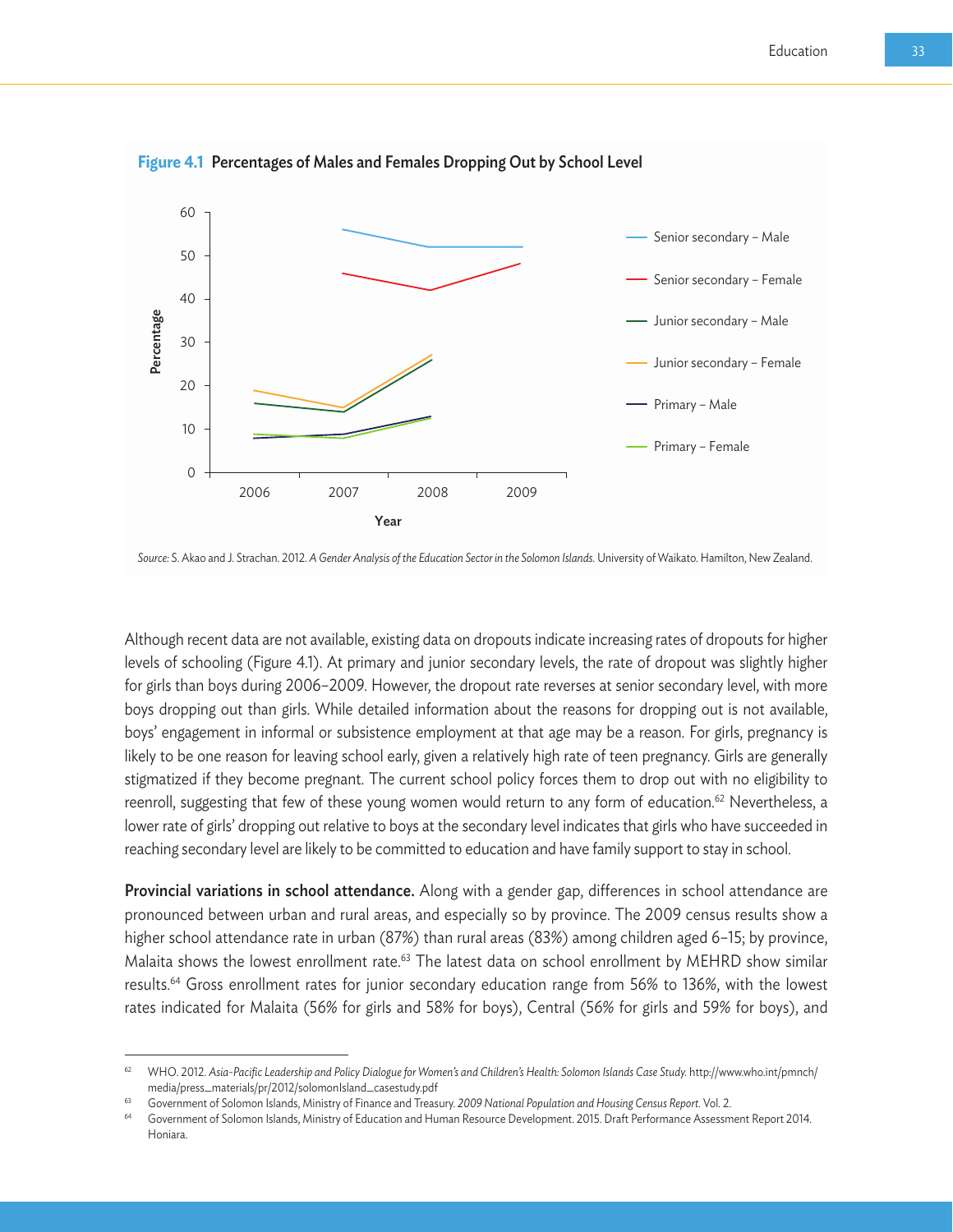**Figure 4.1** Percentages of Males and Females Dropping Out by School Level

*Source:* S. Akao and J. Strachan. 2012. *A Gender Analysis of the Education Sector in the Solomon Islands.* University of Waikato. Hamilton, New Zealand.

Although recent data are not available, existing data on dropouts indicate increasing rates of dropouts for higher levels of schooling (Figure 4.1). At primary and junior secondary levels, the rate of dropout was slightly higher for girls than boys during 2006–2009. However, the dropout rate reverses at senior secondary level, with more boys dropping out than girls. While detailed information about the reasons for dropping out is not available, boys' engagement in informal or subsistence employment at that age may be a reason. For girls, pregnancy is likely to be one reason for leaving school early, given a relatively high rate of teen pregnancy. Girls are generally stigmatized if they become pregnant. The current school policy forces them to drop out with no eligibility to reenroll, suggesting that few of these young women would return to any form of education.[62] Nevertheless, a lower rate of girls' dropping out relative to boys at the secondary level indicates that girls who have succeeded in reaching secondary level are likely to be committed to education and have family support to stay in school.

**Provincial variations in school attendance.** Along with a gender gap, differences in school attendance are pronounced between urban and rural areas, and especially so by province. The 2009 census results show a higher school attendance rate in urban (87%) than rural areas (83%) among children aged 6–15; by province, Malaita shows the lowest enrollment rate.[63] The latest data on school enrollment by MEHRD show similar results.[64] Gross enrollment rates for junior secondary education range from 56% to 136%, with the lowest rates indicated for Malaita (56% for girls and 58% for boys), Central (56% for girls and 59% for boys), and

---

[62] WHO. 2012. *Asia-Pacific Leadership and Policy Dialogue for Women's and Children's Health: Solomon Islands Case Study.* http://www.who.int/pmnch/media/press_materials/pr/2012/solomonIsland_casestudy.pdf

[63] Government of Solomon Islands, Ministry of Finance and Treasury. *2009 National Population and Housing Census Report.* Vol. 2.

[64] Government of Solomon Islands, Ministry of Education and Human Resource Development. 2015. Draft Performance Assessment Report 2014. Honiara.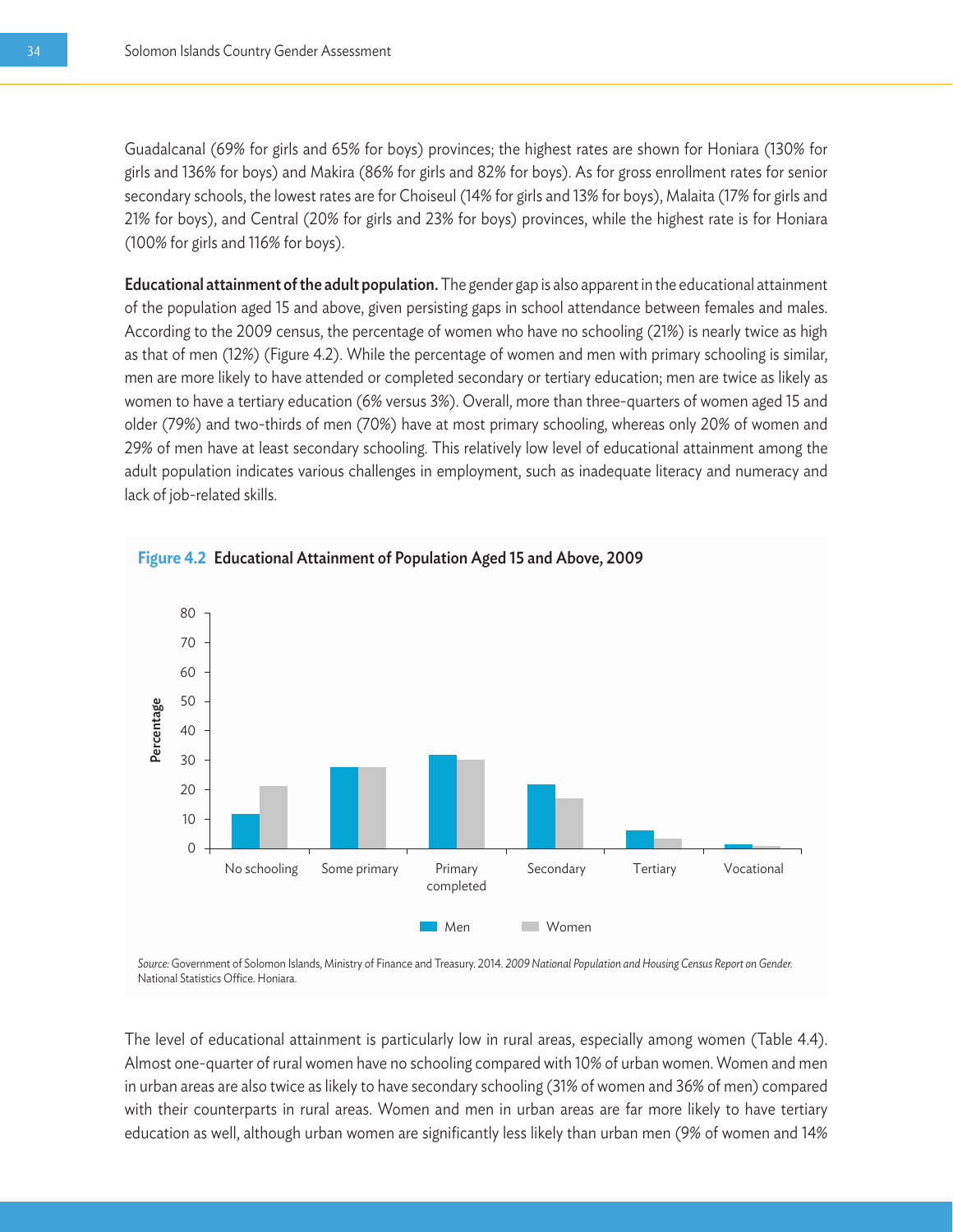Guadalcanal (69% for girls and 65% for boys) provinces; the highest rates are shown for Honiara (130% for girls and 136% for boys) and Makira (86% for girls and 82% for boys). As for gross enrollment rates for senior secondary schools, the lowest rates are for Choiseul (14% for girls and 13% for boys), Malaita (17% for girls and 21% for boys), and Central (20% for girls and 23% for boys) provinces, while the highest rate is for Honiara (100% for girls and 116% for boys).

**Educational attainment of the adult population.** The gender gap is also apparent in the educational attainment of the population aged 15 and above, given persisting gaps in school attendance between females and males. According to the 2009 census, the percentage of women who have no schooling (21%) is nearly twice as high as that of men (12%) (Figure 4.2). While the percentage of women and men with primary schooling is similar, men are more likely to have attended or completed secondary or tertiary education; men are twice as likely as women to have a tertiary education (6% versus 3%). Overall, more than three-quarters of women aged 15 and older (79%) and two-thirds of men (70%) have at most primary schooling, whereas only 20% of women and 29% of men have at least secondary schooling. This relatively low level of educational attainment among the adult population indicates various challenges in employment, such as inadequate literacy and numeracy and lack of job-related skills.

**Figure 4.2 Educational Attainment of Population Aged 15 and Above, 2009**

*Source:* Government of Solomon Islands, Ministry of Finance and Treasury. 2014. *2009 National Population and Housing Census Report on Gender.* National Statistics Office. Honiara.

The level of educational attainment is particularly low in rural areas, especially among women (Table 4.4). Almost one-quarter of rural women have no schooling compared with 10% of urban women. Women and men in urban areas are also twice as likely to have secondary schooling (31% of women and 36% of men) compared with their counterparts in rural areas. Women and men in urban areas are far more likely to have tertiary education as well, although urban women are significantly less likely than urban men (9% of women and 14%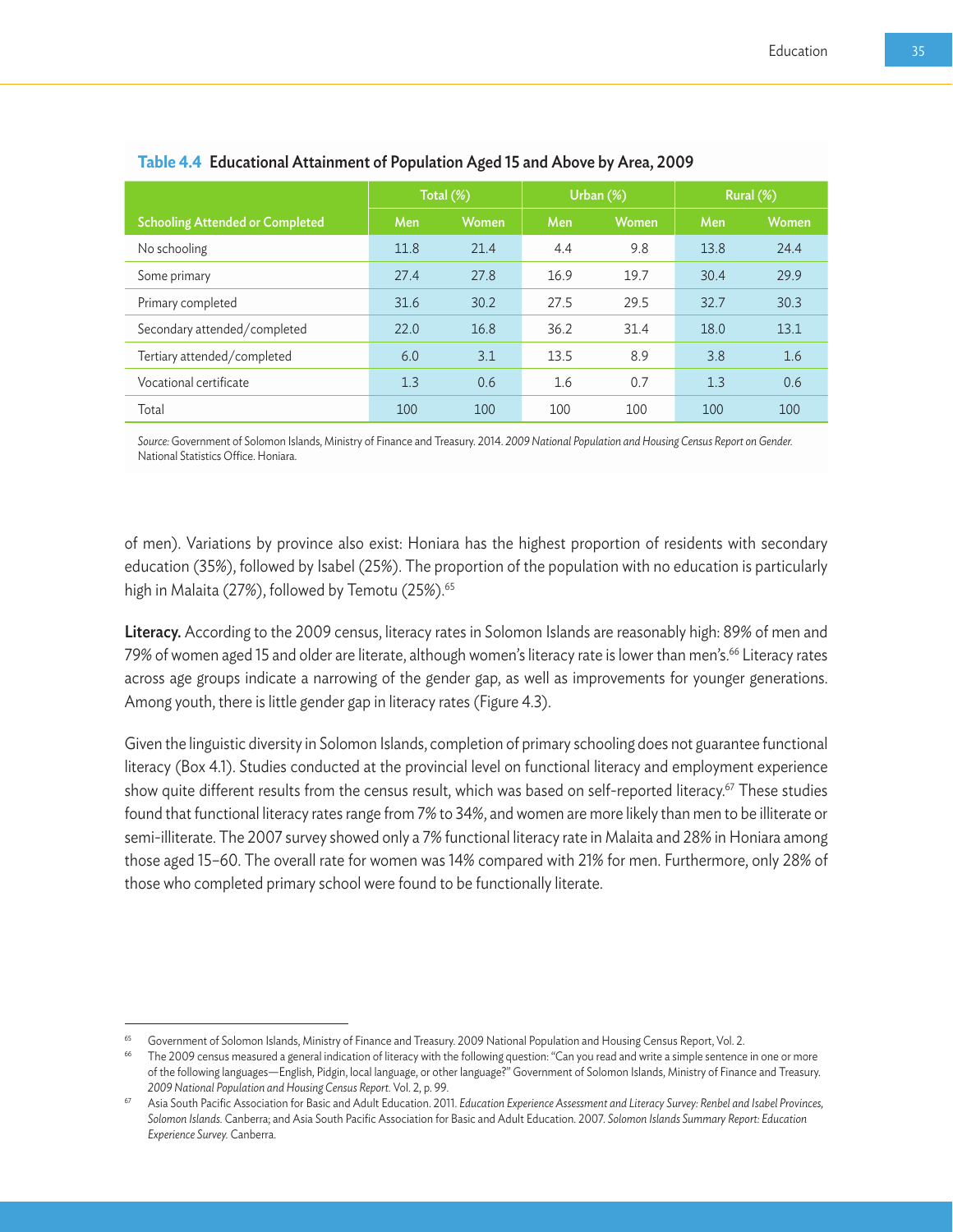**Table 4.4 Educational Attainment of Population Aged 15 and Above by Area, 2009**

| Schooling Attended or Completed | Total (%) | | Urban (%) | | Rural (%) | |
|---|---|---|---|---|---|---|
| | Men | Women | Men | Women | Men | Women |
| No schooling | 11.8 | 21.4 | 4.4 | 9.8 | 13.8 | 24.4 |
| Some primary | 27.4 | 27.8 | 16.9 | 19.7 | 30.4 | 29.9 |
| Primary completed | 31.6 | 30.2 | 27.5 | 29.5 | 32.7 | 30.3 |
| Secondary attended/completed | 22.0 | 16.8 | 36.2 | 31.4 | 18.0 | 13.1 |
| Tertiary attended/completed | 6.0 | 3.1 | 13.5 | 8.9 | 3.8 | 1.6 |
| Vocational certificate | 1.3 | 0.6 | 1.6 | 0.7 | 1.3 | 0.6 |
| Total | 100 | 100 | 100 | 100 | 100 | 100 |

*Source:* Government of Solomon Islands, Ministry of Finance and Treasury. 2014. *2009 National Population and Housing Census Report on Gender.* National Statistics Office. Honiara.

of men). Variations by province also exist: Honiara has the highest proportion of residents with secondary education (35%), followed by Isabel (25%). The proportion of the population with no education is particularly high in Malaita (27%), followed by Temotu (25%).[65]

**Literacy.** According to the 2009 census, literacy rates in Solomon Islands are reasonably high: 89% of men and 79% of women aged 15 and older are literate, although women's literacy rate is lower than men's.[66] Literacy rates across age groups indicate a narrowing of the gender gap, as well as improvements for younger generations. Among youth, there is little gender gap in literacy rates (Figure 4.3).

Given the linguistic diversity in Solomon Islands, completion of primary schooling does not guarantee functional literacy (Box 4.1). Studies conducted at the provincial level on functional literacy and employment experience show quite different results from the census result, which was based on self-reported literacy.[67] These studies found that functional literacy rates range from 7% to 34%, and women are more likely than men to be illiterate or semi-illiterate. The 2007 survey showed only a 7% functional literacy rate in Malaita and 28% in Honiara among those aged 15–60. The overall rate for women was 14% compared with 21% for men. Furthermore, only 28% of those who completed primary school were found to be functionally literate.

---

[65] Government of Solomon Islands, Ministry of Finance and Treasury. 2009 National Population and Housing Census Report, Vol. 2.

[66] The 2009 census measured a general indication of literacy with the following question: "Can you read and write a simple sentence in one or more of the following languages—English, Pidgin, local language, or other language?" Government of Solomon Islands, Ministry of Finance and Treasury. *2009 National Population and Housing Census Report.* Vol. 2, p. 99.

[67] Asia South Pacific Association for Basic and Adult Education. 2011. *Education Experience Assessment and Literacy Survey: Renbel and Isabel Provinces, Solomon Islands.* Canberra; and Asia South Pacific Association for Basic and Adult Education. 2007. *Solomon Islands Summary Report: Education Experience Survey.* Canberra.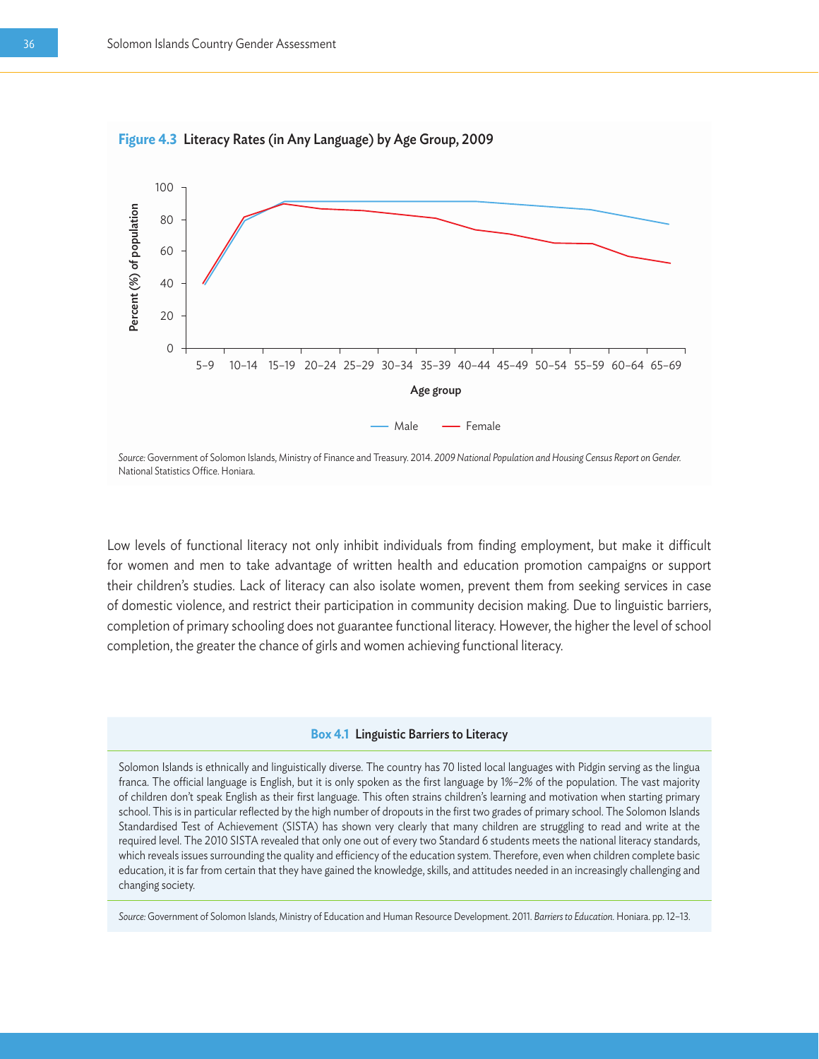**Figure 4.3** Literacy Rates (in Any Language) by Age Group, 2009

*Source:* Government of Solomon Islands, Ministry of Finance and Treasury. 2014. *2009 National Population and Housing Census Report on Gender.* National Statistics Office. Honiara.

Low levels of functional literacy not only inhibit individuals from finding employment, but make it difficult for women and men to take advantage of written health and education promotion campaigns or support their children's studies. Lack of literacy can also isolate women, prevent them from seeking services in case of domestic violence, and restrict their participation in community decision making. Due to linguistic barriers, completion of primary schooling does not guarantee functional literacy. However, the higher the level of school completion, the greater the chance of girls and women achieving functional literacy.

### Box 4.1 Linguistic Barriers to Literacy

Solomon Islands is ethnically and linguistically diverse. The country has 70 listed local languages with Pidgin serving as the lingua franca. The official language is English, but it is only spoken as the first language by 1%–2% of the population. The vast majority of children don't speak English as their first language. This often strains children's learning and motivation when starting primary school. This is in particular reflected by the high number of dropouts in the first two grades of primary school. The Solomon Islands Standardised Test of Achievement (SISTA) has shown very clearly that many children are struggling to read and write at the required level. The 2010 SISTA revealed that only one out of every two Standard 6 students meets the national literacy standards, which reveals issues surrounding the quality and efficiency of the education system. Therefore, even when children complete basic education, it is far from certain that they have gained the knowledge, skills, and attitudes needed in an increasingly challenging and changing society.

*Source:* Government of Solomon Islands, Ministry of Education and Human Resource Development. 2011. *Barriers to Education.* Honiara. pp. 12–13.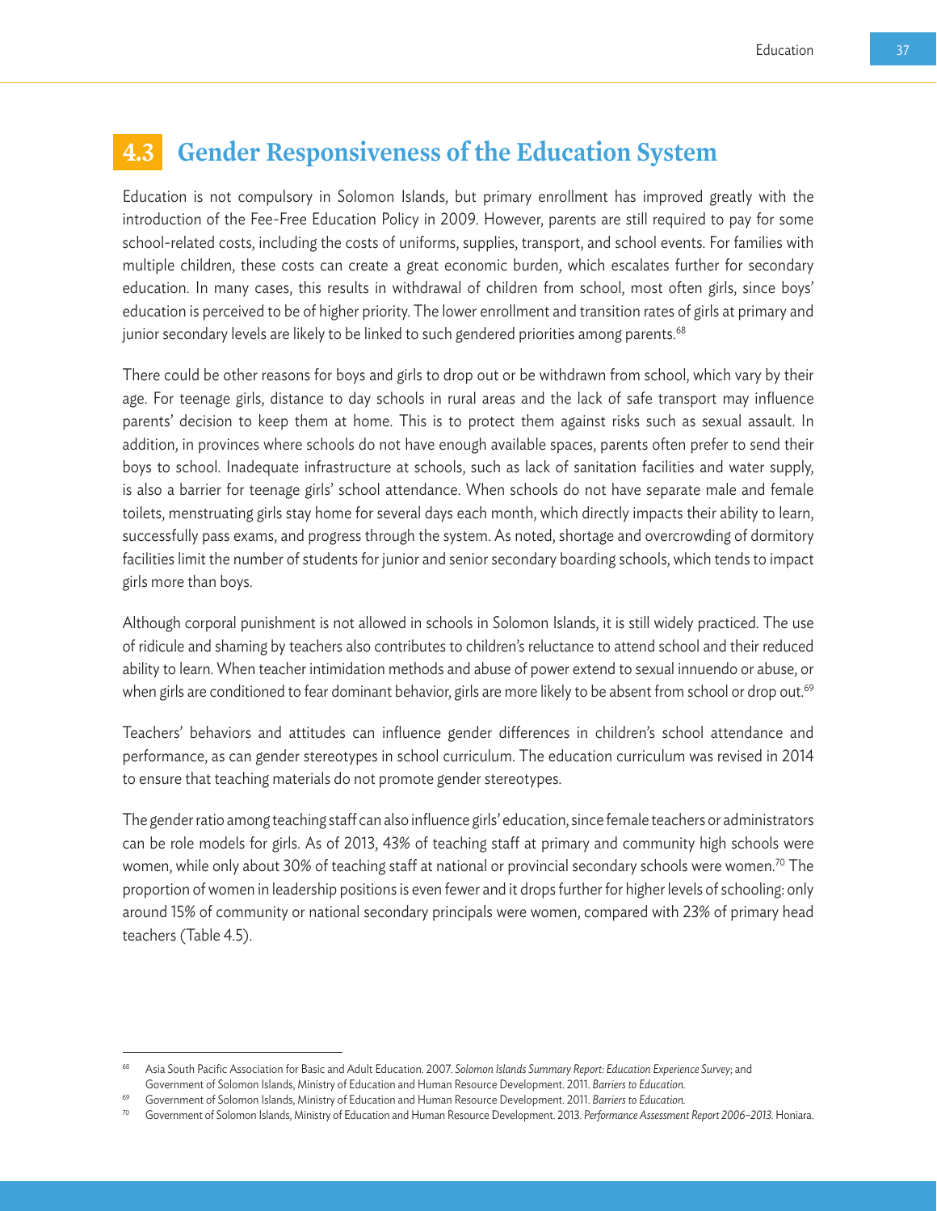## 4.3 Gender Responsiveness of the Education System

Education is not compulsory in Solomon Islands, but primary enrollment has improved greatly with the introduction of the Fee-Free Education Policy in 2009. However, parents are still required to pay for some school-related costs, including the costs of uniforms, supplies, transport, and school events. For families with multiple children, these costs can create a great economic burden, which escalates further for secondary education. In many cases, this results in withdrawal of children from school, most often girls, since boys' education is perceived to be of higher priority. The lower enrollment and transition rates of girls at primary and junior secondary levels are likely to be linked to such gendered priorities among parents.[68]

There could be other reasons for boys and girls to drop out or be withdrawn from school, which vary by their age. For teenage girls, distance to day schools in rural areas and the lack of safe transport may influence parents' decision to keep them at home. This is to protect them against risks such as sexual assault. In addition, in provinces where schools do not have enough available spaces, parents often prefer to send their boys to school. Inadequate infrastructure at schools, such as lack of sanitation facilities and water supply, is also a barrier for teenage girls' school attendance. When schools do not have separate male and female toilets, menstruating girls stay home for several days each month, which directly impacts their ability to learn, successfully pass exams, and progress through the system. As noted, shortage and overcrowding of dormitory facilities limit the number of students for junior and senior secondary boarding schools, which tends to impact girls more than boys.

Although corporal punishment is not allowed in schools in Solomon Islands, it is still widely practiced. The use of ridicule and shaming by teachers also contributes to children's reluctance to attend school and their reduced ability to learn. When teacher intimidation methods and abuse of power extend to sexual innuendo or abuse, or when girls are conditioned to fear dominant behavior, girls are more likely to be absent from school or drop out.[69]

Teachers' behaviors and attitudes can influence gender differences in children's school attendance and performance, as can gender stereotypes in school curriculum. The education curriculum was revised in 2014 to ensure that teaching materials do not promote gender stereotypes.

The gender ratio among teaching staff can also influence girls' education, since female teachers or administrators can be role models for girls. As of 2013, 43% of teaching staff at primary and community high schools were women, while only about 30% of teaching staff at national or provincial secondary schools were women.[70] The proportion of women in leadership positions is even fewer and it drops further for higher levels of schooling: only around 15% of community or national secondary principals were women, compared with 23% of primary head teachers (Table 4.5).

---

[68] Asia South Pacific Association for Basic and Adult Education. 2007. *Solomon Islands Summary Report: Education Experience Survey*; and Government of Solomon Islands, Ministry of Education and Human Resource Development. 2011. *Barriers to Education.*

[69] Government of Solomon Islands, Ministry of Education and Human Resource Development. 2011. *Barriers to Education.*

[70] Government of Solomon Islands, Ministry of Education and Human Resource Development. 2013. *Performance Assessment Report 2006–2013.* Honiara.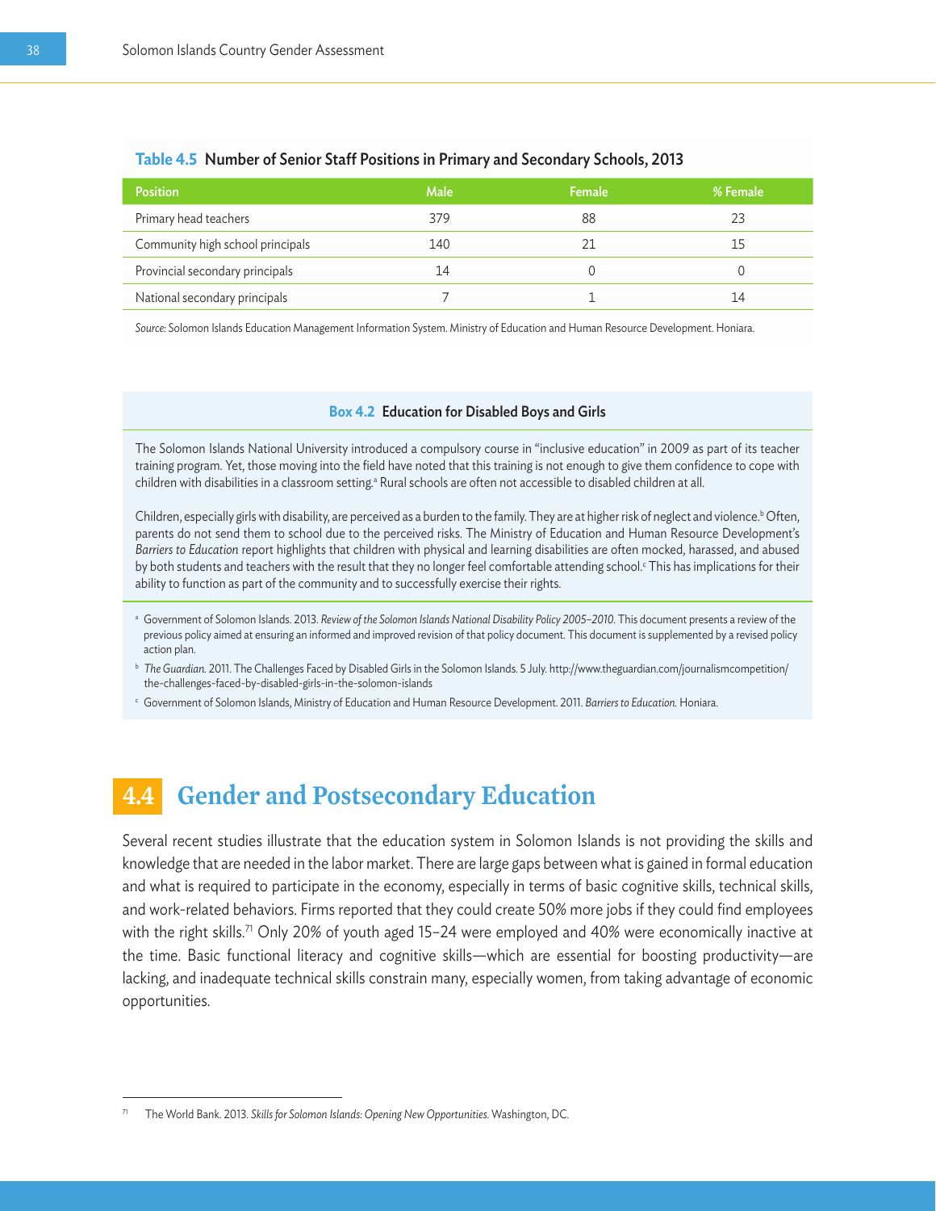**Table 4.5 Number of Senior Staff Positions in Primary and Secondary Schools, 2013**

| Position | Male | Female | % Female |
|---|---|---|---|
| Primary head teachers | 379 | 88 | 23 |
| Community high school principals | 140 | 21 | 15 |
| Provincial secondary principals | 14 | 0 | 0 |
| National secondary principals | 7 | 1 | 14 |

*Source:* Solomon Islands Education Management Information System. Ministry of Education and Human Resource Development. Honiara.

**Box 4.2 Education for Disabled Boys and Girls**

The Solomon Islands National University introduced a compulsory course in "inclusive education" in 2009 as part of its teacher training program. Yet, those moving into the field have noted that this training is not enough to give them confidence to cope with children with disabilities in a classroom setting.[a] Rural schools are often not accessible to disabled children at all.

Children, especially girls with disability, are perceived as a burden to the family. They are at higher risk of neglect and violence.[b] Often, parents do not send them to school due to the perceived risks. The Ministry of Education and Human Resource Development's *Barriers to Education* report highlights that children with physical and learning disabilities are often mocked, harassed, and abused by both students and teachers with the result that they no longer feel comfortable attending school.[c] This has implications for their ability to function as part of the community and to successfully exercise their rights.

[a] Government of Solomon Islands. 2013. *Review of the Solomon Islands National Disability Policy 2005–2010.* This document presents a review of the previous policy aimed at ensuring an informed and improved revision of that policy document. This document is supplemented by a revised policy action plan.

[b] *The Guardian.* 2011. The Challenges Faced by Disabled Girls in the Solomon Islands. 5 July. http://www.theguardian.com/journalismcompetition/the-challenges-faced-by-disabled-girls-in-the-solomon-islands

[c] Government of Solomon Islands, Ministry of Education and Human Resource Development. 2011. *Barriers to Education.* Honiara.

## 4.4 Gender and Postsecondary Education

Several recent studies illustrate that the education system in Solomon Islands is not providing the skills and knowledge that are needed in the labor market. There are large gaps between what is gained in formal education and what is required to participate in the economy, especially in terms of basic cognitive skills, technical skills, and work-related behaviors. Firms reported that they could create 50% more jobs if they could find employees with the right skills.[71] Only 20% of youth aged 15–24 were employed and 40% were economically inactive at the time. Basic functional literacy and cognitive skills—which are essential for boosting productivity—are lacking, and inadequate technical skills constrain many, especially women, from taking advantage of economic opportunities.

[71] The World Bank. 2013. *Skills for Solomon Islands: Opening New Opportunities.* Washington, DC.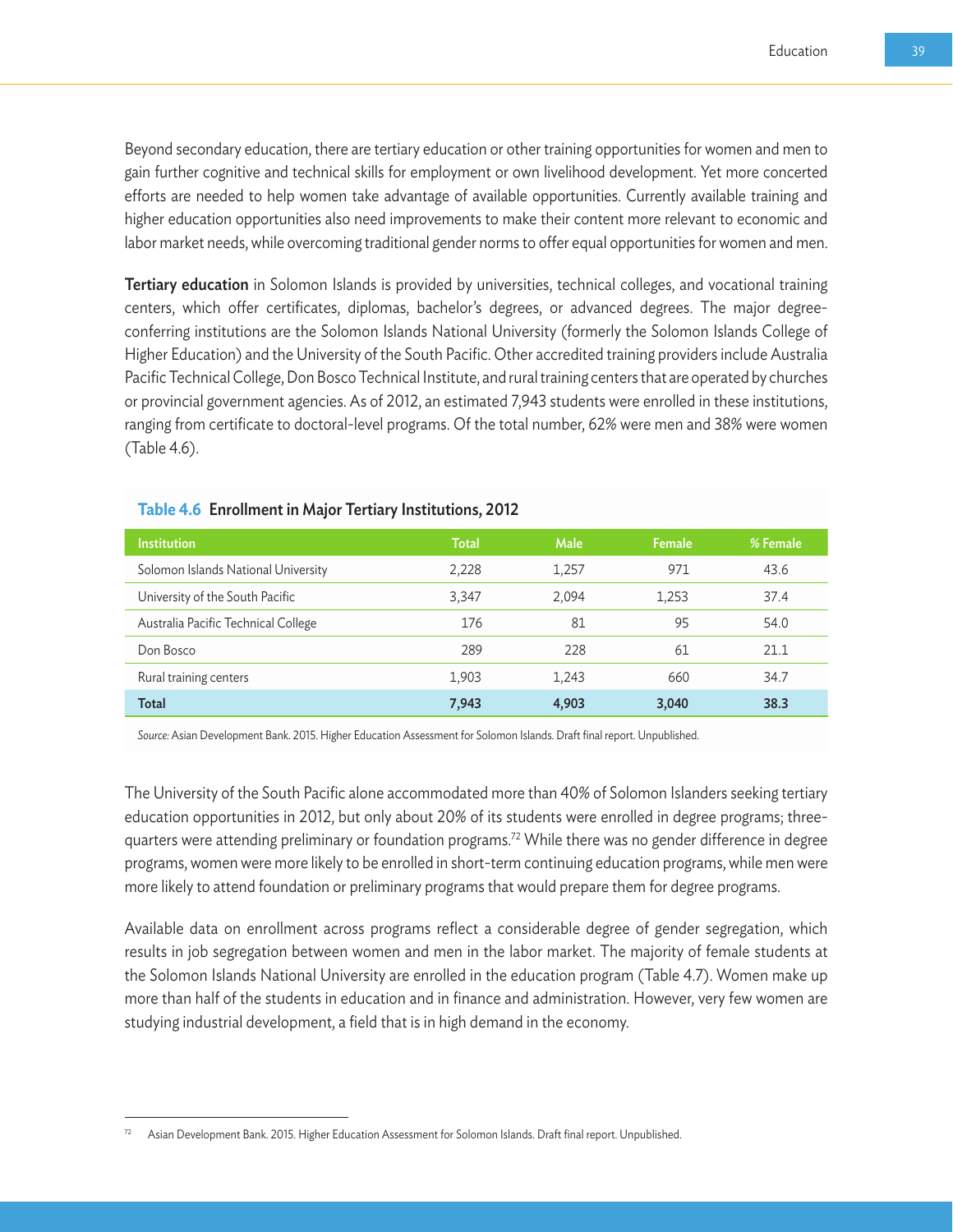Beyond secondary education, there are tertiary education or other training opportunities for women and men to gain further cognitive and technical skills for employment or own livelihood development. Yet more concerted efforts are needed to help women take advantage of available opportunities. Currently available training and higher education opportunities also need improvements to make their content more relevant to economic and labor market needs, while overcoming traditional gender norms to offer equal opportunities for women and men.

**Tertiary education** in Solomon Islands is provided by universities, technical colleges, and vocational training centers, which offer certificates, diplomas, bachelor's degrees, or advanced degrees. The major degree-conferring institutions are the Solomon Islands National University (formerly the Solomon Islands College of Higher Education) and the University of the South Pacific. Other accredited training providers include Australia Pacific Technical College, Don Bosco Technical Institute, and rural training centers that are operated by churches or provincial government agencies. As of 2012, an estimated 7,943 students were enrolled in these institutions, ranging from certificate to doctoral-level programs. Of the total number, 62% were men and 38% were women (Table 4.6).

**Table 4.6 Enrollment in Major Tertiary Institutions, 2012**

| Institution | Total | Male | Female | % Female |
|---|---|---|---|---|
| Solomon Islands National University | 2,228 | 1,257 | 971 | 43.6 |
| University of the South Pacific | 3,347 | 2,094 | 1,253 | 37.4 |
| Australia Pacific Technical College | 176 | 81 | 95 | 54.0 |
| Don Bosco | 289 | 228 | 61 | 21.1 |
| Rural training centers | 1,903 | 1,243 | 660 | 34.7 |
| **Total** | **7,943** | **4,903** | **3,040** | **38.3** |

*Source:* Asian Development Bank. 2015. Higher Education Assessment for Solomon Islands. Draft final report. Unpublished.

The University of the South Pacific alone accommodated more than 40% of Solomon Islanders seeking tertiary education opportunities in 2012, but only about 20% of its students were enrolled in degree programs; three-quarters were attending preliminary or foundation programs.[72] While there was no gender difference in degree programs, women were more likely to be enrolled in short-term continuing education programs, while men were more likely to attend foundation or preliminary programs that would prepare them for degree programs.

Available data on enrollment across programs reflect a considerable degree of gender segregation, which results in job segregation between women and men in the labor market. The majority of female students at the Solomon Islands National University are enrolled in the education program (Table 4.7). Women make up more than half of the students in education and in finance and administration. However, very few women are studying industrial development, a field that is in high demand in the economy.

[72] Asian Development Bank. 2015. Higher Education Assessment for Solomon Islands. Draft final report. Unpublished.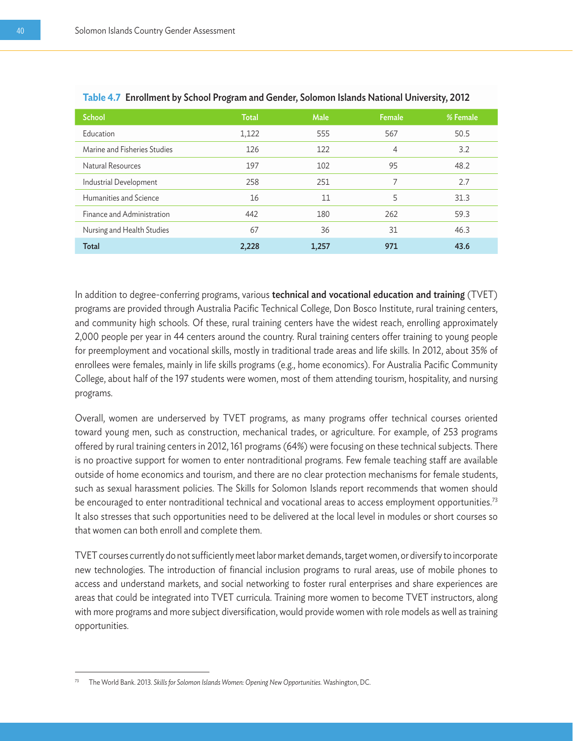**Table 4.7 Enrollment by School Program and Gender, Solomon Islands National University, 2012**

| School | Total | Male | Female | % Female |
|---|---|---|---|---|
| Education | 1,122 | 555 | 567 | 50.5 |
| Marine and Fisheries Studies | 126 | 122 | 4 | 3.2 |
| Natural Resources | 197 | 102 | 95 | 48.2 |
| Industrial Development | 258 | 251 | 7 | 2.7 |
| Humanities and Science | 16 | 11 | 5 | 31.3 |
| Finance and Administration | 442 | 180 | 262 | 59.3 |
| Nursing and Health Studies | 67 | 36 | 31 | 46.3 |
| **Total** | **2,228** | **1,257** | **971** | **43.6** |

In addition to degree-conferring programs, various **technical and vocational education and training** (TVET) programs are provided through Australia Pacific Technical College, Don Bosco Institute, rural training centers, and community high schools. Of these, rural training centers have the widest reach, enrolling approximately 2,000 people per year in 44 centers around the country. Rural training centers offer training to young people for preemployment and vocational skills, mostly in traditional trade areas and life skills. In 2012, about 35% of enrollees were females, mainly in life skills programs (e.g., home economics). For Australia Pacific Community College, about half of the 197 students were women, most of them attending tourism, hospitality, and nursing programs.

Overall, women are underserved by TVET programs, as many programs offer technical courses oriented toward young men, such as construction, mechanical trades, or agriculture. For example, of 253 programs offered by rural training centers in 2012, 161 programs (64%) were focusing on these technical subjects. There is no proactive support for women to enter nontraditional programs. Few female teaching staff are available outside of home economics and tourism, and there are no clear protection mechanisms for female students, such as sexual harassment policies. The Skills for Solomon Islands report recommends that women should be encouraged to enter nontraditional technical and vocational areas to access employment opportunities.[73] It also stresses that such opportunities need to be delivered at the local level in modules or short courses so that women can both enroll and complete them.

TVET courses currently do not sufficiently meet labor market demands, target women, or diversify to incorporate new technologies. The introduction of financial inclusion programs to rural areas, use of mobile phones to access and understand markets, and social networking to foster rural enterprises and share experiences are areas that could be integrated into TVET curricula. Training more women to become TVET instructors, along with more programs and more subject diversification, would provide women with role models as well as training opportunities.

[73] The World Bank. 2013. *Skills for Solomon Islands Women: Opening New Opportunities.* Washington, DC.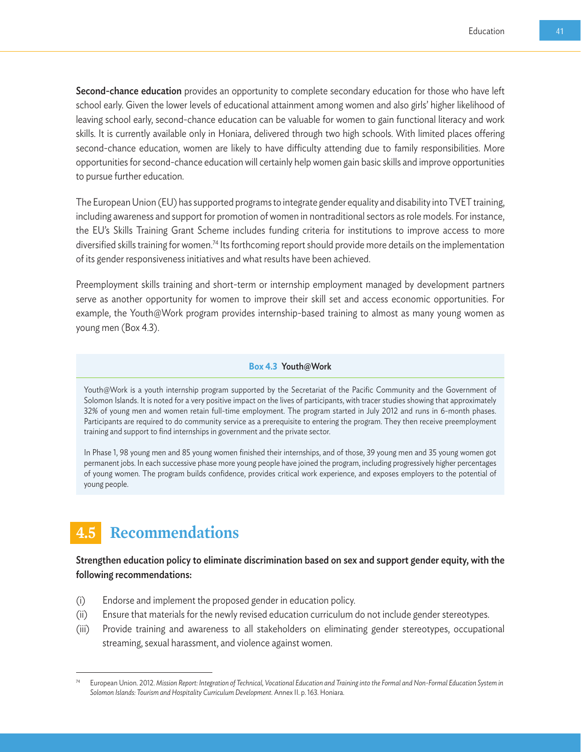**Second-chance education** provides an opportunity to complete secondary education for those who have left school early. Given the lower levels of educational attainment among women and also girls' higher likelihood of leaving school early, second-chance education can be valuable for women to gain functional literacy and work skills. It is currently available only in Honiara, delivered through two high schools. With limited places offering second-chance education, women are likely to have difficulty attending due to family responsibilities. More opportunities for second-chance education will certainly help women gain basic skills and improve opportunities to pursue further education.

The European Union (EU) has supported programs to integrate gender equality and disability into TVET training, including awareness and support for promotion of women in nontraditional sectors as role models. For instance, the EU's Skills Training Grant Scheme includes funding criteria for institutions to improve access to more diversified skills training for women.[74] Its forthcoming report should provide more details on the implementation of its gender responsiveness initiatives and what results have been achieved.

Preemployment skills training and short-term or internship employment managed by development partners serve as another opportunity for women to improve their skill set and access economic opportunities. For example, the Youth@Work program provides internship-based training to almost as many young women as young men (Box 4.3).

**Box 4.3 Youth@Work**

Youth@Work is a youth internship program supported by the Secretariat of the Pacific Community and the Government of Solomon Islands. It is noted for a very positive impact on the lives of participants, with tracer studies showing that approximately 32% of young men and women retain full-time employment. The program started in July 2012 and runs in 6-month phases. Participants are required to do community service as a prerequisite to entering the program. They then receive preemployment training and support to find internships in government and the private sector.

In Phase 1, 98 young men and 85 young women finished their internships, and of those, 39 young men and 35 young women got permanent jobs. In each successive phase more young people have joined the program, including progressively higher percentages of young women. The program builds confidence, provides critical work experience, and exposes employers to the potential of young people.

## 4.5 Recommendations

**Strengthen education policy to eliminate discrimination based on sex and support gender equity, with the following recommendations:**

(i) Endorse and implement the proposed gender in education policy.
(ii) Ensure that materials for the newly revised education curriculum do not include gender stereotypes.
(iii) Provide training and awareness to all stakeholders on eliminating gender stereotypes, occupational streaming, sexual harassment, and violence against women.

[74] European Union. 2012. *Mission Report: Integration of Technical, Vocational Education and Training into the Formal and Non-Formal Education System in Solomon Islands: Tourism and Hospitality Curriculum Development.* Annex II. p. 163. Honiara.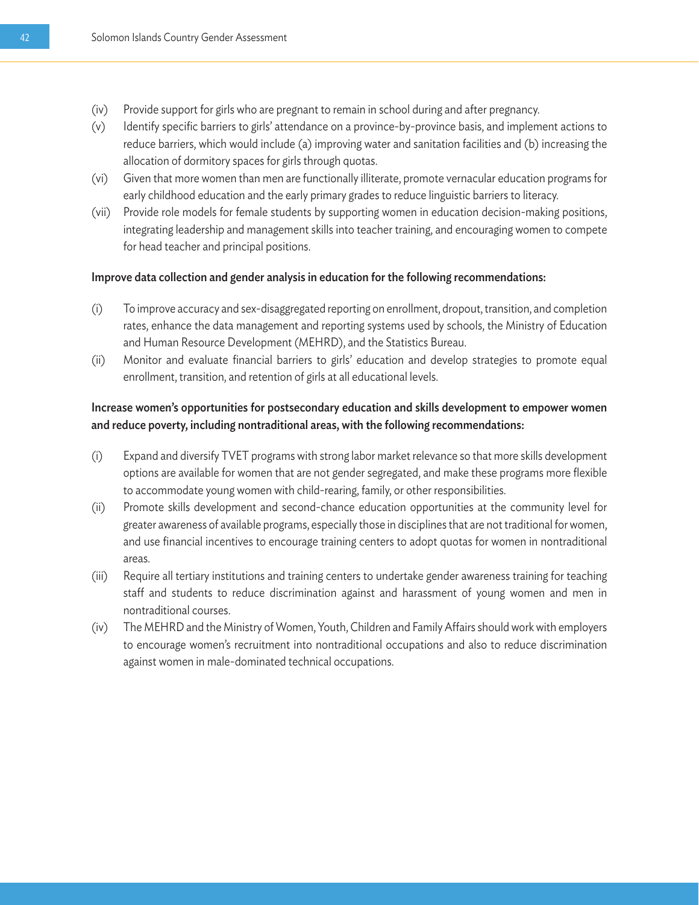(iv) Provide support for girls who are pregnant to remain in school during and after pregnancy.

(v) Identify specific barriers to girls' attendance on a province-by-province basis, and implement actions to reduce barriers, which would include (a) improving water and sanitation facilities and (b) increasing the allocation of dormitory spaces for girls through quotas.

(vi) Given that more women than men are functionally illiterate, promote vernacular education programs for early childhood education and the early primary grades to reduce linguistic barriers to literacy.

(vii) Provide role models for female students by supporting women in education decision-making positions, integrating leadership and management skills into teacher training, and encouraging women to compete for head teacher and principal positions.

**Improve data collection and gender analysis in education for the following recommendations:**

(i) To improve accuracy and sex-disaggregated reporting on enrollment, dropout, transition, and completion rates, enhance the data management and reporting systems used by schools, the Ministry of Education and Human Resource Development (MEHRD), and the Statistics Bureau.

(ii) Monitor and evaluate financial barriers to girls' education and develop strategies to promote equal enrollment, transition, and retention of girls at all educational levels.

**Increase women's opportunities for postsecondary education and skills development to empower women and reduce poverty, including nontraditional areas, with the following recommendations:**

(i) Expand and diversify TVET programs with strong labor market relevance so that more skills development options are available for women that are not gender segregated, and make these programs more flexible to accommodate young women with child-rearing, family, or other responsibilities.

(ii) Promote skills development and second-chance education opportunities at the community level for greater awareness of available programs, especially those in disciplines that are not traditional for women, and use financial incentives to encourage training centers to adopt quotas for women in nontraditional areas.

(iii) Require all tertiary institutions and training centers to undertake gender awareness training for teaching staff and students to reduce discrimination against and harassment of young women and men in nontraditional courses.

(iv) The MEHRD and the Ministry of Women, Youth, Children and Family Affairs should work with employers to encourage women's recruitment into nontraditional occupations and also to reduce discrimination against women in male-dominated technical occupations.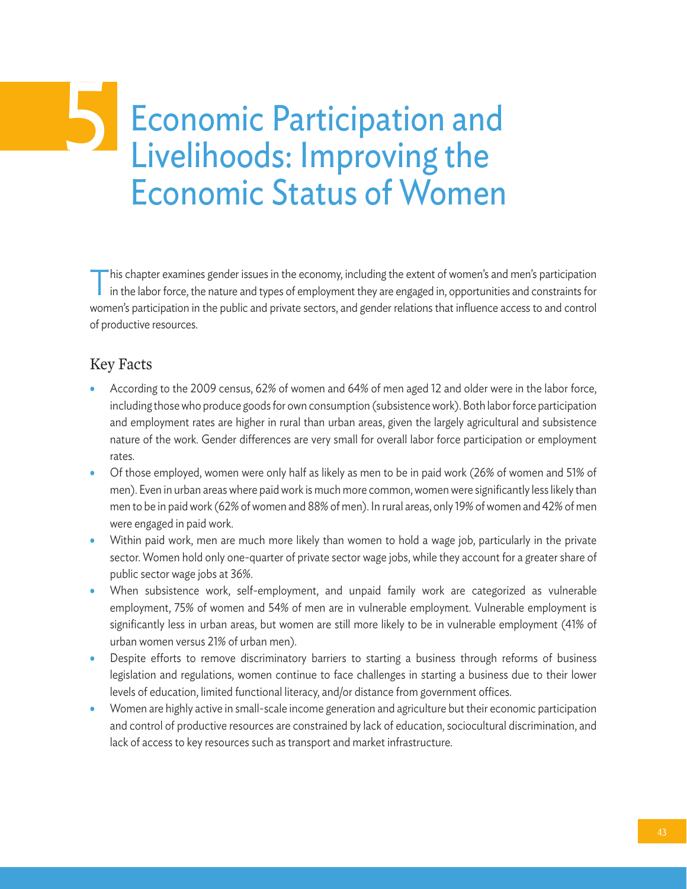# 5 Economic Participation and Livelihoods: Improving the Economic Status of Women

This chapter examines gender issues in the economy, including the extent of women's and men's participation in the labor force, the nature and types of employment they are engaged in, opportunities and constraints for women's participation in the public and private sectors, and gender relations that influence access to and control of productive resources.

## Key Facts

- According to the 2009 census, 62% of women and 64% of men aged 12 and older were in the labor force, including those who produce goods for own consumption (subsistence work). Both labor force participation and employment rates are higher in rural than urban areas, given the largely agricultural and subsistence nature of the work. Gender differences are very small for overall labor force participation or employment rates.
- Of those employed, women were only half as likely as men to be in paid work (26% of women and 51% of men). Even in urban areas where paid work is much more common, women were significantly less likely than men to be in paid work (62% of women and 88% of men). In rural areas, only 19% of women and 42% of men were engaged in paid work.
- Within paid work, men are much more likely than women to hold a wage job, particularly in the private sector. Women hold only one-quarter of private sector wage jobs, while they account for a greater share of public sector wage jobs at 36%.
- When subsistence work, self-employment, and unpaid family work are categorized as vulnerable employment, 75% of women and 54% of men are in vulnerable employment. Vulnerable employment is significantly less in urban areas, but women are still more likely to be in vulnerable employment (41% of urban women versus 21% of urban men).
- Despite efforts to remove discriminatory barriers to starting a business through reforms of business legislation and regulations, women continue to face challenges in starting a business due to their lower levels of education, limited functional literacy, and/or distance from government offices.
- Women are highly active in small-scale income generation and agriculture but their economic participation and control of productive resources are constrained by lack of education, sociocultural discrimination, and lack of access to key resources such as transport and market infrastructure.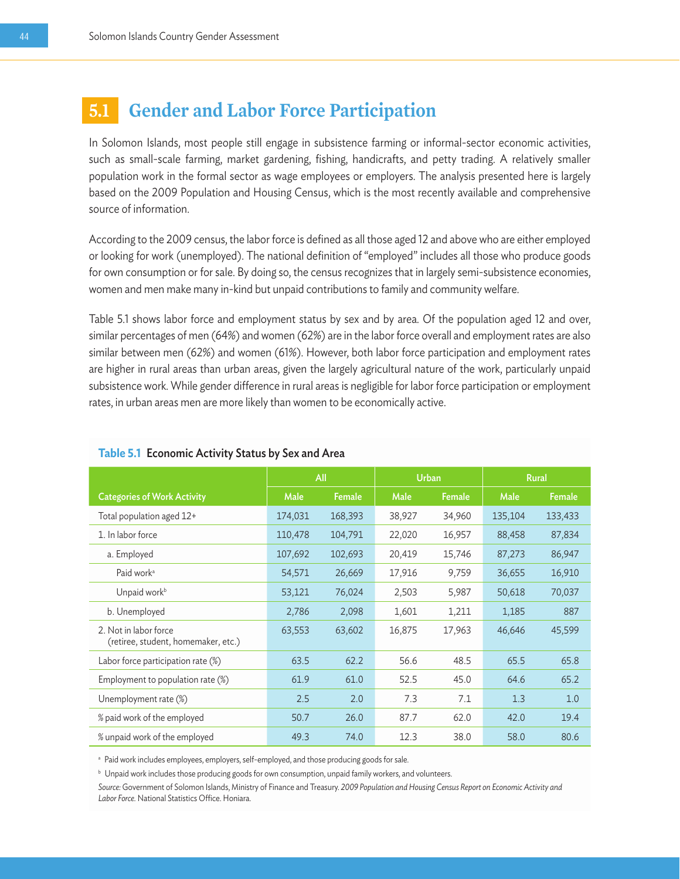## 5.1 Gender and Labor Force Participation

In Solomon Islands, most people still engage in subsistence farming or informal-sector economic activities, such as small-scale farming, market gardening, fishing, handicrafts, and petty trading. A relatively smaller population work in the formal sector as wage employees or employers. The analysis presented here is largely based on the 2009 Population and Housing Census, which is the most recently available and comprehensive source of information.

According to the 2009 census, the labor force is defined as all those aged 12 and above who are either employed or looking for work (unemployed). The national definition of "employed" includes all those who produce goods for own consumption or for sale. By doing so, the census recognizes that in largely semi-subsistence economies, women and men make many in-kind but unpaid contributions to family and community welfare.

Table 5.1 shows labor force and employment status by sex and by area. Of the population aged 12 and over, similar percentages of men (64%) and women (62%) are in the labor force overall and employment rates are also similar between men (62%) and women (61%). However, both labor force participation and employment rates are higher in rural areas than urban areas, given the largely agricultural nature of the work, particularly unpaid subsistence work. While gender difference in rural areas is negligible for labor force participation or employment rates, in urban areas men are more likely than women to be economically active.

**Table 5.1 Economic Activity Status by Sex and Area**

| | All | | Urban | | Rural | |
|---|---|---|---|---|---|---|
| **Categories of Work Activity** | **Male** | **Female** | **Male** | **Female** | **Male** | **Female** |
| Total population aged 12+ | 174,031 | 168,393 | 38,927 | 34,960 | 135,104 | 133,433 |
| 1. In labor force | 110,478 | 104,791 | 22,020 | 16,957 | 88,458 | 87,834 |
| a. Employed | 107,692 | 102,693 | 20,419 | 15,746 | 87,273 | 86,947 |
| Paid work[a] | 54,571 | 26,669 | 17,916 | 9,759 | 36,655 | 16,910 |
| Unpaid work[b] | 53,121 | 76,024 | 2,503 | 5,987 | 50,618 | 70,037 |
| b. Unemployed | 2,786 | 2,098 | 1,601 | 1,211 | 1,185 | 887 |
| 2. Not in labor force (retiree, student, homemaker, etc.) | 63,553 | 63,602 | 16,875 | 17,963 | 46,646 | 45,599 |
| Labor force participation rate (%) | 63.5 | 62.2 | 56.6 | 48.5 | 65.5 | 65.8 |
| Employment to population rate (%) | 61.9 | 61.0 | 52.5 | 45.0 | 64.6 | 65.2 |
| Unemployment rate (%) | 2.5 | 2.0 | 7.3 | 7.1 | 1.3 | 1.0 |
| % paid work of the employed | 50.7 | 26.0 | 87.7 | 62.0 | 42.0 | 19.4 |
| % unpaid work of the employed | 49.3 | 74.0 | 12.3 | 38.0 | 58.0 | 80.6 |

[a] Paid work includes employees, employers, self-employed, and those producing goods for sale.

[b] Unpaid work includes those producing goods for own consumption, unpaid family workers, and volunteers.

*Source:* Government of Solomon Islands, Ministry of Finance and Treasury. *2009 Population and Housing Census Report on Economic Activity and Labor Force.* National Statistics Office. Honiara.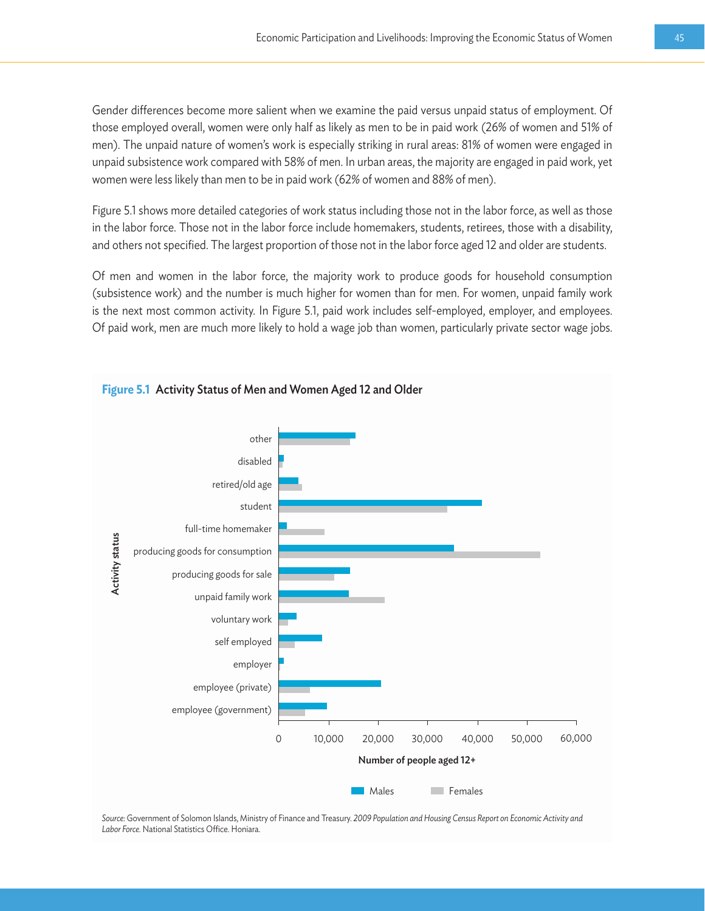Gender differences become more salient when we examine the paid versus unpaid status of employment. Of those employed overall, women were only half as likely as men to be in paid work (26% of women and 51% of men). The unpaid nature of women's work is especially striking in rural areas: 81% of women were engaged in unpaid subsistence work compared with 58% of men. In urban areas, the majority are engaged in paid work, yet women were less likely than men to be in paid work (62% of women and 88% of men).

Figure 5.1 shows more detailed categories of work status including those not in the labor force, as well as those in the labor force. Those not in the labor force include homemakers, students, retirees, those with a disability, and others not specified. The largest proportion of those not in the labor force aged 12 and older are students.

Of men and women in the labor force, the majority work to produce goods for household consumption (subsistence work) and the number is much higher for women than for men. For women, unpaid family work is the next most common activity. In Figure 5.1, paid work includes self-employed, employer, and employees. Of paid work, men are much more likely to hold a wage job than women, particularly private sector wage jobs.

**Figure 5.1 Activity Status of Men and Women Aged 12 and Older**

*Source:* Government of Solomon Islands, Ministry of Finance and Treasury. *2009 Population and Housing Census Report on Economic Activity and Labor Force.* National Statistics Office. Honiara.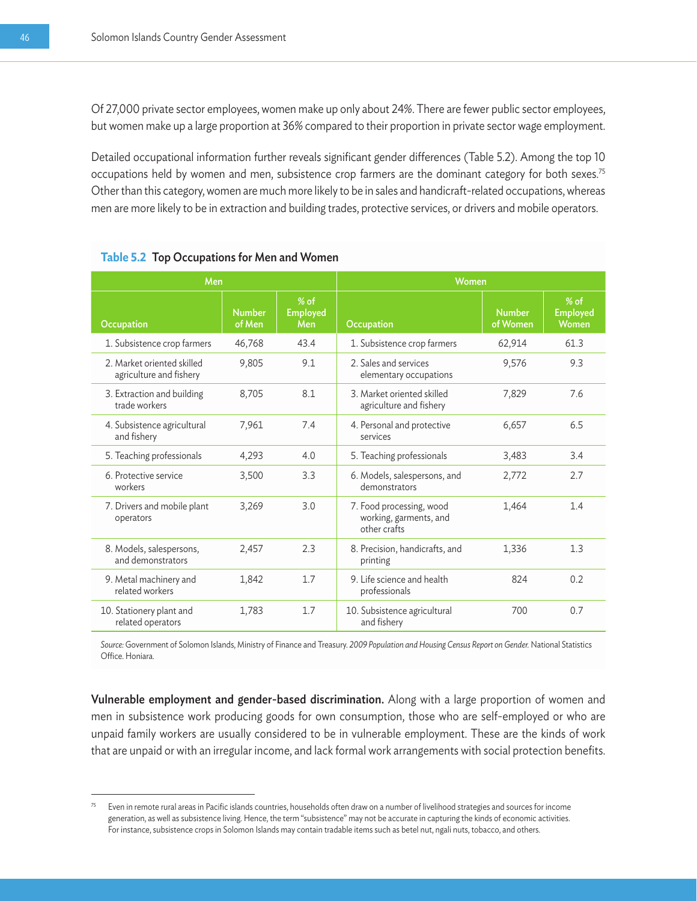Of 27,000 private sector employees, women make up only about 24%. There are fewer public sector employees, but women make up a large proportion at 36% compared to their proportion in private sector wage employment.

Detailed occupational information further reveals significant gender differences (Table 5.2). Among the top 10 occupations held by women and men, subsistence crop farmers are the dominant category for both sexes.[75] Other than this category, women are much more likely to be in sales and handicraft-related occupations, whereas men are more likely to be in extraction and building trades, protective services, or drivers and mobile operators.

**Table 5.2 Top Occupations for Men and Women**

| Men | | | Women | | |
|---|---|---|---|---|---|
| Occupation | Number of Men | % of Employed Men | Occupation | Number of Women | % of Employed Women |
| 1. Subsistence crop farmers | 46,768 | 43.4 | 1. Subsistence crop farmers | 62,914 | 61.3 |
| 2. Market oriented skilled agriculture and fishery | 9,805 | 9.1 | 2. Sales and services elementary occupations | 9,576 | 9.3 |
| 3. Extraction and building trade workers | 8,705 | 8.1 | 3. Market oriented skilled agriculture and fishery | 7,829 | 7.6 |
| 4. Subsistence agricultural and fishery | 7,961 | 7.4 | 4. Personal and protective services | 6,657 | 6.5 |
| 5. Teaching professionals | 4,293 | 4.0 | 5. Teaching professionals | 3,483 | 3.4 |
| 6. Protective service workers | 3,500 | 3.3 | 6. Models, salespersons, and demonstrators | 2,772 | 2.7 |
| 7. Drivers and mobile plant operators | 3,269 | 3.0 | 7. Food processing, wood working, garments, and other crafts | 1,464 | 1.4 |
| 8. Models, salespersons, and demonstrators | 2,457 | 2.3 | 8. Precision, handicrafts, and printing | 1,336 | 1.3 |
| 9. Metal machinery and related workers | 1,842 | 1.7 | 9. Life science and health professionals | 824 | 0.2 |
| 10. Stationery plant and related operators | 1,783 | 1.7 | 10. Subsistence agricultural and fishery | 700 | 0.7 |

*Source:* Government of Solomon Islands, Ministry of Finance and Treasury. *2009 Population and Housing Census Report on Gender.* National Statistics Office. Honiara.

**Vulnerable employment and gender-based discrimination.** Along with a large proportion of women and men in subsistence work producing goods for own consumption, those who are self-employed or who are unpaid family workers are usually considered to be in vulnerable employment. These are the kinds of work that are unpaid or with an irregular income, and lack formal work arrangements with social protection benefits.

[75] Even in remote rural areas in Pacific islands countries, households often draw on a number of livelihood strategies and sources for income generation, as well as subsistence living. Hence, the term "subsistence" may not be accurate in capturing the kinds of economic activities. For instance, subsistence crops in Solomon Islands may contain tradable items such as betel nut, ngali nuts, tobacco, and others.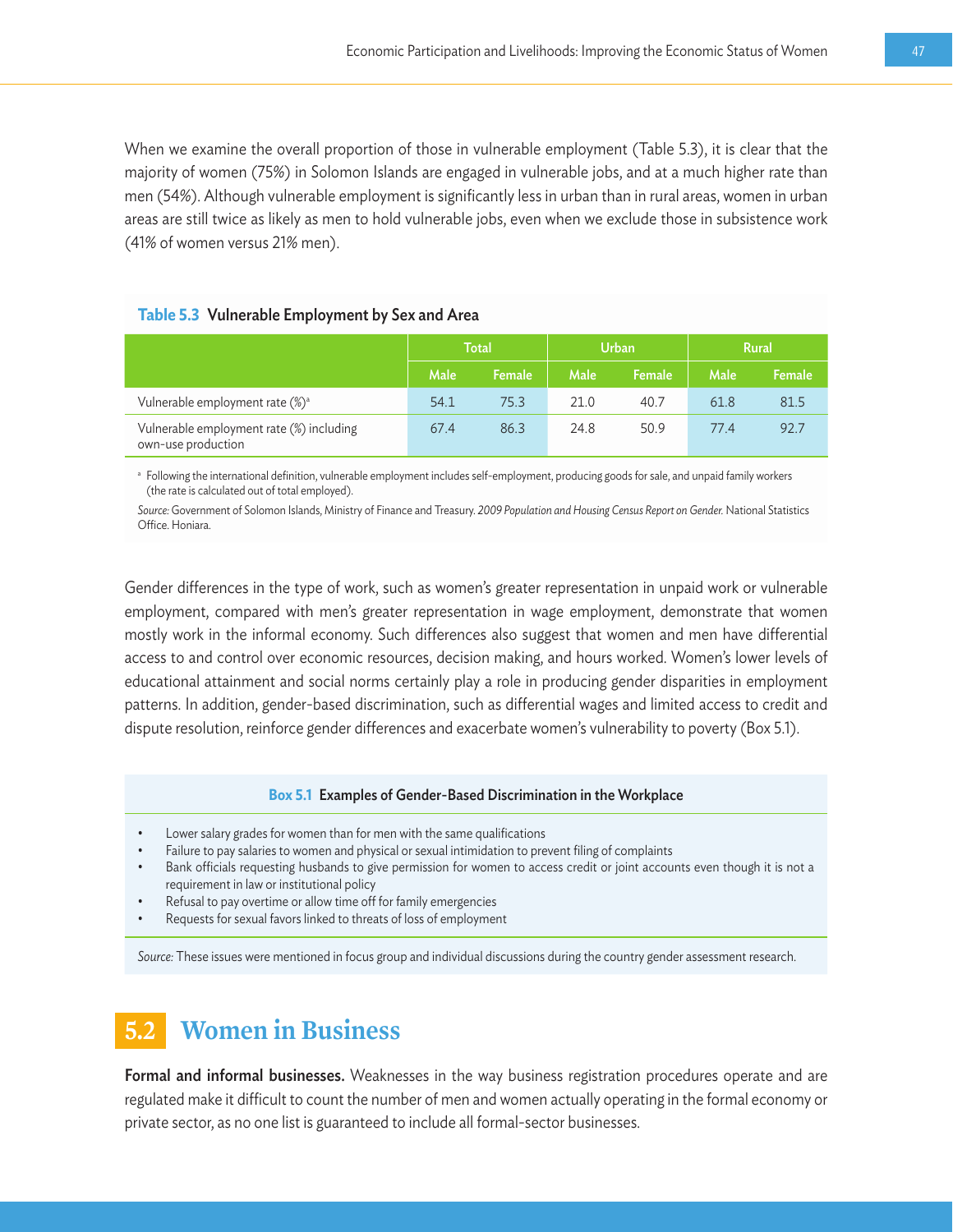When we examine the overall proportion of those in vulnerable employment (Table 5.3), it is clear that the majority of women (75%) in Solomon Islands are engaged in vulnerable jobs, and at a much higher rate than men (54%). Although vulnerable employment is significantly less in urban than in rural areas, women in urban areas are still twice as likely as men to hold vulnerable jobs, even when we exclude those in subsistence work (41% of women versus 21% men).

**Table 5.3 Vulnerable Employment by Sex and Area**

| | Total | | Urban | | Rural | |
|---|---|---|---|---|---|---|
| | Male | Female | Male | Female | Male | Female |
| Vulnerable employment rate (%)[a] | 54.1 | 75.3 | 21.0 | 40.7 | 61.8 | 81.5 |
| Vulnerable employment rate (%) including own-use production | 67.4 | 86.3 | 24.8 | 50.9 | 77.4 | 92.7 |

[a] Following the international definition, vulnerable employment includes self-employment, producing goods for sale, and unpaid family workers (the rate is calculated out of total employed).

*Source:* Government of Solomon Islands, Ministry of Finance and Treasury. *2009 Population and Housing Census Report on Gender.* National Statistics Office. Honiara.

Gender differences in the type of work, such as women's greater representation in unpaid work or vulnerable employment, compared with men's greater representation in wage employment, demonstrate that women mostly work in the informal economy. Such differences also suggest that women and men have differential access to and control over economic resources, decision making, and hours worked. Women's lower levels of educational attainment and social norms certainly play a role in producing gender disparities in employment patterns. In addition, gender-based discrimination, such as differential wages and limited access to credit and dispute resolution, reinforce gender differences and exacerbate women's vulnerability to poverty (Box 5.1).

**Box 5.1 Examples of Gender-Based Discrimination in the Workplace**

- Lower salary grades for women than for men with the same qualifications
- Failure to pay salaries to women and physical or sexual intimidation to prevent filing of complaints
- Bank officials requesting husbands to give permission for women to access credit or joint accounts even though it is not a requirement in law or institutional policy
- Refusal to pay overtime or allow time off for family emergencies
- Requests for sexual favors linked to threats of loss of employment

*Source:* These issues were mentioned in focus group and individual discussions during the country gender assessment research.

## 5.2 Women in Business

**Formal and informal businesses.** Weaknesses in the way business registration procedures operate and are regulated make it difficult to count the number of men and women actually operating in the formal economy or private sector, as no one list is guaranteed to include all formal-sector businesses.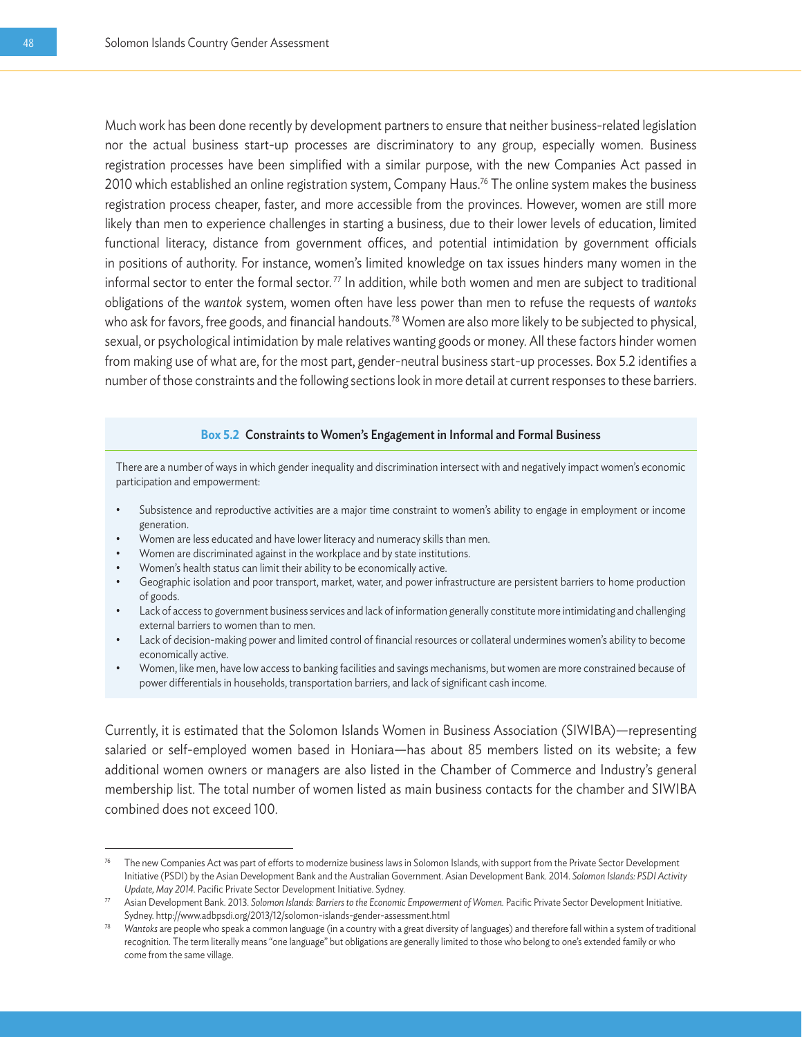Much work has been done recently by development partners to ensure that neither business-related legislation nor the actual business start-up processes are discriminatory to any group, especially women. Business registration processes have been simplified with a similar purpose, with the new Companies Act passed in 2010 which established an online registration system, Company Haus.[76] The online system makes the business registration process cheaper, faster, and more accessible from the provinces. However, women are still more likely than men to experience challenges in starting a business, due to their lower levels of education, limited functional literacy, distance from government offices, and potential intimidation by government officials in positions of authority. For instance, women's limited knowledge on tax issues hinders many women in the informal sector to enter the formal sector.[77] In addition, while both women and men are subject to traditional obligations of the *wantok* system, women often have less power than men to refuse the requests of *wantoks* who ask for favors, free goods, and financial handouts.[78] Women are also more likely to be subjected to physical, sexual, or psychological intimidation by male relatives wanting goods or money. All these factors hinder women from making use of what are, for the most part, gender-neutral business start-up processes. Box 5.2 identifies a number of those constraints and the following sections look in more detail at current responses to these barriers.

**Box 5.2 Constraints to Women's Engagement in Informal and Formal Business**

There are a number of ways in which gender inequality and discrimination intersect with and negatively impact women's economic participation and empowerment:

- Subsistence and reproductive activities are a major time constraint to women's ability to engage in employment or income generation.
- Women are less educated and have lower literacy and numeracy skills than men.
- Women are discriminated against in the workplace and by state institutions.
- Women's health status can limit their ability to be economically active.
- Geographic isolation and poor transport, market, water, and power infrastructure are persistent barriers to home production of goods.
- Lack of access to government business services and lack of information generally constitute more intimidating and challenging external barriers to women than to men.
- Lack of decision-making power and limited control of financial resources or collateral undermines women's ability to become economically active.
- Women, like men, have low access to banking facilities and savings mechanisms, but women are more constrained because of power differentials in households, transportation barriers, and lack of significant cash income.

Currently, it is estimated that the Solomon Islands Women in Business Association (SIWIBA)—representing salaried or self-employed women based in Honiara—has about 85 members listed on its website; a few additional women owners or managers are also listed in the Chamber of Commerce and Industry's general membership list. The total number of women listed as main business contacts for the chamber and SIWIBA combined does not exceed 100.

---

[76] The new Companies Act was part of efforts to modernize business laws in Solomon Islands, with support from the Private Sector Development Initiative (PSDI) by the Asian Development Bank and the Australian Government. Asian Development Bank. 2014. *Solomon Islands: PSDI Activity Update, May 2014.* Pacific Private Sector Development Initiative. Sydney.

[77] Asian Development Bank. 2013. *Solomon Islands: Barriers to the Economic Empowerment of Women.* Pacific Private Sector Development Initiative. Sydney. http://www.adbpsdi.org/2013/12/solomon-islands-gender-assessment.html

[78] *Wantoks* are people who speak a common language (in a country with a great diversity of languages) and therefore fall within a system of traditional recognition. The term literally means "one language" but obligations are generally limited to those who belong to one's extended family or who come from the same village.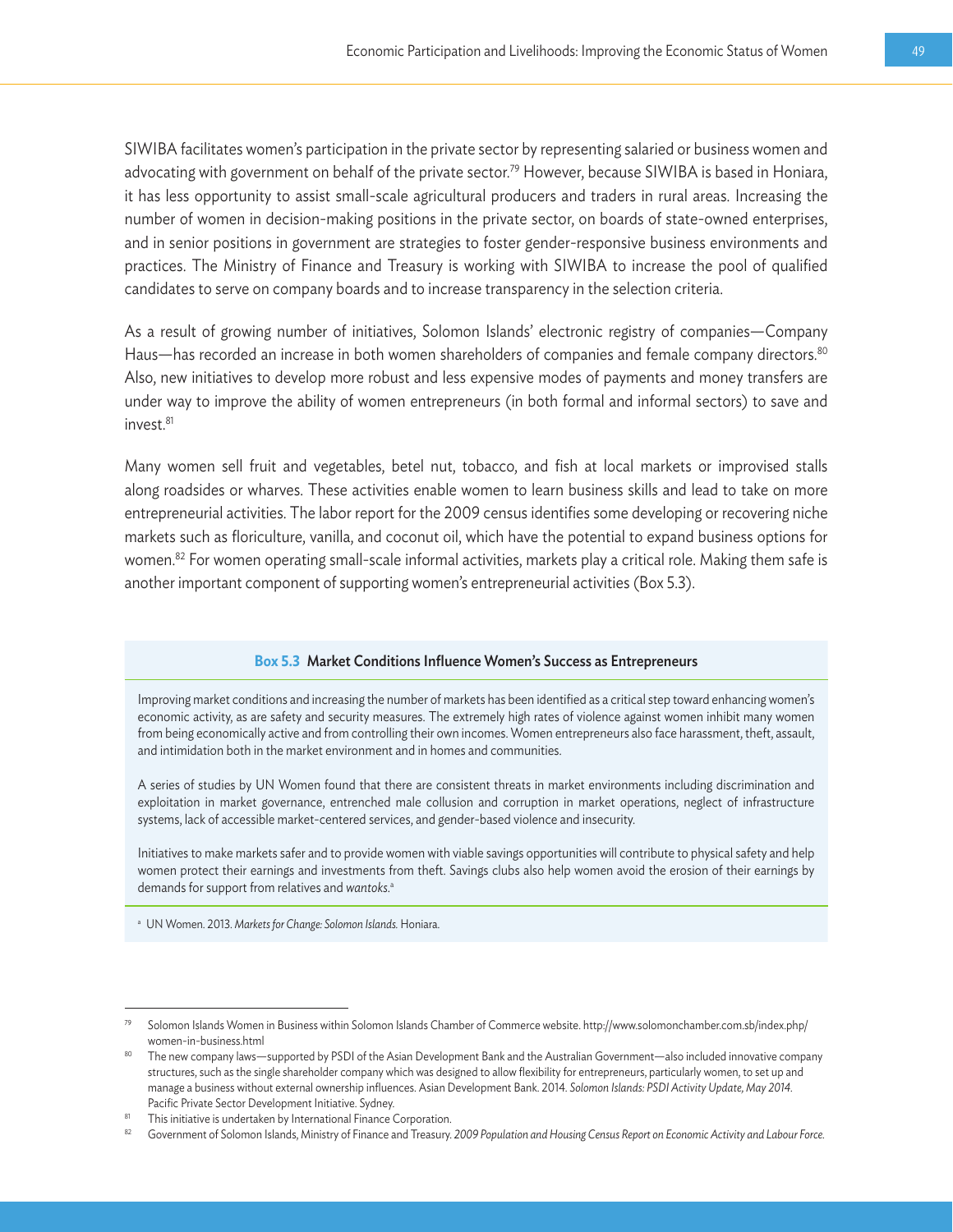SIWIBA facilitates women's participation in the private sector by representing salaried or business women and advocating with government on behalf of the private sector.[79] However, because SIWIBA is based in Honiara, it has less opportunity to assist small-scale agricultural producers and traders in rural areas. Increasing the number of women in decision-making positions in the private sector, on boards of state-owned enterprises, and in senior positions in government are strategies to foster gender-responsive business environments and practices. The Ministry of Finance and Treasury is working with SIWIBA to increase the pool of qualified candidates to serve on company boards and to increase transparency in the selection criteria.

As a result of growing number of initiatives, Solomon Islands' electronic registry of companies—Company Haus—has recorded an increase in both women shareholders of companies and female company directors.[80] Also, new initiatives to develop more robust and less expensive modes of payments and money transfers are under way to improve the ability of women entrepreneurs (in both formal and informal sectors) to save and invest.[81]

Many women sell fruit and vegetables, betel nut, tobacco, and fish at local markets or improvised stalls along roadsides or wharves. These activities enable women to learn business skills and lead to take on more entrepreneurial activities. The labor report for the 2009 census identifies some developing or recovering niche markets such as floriculture, vanilla, and coconut oil, which have the potential to expand business options for women.[82] For women operating small-scale informal activities, markets play a critical role. Making them safe is another important component of supporting women's entrepreneurial activities (Box 5.3).

### Box 5.3 Market Conditions Influence Women's Success as Entrepreneurs

Improving market conditions and increasing the number of markets has been identified as a critical step toward enhancing women's economic activity, as are safety and security measures. The extremely high rates of violence against women inhibit many women from being economically active and from controlling their own incomes. Women entrepreneurs also face harassment, theft, assault, and intimidation both in the market environment and in homes and communities.

A series of studies by UN Women found that there are consistent threats in market environments including discrimination and exploitation in market governance, entrenched male collusion and corruption in market operations, neglect of infrastructure systems, lack of accessible market-centered services, and gender-based violence and insecurity.

Initiatives to make markets safer and to provide women with viable savings opportunities will contribute to physical safety and help women protect their earnings and investments from theft. Savings clubs also help women avoid the erosion of their earnings by demands for support from relatives and *wantoks*.[a]

[a] UN Women. 2013. *Markets for Change: Solomon Islands.* Honiara.

---

[79] Solomon Islands Women in Business within Solomon Islands Chamber of Commerce website. http://www.solomonchamber.com.sb/index.php/women-in-business.html

[80] The new company laws—supported by PSDI of the Asian Development Bank and the Australian Government—also included innovative company structures, such as the single shareholder company which was designed to allow flexibility for entrepreneurs, particularly women, to set up and manage a business without external ownership influences. Asian Development Bank. 2014. *Solomon Islands: PSDI Activity Update, May 2014.* Pacific Private Sector Development Initiative. Sydney.

[81] This initiative is undertaken by International Finance Corporation.

[82] Government of Solomon Islands, Ministry of Finance and Treasury. *2009 Population and Housing Census Report on Economic Activity and Labour Force.*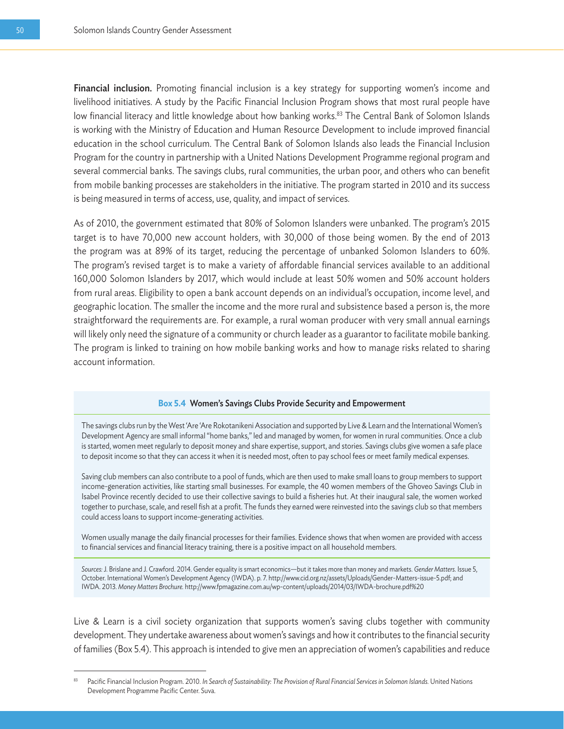**Financial inclusion.** Promoting financial inclusion is a key strategy for supporting women's income and livelihood initiatives. A study by the Pacific Financial Inclusion Program shows that most rural people have low financial literacy and little knowledge about how banking works.[83] The Central Bank of Solomon Islands is working with the Ministry of Education and Human Resource Development to include improved financial education in the school curriculum. The Central Bank of Solomon Islands also leads the Financial Inclusion Program for the country in partnership with a United Nations Development Programme regional program and several commercial banks. The savings clubs, rural communities, the urban poor, and others who can benefit from mobile banking processes are stakeholders in the initiative. The program started in 2010 and its success is being measured in terms of access, use, quality, and impact of services.

As of 2010, the government estimated that 80% of Solomon Islanders were unbanked. The program's 2015 target is to have 70,000 new account holders, with 30,000 of those being women. By the end of 2013 the program was at 89% of its target, reducing the percentage of unbanked Solomon Islanders to 60%. The program's revised target is to make a variety of affordable financial services available to an additional 160,000 Solomon Islanders by 2017, which would include at least 50% women and 50% account holders from rural areas. Eligibility to open a bank account depends on an individual's occupation, income level, and geographic location. The smaller the income and the more rural and subsistence based a person is, the more straightforward the requirements are. For example, a rural woman producer with very small annual earnings will likely only need the signature of a community or church leader as a guarantor to facilitate mobile banking. The program is linked to training on how mobile banking works and how to manage risks related to sharing account information.

**Box 5.4 Women's Savings Clubs Provide Security and Empowerment**

The savings clubs run by the West 'Are 'Are Rokotanikeni Association and supported by Live & Learn and the International Women's Development Agency are small informal "home banks," led and managed by women, for women in rural communities. Once a club is started, women meet regularly to deposit money and share expertise, support, and stories. Savings clubs give women a safe place to deposit income so that they can access it when it is needed most, often to pay school fees or meet family medical expenses.

Saving club members can also contribute to a pool of funds, which are then used to make small loans to group members to support income-generation activities, like starting small businesses. For example, the 40 women members of the Ghoveo Savings Club in Isabel Province recently decided to use their collective savings to build a fisheries hut. At their inaugural sale, the women worked together to purchase, scale, and resell fish at a profit. The funds they earned were reinvested into the savings club so that members could access loans to support income-generating activities.

Women usually manage the daily financial processes for their families. Evidence shows that when women are provided with access to financial services and financial literacy training, there is a positive impact on all household members.

*Sources:* J. Brislane and J. Crawford. 2014. Gender equality is smart economics—but it takes more than money and markets. *Gender Matters.* Issue 5, October. International Women's Development Agency (IWDA). p. 7. http://www.cid.org.nz/assets/Uploads/Gender-Matters-issue-5.pdf; and IWDA. 2013. *Money Matters Brochure.* http://www.fpmagazine.com.au/wp-content/uploads/2014/03/IWDA-brochure.pdf%20

Live & Learn is a civil society organization that supports women's saving clubs together with community development. They undertake awareness about women's savings and how it contributes to the financial security of families (Box 5.4). This approach is intended to give men an appreciation of women's capabilities and reduce

[83] Pacific Financial Inclusion Program. 2010. *In Search of Sustainability: The Provision of Rural Financial Services in Solomon Islands.* United Nations Development Programme Pacific Center. Suva.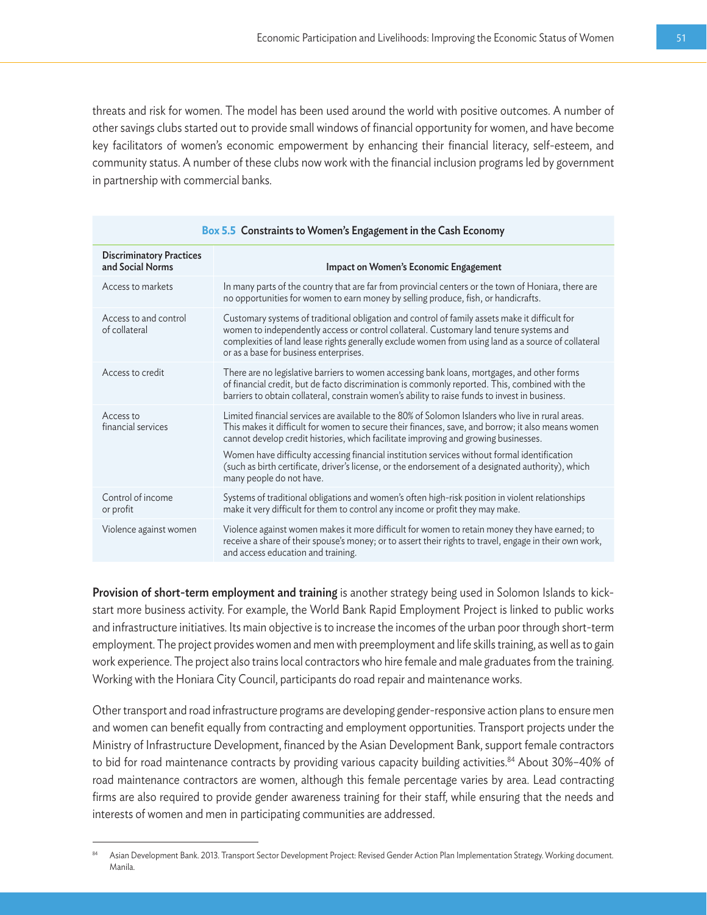threats and risk for women. The model has been used around the world with positive outcomes. A number of other savings clubs started out to provide small windows of financial opportunity for women, and have become key facilitators of women's economic empowerment by enhancing their financial literacy, self-esteem, and community status. A number of these clubs now work with the financial inclusion programs led by government in partnership with commercial banks.

**Box 5.5 Constraints to Women's Engagement in the Cash Economy**

| Discriminatory Practices and Social Norms | Impact on Women's Economic Engagement |
|---|---|
| Access to markets | In many parts of the country that are far from provincial centers or the town of Honiara, there are no opportunities for women to earn money by selling produce, fish, or handicrafts. |
| Access to and control of collateral | Customary systems of traditional obligation and control of family assets make it difficult for women to independently access or control collateral. Customary land tenure systems and complexities of land lease rights generally exclude women from using land as a source of collateral or as a base for business enterprises. |
| Access to credit | There are no legislative barriers to women accessing bank loans, mortgages, and other forms of financial credit, but de facto discrimination is commonly reported. This, combined with the barriers to obtain collateral, constrain women's ability to raise funds to invest in business. |
| Access to financial services | Limited financial services are available to the 80% of Solomon Islanders who live in rural areas. This makes it difficult for women to secure their finances, save, and borrow; it also means women cannot develop credit histories, which facilitate improving and growing businesses.<br><br>Women have difficulty accessing financial institution services without formal identification (such as birth certificate, driver's license, or the endorsement of a designated authority), which many people do not have. |
| Control of income or profit | Systems of traditional obligations and women's often high-risk position in violent relationships make it very difficult for them to control any income or profit they may make. |
| Violence against women | Violence against women makes it more difficult for women to retain money they have earned; to receive a share of their spouse's money; or to assert their rights to travel, engage in their own work, and access education and training. |

**Provision of short-term employment and training** is another strategy being used in Solomon Islands to kick-start more business activity. For example, the World Bank Rapid Employment Project is linked to public works and infrastructure initiatives. Its main objective is to increase the incomes of the urban poor through short-term employment. The project provides women and men with preemployment and life skills training, as well as to gain work experience. The project also trains local contractors who hire female and male graduates from the training. Working with the Honiara City Council, participants do road repair and maintenance works.

Other transport and road infrastructure programs are developing gender-responsive action plans to ensure men and women can benefit equally from contracting and employment opportunities. Transport projects under the Ministry of Infrastructure Development, financed by the Asian Development Bank, support female contractors to bid for road maintenance contracts by providing various capacity building activities.[84] About 30%–40% of road maintenance contractors are women, although this female percentage varies by area. Lead contracting firms are also required to provide gender awareness training for their staff, while ensuring that the needs and interests of women and men in participating communities are addressed.

---

[84] Asian Development Bank. 2013. Transport Sector Development Project: Revised Gender Action Plan Implementation Strategy. Working document. Manila.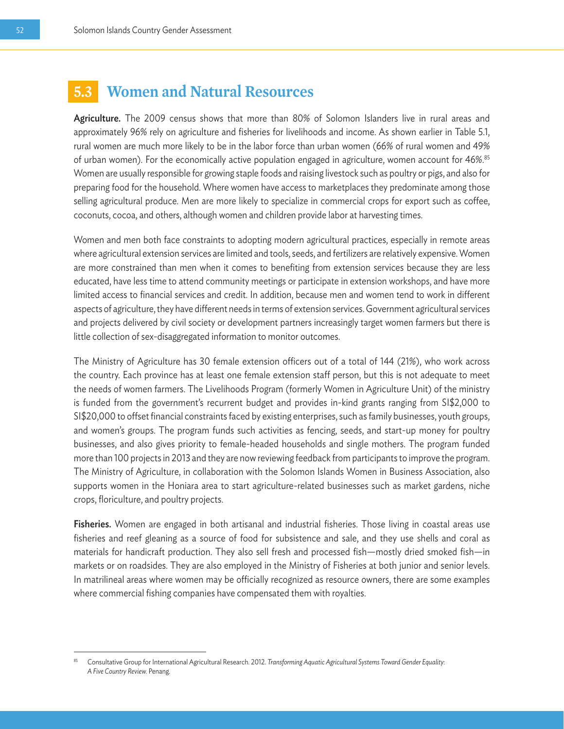## 5.3 Women and Natural Resources

**Agriculture.** The 2009 census shows that more than 80% of Solomon Islanders live in rural areas and approximately 96% rely on agriculture and fisheries for livelihoods and income. As shown earlier in Table 5.1, rural women are much more likely to be in the labor force than urban women (66% of rural women and 49% of urban women). For the economically active population engaged in agriculture, women account for 46%.[85] Women are usually responsible for growing staple foods and raising livestock such as poultry or pigs, and also for preparing food for the household. Where women have access to marketplaces they predominate among those selling agricultural produce. Men are more likely to specialize in commercial crops for export such as coffee, coconuts, cocoa, and others, although women and children provide labor at harvesting times.

Women and men both face constraints to adopting modern agricultural practices, especially in remote areas where agricultural extension services are limited and tools, seeds, and fertilizers are relatively expensive. Women are more constrained than men when it comes to benefiting from extension services because they are less educated, have less time to attend community meetings or participate in extension workshops, and have more limited access to financial services and credit. In addition, because men and women tend to work in different aspects of agriculture, they have different needs in terms of extension services. Government agricultural services and projects delivered by civil society or development partners increasingly target women farmers but there is little collection of sex-disaggregated information to monitor outcomes.

The Ministry of Agriculture has 30 female extension officers out of a total of 144 (21%), who work across the country. Each province has at least one female extension staff person, but this is not adequate to meet the needs of women farmers. The Livelihoods Program (formerly Women in Agriculture Unit) of the ministry is funded from the government's recurrent budget and provides in-kind grants ranging from SI$2,000 to SI$20,000 to offset financial constraints faced by existing enterprises, such as family businesses, youth groups, and women's groups. The program funds such activities as fencing, seeds, and start-up money for poultry businesses, and also gives priority to female-headed households and single mothers. The program funded more than 100 projects in 2013 and they are now reviewing feedback from participants to improve the program. The Ministry of Agriculture, in collaboration with the Solomon Islands Women in Business Association, also supports women in the Honiara area to start agriculture-related businesses such as market gardens, niche crops, floriculture, and poultry projects.

**Fisheries.** Women are engaged in both artisanal and industrial fisheries. Those living in coastal areas use fisheries and reef gleaning as a source of food for subsistence and sale, and they use shells and coral as materials for handicraft production. They also sell fresh and processed fish—mostly dried smoked fish—in markets or on roadsides. They are also employed in the Ministry of Fisheries at both junior and senior levels. In matrilineal areas where women may be officially recognized as resource owners, there are some examples where commercial fishing companies have compensated them with royalties.

---

[85] Consultative Group for International Agricultural Research. 2012. *Transforming Aquatic Agricultural Systems Toward Gender Equality: A Five Country Review.* Penang.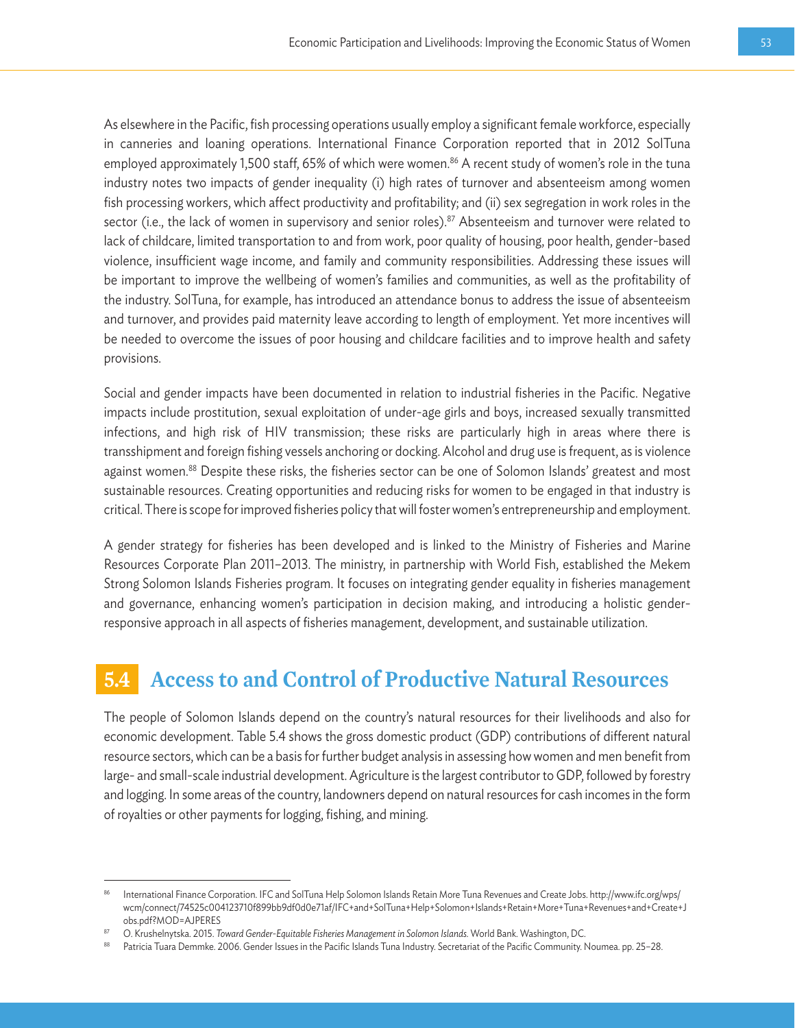As elsewhere in the Pacific, fish processing operations usually employ a significant female workforce, especially in canneries and loaning operations. International Finance Corporation reported that in 2012 SolTuna employed approximately 1,500 staff, 65% of which were women.[86] A recent study of women's role in the tuna industry notes two impacts of gender inequality (i) high rates of turnover and absenteeism among women fish processing workers, which affect productivity and profitability; and (ii) sex segregation in work roles in the sector (i.e., the lack of women in supervisory and senior roles).[87] Absenteeism and turnover were related to lack of childcare, limited transportation to and from work, poor quality of housing, poor health, gender-based violence, insufficient wage income, and family and community responsibilities. Addressing these issues will be important to improve the wellbeing of women's families and communities, as well as the profitability of the industry. SolTuna, for example, has introduced an attendance bonus to address the issue of absenteeism and turnover, and provides paid maternity leave according to length of employment. Yet more incentives will be needed to overcome the issues of poor housing and childcare facilities and to improve health and safety provisions.

Social and gender impacts have been documented in relation to industrial fisheries in the Pacific. Negative impacts include prostitution, sexual exploitation of under-age girls and boys, increased sexually transmitted infections, and high risk of HIV transmission; these risks are particularly high in areas where there is transshipment and foreign fishing vessels anchoring or docking. Alcohol and drug use is frequent, as is violence against women.[88] Despite these risks, the fisheries sector can be one of Solomon Islands' greatest and most sustainable resources. Creating opportunities and reducing risks for women to be engaged in that industry is critical. There is scope for improved fisheries policy that will foster women's entrepreneurship and employment.

A gender strategy for fisheries has been developed and is linked to the Ministry of Fisheries and Marine Resources Corporate Plan 2011–2013. The ministry, in partnership with World Fish, established the Mekem Strong Solomon Islands Fisheries program. It focuses on integrating gender equality in fisheries management and governance, enhancing women's participation in decision making, and introducing a holistic gender-responsive approach in all aspects of fisheries management, development, and sustainable utilization.

## 5.4 Access to and Control of Productive Natural Resources

The people of Solomon Islands depend on the country's natural resources for their livelihoods and also for economic development. Table 5.4 shows the gross domestic product (GDP) contributions of different natural resource sectors, which can be a basis for further budget analysis in assessing how women and men benefit from large- and small-scale industrial development. Agriculture is the largest contributor to GDP, followed by forestry and logging. In some areas of the country, landowners depend on natural resources for cash incomes in the form of royalties or other payments for logging, fishing, and mining.

---

[86] International Finance Corporation. IFC and SolTuna Help Solomon Islands Retain More Tuna Revenues and Create Jobs. http://www.ifc.org/wps/wcm/connect/74525c004123710f899bb9df0d0e71af/IFC+and+SolTuna+Help+Solomon+Islands+Retain+More+Tuna+Revenues+and+Create+Jobs.pdf?MOD=AJPERES

[87] O. Krushelnytska. 2015. *Toward Gender-Equitable Fisheries Management in Solomon Islands.* World Bank. Washington, DC.

[88] Patricia Tuara Demmke. 2006. Gender Issues in the Pacific Islands Tuna Industry. Secretariat of the Pacific Community. Noumea. pp. 25–28.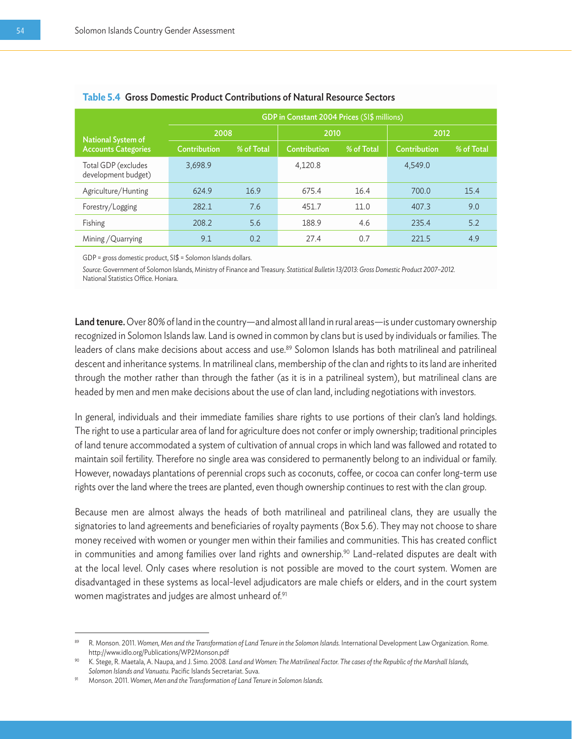**Table 5.4 Gross Domestic Product Contributions of Natural Resource Sectors**

| National System of Accounts Categories | GDP in Constant 2004 Prices (SI$ millions) | | | | | |
|---|---|---|---|---|---|---|
| | 2008 | | 2010 | | 2012 | |
| | Contribution | % of Total | Contribution | % of Total | Contribution | % of Total |
| Total GDP (excludes development budget) | 3,698.9 | | 4,120.8 | | 4,549.0 | |
| Agriculture/Hunting | 624.9 | 16.9 | 675.4 | 16.4 | 700.0 | 15.4 |
| Forestry/Logging | 282.1 | 7.6 | 451.7 | 11.0 | 407.3 | 9.0 |
| Fishing | 208.2 | 5.6 | 188.9 | 4.6 | 235.4 | 5.2 |
| Mining /Quarrying | 9.1 | 0.2 | 27.4 | 0.7 | 221.5 | 4.9 |

GDP = gross domestic product, SI$ = Solomon Islands dollars.

*Source:* Government of Solomon Islands, Ministry of Finance and Treasury. *Statistical Bulletin 13/2013: Gross Domestic Product 2007–2012.* National Statistics Office. Honiara.

**Land tenure.** Over 80% of land in the country—and almost all land in rural areas—is under customary ownership recognized in Solomon Islands law. Land is owned in common by clans but is used by individuals or families. The leaders of clans make decisions about access and use.[89] Solomon Islands has both matrilineal and patrilineal descent and inheritance systems. In matrilineal clans, membership of the clan and rights to its land are inherited through the mother rather than through the father (as it is in a patrilineal system), but matrilineal clans are headed by men and men make decisions about the use of clan land, including negotiations with investors.

In general, individuals and their immediate families share rights to use portions of their clan's land holdings. The right to use a particular area of land for agriculture does not confer or imply ownership; traditional principles of land tenure accommodated a system of cultivation of annual crops in which land was fallowed and rotated to maintain soil fertility. Therefore no single area was considered to permanently belong to an individual or family. However, nowadays plantations of perennial crops such as coconuts, coffee, or cocoa can confer long-term use rights over the land where the trees are planted, even though ownership continues to rest with the clan group.

Because men are almost always the heads of both matrilineal and patrilineal clans, they are usually the signatories to land agreements and beneficiaries of royalty payments (Box 5.6). They may not choose to share money received with women or younger men within their families and communities. This has created conflict in communities and among families over land rights and ownership.[90] Land-related disputes are dealt with at the local level. Only cases where resolution is not possible are moved to the court system. Women are disadvantaged in these systems as local-level adjudicators are male chiefs or elders, and in the court system women magistrates and judges are almost unheard of.[91]

---

[89] R. Monson. 2011. *Women, Men and the Transformation of Land Tenure in the Solomon Islands.* International Development Law Organization. Rome. http://www.idlo.org/Publications/WP2Monson.pdf

[90] K. Stege, R. Maetala, A. Naupa, and J. Simo. 2008. *Land and Women: The Matrilineal Factor. The cases of the Republic of the Marshall Islands, Solomon Islands and Vanuatu.* Pacific Islands Secretariat. Suva.

[91] Monson. 2011. *Women, Men and the Transformation of Land Tenure in Solomon Islands.*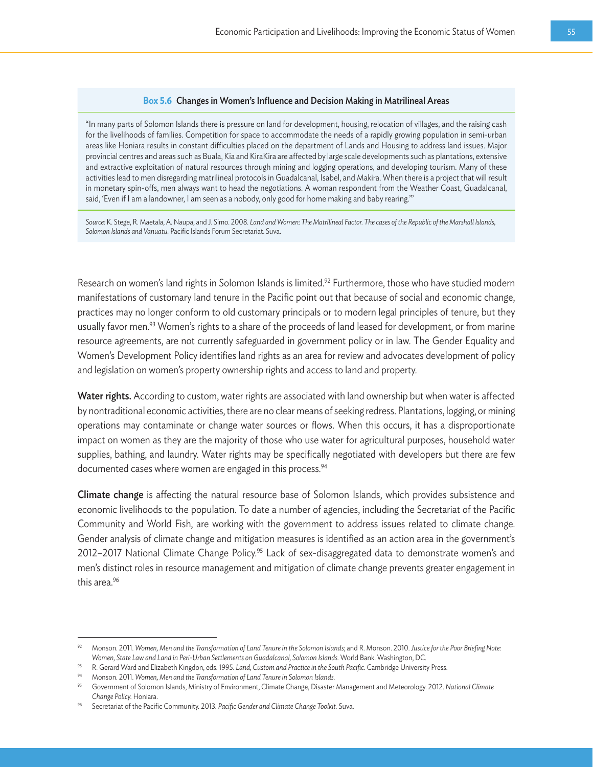**Box 5.6 Changes in Women's Influence and Decision Making in Matrilineal Areas**

"In many parts of Solomon Islands there is pressure on land for development, housing, relocation of villages, and the raising cash for the livelihoods of families. Competition for space to accommodate the needs of a rapidly growing population in semi-urban areas like Honiara results in constant difficulties placed on the department of Lands and Housing to address land issues. Major provincial centres and areas such as Buala, Kia and KiraKira are affected by large scale developments such as plantations, extensive and extractive exploitation of natural resources through mining and logging operations, and developing tourism. Many of these activities lead to men disregarding matrilineal protocols in Guadalcanal, Isabel, and Makira. When there is a project that will result in monetary spin-offs, men always want to head the negotiations. A woman respondent from the Weather Coast, Guadalcanal, said, 'Even if I am a landowner, I am seen as a nobody, only good for home making and baby rearing.'"

*Source:* K. Stege, R. Maetala, A. Naupa, and J. Simo. 2008. *Land and Women: The Matrilineal Factor. The cases of the Republic of the Marshall Islands, Solomon Islands and Vanuatu.* Pacific Islands Forum Secretariat. Suva.

Research on women's land rights in Solomon Islands is limited.[92] Furthermore, those who have studied modern manifestations of customary land tenure in the Pacific point out that because of social and economic change, practices may no longer conform to old customary principals or to modern legal principles of tenure, but they usually favor men.[93] Women's rights to a share of the proceeds of land leased for development, or from marine resource agreements, are not currently safeguarded in government policy or in law. The Gender Equality and Women's Development Policy identifies land rights as an area for review and advocates development of policy and legislation on women's property ownership rights and access to land and property.

**Water rights.** According to custom, water rights are associated with land ownership but when water is affected by nontraditional economic activities, there are no clear means of seeking redress. Plantations, logging, or mining operations may contaminate or change water sources or flows. When this occurs, it has a disproportionate impact on women as they are the majority of those who use water for agricultural purposes, household water supplies, bathing, and laundry. Water rights may be specifically negotiated with developers but there are few documented cases where women are engaged in this process.[94]

**Climate change** is affecting the natural resource base of Solomon Islands, which provides subsistence and economic livelihoods to the population. To date a number of agencies, including the Secretariat of the Pacific Community and World Fish, are working with the government to address issues related to climate change. Gender analysis of climate change and mitigation measures is identified as an action area in the government's 2012–2017 National Climate Change Policy.[95] Lack of sex-disaggregated data to demonstrate women's and men's distinct roles in resource management and mitigation of climate change prevents greater engagement in this area.[96]

---

[92] Monson. 2011. *Women, Men and the Transformation of Land Tenure in the Solomon Islands*; and R. Monson. 2010. *Justice for the Poor Briefing Note: Women, State Law and Land in Peri-Urban Settlements on Guadalcanal, Solomon Islands.* World Bank. Washington, DC.

[93] R. Gerard Ward and Elizabeth Kingdon, eds. 1995. *Land, Custom and Practice in the South Pacific.* Cambridge University Press.

[94] Monson. 2011. *Women, Men and the Transformation of Land Tenure in Solomon Islands.*

[95] Government of Solomon Islands, Ministry of Environment, Climate Change, Disaster Management and Meteorology. 2012. *National Climate Change Policy.* Honiara.

[96] Secretariat of the Pacific Community. 2013. *Pacific Gender and Climate Change Toolkit.* Suva.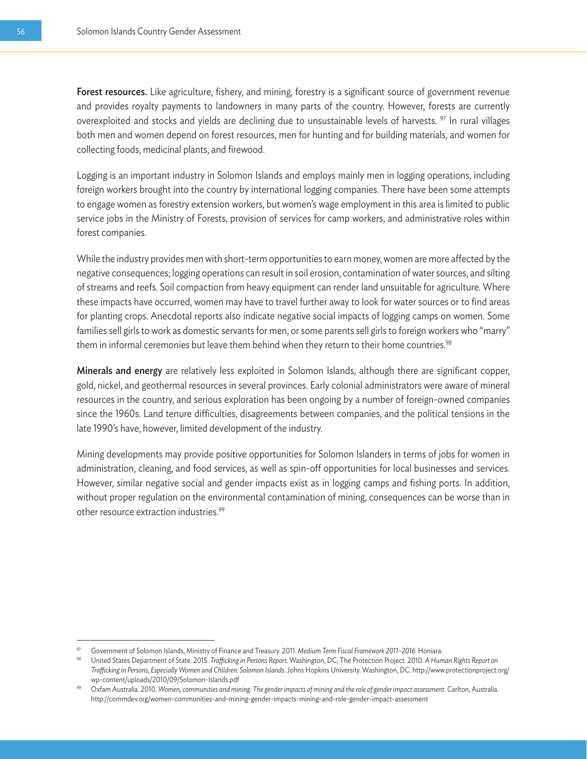**Forest resources.** Like agriculture, fishery, and mining, forestry is a significant source of government revenue and provides royalty payments to landowners in many parts of the country. However, forests are currently overexploited and stocks and yields are declining due to unsustainable levels of harvests. [97] In rural villages both men and women depend on forest resources, men for hunting and for building materials, and women for collecting foods, medicinal plants, and firewood.

Logging is an important industry in Solomon Islands and employs mainly men in logging operations, including foreign workers brought into the country by international logging companies. There have been some attempts to engage women as forestry extension workers, but women's wage employment in this area is limited to public service jobs in the Ministry of Forests, provision of services for camp workers, and administrative roles within forest companies.

While the industry provides men with short-term opportunities to earn money, women are more affected by the negative consequences; logging operations can result in soil erosion, contamination of water sources, and silting of streams and reefs. Soil compaction from heavy equipment can render land unsuitable for agriculture. Where these impacts have occurred, women may have to travel further away to look for water sources or to find areas for planting crops. Anecdotal reports also indicate negative social impacts of logging camps on women. Some families sell girls to work as domestic servants for men, or some parents sell girls to foreign workers who "marry" them in informal ceremonies but leave them behind when they return to their home countries.[98]

**Minerals and energy** are relatively less exploited in Solomon Islands, although there are significant copper, gold, nickel, and geothermal resources in several provinces. Early colonial administrators were aware of mineral resources in the country, and serious exploration has been ongoing by a number of foreign-owned companies since the 1960s. Land tenure difficulties, disagreements between companies, and the political tensions in the late 1990's have, however, limited development of the industry.

Mining developments may provide positive opportunities for Solomon Islanders in terms of jobs for women in administration, cleaning, and food services, as well as spin-off opportunities for local businesses and services. However, similar negative social and gender impacts exist as in logging camps and fishing ports. In addition, without proper regulation on the environmental contamination of mining, consequences can be worse than in other resource extraction industries.[99]

---

[97] Government of Solomon Islands, Ministry of Finance and Treasury. 2011. *Medium Term Fiscal Framework 2011–2016*. Honiara.

[98] United States Department of State. 2015. *Trafficking in Persons Report*. Washington, DC; The Protection Project. 2010. *A Human Rights Report on Trafficking in Persons, Especially Women and Children: Solomon Islands*. Johns Hopkins University. Washington, DC. http://www.protectionproject.org/wp-content/uploads/2010/09/Solomon-Islands.pdf

[99] Oxfam Australia. 2010. *Women, communities and mining: The gender impacts of mining and the role of gender impact assessment*. Carlton, Australia. http://commdev.org/women-communities-and-mining-gender-impacts-mining-and-role-gender-impact-assessment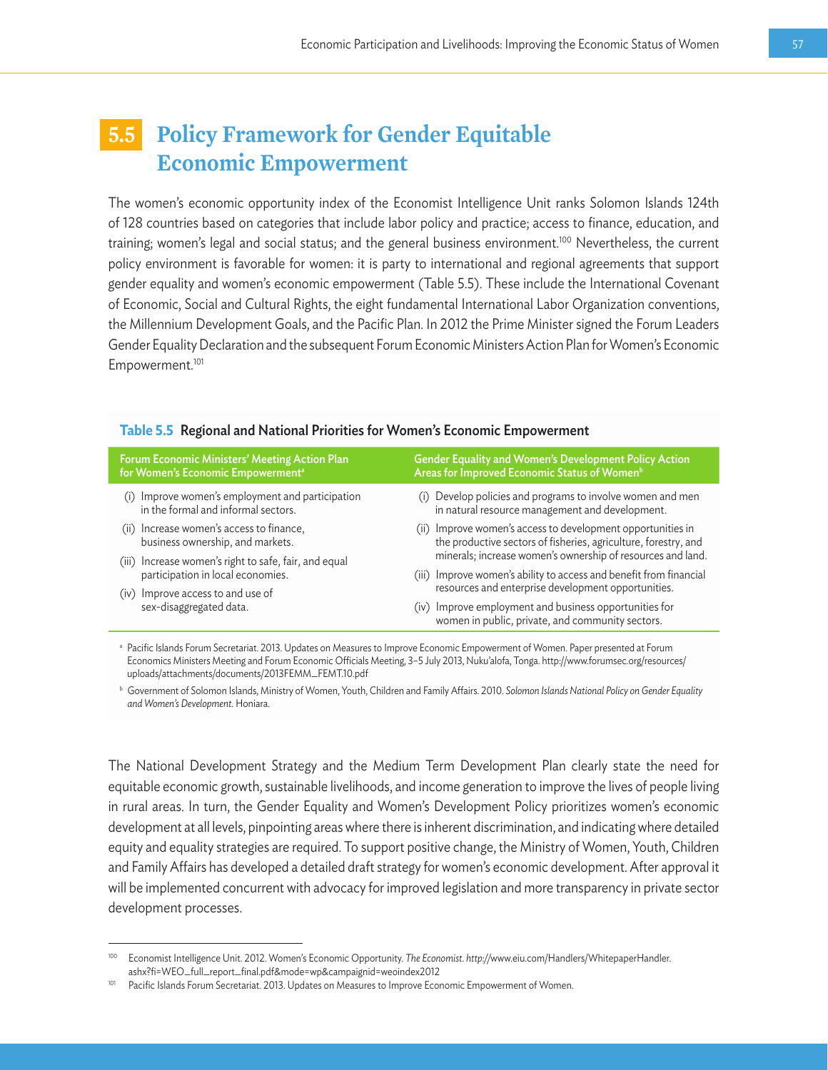## 5.5 Policy Framework for Gender Equitable Economic Empowerment

The women's economic opportunity index of the Economist Intelligence Unit ranks Solomon Islands 124th of 128 countries based on categories that include labor policy and practice; access to finance, education, and training; women's legal and social status; and the general business environment.[100] Nevertheless, the current policy environment is favorable for women: it is party to international and regional agreements that support gender equality and women's economic empowerment (Table 5.5). These include the International Covenant of Economic, Social and Cultural Rights, the eight fundamental International Labor Organization conventions, the Millennium Development Goals, and the Pacific Plan. In 2012 the Prime Minister signed the Forum Leaders Gender Equality Declaration and the subsequent Forum Economic Ministers Action Plan for Women's Economic Empowerment.[101]

**Table 5.5 Regional and National Priorities for Women's Economic Empowerment**

| Forum Economic Ministers' Meeting Action Plan for Women's Economic Empowerment[a] | Gender Equality and Women's Development Policy Action Areas for Improved Economic Status of Women[b] |
|---|---|
| (i) Improve women's employment and participation in the formal and informal sectors. | (i) Develop policies and programs to involve women and men in natural resource management and development. |
| (ii) Increase women's access to finance, business ownership, and markets. | (ii) Improve women's access to development opportunities in the productive sectors of fisheries, agriculture, forestry, and minerals; increase women's ownership of resources and land. |
| (iii) Increase women's right to safe, fair, and equal participation in local economies. | (iii) Improve women's ability to access and benefit from financial resources and enterprise development opportunities. |
| (iv) Improve access to and use of sex-disaggregated data. | (iv) Improve employment and business opportunities for women in public, private, and community sectors. |

[a] Pacific Islands Forum Secretariat. 2013. Updates on Measures to Improve Economic Empowerment of Women. Paper presented at Forum Economics Ministers Meeting and Forum Economic Officials Meeting, 3–5 July 2013, Nuku'alofa, Tonga. http://www.forumsec.org/resources/uploads/attachments/documents/2013FEMM_FEMT.10.pdf

[b] Government of Solomon Islands, Ministry of Women, Youth, Children and Family Affairs. 2010. *Solomon Islands National Policy on Gender Equality and Women's Development.* Honiara.

The National Development Strategy and the Medium Term Development Plan clearly state the need for equitable economic growth, sustainable livelihoods, and income generation to improve the lives of people living in rural areas. In turn, the Gender Equality and Women's Development Policy prioritizes women's economic development at all levels, pinpointing areas where there is inherent discrimination, and indicating where detailed equity and equality strategies are required. To support positive change, the Ministry of Women, Youth, Children and Family Affairs has developed a detailed draft strategy for women's economic development. After approval it will be implemented concurrent with advocacy for improved legislation and more transparency in private sector development processes.

---

[100] Economist Intelligence Unit. 2012. Women's Economic Opportunity. *The Economist. http://*www.eiu.com/Handlers/WhitepaperHandler.ashx?fi=WEO_full_report_final.pdf&mode=wp&campaignid=weoindex2012

[101] Pacific Islands Forum Secretariat. 2013. Updates on Measures to Improve Economic Empowerment of Women.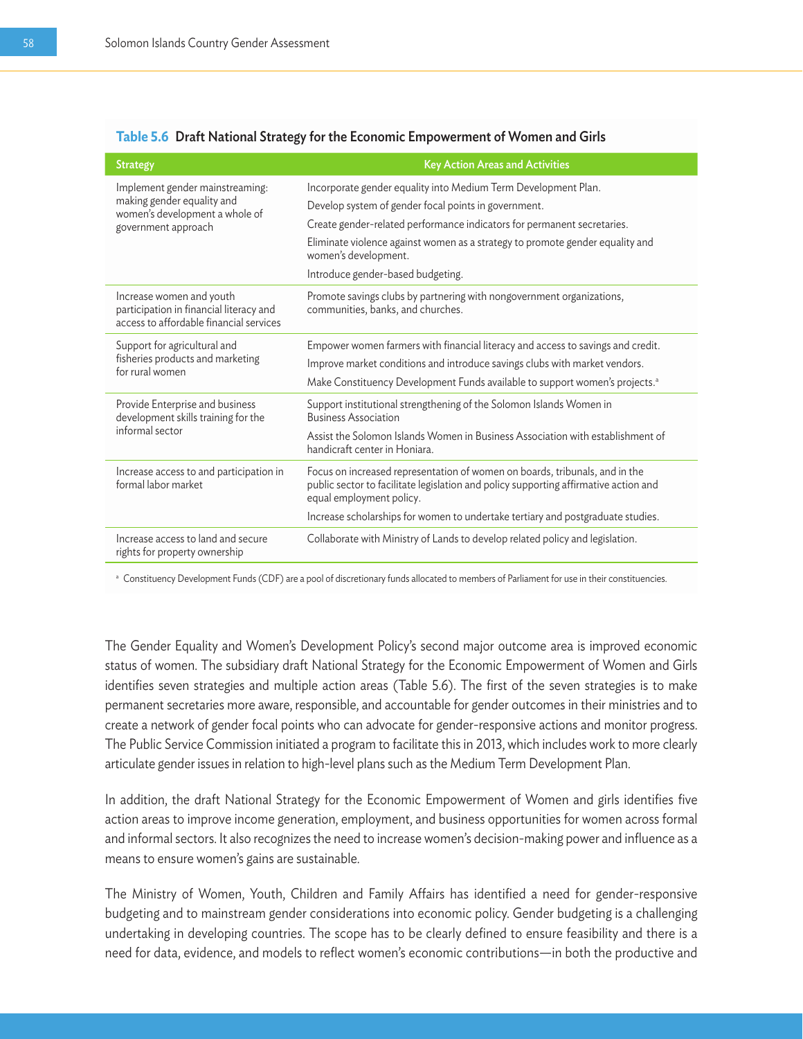**Table 5.6 Draft National Strategy for the Economic Empowerment of Women and Girls**

| Strategy | Key Action Areas and Activities |
| --- | --- |
| Implement gender mainstreaming: making gender equality and women's development a whole of government approach | Incorporate gender equality into Medium Term Development Plan.<br>Develop system of gender focal points in government.<br>Create gender-related performance indicators for permanent secretaries.<br>Eliminate violence against women as a strategy to promote gender equality and women's development.<br>Introduce gender-based budgeting. |
| Increase women and youth participation in financial literacy and access to affordable financial services | Promote savings clubs by partnering with nongovernment organizations, communities, banks, and churches. |
| Support for agricultural and fisheries products and marketing for rural women | Empower women farmers with financial literacy and access to savings and credit.<br>Improve market conditions and introduce savings clubs with market vendors.<br>Make Constituency Development Funds available to support women's projects.[a] |
| Provide Enterprise and business development skills training for the informal sector | Support institutional strengthening of the Solomon Islands Women in Business Association<br>Assist the Solomon Islands Women in Business Association with establishment of handicraft center in Honiara. |
| Increase access to and participation in formal labor market | Focus on increased representation of women on boards, tribunals, and in the public sector to facilitate legislation and policy supporting affirmative action and equal employment policy.<br>Increase scholarships for women to undertake tertiary and postgraduate studies. |
| Increase access to land and secure rights for property ownership | Collaborate with Ministry of Lands to develop related policy and legislation. |

[a] Constituency Development Funds (CDF) are a pool of discretionary funds allocated to members of Parliament for use in their constituencies.

The Gender Equality and Women's Development Policy's second major outcome area is improved economic status of women. The subsidiary draft National Strategy for the Economic Empowerment of Women and Girls identifies seven strategies and multiple action areas (Table 5.6). The first of the seven strategies is to make permanent secretaries more aware, responsible, and accountable for gender outcomes in their ministries and to create a network of gender focal points who can advocate for gender-responsive actions and monitor progress. The Public Service Commission initiated a program to facilitate this in 2013, which includes work to more clearly articulate gender issues in relation to high-level plans such as the Medium Term Development Plan.

In addition, the draft National Strategy for the Economic Empowerment of Women and girls identifies five action areas to improve income generation, employment, and business opportunities for women across formal and informal sectors. It also recognizes the need to increase women's decision-making power and influence as a means to ensure women's gains are sustainable.

The Ministry of Women, Youth, Children and Family Affairs has identified a need for gender-responsive budgeting and to mainstream gender considerations into economic policy. Gender budgeting is a challenging undertaking in developing countries. The scope has to be clearly defined to ensure feasibility and there is a need for data, evidence, and models to reflect women's economic contributions—in both the productive and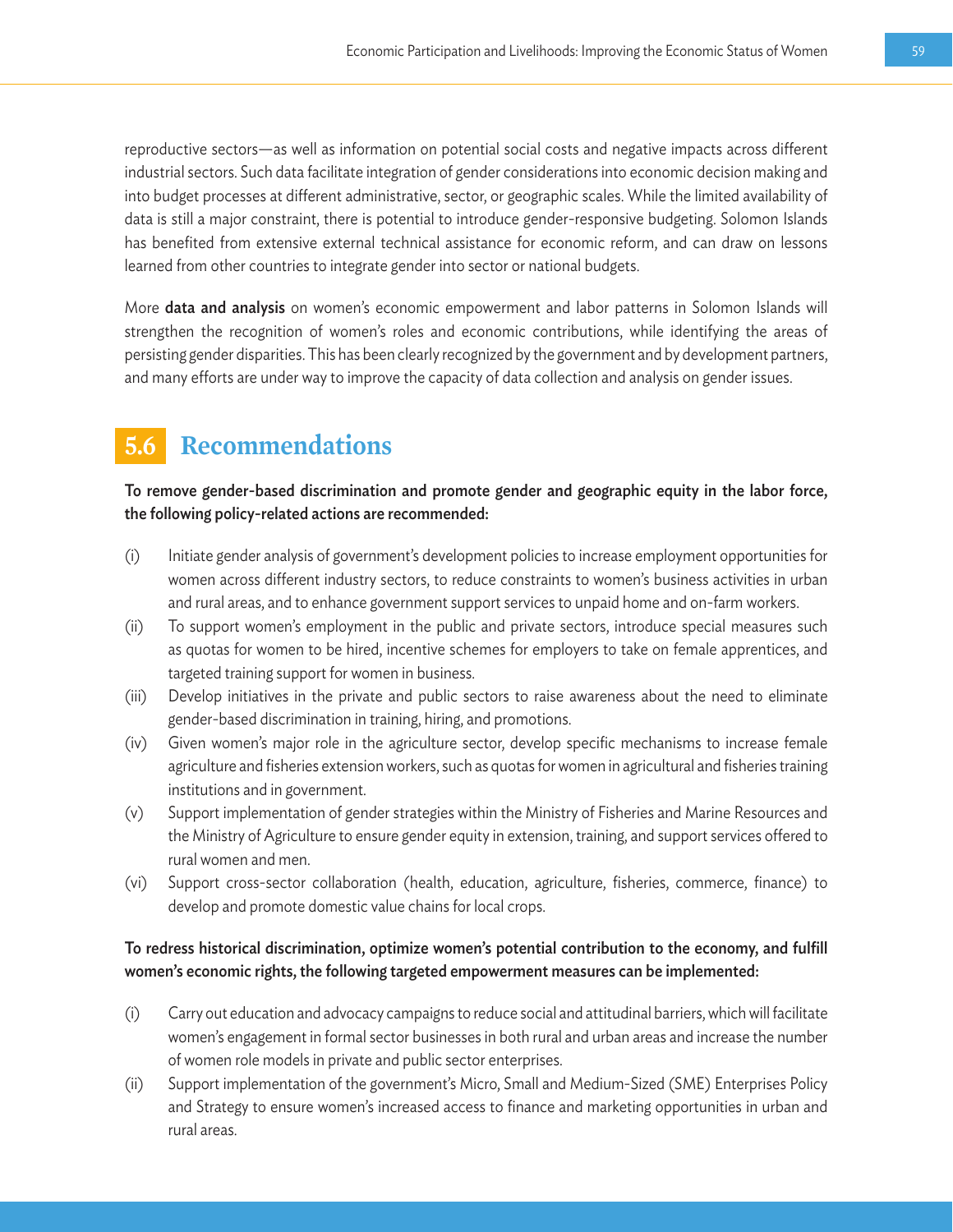reproductive sectors—as well as information on potential social costs and negative impacts across different industrial sectors. Such data facilitate integration of gender considerations into economic decision making and into budget processes at different administrative, sector, or geographic scales. While the limited availability of data is still a major constraint, there is potential to introduce gender-responsive budgeting. Solomon Islands has benefited from extensive external technical assistance for economic reform, and can draw on lessons learned from other countries to integrate gender into sector or national budgets.

More **data and analysis** on women's economic empowerment and labor patterns in Solomon Islands will strengthen the recognition of women's roles and economic contributions, while identifying the areas of persisting gender disparities. This has been clearly recognized by the government and by development partners, and many efforts are under way to improve the capacity of data collection and analysis on gender issues.

## 5.6 Recommendations

**To remove gender-based discrimination and promote gender and geographic equity in the labor force, the following policy-related actions are recommended:**

(i) Initiate gender analysis of government's development policies to increase employment opportunities for women across different industry sectors, to reduce constraints to women's business activities in urban and rural areas, and to enhance government support services to unpaid home and on-farm workers.

(ii) To support women's employment in the public and private sectors, introduce special measures such as quotas for women to be hired, incentive schemes for employers to take on female apprentices, and targeted training support for women in business.

(iii) Develop initiatives in the private and public sectors to raise awareness about the need to eliminate gender-based discrimination in training, hiring, and promotions.

(iv) Given women's major role in the agriculture sector, develop specific mechanisms to increase female agriculture and fisheries extension workers, such as quotas for women in agricultural and fisheries training institutions and in government.

(v) Support implementation of gender strategies within the Ministry of Fisheries and Marine Resources and the Ministry of Agriculture to ensure gender equity in extension, training, and support services offered to rural women and men.

(vi) Support cross-sector collaboration (health, education, agriculture, fisheries, commerce, finance) to develop and promote domestic value chains for local crops.

**To redress historical discrimination, optimize women's potential contribution to the economy, and fulfill women's economic rights, the following targeted empowerment measures can be implemented:**

(i) Carry out education and advocacy campaigns to reduce social and attitudinal barriers, which will facilitate women's engagement in formal sector businesses in both rural and urban areas and increase the number of women role models in private and public sector enterprises.

(ii) Support implementation of the government's Micro, Small and Medium-Sized (SME) Enterprises Policy and Strategy to ensure women's increased access to finance and marketing opportunities in urban and rural areas.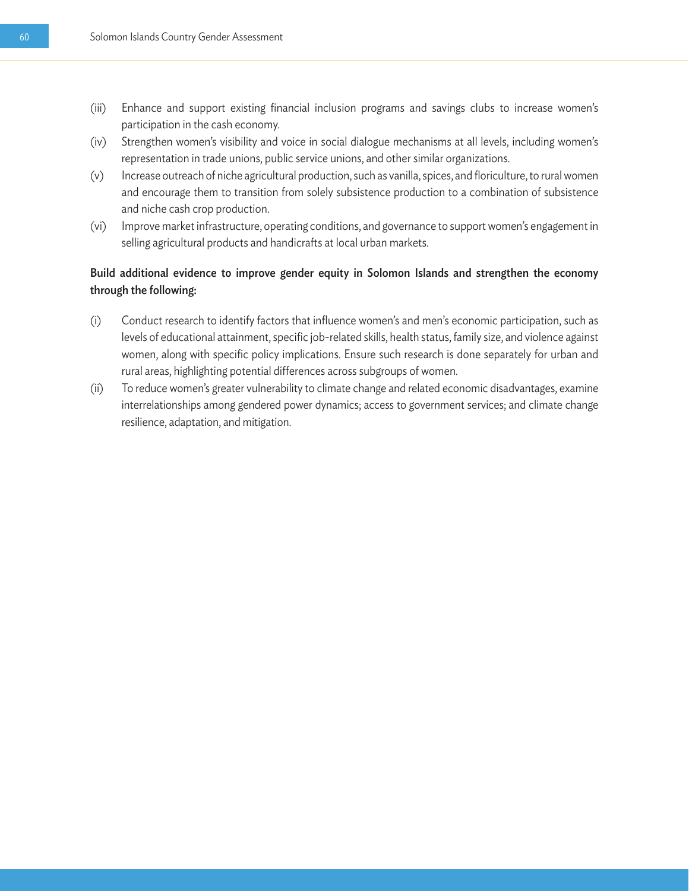(iii) Enhance and support existing financial inclusion programs and savings clubs to increase women's participation in the cash economy.

(iv) Strengthen women's visibility and voice in social dialogue mechanisms at all levels, including women's representation in trade unions, public service unions, and other similar organizations.

(v) Increase outreach of niche agricultural production, such as vanilla, spices, and floriculture, to rural women and encourage them to transition from solely subsistence production to a combination of subsistence and niche cash crop production.

(vi) Improve market infrastructure, operating conditions, and governance to support women's engagement in selling agricultural products and handicrafts at local urban markets.

**Build additional evidence to improve gender equity in Solomon Islands and strengthen the economy through the following:**

(i) Conduct research to identify factors that influence women's and men's economic participation, such as levels of educational attainment, specific job-related skills, health status, family size, and violence against women, along with specific policy implications. Ensure such research is done separately for urban and rural areas, highlighting potential differences across subgroups of women.

(ii) To reduce women's greater vulnerability to climate change and related economic disadvantages, examine interrelationships among gendered power dynamics; access to government services; and climate change resilience, adaptation, and mitigation.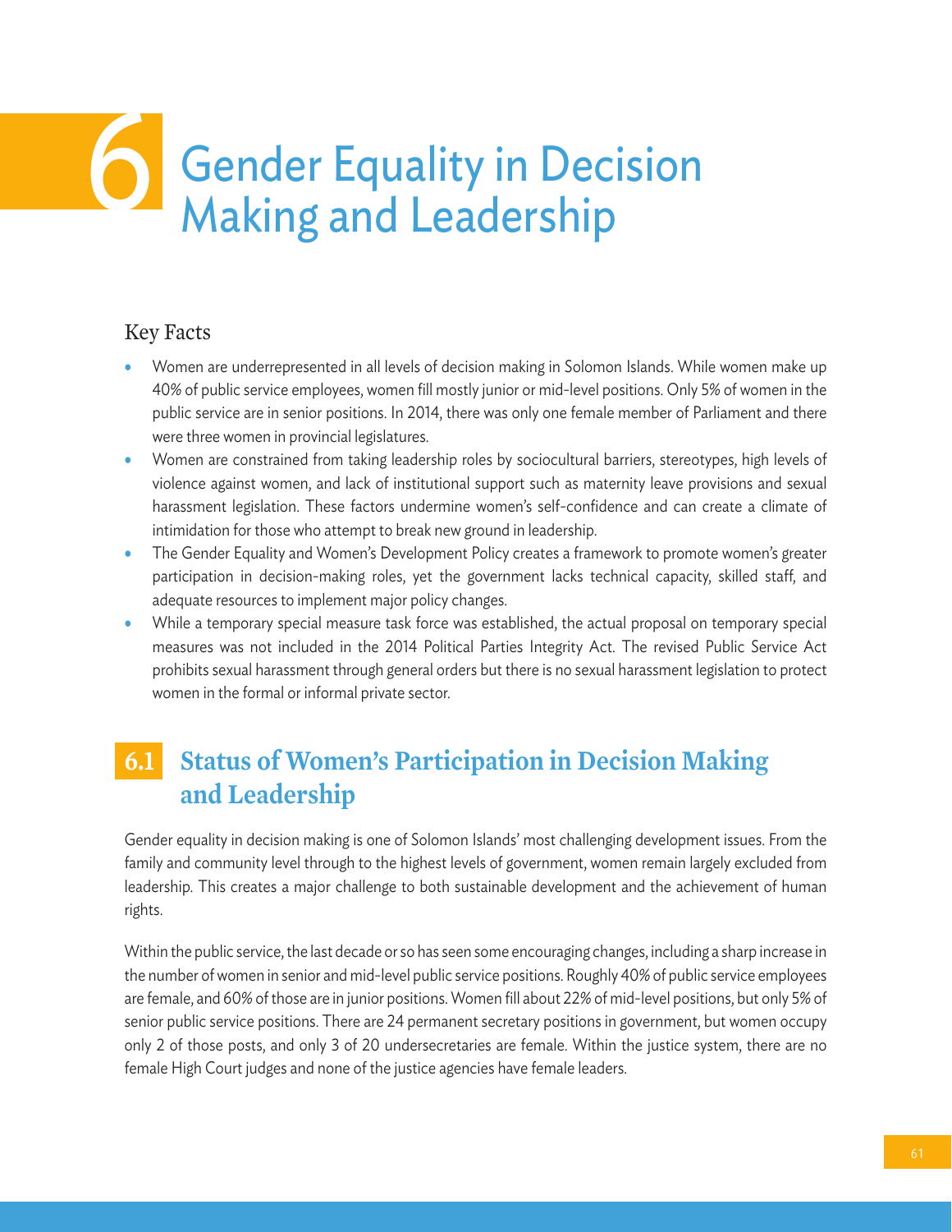# 6 Gender Equality in Decision Making and Leadership

## Key Facts

- Women are underrepresented in all levels of decision making in Solomon Islands. While women make up 40% of public service employees, women fill mostly junior or mid-level positions. Only 5% of women in the public service are in senior positions. In 2014, there was only one female member of Parliament and there were three women in provincial legislatures.
- Women are constrained from taking leadership roles by sociocultural barriers, stereotypes, high levels of violence against women, and lack of institutional support such as maternity leave provisions and sexual harassment legislation. These factors undermine women's self-confidence and can create a climate of intimidation for those who attempt to break new ground in leadership.
- The Gender Equality and Women's Development Policy creates a framework to promote women's greater participation in decision-making roles, yet the government lacks technical capacity, skilled staff, and adequate resources to implement major policy changes.
- While a temporary special measure task force was established, the actual proposal on temporary special measures was not included in the 2014 Political Parties Integrity Act. The revised Public Service Act prohibits sexual harassment through general orders but there is no sexual harassment legislation to protect women in the formal or informal private sector.

## 6.1 Status of Women's Participation in Decision Making and Leadership

Gender equality in decision making is one of Solomon Islands' most challenging development issues. From the family and community level through to the highest levels of government, women remain largely excluded from leadership. This creates a major challenge to both sustainable development and the achievement of human rights.

Within the public service, the last decade or so has seen some encouraging changes, including a sharp increase in the number of women in senior and mid-level public service positions. Roughly 40% of public service employees are female, and 60% of those are in junior positions. Women fill about 22% of mid-level positions, but only 5% of senior public service positions. There are 24 permanent secretary positions in government, but women occupy only 2 of those posts, and only 3 of 20 undersecretaries are female. Within the justice system, there are no female High Court judges and none of the justice agencies have female leaders.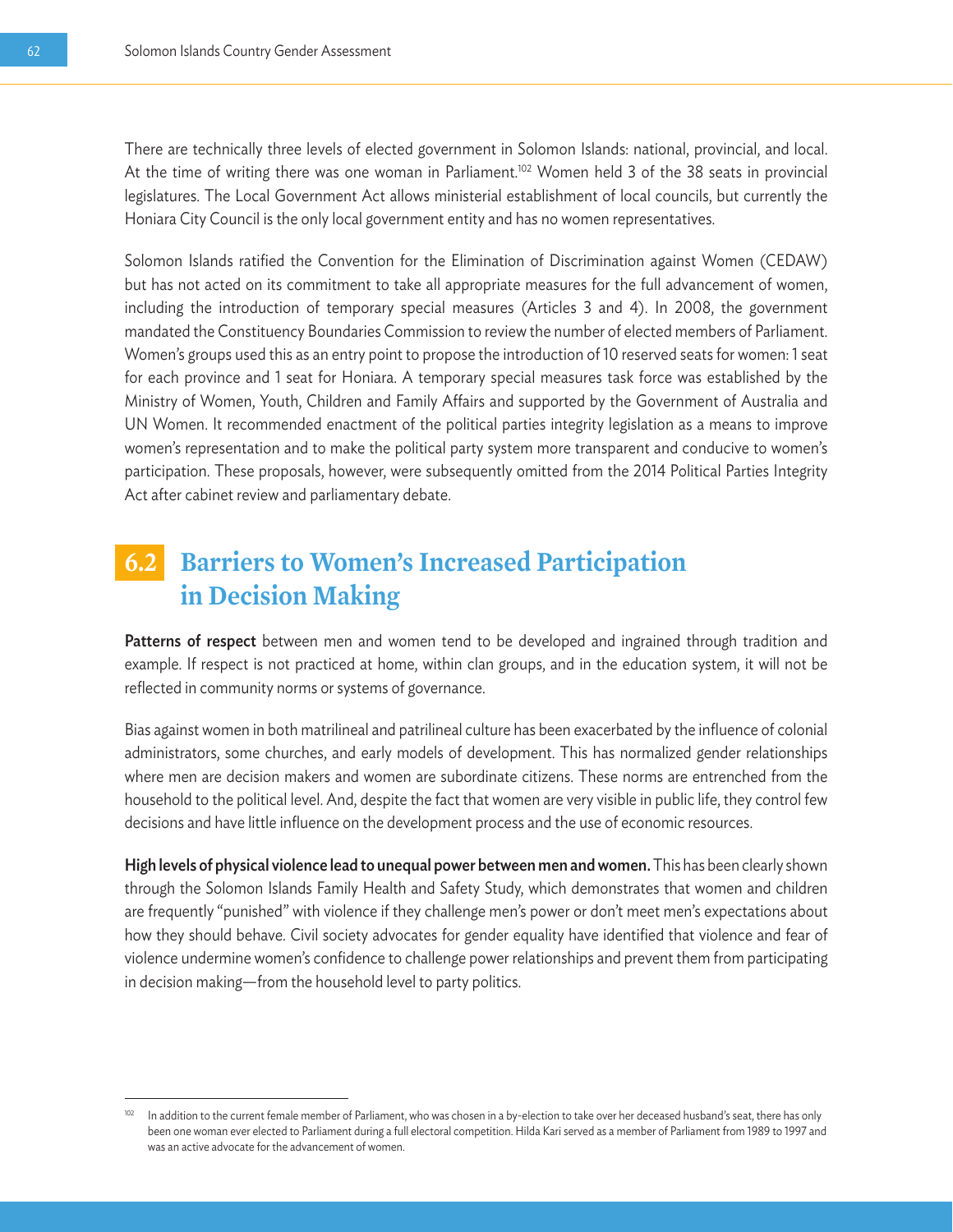There are technically three levels of elected government in Solomon Islands: national, provincial, and local. At the time of writing there was one woman in Parliament.[102] Women held 3 of the 38 seats in provincial legislatures. The Local Government Act allows ministerial establishment of local councils, but currently the Honiara City Council is the only local government entity and has no women representatives.

Solomon Islands ratified the Convention for the Elimination of Discrimination against Women (CEDAW) but has not acted on its commitment to take all appropriate measures for the full advancement of women, including the introduction of temporary special measures (Articles 3 and 4). In 2008, the government mandated the Constituency Boundaries Commission to review the number of elected members of Parliament. Women's groups used this as an entry point to propose the introduction of 10 reserved seats for women: 1 seat for each province and 1 seat for Honiara. A temporary special measures task force was established by the Ministry of Women, Youth, Children and Family Affairs and supported by the Government of Australia and UN Women. It recommended enactment of the political parties integrity legislation as a means to improve women's representation and to make the political party system more transparent and conducive to women's participation. These proposals, however, were subsequently omitted from the 2014 Political Parties Integrity Act after cabinet review and parliamentary debate.

## 6.2 Barriers to Women's Increased Participation in Decision Making

**Patterns of respect** between men and women tend to be developed and ingrained through tradition and example. If respect is not practiced at home, within clan groups, and in the education system, it will not be reflected in community norms or systems of governance.

Bias against women in both matrilineal and patrilineal culture has been exacerbated by the influence of colonial administrators, some churches, and early models of development. This has normalized gender relationships where men are decision makers and women are subordinate citizens. These norms are entrenched from the household to the political level. And, despite the fact that women are very visible in public life, they control few decisions and have little influence on the development process and the use of economic resources.

**High levels of physical violence lead to unequal power between men and women.** This has been clearly shown through the Solomon Islands Family Health and Safety Study, which demonstrates that women and children are frequently "punished" with violence if they challenge men's power or don't meet men's expectations about how they should behave. Civil society advocates for gender equality have identified that violence and fear of violence undermine women's confidence to challenge power relationships and prevent them from participating in decision making—from the household level to party politics.

[102] In addition to the current female member of Parliament, who was chosen in a by-election to take over her deceased husband's seat, there has only been one woman ever elected to Parliament during a full electoral competition. Hilda Kari served as a member of Parliament from 1989 to 1997 and was an active advocate for the advancement of women.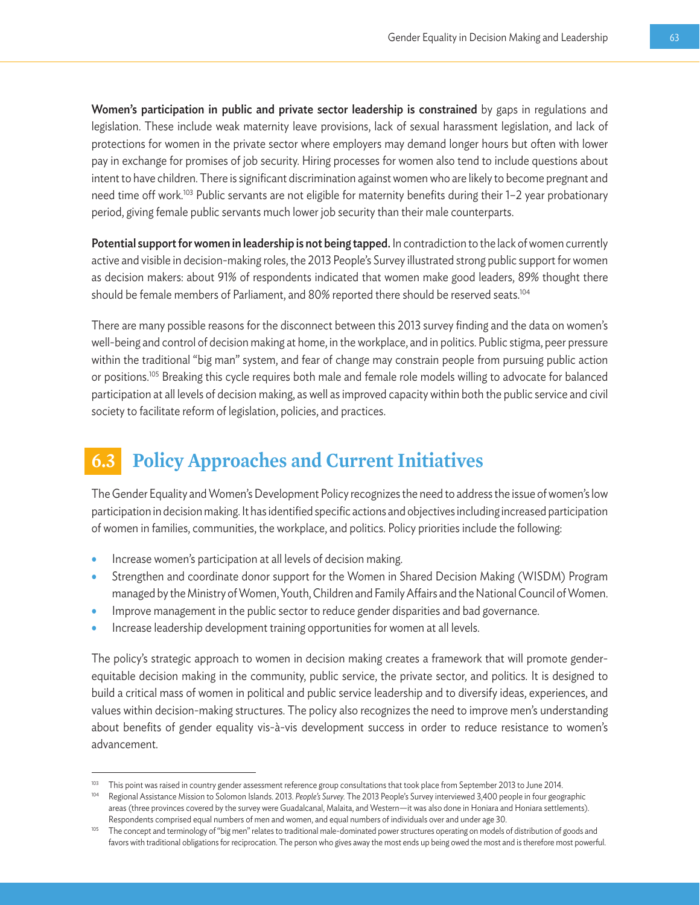**Women's participation in public and private sector leadership is constrained** by gaps in regulations and legislation. These include weak maternity leave provisions, lack of sexual harassment legislation, and lack of protections for women in the private sector where employers may demand longer hours but often with lower pay in exchange for promises of job security. Hiring processes for women also tend to include questions about intent to have children. There is significant discrimination against women who are likely to become pregnant and need time off work.[103] Public servants are not eligible for maternity benefits during their 1–2 year probationary period, giving female public servants much lower job security than their male counterparts.

**Potential support for women in leadership is not being tapped.** In contradiction to the lack of women currently active and visible in decision-making roles, the 2013 People's Survey illustrated strong public support for women as decision makers: about 91% of respondents indicated that women make good leaders, 89% thought there should be female members of Parliament, and 80% reported there should be reserved seats.[104]

There are many possible reasons for the disconnect between this 2013 survey finding and the data on women's well-being and control of decision making at home, in the workplace, and in politics. Public stigma, peer pressure within the traditional "big man" system, and fear of change may constrain people from pursuing public action or positions.[105] Breaking this cycle requires both male and female role models willing to advocate for balanced participation at all levels of decision making, as well as improved capacity within both the public service and civil society to facilitate reform of legislation, policies, and practices.

## 6.3 Policy Approaches and Current Initiatives

The Gender Equality and Women's Development Policy recognizes the need to address the issue of women's low participation in decision making. It has identified specific actions and objectives including increased participation of women in families, communities, the workplace, and politics. Policy priorities include the following:

- Increase women's participation at all levels of decision making.
- Strengthen and coordinate donor support for the Women in Shared Decision Making (WISDM) Program managed by the Ministry of Women, Youth, Children and Family Affairs and the National Council of Women.
- Improve management in the public sector to reduce gender disparities and bad governance.
- Increase leadership development training opportunities for women at all levels.

The policy's strategic approach to women in decision making creates a framework that will promote gender-equitable decision making in the community, public service, the private sector, and politics. It is designed to build a critical mass of women in political and public service leadership and to diversify ideas, experiences, and values within decision-making structures. The policy also recognizes the need to improve men's understanding about benefits of gender equality vis-à-vis development success in order to reduce resistance to women's advancement.

---

[103] This point was raised in country gender assessment reference group consultations that took place from September 2013 to June 2014.

[104] Regional Assistance Mission to Solomon Islands. 2013. *People's Survey.* The 2013 People's Survey interviewed 3,400 people in four geographic areas (three provinces covered by the survey were Guadalcanal, Malaita, and Western—it was also done in Honiara and Honiara settlements). Respondents comprised equal numbers of men and women, and equal numbers of individuals over and under age 30.

[105] The concept and terminology of "big men" relates to traditional male-dominated power structures operating on models of distribution of goods and favors with traditional obligations for reciprocation. The person who gives away the most ends up being owed the most and is therefore most powerful.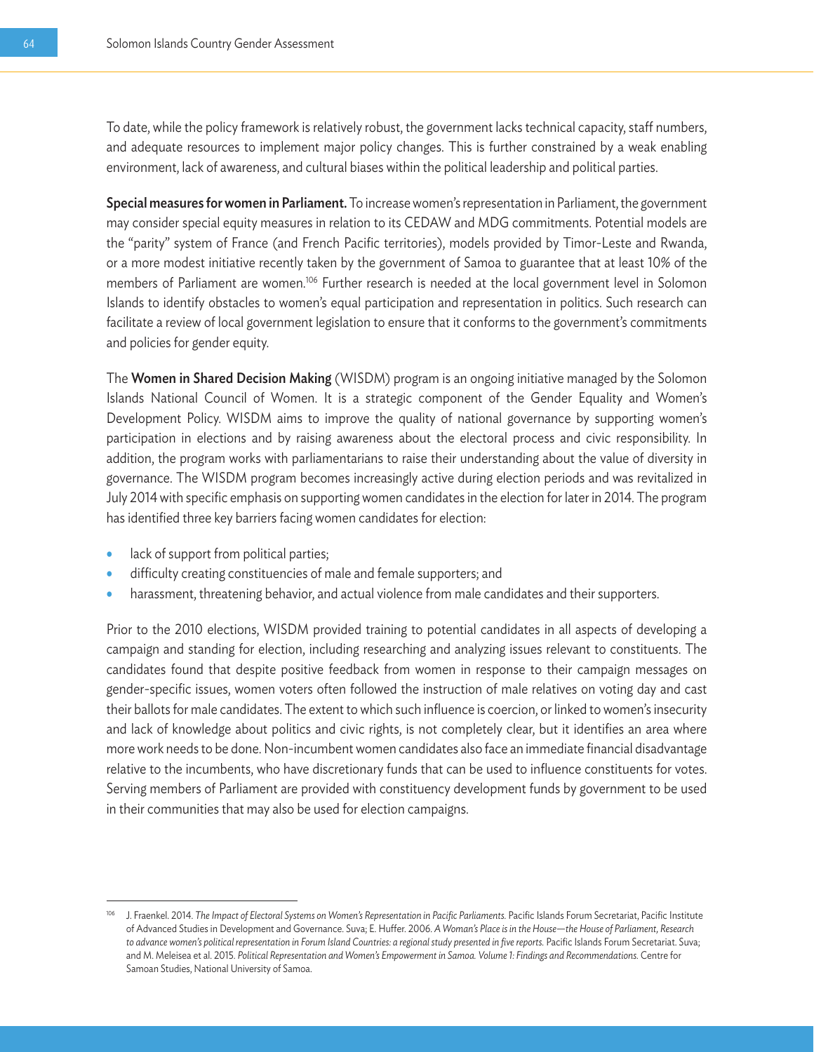To date, while the policy framework is relatively robust, the government lacks technical capacity, staff numbers, and adequate resources to implement major policy changes. This is further constrained by a weak enabling environment, lack of awareness, and cultural biases within the political leadership and political parties.

**Special measures for women in Parliament.** To increase women's representation in Parliament, the government may consider special equity measures in relation to its CEDAW and MDG commitments. Potential models are the "parity" system of France (and French Pacific territories), models provided by Timor-Leste and Rwanda, or a more modest initiative recently taken by the government of Samoa to guarantee that at least 10% of the members of Parliament are women.[106] Further research is needed at the local government level in Solomon Islands to identify obstacles to women's equal participation and representation in politics. Such research can facilitate a review of local government legislation to ensure that it conforms to the government's commitments and policies for gender equity.

The **Women in Shared Decision Making** (WISDM) program is an ongoing initiative managed by the Solomon Islands National Council of Women. It is a strategic component of the Gender Equality and Women's Development Policy. WISDM aims to improve the quality of national governance by supporting women's participation in elections and by raising awareness about the electoral process and civic responsibility. In addition, the program works with parliamentarians to raise their understanding about the value of diversity in governance. The WISDM program becomes increasingly active during election periods and was revitalized in July 2014 with specific emphasis on supporting women candidates in the election for later in 2014. The program has identified three key barriers facing women candidates for election:

- lack of support from political parties;
- difficulty creating constituencies of male and female supporters; and
- harassment, threatening behavior, and actual violence from male candidates and their supporters.

Prior to the 2010 elections, WISDM provided training to potential candidates in all aspects of developing a campaign and standing for election, including researching and analyzing issues relevant to constituents. The candidates found that despite positive feedback from women in response to their campaign messages on gender-specific issues, women voters often followed the instruction of male relatives on voting day and cast their ballots for male candidates. The extent to which such influence is coercion, or linked to women's insecurity and lack of knowledge about politics and civic rights, is not completely clear, but it identifies an area where more work needs to be done. Non-incumbent women candidates also face an immediate financial disadvantage relative to the incumbents, who have discretionary funds that can be used to influence constituents for votes. Serving members of Parliament are provided with constituency development funds by government to be used in their communities that may also be used for election campaigns.

---

[106] J. Fraenkel. 2014. *The Impact of Electoral Systems on Women's Representation in Pacific Parliaments.* Pacific Islands Forum Secretariat, Pacific Institute of Advanced Studies in Development and Governance. Suva; E. Huffer. 2006. *A Woman's Place is in the House—the House of Parliament, Research to advance women's political representation in Forum Island Countries: a regional study presented in five reports.* Pacific Islands Forum Secretariat. Suva; and M. Meleisea et al. 2015. *Political Representation and Women's Empowerment in Samoa. Volume 1: Findings and Recommendations.* Centre for Samoan Studies, National University of Samoa.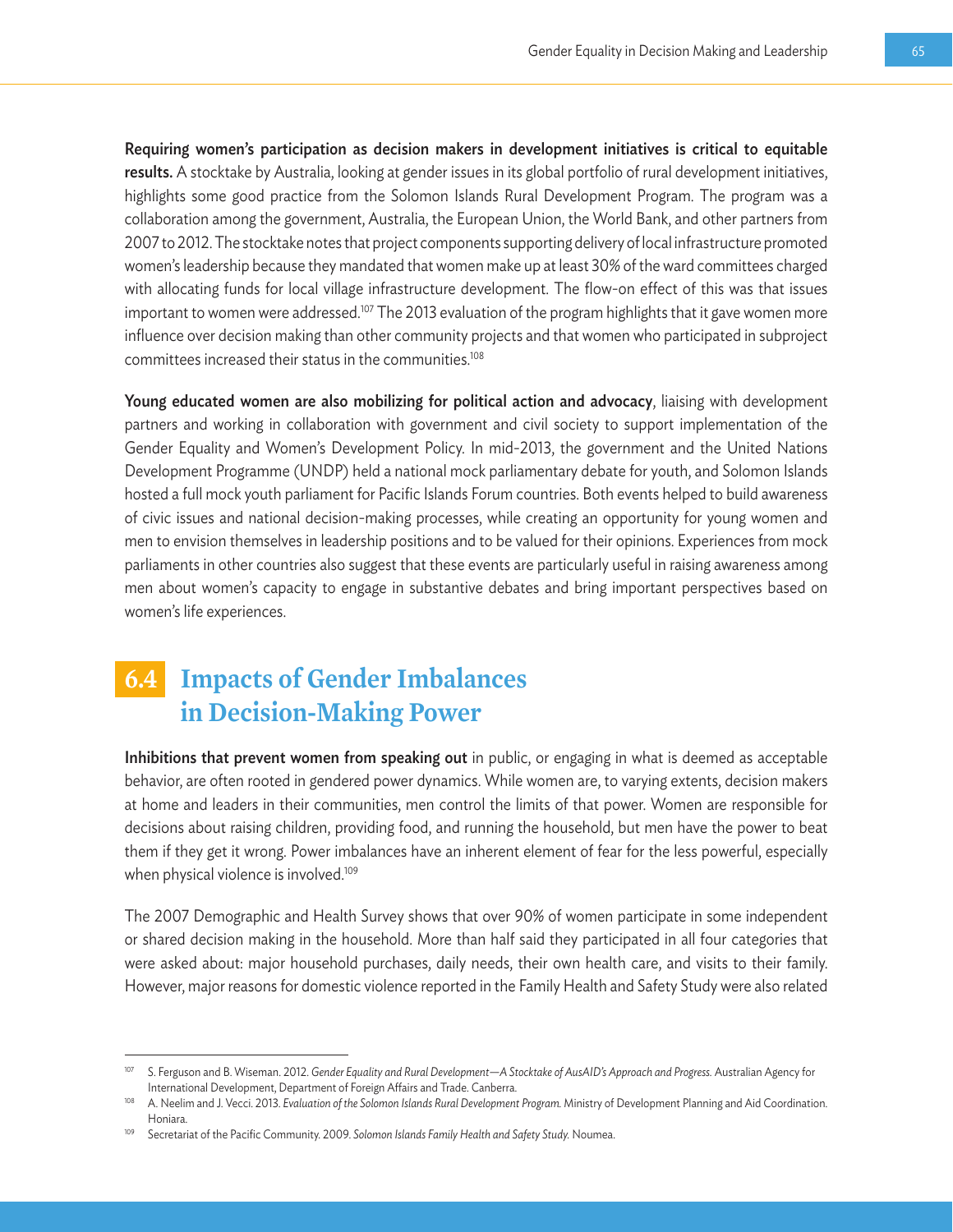**Requiring women's participation as decision makers in development initiatives is critical to equitable results.** A stocktake by Australia, looking at gender issues in its global portfolio of rural development initiatives, highlights some good practice from the Solomon Islands Rural Development Program. The program was a collaboration among the government, Australia, the European Union, the World Bank, and other partners from 2007 to 2012. The stocktake notes that project components supporting delivery of local infrastructure promoted women's leadership because they mandated that women make up at least 30% of the ward committees charged with allocating funds for local village infrastructure development. The flow-on effect of this was that issues important to women were addressed.[107] The 2013 evaluation of the program highlights that it gave women more influence over decision making than other community projects and that women who participated in subproject committees increased their status in the communities.[108]

**Young educated women are also mobilizing for political action and advocacy**, liaising with development partners and working in collaboration with government and civil society to support implementation of the Gender Equality and Women's Development Policy. In mid-2013, the government and the United Nations Development Programme (UNDP) held a national mock parliamentary debate for youth, and Solomon Islands hosted a full mock youth parliament for Pacific Islands Forum countries. Both events helped to build awareness of civic issues and national decision-making processes, while creating an opportunity for young women and men to envision themselves in leadership positions and to be valued for their opinions. Experiences from mock parliaments in other countries also suggest that these events are particularly useful in raising awareness among men about women's capacity to engage in substantive debates and bring important perspectives based on women's life experiences.

## 6.4 Impacts of Gender Imbalances in Decision-Making Power

**Inhibitions that prevent women from speaking out** in public, or engaging in what is deemed as acceptable behavior, are often rooted in gendered power dynamics. While women are, to varying extents, decision makers at home and leaders in their communities, men control the limits of that power. Women are responsible for decisions about raising children, providing food, and running the household, but men have the power to beat them if they get it wrong. Power imbalances have an inherent element of fear for the less powerful, especially when physical violence is involved.[109]

The 2007 Demographic and Health Survey shows that over 90% of women participate in some independent or shared decision making in the household. More than half said they participated in all four categories that were asked about: major household purchases, daily needs, their own health care, and visits to their family. However, major reasons for domestic violence reported in the Family Health and Safety Study were also related

---

[107] S. Ferguson and B. Wiseman. 2012. *Gender Equality and Rural Development—A Stocktake of AusAID's Approach and Progress.* Australian Agency for International Development, Department of Foreign Affairs and Trade. Canberra.

[108] A. Neelim and J. Vecci. 2013. *Evaluation of the Solomon Islands Rural Development Program.* Ministry of Development Planning and Aid Coordination. Honiara.

[109] Secretariat of the Pacific Community. 2009. *Solomon Islands Family Health and Safety Study.* Noumea.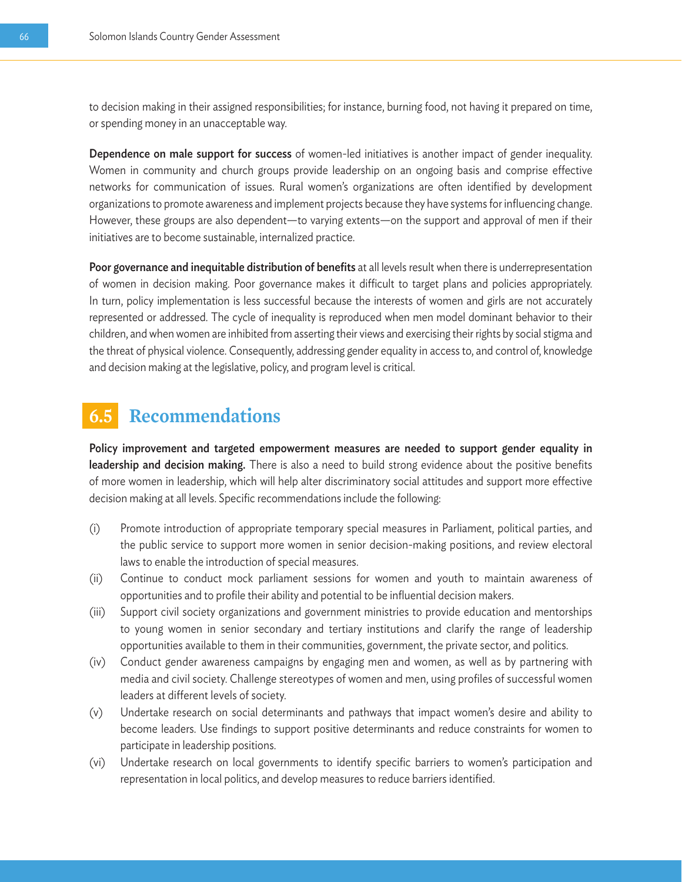to decision making in their assigned responsibilities; for instance, burning food, not having it prepared on time, or spending money in an unacceptable way.

**Dependence on male support for success** of women-led initiatives is another impact of gender inequality. Women in community and church groups provide leadership on an ongoing basis and comprise effective networks for communication of issues. Rural women's organizations are often identified by development organizations to promote awareness and implement projects because they have systems for influencing change. However, these groups are also dependent—to varying extents—on the support and approval of men if their initiatives are to become sustainable, internalized practice.

**Poor governance and inequitable distribution of benefits** at all levels result when there is underrepresentation of women in decision making. Poor governance makes it difficult to target plans and policies appropriately. In turn, policy implementation is less successful because the interests of women and girls are not accurately represented or addressed. The cycle of inequality is reproduced when men model dominant behavior to their children, and when women are inhibited from asserting their views and exercising their rights by social stigma and the threat of physical violence. Consequently, addressing gender equality in access to, and control of, knowledge and decision making at the legislative, policy, and program level is critical.

## 6.5 Recommendations

**Policy improvement and targeted empowerment measures are needed to support gender equality in leadership and decision making.** There is also a need to build strong evidence about the positive benefits of more women in leadership, which will help alter discriminatory social attitudes and support more effective decision making at all levels. Specific recommendations include the following:

(i) Promote introduction of appropriate temporary special measures in Parliament, political parties, and the public service to support more women in senior decision-making positions, and review electoral laws to enable the introduction of special measures.

(ii) Continue to conduct mock parliament sessions for women and youth to maintain awareness of opportunities and to profile their ability and potential to be influential decision makers.

(iii) Support civil society organizations and government ministries to provide education and mentorships to young women in senior secondary and tertiary institutions and clarify the range of leadership opportunities available to them in their communities, government, the private sector, and politics.

(iv) Conduct gender awareness campaigns by engaging men and women, as well as by partnering with media and civil society. Challenge stereotypes of women and men, using profiles of successful women leaders at different levels of society.

(v) Undertake research on social determinants and pathways that impact women's desire and ability to become leaders. Use findings to support positive determinants and reduce constraints for women to participate in leadership positions.

(vi) Undertake research on local governments to identify specific barriers to women's participation and representation in local politics, and develop measures to reduce barriers identified.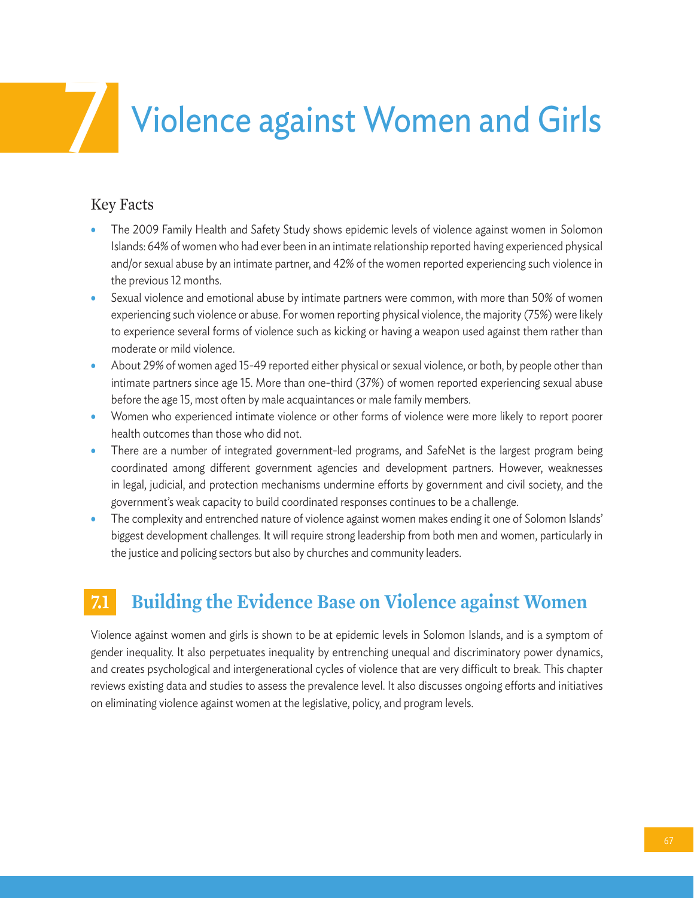# 7 Violence against Women and Girls

## Key Facts

- The 2009 Family Health and Safety Study shows epidemic levels of violence against women in Solomon Islands: 64% of women who had ever been in an intimate relationship reported having experienced physical and/or sexual abuse by an intimate partner, and 42% of the women reported experiencing such violence in the previous 12 months.
- Sexual violence and emotional abuse by intimate partners were common, with more than 50% of women experiencing such violence or abuse. For women reporting physical violence, the majority (75%) were likely to experience several forms of violence such as kicking or having a weapon used against them rather than moderate or mild violence.
- About 29% of women aged 15-49 reported either physical or sexual violence, or both, by people other than intimate partners since age 15. More than one-third (37%) of women reported experiencing sexual abuse before the age 15, most often by male acquaintances or male family members.
- Women who experienced intimate violence or other forms of violence were more likely to report poorer health outcomes than those who did not.
- There are a number of integrated government-led programs, and SafeNet is the largest program being coordinated among different government agencies and development partners. However, weaknesses in legal, judicial, and protection mechanisms undermine efforts by government and civil society, and the government's weak capacity to build coordinated responses continues to be a challenge.
- The complexity and entrenched nature of violence against women makes ending it one of Solomon Islands' biggest development challenges. It will require strong leadership from both men and women, particularly in the justice and policing sectors but also by churches and community leaders.

## 7.1 Building the Evidence Base on Violence against Women

Violence against women and girls is shown to be at epidemic levels in Solomon Islands, and is a symptom of gender inequality. It also perpetuates inequality by entrenching unequal and discriminatory power dynamics, and creates psychological and intergenerational cycles of violence that are very difficult to break. This chapter reviews existing data and studies to assess the prevalence level. It also discusses ongoing efforts and initiatives on eliminating violence against women at the legislative, policy, and program levels.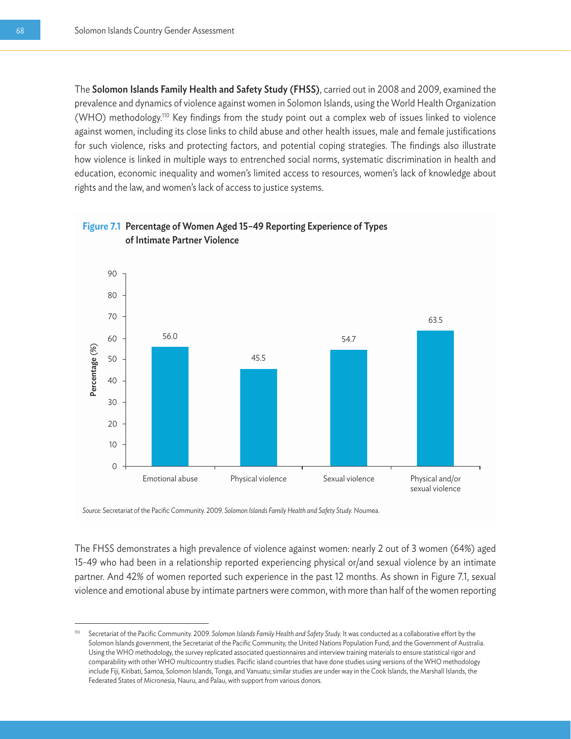The **Solomon Islands Family Health and Safety Study (FHSS)**, carried out in 2008 and 2009, examined the prevalence and dynamics of violence against women in Solomon Islands, using the World Health Organization (WHO) methodology.[110] Key findings from the study point out a complex web of issues linked to violence against women, including its close links to child abuse and other health issues, male and female justifications for such violence, risks and protecting factors, and potential coping strategies. The findings also illustrate how violence is linked in multiple ways to entrenched social norms, systematic discrimination in health and education, economic inequality and women's limited access to resources, women's lack of knowledge about rights and the law, and women's lack of access to justice systems.

**Figure 7.1 Percentage of Women Aged 15–49 Reporting Experience of Types of Intimate Partner Violence**

| Type | Percentage (%) |
| --- | --- |
| Emotional abuse | 56.0 |
| Physical violence | 45.5 |
| Sexual violence | 54.7 |
| Physical and/or sexual violence | 63.5 |

*Source:* Secretariat of the Pacific Community. 2009. *Solomon Islands Family Health and Safety Study.* Noumea.

The FHSS demonstrates a high prevalence of violence against women: nearly 2 out of 3 women (64%) aged 15-49 who had been in a relationship reported experiencing physical or/and sexual violence by an intimate partner. And 42% of women reported such experience in the past 12 months. As shown in Figure 7.1, sexual violence and emotional abuse by intimate partners were common, with more than half of the women reporting

[110] Secretariat of the Pacific Community. 2009. *Solomon Islands Family Health and Safety Study.* It was conducted as a collaborative effort by the Solomon Islands government, the Secretariat of the Pacific Community, the United Nations Population Fund, and the Government of Australia. Using the WHO methodology, the survey replicated associated questionnaires and interview training materials to ensure statistical rigor and comparability with other WHO multicountry studies. Pacific island countries that have done studies using versions of the WHO methodology include Fiji, Kiribati, Samoa, Solomon Islands, Tonga, and Vanuatu; similar studies are under way in the Cook Islands, the Marshall Islands, the Federated States of Micronesia, Nauru, and Palau, with support from various donors.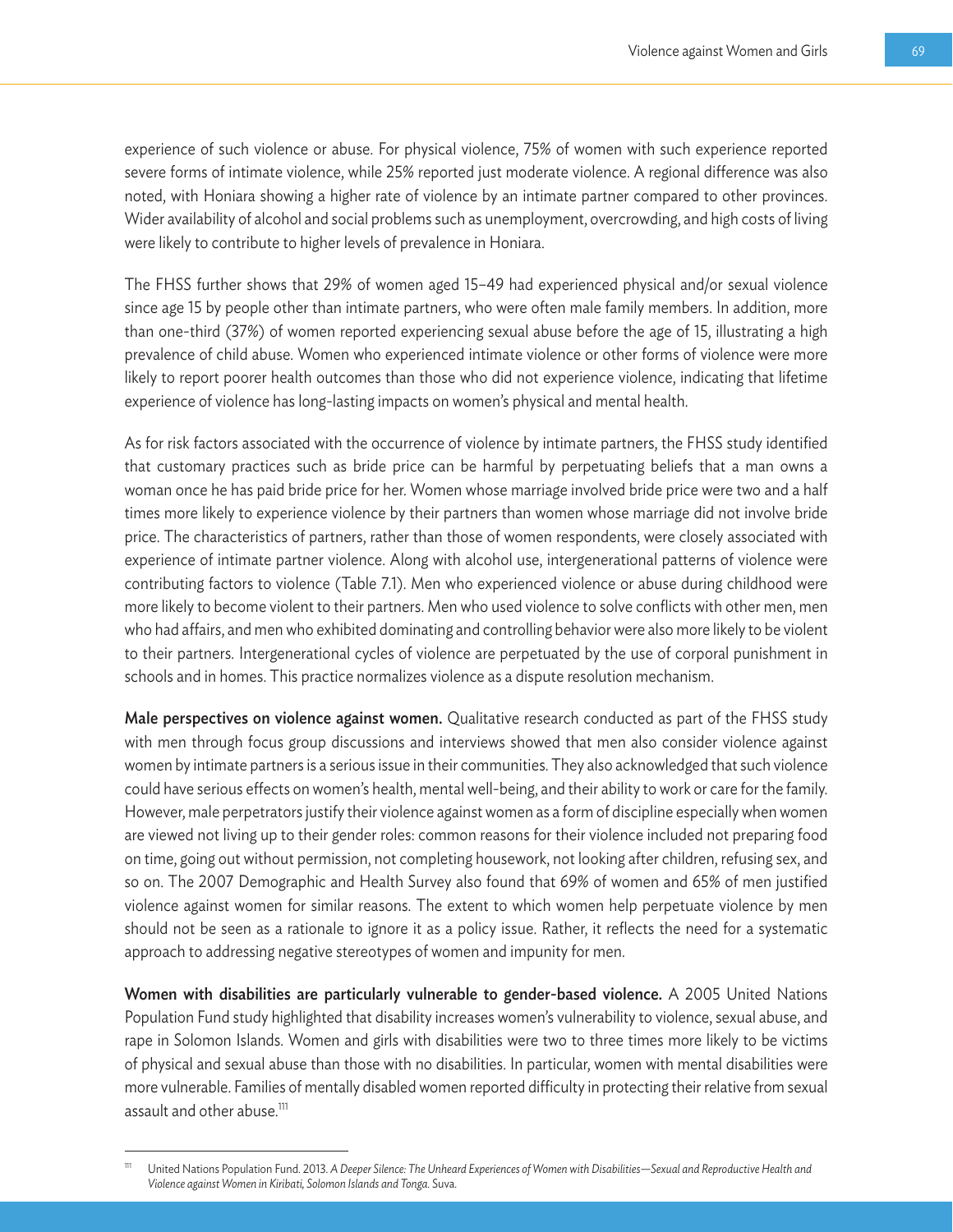experience of such violence or abuse. For physical violence, 75% of women with such experience reported severe forms of intimate violence, while 25% reported just moderate violence. A regional difference was also noted, with Honiara showing a higher rate of violence by an intimate partner compared to other provinces. Wider availability of alcohol and social problems such as unemployment, overcrowding, and high costs of living were likely to contribute to higher levels of prevalence in Honiara.

The FHSS further shows that 29% of women aged 15–49 had experienced physical and/or sexual violence since age 15 by people other than intimate partners, who were often male family members. In addition, more than one-third (37%) of women reported experiencing sexual abuse before the age of 15, illustrating a high prevalence of child abuse. Women who experienced intimate violence or other forms of violence were more likely to report poorer health outcomes than those who did not experience violence, indicating that lifetime experience of violence has long-lasting impacts on women's physical and mental health.

As for risk factors associated with the occurrence of violence by intimate partners, the FHSS study identified that customary practices such as bride price can be harmful by perpetuating beliefs that a man owns a woman once he has paid bride price for her. Women whose marriage involved bride price were two and a half times more likely to experience violence by their partners than women whose marriage did not involve bride price. The characteristics of partners, rather than those of women respondents, were closely associated with experience of intimate partner violence. Along with alcohol use, intergenerational patterns of violence were contributing factors to violence (Table 7.1). Men who experienced violence or abuse during childhood were more likely to become violent to their partners. Men who used violence to solve conflicts with other men, men who had affairs, and men who exhibited dominating and controlling behavior were also more likely to be violent to their partners. Intergenerational cycles of violence are perpetuated by the use of corporal punishment in schools and in homes. This practice normalizes violence as a dispute resolution mechanism.

**Male perspectives on violence against women.** Qualitative research conducted as part of the FHSS study with men through focus group discussions and interviews showed that men also consider violence against women by intimate partners is a serious issue in their communities. They also acknowledged that such violence could have serious effects on women's health, mental well-being, and their ability to work or care for the family. However, male perpetrators justify their violence against women as a form of discipline especially when women are viewed not living up to their gender roles: common reasons for their violence included not preparing food on time, going out without permission, not completing housework, not looking after children, refusing sex, and so on. The 2007 Demographic and Health Survey also found that 69% of women and 65% of men justified violence against women for similar reasons. The extent to which women help perpetuate violence by men should not be seen as a rationale to ignore it as a policy issue. Rather, it reflects the need for a systematic approach to addressing negative stereotypes of women and impunity for men.

**Women with disabilities are particularly vulnerable to gender-based violence.** A 2005 United Nations Population Fund study highlighted that disability increases women's vulnerability to violence, sexual abuse, and rape in Solomon Islands. Women and girls with disabilities were two to three times more likely to be victims of physical and sexual abuse than those with no disabilities. In particular, women with mental disabilities were more vulnerable. Families of mentally disabled women reported difficulty in protecting their relative from sexual assault and other abuse.[111]

[111] United Nations Population Fund. 2013. *A Deeper Silence: The Unheard Experiences of Women with Disabilities—Sexual and Reproductive Health and Violence against Women in Kiribati, Solomon Islands and Tonga.* Suva.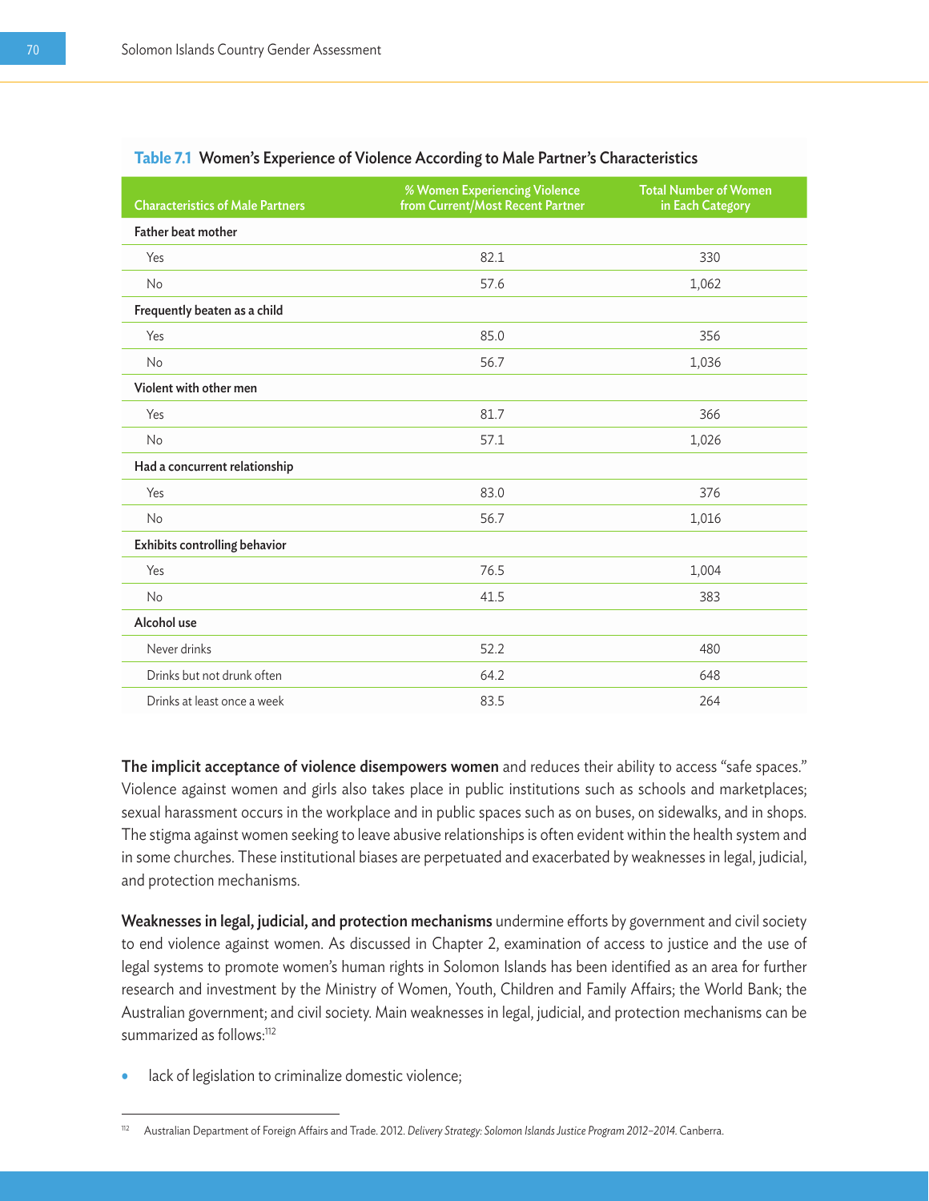**Table 7.1** Women's Experience of Violence According to Male Partner's Characteristics

| Characteristics of Male Partners | % Women Experiencing Violence from Current/Most Recent Partner | Total Number of Women in Each Category |
|---|---|---|
| **Father beat mother** | | |
| Yes | 82.1 | 330 |
| No | 57.6 | 1,062 |
| **Frequently beaten as a child** | | |
| Yes | 85.0 | 356 |
| No | 56.7 | 1,036 |
| **Violent with other men** | | |
| Yes | 81.7 | 366 |
| No | 57.1 | 1,026 |
| **Had a concurrent relationship** | | |
| Yes | 83.0 | 376 |
| No | 56.7 | 1,016 |
| **Exhibits controlling behavior** | | |
| Yes | 76.5 | 1,004 |
| No | 41.5 | 383 |
| **Alcohol use** | | |
| Never drinks | 52.2 | 480 |
| Drinks but not drunk often | 64.2 | 648 |
| Drinks at least once a week | 83.5 | 264 |

**The implicit acceptance of violence disempowers women** and reduces their ability to access "safe spaces." Violence against women and girls also takes place in public institutions such as schools and marketplaces; sexual harassment occurs in the workplace and in public spaces such as on buses, on sidewalks, and in shops. The stigma against women seeking to leave abusive relationships is often evident within the health system and in some churches. These institutional biases are perpetuated and exacerbated by weaknesses in legal, judicial, and protection mechanisms.

**Weaknesses in legal, judicial, and protection mechanisms** undermine efforts by government and civil society to end violence against women. As discussed in Chapter 2, examination of access to justice and the use of legal systems to promote women's human rights in Solomon Islands has been identified as an area for further research and investment by the Ministry of Women, Youth, Children and Family Affairs; the World Bank; the Australian government; and civil society. Main weaknesses in legal, judicial, and protection mechanisms can be summarized as follows:[112]

- lack of legislation to criminalize domestic violence;

[112] Australian Department of Foreign Affairs and Trade. 2012. *Delivery Strategy: Solomon Islands Justice Program 2012–2014.* Canberra.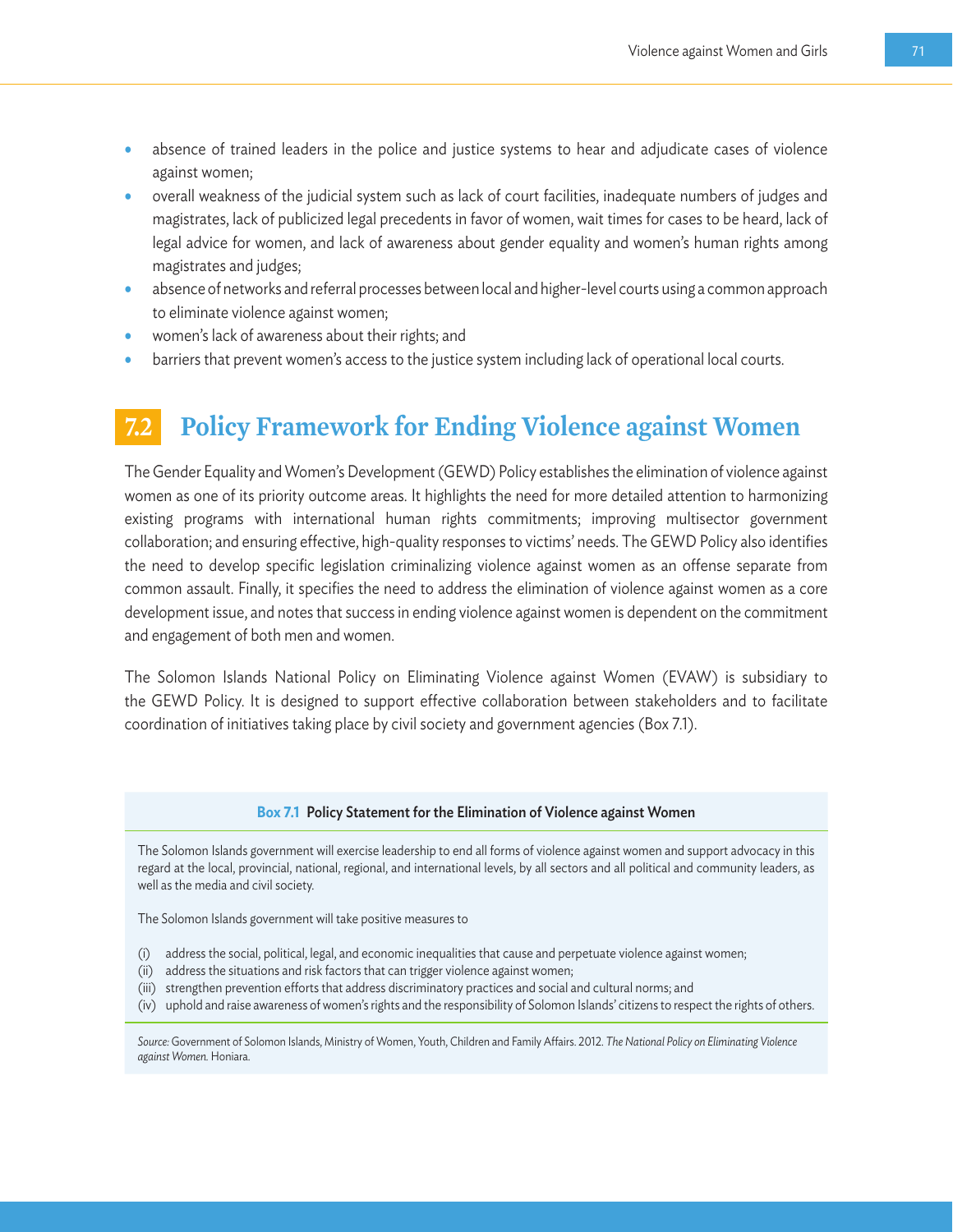- absence of trained leaders in the police and justice systems to hear and adjudicate cases of violence against women;
- overall weakness of the judicial system such as lack of court facilities, inadequate numbers of judges and magistrates, lack of publicized legal precedents in favor of women, wait times for cases to be heard, lack of legal advice for women, and lack of awareness about gender equality and women's human rights among magistrates and judges;
- absence of networks and referral processes between local and higher-level courts using a common approach to eliminate violence against women;
- women's lack of awareness about their rights; and
- barriers that prevent women's access to the justice system including lack of operational local courts.

## 7.2 Policy Framework for Ending Violence against Women

The Gender Equality and Women's Development (GEWD) Policy establishes the elimination of violence against women as one of its priority outcome areas. It highlights the need for more detailed attention to harmonizing existing programs with international human rights commitments; improving multisector government collaboration; and ensuring effective, high-quality responses to victims' needs. The GEWD Policy also identifies the need to develop specific legislation criminalizing violence against women as an offense separate from common assault. Finally, it specifies the need to address the elimination of violence against women as a core development issue, and notes that success in ending violence against women is dependent on the commitment and engagement of both men and women.

The Solomon Islands National Policy on Eliminating Violence against Women (EVAW) is subsidiary to the GEWD Policy. It is designed to support effective collaboration between stakeholders and to facilitate coordination of initiatives taking place by civil society and government agencies (Box 7.1).

**Box 7.1 Policy Statement for the Elimination of Violence against Women**

The Solomon Islands government will exercise leadership to end all forms of violence against women and support advocacy in this regard at the local, provincial, national, regional, and international levels, by all sectors and all political and community leaders, as well as the media and civil society.

The Solomon Islands government will take positive measures to

(i) address the social, political, legal, and economic inequalities that cause and perpetuate violence against women;
(ii) address the situations and risk factors that can trigger violence against women;
(iii) strengthen prevention efforts that address discriminatory practices and social and cultural norms; and
(iv) uphold and raise awareness of women's rights and the responsibility of Solomon Islands' citizens to respect the rights of others.

*Source:* Government of Solomon Islands, Ministry of Women, Youth, Children and Family Affairs. 2012. *The National Policy on Eliminating Violence against Women.* Honiara.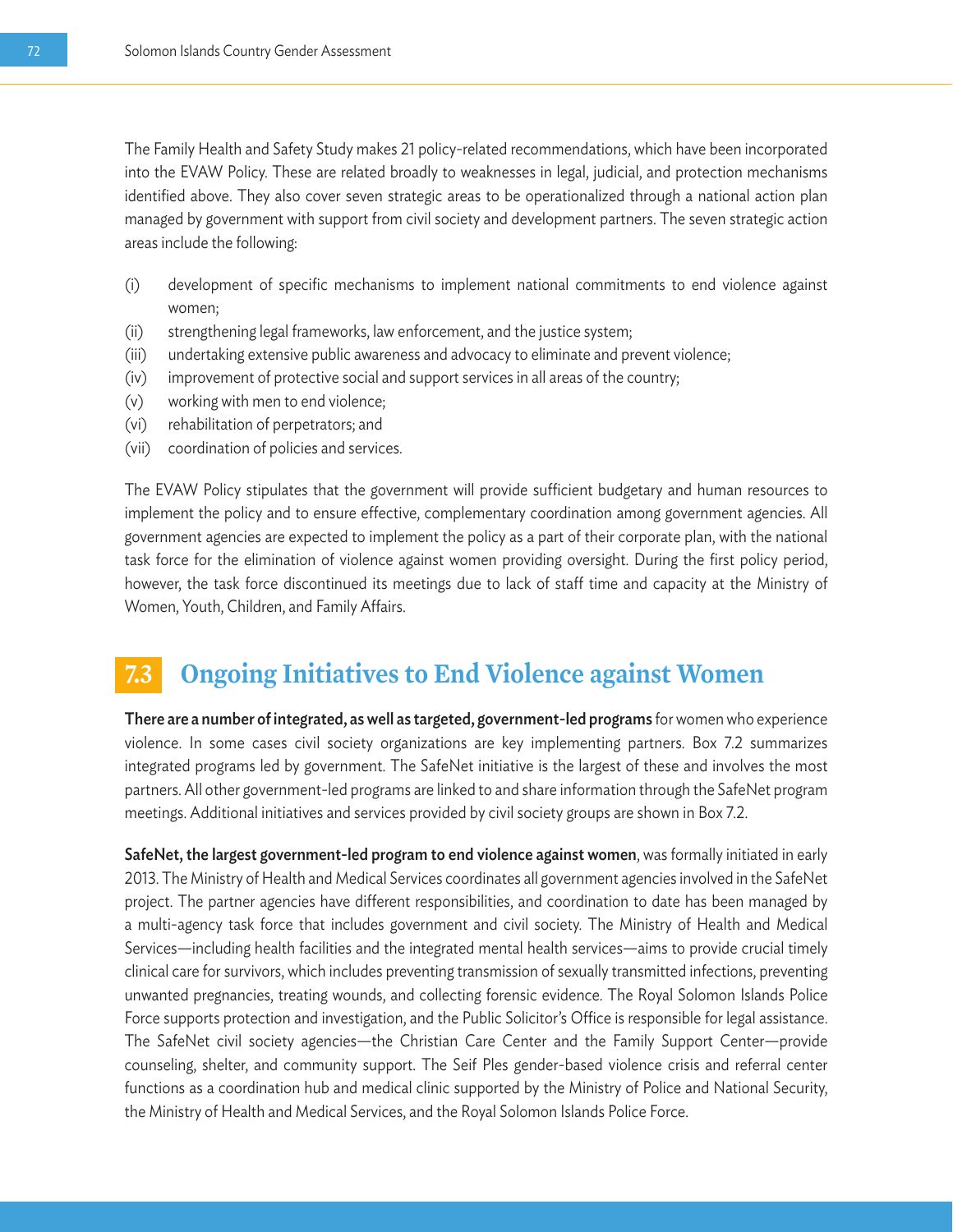The Family Health and Safety Study makes 21 policy-related recommendations, which have been incorporated into the EVAW Policy. These are related broadly to weaknesses in legal, judicial, and protection mechanisms identified above. They also cover seven strategic areas to be operationalized through a national action plan managed by government with support from civil society and development partners. The seven strategic action areas include the following:

(i) development of specific mechanisms to implement national commitments to end violence against women;
(ii) strengthening legal frameworks, law enforcement, and the justice system;
(iii) undertaking extensive public awareness and advocacy to eliminate and prevent violence;
(iv) improvement of protective social and support services in all areas of the country;
(v) working with men to end violence;
(vi) rehabilitation of perpetrators; and
(vii) coordination of policies and services.

The EVAW Policy stipulates that the government will provide sufficient budgetary and human resources to implement the policy and to ensure effective, complementary coordination among government agencies. All government agencies are expected to implement the policy as a part of their corporate plan, with the national task force for the elimination of violence against women providing oversight. During the first policy period, however, the task force discontinued its meetings due to lack of staff time and capacity at the Ministry of Women, Youth, Children, and Family Affairs.

## 7.3 Ongoing Initiatives to End Violence against Women

**There are a number of integrated, as well as targeted, government-led programs** for women who experience violence. In some cases civil society organizations are key implementing partners. Box 7.2 summarizes integrated programs led by government. The SafeNet initiative is the largest of these and involves the most partners. All other government-led programs are linked to and share information through the SafeNet program meetings. Additional initiatives and services provided by civil society groups are shown in Box 7.2.

**SafeNet, the largest government-led program to end violence against women**, was formally initiated in early 2013. The Ministry of Health and Medical Services coordinates all government agencies involved in the SafeNet project. The partner agencies have different responsibilities, and coordination to date has been managed by a multi-agency task force that includes government and civil society. The Ministry of Health and Medical Services—including health facilities and the integrated mental health services—aims to provide crucial timely clinical care for survivors, which includes preventing transmission of sexually transmitted infections, preventing unwanted pregnancies, treating wounds, and collecting forensic evidence. The Royal Solomon Islands Police Force supports protection and investigation, and the Public Solicitor's Office is responsible for legal assistance. The SafeNet civil society agencies—the Christian Care Center and the Family Support Center—provide counseling, shelter, and community support. The Seif Ples gender-based violence crisis and referral center functions as a coordination hub and medical clinic supported by the Ministry of Police and National Security, the Ministry of Health and Medical Services, and the Royal Solomon Islands Police Force.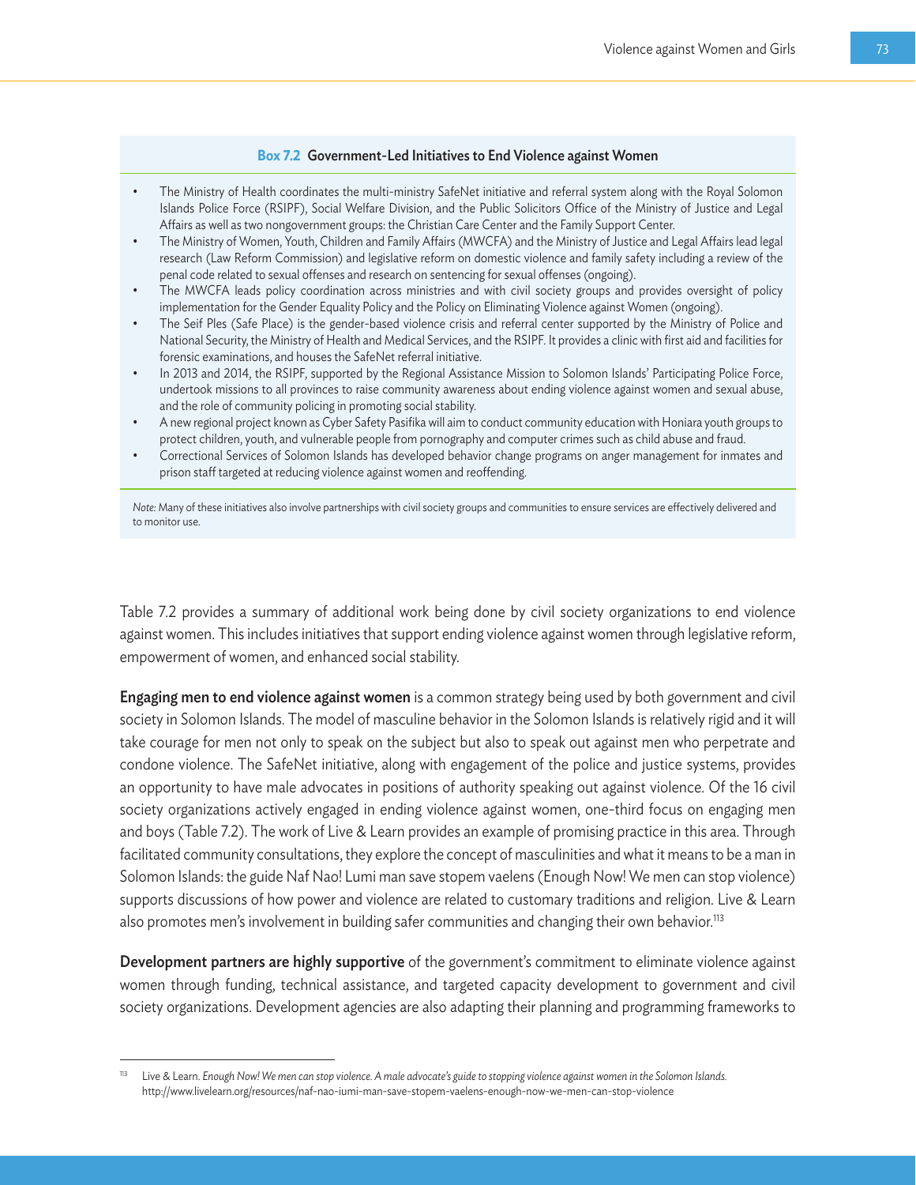**Box 7.2 Government-Led Initiatives to End Violence against Women**

- The Ministry of Health coordinates the multi-ministry SafeNet initiative and referral system along with the Royal Solomon Islands Police Force (RSIPF), Social Welfare Division, and the Public Solicitors Office of the Ministry of Justice and Legal Affairs as well as two nongovernment groups: the Christian Care Center and the Family Support Center.
- The Ministry of Women, Youth, Children and Family Affairs (MWCFA) and the Ministry of Justice and Legal Affairs lead legal research (Law Reform Commission) and legislative reform on domestic violence and family safety including a review of the penal code related to sexual offenses and research on sentencing for sexual offenses (ongoing).
- The MWCFA leads policy coordination across ministries and with civil society groups and provides oversight of policy implementation for the Gender Equality Policy and the Policy on Eliminating Violence against Women (ongoing).
- The Seif Ples (Safe Place) is the gender-based violence crisis and referral center supported by the Ministry of Police and National Security, the Ministry of Health and Medical Services, and the RSIPF. It provides a clinic with first aid and facilities for forensic examinations, and houses the SafeNet referral initiative.
- In 2013 and 2014, the RSIPF, supported by the Regional Assistance Mission to Solomon Islands' Participating Police Force, undertook missions to all provinces to raise community awareness about ending violence against women and sexual abuse, and the role of community policing in promoting social stability.
- A new regional project known as Cyber Safety Pasifika will aim to conduct community education with Honiara youth groups to protect children, youth, and vulnerable people from pornography and computer crimes such as child abuse and fraud.
- Correctional Services of Solomon Islands has developed behavior change programs on anger management for inmates and prison staff targeted at reducing violence against women and reoffending.

*Note:* Many of these initiatives also involve partnerships with civil society groups and communities to ensure services are effectively delivered and to monitor use.

Table 7.2 provides a summary of additional work being done by civil society organizations to end violence against women. This includes initiatives that support ending violence against women through legislative reform, empowerment of women, and enhanced social stability.

**Engaging men to end violence against women** is a common strategy being used by both government and civil society in Solomon Islands. The model of masculine behavior in the Solomon Islands is relatively rigid and it will take courage for men not only to speak on the subject but also to speak out against men who perpetrate and condone violence. The SafeNet initiative, along with engagement of the police and justice systems, provides an opportunity to have male advocates in positions of authority speaking out against violence. Of the 16 civil society organizations actively engaged in ending violence against women, one-third focus on engaging men and boys (Table 7.2). The work of Live & Learn provides an example of promising practice in this area. Through facilitated community consultations, they explore the concept of masculinities and what it means to be a man in Solomon Islands: the guide Naf Nao! Lumi man save stopem vaelens (Enough Now! We men can stop violence) supports discussions of how power and violence are related to customary traditions and religion. Live & Learn also promotes men's involvement in building safer communities and changing their own behavior.[113]

**Development partners are highly supportive** of the government's commitment to eliminate violence against women through funding, technical assistance, and targeted capacity development to government and civil society organizations. Development agencies are also adapting their planning and programming frameworks to

[113] Live & Learn. *Enough Now! We men can stop violence. A male advocate's guide to stopping violence against women in the Solomon Islands.* http://www.livelearn.org/resources/naf-nao-iumi-man-save-stopem-vaelens-enough-now-we-men-can-stop-violence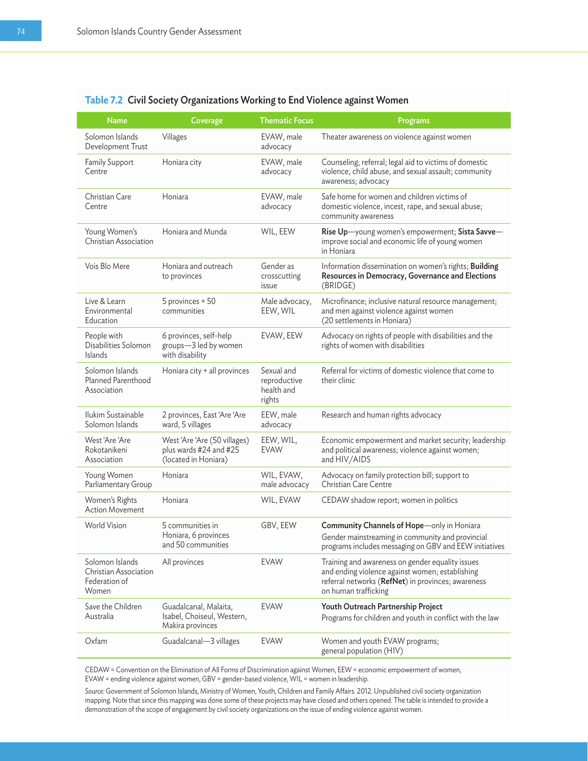**Table 7.2 Civil Society Organizations Working to End Violence against Women**

| Name | Coverage | Thematic Focus | Programs |
|---|---|---|---|
| Solomon Islands Development Trust | Villages | EVAW, male advocacy | Theater awareness on violence against women |
| Family Support Centre | Honiara city | EVAW, male advocacy | Counseling; referral; legal aid to victims of domestic violence, child abuse, and sexual assault; community awareness; advocacy |
| Christian Care Centre | Honiara | EVAW, male advocacy | Safe home for women and children victims of domestic violence, incest, rape, and sexual abuse; community awareness |
| Young Women's Christian Association | Honiara and Munda | WIL, EEW | **Rise Up**—young women's empowerment; **Sista Savve**—improve social and economic life of young women in Honiara |
| Vois Blo Mere | Honiara and outreach to provinces | Gender as crosscutting issue | Information dissemination on women's rights; **Building Resources in Democracy, Governance and Elections** (BRIDGE) |
| Live & Learn Environmental Education | 5 provinces + 50 communities | Male advocacy, EEW, WIL | Microfinance; inclusive natural resource management; and men against violence against women (20 settlements in Honiara) |
| People with Disabilities Solomon Islands | 6 provinces, self-help groups—3 led by women with disability | EVAW, EEW | Advocacy on rights of people with disabilities and the rights of women with disabilities |
| Solomon Islands Planned Parenthood Association | Honiara city + all provinces | Sexual and reproductive health and rights | Referral for victims of domestic violence that come to their clinic |
| Ilukim Sustainable Solomon Islands | 2 provinces, East 'Are 'Are ward, 5 villages | EEW, male advocacy | Research and human rights advocacy |
| West 'Are 'Are Rokotanikeni Association | West 'Are 'Are (50 villages) plus wards #24 and #25 (located in Honiara) | EEW, WIL, EVAW | Economic empowerment and market security; leadership and political awareness; violence against women; and HIV/AIDS |
| Young Women Parliamentary Group | Honiara | WIL, EVAW, male advocacy | Advocacy on family protection bill; support to Christian Care Centre |
| Women's Rights Action Movement | Honiara | WIL, EVAW | CEDAW shadow report; women in politics |
| World Vision | 5 communities in Honiara, 6 provinces and 50 communities | GBV, EEW | **Community Channels of Hope**—only in Honiara<br>Gender mainstreaming in community and provincial programs includes messaging on GBV and EEW initiatives |
| Solomon Islands Christian Association Federation of Women | All provinces | EVAW | Training and awareness on gender equality issues and ending violence against women; establishing referral networks (**RefNet**) in provinces; awareness on human trafficking |
| Save the Children Australia | Guadalcanal, Malaita, Isabel, Choiseul, Western, Makira provinces | EVAW | **Youth Outreach Partnership Project**<br>Programs for children and youth in conflict with the law |
| Oxfam | Guadalcanal—3 villages | EVAW | Women and youth EVAW programs; general population (HIV) |

CEDAW = Convention on the Elimination of All Forms of Discrimination against Women, EEW = economic empowerment of women, EVAW = ending violence against women, GBV = gender-based violence, WIL = women in leadership.

*Source:* Government of Solomon Islands, Ministry of Women, Youth, Children and Family Affairs. 2012. Unpublished civil society organization mapping. Note that since this mapping was done some of these projects may have closed and others opened. The table is intended to provide a demonstration of the scope of engagement by civil society organizations on the issue of ending violence against women.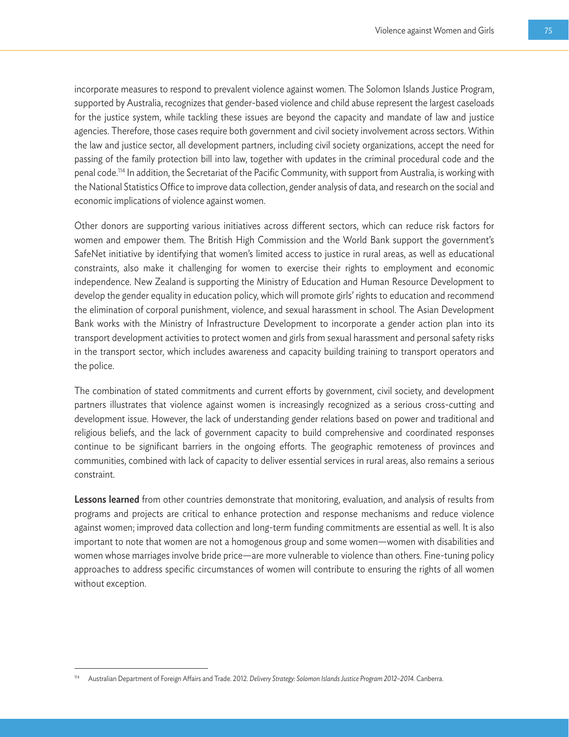incorporate measures to respond to prevalent violence against women. The Solomon Islands Justice Program, supported by Australia, recognizes that gender-based violence and child abuse represent the largest caseloads for the justice system, while tackling these issues are beyond the capacity and mandate of law and justice agencies. Therefore, those cases require both government and civil society involvement across sectors. Within the law and justice sector, all development partners, including civil society organizations, accept the need for passing of the family protection bill into law, together with updates in the criminal procedural code and the penal code.[114] In addition, the Secretariat of the Pacific Community, with support from Australia, is working with the National Statistics Office to improve data collection, gender analysis of data, and research on the social and economic implications of violence against women.

Other donors are supporting various initiatives across different sectors, which can reduce risk factors for women and empower them. The British High Commission and the World Bank support the government's SafeNet initiative by identifying that women's limited access to justice in rural areas, as well as educational constraints, also make it challenging for women to exercise their rights to employment and economic independence. New Zealand is supporting the Ministry of Education and Human Resource Development to develop the gender equality in education policy, which will promote girls' rights to education and recommend the elimination of corporal punishment, violence, and sexual harassment in school. The Asian Development Bank works with the Ministry of Infrastructure Development to incorporate a gender action plan into its transport development activities to protect women and girls from sexual harassment and personal safety risks in the transport sector, which includes awareness and capacity building training to transport operators and the police.

The combination of stated commitments and current efforts by government, civil society, and development partners illustrates that violence against women is increasingly recognized as a serious cross-cutting and development issue. However, the lack of understanding gender relations based on power and traditional and religious beliefs, and the lack of government capacity to build comprehensive and coordinated responses continue to be significant barriers in the ongoing efforts. The geographic remoteness of provinces and communities, combined with lack of capacity to deliver essential services in rural areas, also remains a serious constraint.

**Lessons learned** from other countries demonstrate that monitoring, evaluation, and analysis of results from programs and projects are critical to enhance protection and response mechanisms and reduce violence against women; improved data collection and long-term funding commitments are essential as well. It is also important to note that women are not a homogenous group and some women—women with disabilities and women whose marriages involve bride price—are more vulnerable to violence than others. Fine-tuning policy approaches to address specific circumstances of women will contribute to ensuring the rights of all women without exception.

---

[114] Australian Department of Foreign Affairs and Trade. 2012. *Delivery Strategy: Solomon Islands Justice Program 2012–2014.* Canberra.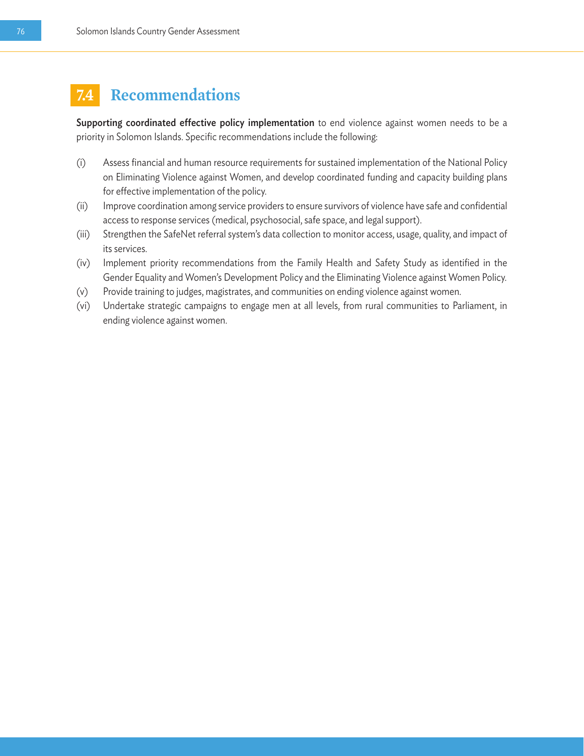## 7.4 Recommendations

**Supporting coordinated effective policy implementation** to end violence against women needs to be a priority in Solomon Islands. Specific recommendations include the following:

(i) Assess financial and human resource requirements for sustained implementation of the National Policy on Eliminating Violence against Women, and develop coordinated funding and capacity building plans for effective implementation of the policy.

(ii) Improve coordination among service providers to ensure survivors of violence have safe and confidential access to response services (medical, psychosocial, safe space, and legal support).

(iii) Strengthen the SafeNet referral system's data collection to monitor access, usage, quality, and impact of its services.

(iv) Implement priority recommendations from the Family Health and Safety Study as identified in the Gender Equality and Women's Development Policy and the Eliminating Violence against Women Policy.

(v) Provide training to judges, magistrates, and communities on ending violence against women.

(vi) Undertake strategic campaigns to engage men at all levels, from rural communities to Parliament, in ending violence against women.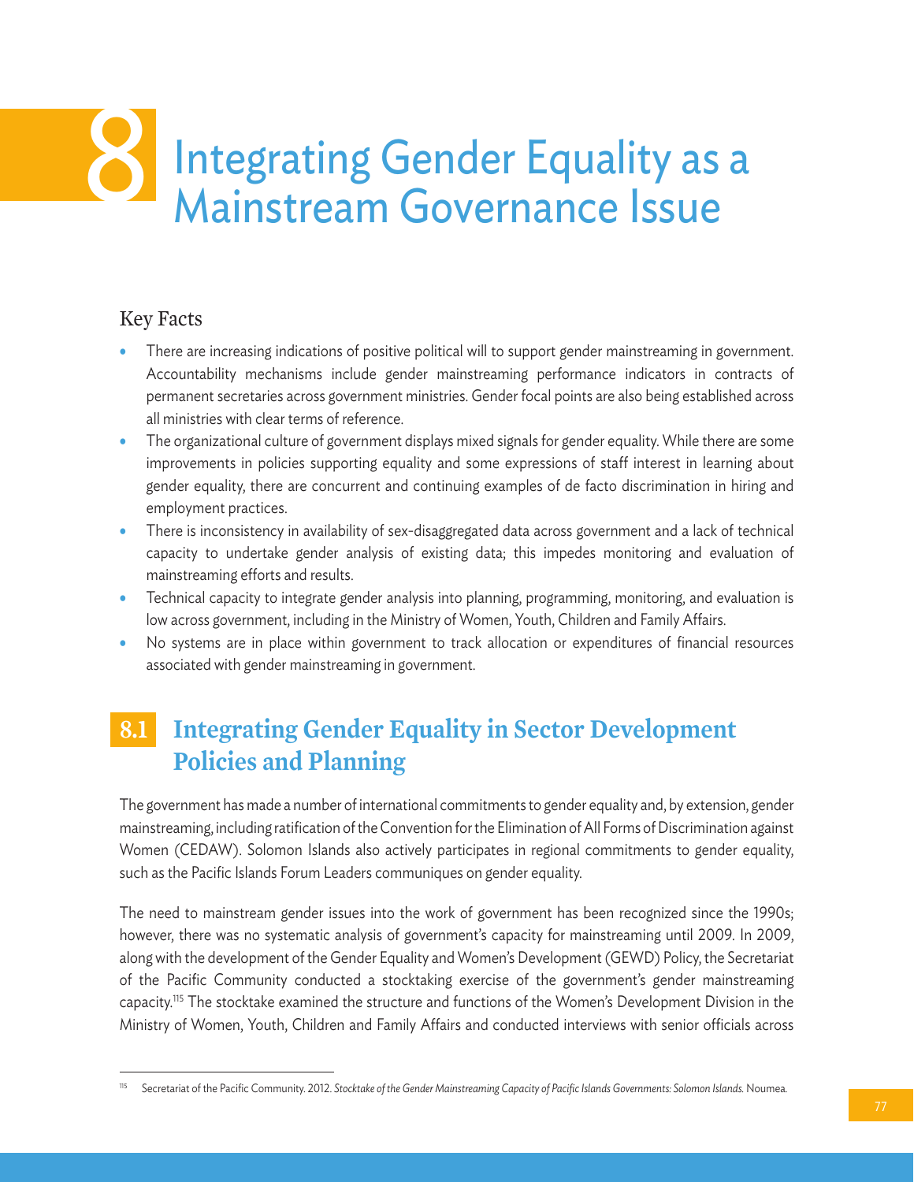# 8 Integrating Gender Equality as a Mainstream Governance Issue

## Key Facts

- There are increasing indications of positive political will to support gender mainstreaming in government. Accountability mechanisms include gender mainstreaming performance indicators in contracts of permanent secretaries across government ministries. Gender focal points are also being established across all ministries with clear terms of reference.
- The organizational culture of government displays mixed signals for gender equality. While there are some improvements in policies supporting equality and some expressions of staff interest in learning about gender equality, there are concurrent and continuing examples of de facto discrimination in hiring and employment practices.
- There is inconsistency in availability of sex-disaggregated data across government and a lack of technical capacity to undertake gender analysis of existing data; this impedes monitoring and evaluation of mainstreaming efforts and results.
- Technical capacity to integrate gender analysis into planning, programming, monitoring, and evaluation is low across government, including in the Ministry of Women, Youth, Children and Family Affairs.
- No systems are in place within government to track allocation or expenditures of financial resources associated with gender mainstreaming in government.

## 8.1 Integrating Gender Equality in Sector Development Policies and Planning

The government has made a number of international commitments to gender equality and, by extension, gender mainstreaming, including ratification of the Convention for the Elimination of All Forms of Discrimination against Women (CEDAW). Solomon Islands also actively participates in regional commitments to gender equality, such as the Pacific Islands Forum Leaders communiques on gender equality.

The need to mainstream gender issues into the work of government has been recognized since the 1990s; however, there was no systematic analysis of government's capacity for mainstreaming until 2009. In 2009, along with the development of the Gender Equality and Women's Development (GEWD) Policy, the Secretariat of the Pacific Community conducted a stocktaking exercise of the government's gender mainstreaming capacity.[115] The stocktake examined the structure and functions of the Women's Development Division in the Ministry of Women, Youth, Children and Family Affairs and conducted interviews with senior officials across

[115] Secretariat of the Pacific Community. 2012. *Stocktake of the Gender Mainstreaming Capacity of Pacific Islands Governments: Solomon Islands.* Noumea.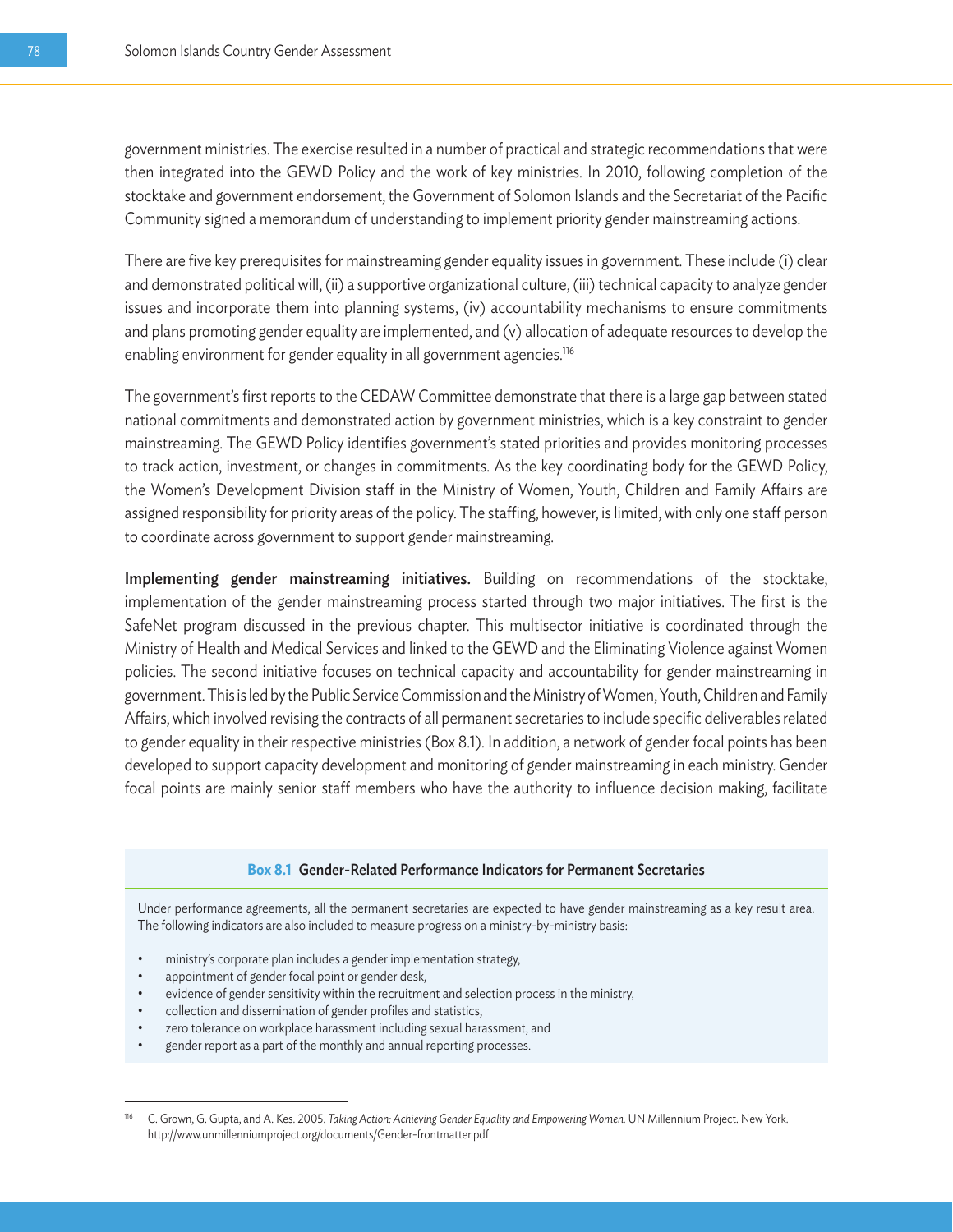government ministries. The exercise resulted in a number of practical and strategic recommendations that were then integrated into the GEWD Policy and the work of key ministries. In 2010, following completion of the stocktake and government endorsement, the Government of Solomon Islands and the Secretariat of the Pacific Community signed a memorandum of understanding to implement priority gender mainstreaming actions.

There are five key prerequisites for mainstreaming gender equality issues in government. These include (i) clear and demonstrated political will, (ii) a supportive organizational culture, (iii) technical capacity to analyze gender issues and incorporate them into planning systems, (iv) accountability mechanisms to ensure commitments and plans promoting gender equality are implemented, and (v) allocation of adequate resources to develop the enabling environment for gender equality in all government agencies.[116]

The government's first reports to the CEDAW Committee demonstrate that there is a large gap between stated national commitments and demonstrated action by government ministries, which is a key constraint to gender mainstreaming. The GEWD Policy identifies government's stated priorities and provides monitoring processes to track action, investment, or changes in commitments. As the key coordinating body for the GEWD Policy, the Women's Development Division staff in the Ministry of Women, Youth, Children and Family Affairs are assigned responsibility for priority areas of the policy. The staffing, however, is limited, with only one staff person to coordinate across government to support gender mainstreaming.

**Implementing gender mainstreaming initiatives.** Building on recommendations of the stocktake, implementation of the gender mainstreaming process started through two major initiatives. The first is the SafeNet program discussed in the previous chapter. This multisector initiative is coordinated through the Ministry of Health and Medical Services and linked to the GEWD and the Eliminating Violence against Women policies. The second initiative focuses on technical capacity and accountability for gender mainstreaming in government. This is led by the Public Service Commission and the Ministry of Women, Youth, Children and Family Affairs, which involved revising the contracts of all permanent secretaries to include specific deliverables related to gender equality in their respective ministries (Box 8.1). In addition, a network of gender focal points has been developed to support capacity development and monitoring of gender mainstreaming in each ministry. Gender focal points are mainly senior staff members who have the authority to influence decision making, facilitate

**Box 8.1 Gender-Related Performance Indicators for Permanent Secretaries**

Under performance agreements, all the permanent secretaries are expected to have gender mainstreaming as a key result area. The following indicators are also included to measure progress on a ministry-by-ministry basis:

- ministry's corporate plan includes a gender implementation strategy,
- appointment of gender focal point or gender desk,
- evidence of gender sensitivity within the recruitment and selection process in the ministry,
- collection and dissemination of gender profiles and statistics,
- zero tolerance on workplace harassment including sexual harassment, and
- gender report as a part of the monthly and annual reporting processes.

[116] C. Grown, G. Gupta, and A. Kes. 2005. *Taking Action: Achieving Gender Equality and Empowering Women.* UN Millennium Project. New York. http://www.unmillenniumproject.org/documents/Gender-frontmatter.pdf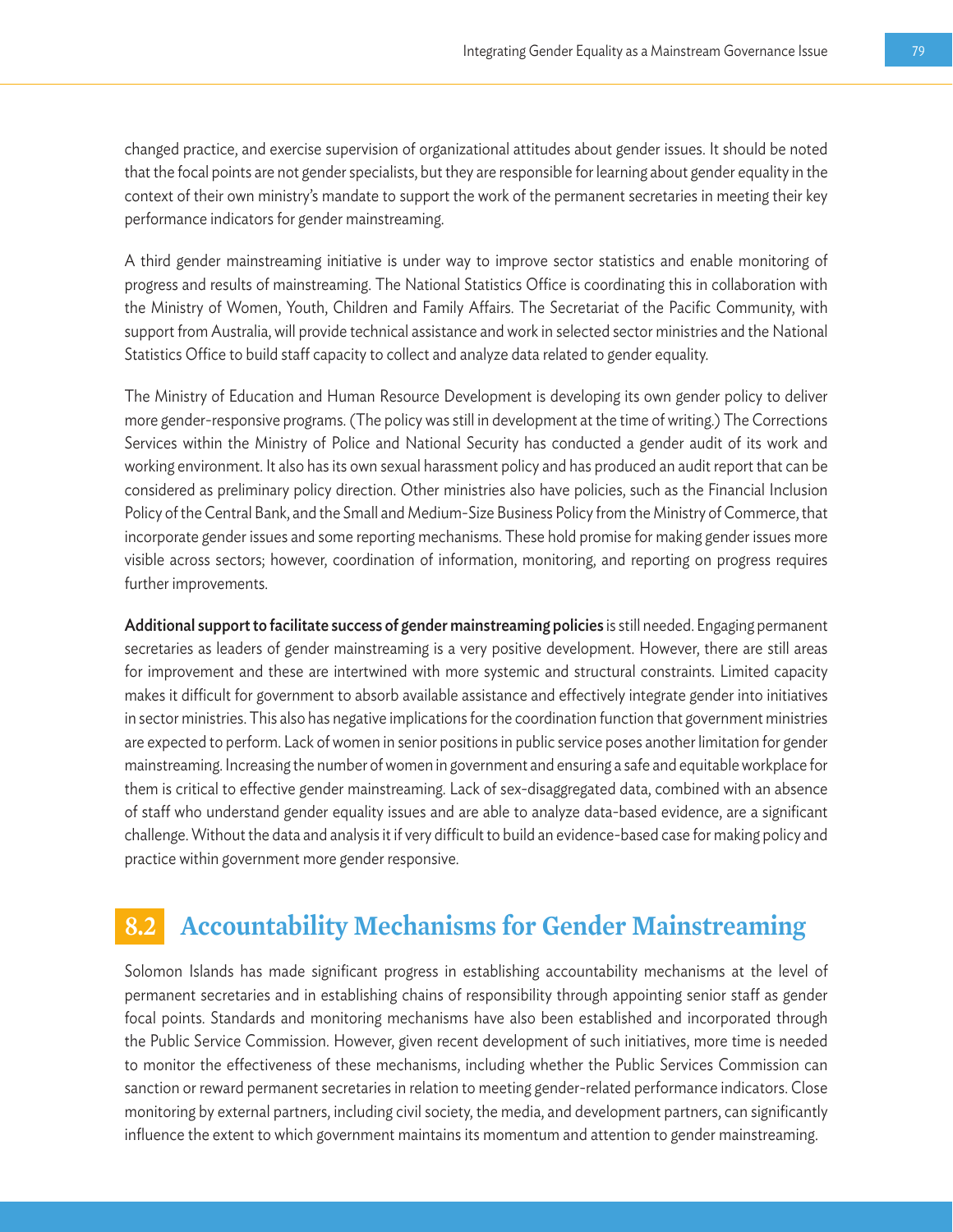changed practice, and exercise supervision of organizational attitudes about gender issues. It should be noted that the focal points are not gender specialists, but they are responsible for learning about gender equality in the context of their own ministry's mandate to support the work of the permanent secretaries in meeting their key performance indicators for gender mainstreaming.

A third gender mainstreaming initiative is under way to improve sector statistics and enable monitoring of progress and results of mainstreaming. The National Statistics Office is coordinating this in collaboration with the Ministry of Women, Youth, Children and Family Affairs. The Secretariat of the Pacific Community, with support from Australia, will provide technical assistance and work in selected sector ministries and the National Statistics Office to build staff capacity to collect and analyze data related to gender equality.

The Ministry of Education and Human Resource Development is developing its own gender policy to deliver more gender-responsive programs. (The policy was still in development at the time of writing.) The Corrections Services within the Ministry of Police and National Security has conducted a gender audit of its work and working environment. It also has its own sexual harassment policy and has produced an audit report that can be considered as preliminary policy direction. Other ministries also have policies, such as the Financial Inclusion Policy of the Central Bank, and the Small and Medium-Size Business Policy from the Ministry of Commerce, that incorporate gender issues and some reporting mechanisms. These hold promise for making gender issues more visible across sectors; however, coordination of information, monitoring, and reporting on progress requires further improvements.

**Additional support to facilitate success of gender mainstreaming policies** is still needed. Engaging permanent secretaries as leaders of gender mainstreaming is a very positive development. However, there are still areas for improvement and these are intertwined with more systemic and structural constraints. Limited capacity makes it difficult for government to absorb available assistance and effectively integrate gender into initiatives in sector ministries. This also has negative implications for the coordination function that government ministries are expected to perform. Lack of women in senior positions in public service poses another limitation for gender mainstreaming. Increasing the number of women in government and ensuring a safe and equitable workplace for them is critical to effective gender mainstreaming. Lack of sex-disaggregated data, combined with an absence of staff who understand gender equality issues and are able to analyze data-based evidence, are a significant challenge. Without the data and analysis it if very difficult to build an evidence-based case for making policy and practice within government more gender responsive.

## 8.2 Accountability Mechanisms for Gender Mainstreaming

Solomon Islands has made significant progress in establishing accountability mechanisms at the level of permanent secretaries and in establishing chains of responsibility through appointing senior staff as gender focal points. Standards and monitoring mechanisms have also been established and incorporated through the Public Service Commission. However, given recent development of such initiatives, more time is needed to monitor the effectiveness of these mechanisms, including whether the Public Services Commission can sanction or reward permanent secretaries in relation to meeting gender-related performance indicators. Close monitoring by external partners, including civil society, the media, and development partners, can significantly influence the extent to which government maintains its momentum and attention to gender mainstreaming.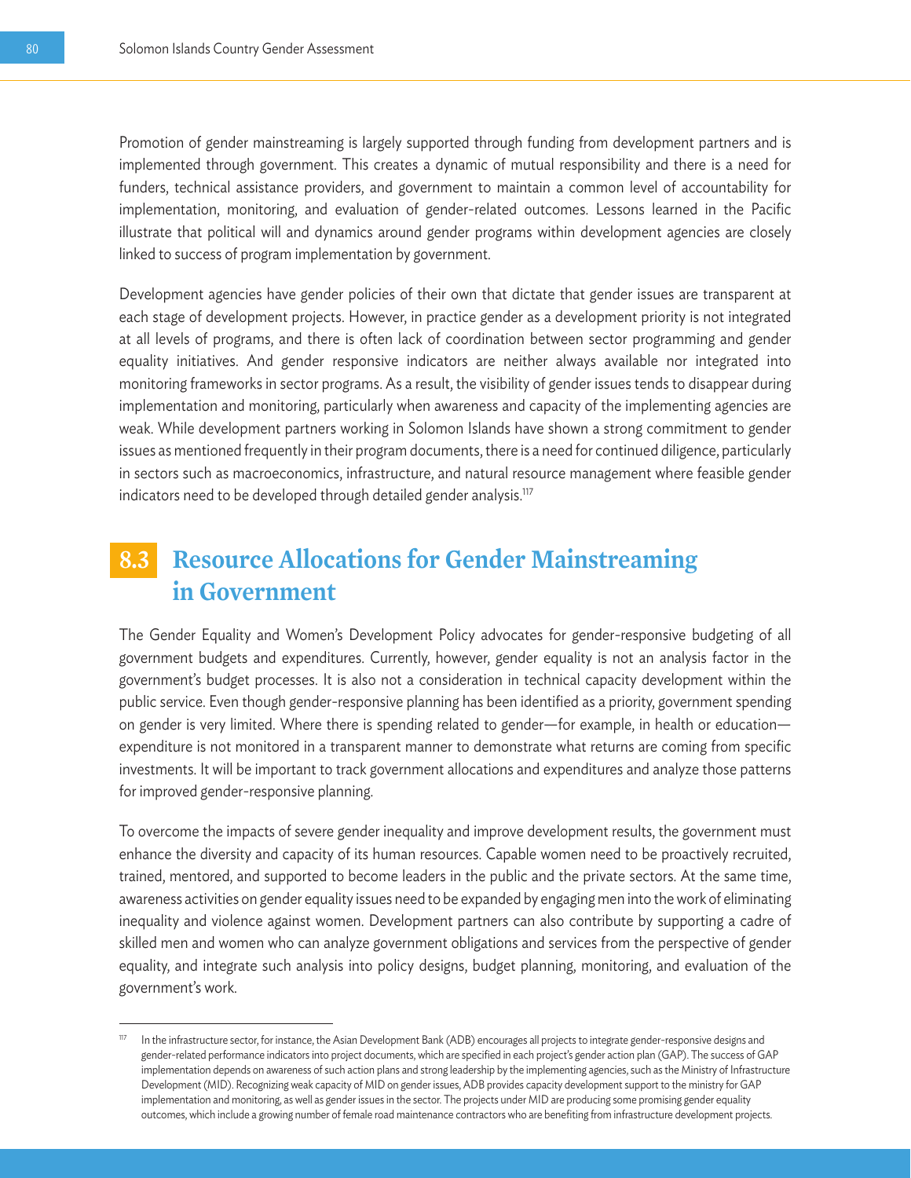Promotion of gender mainstreaming is largely supported through funding from development partners and is implemented through government. This creates a dynamic of mutual responsibility and there is a need for funders, technical assistance providers, and government to maintain a common level of accountability for implementation, monitoring, and evaluation of gender-related outcomes. Lessons learned in the Pacific illustrate that political will and dynamics around gender programs within development agencies are closely linked to success of program implementation by government.

Development agencies have gender policies of their own that dictate that gender issues are transparent at each stage of development projects. However, in practice gender as a development priority is not integrated at all levels of programs, and there is often lack of coordination between sector programming and gender equality initiatives. And gender responsive indicators are neither always available nor integrated into monitoring frameworks in sector programs. As a result, the visibility of gender issues tends to disappear during implementation and monitoring, particularly when awareness and capacity of the implementing agencies are weak. While development partners working in Solomon Islands have shown a strong commitment to gender issues as mentioned frequently in their program documents, there is a need for continued diligence, particularly in sectors such as macroeconomics, infrastructure, and natural resource management where feasible gender indicators need to be developed through detailed gender analysis.[117]

## 8.3 Resource Allocations for Gender Mainstreaming in Government

The Gender Equality and Women's Development Policy advocates for gender-responsive budgeting of all government budgets and expenditures. Currently, however, gender equality is not an analysis factor in the government's budget processes. It is also not a consideration in technical capacity development within the public service. Even though gender-responsive planning has been identified as a priority, government spending on gender is very limited. Where there is spending related to gender—for example, in health or education—expenditure is not monitored in a transparent manner to demonstrate what returns are coming from specific investments. It will be important to track government allocations and expenditures and analyze those patterns for improved gender-responsive planning.

To overcome the impacts of severe gender inequality and improve development results, the government must enhance the diversity and capacity of its human resources. Capable women need to be proactively recruited, trained, mentored, and supported to become leaders in the public and the private sectors. At the same time, awareness activities on gender equality issues need to be expanded by engaging men into the work of eliminating inequality and violence against women. Development partners can also contribute by supporting a cadre of skilled men and women who can analyze government obligations and services from the perspective of gender equality, and integrate such analysis into policy designs, budget planning, monitoring, and evaluation of the government's work.

---

[117] In the infrastructure sector, for instance, the Asian Development Bank (ADB) encourages all projects to integrate gender-responsive designs and gender-related performance indicators into project documents, which are specified in each project's gender action plan (GAP). The success of GAP implementation depends on awareness of such action plans and strong leadership by the implementing agencies, such as the Ministry of Infrastructure Development (MID). Recognizing weak capacity of MID on gender issues, ADB provides capacity development support to the ministry for GAP implementation and monitoring, as well as gender issues in the sector. The projects under MID are producing some promising gender equality outcomes, which include a growing number of female road maintenance contractors who are benefiting from infrastructure development projects.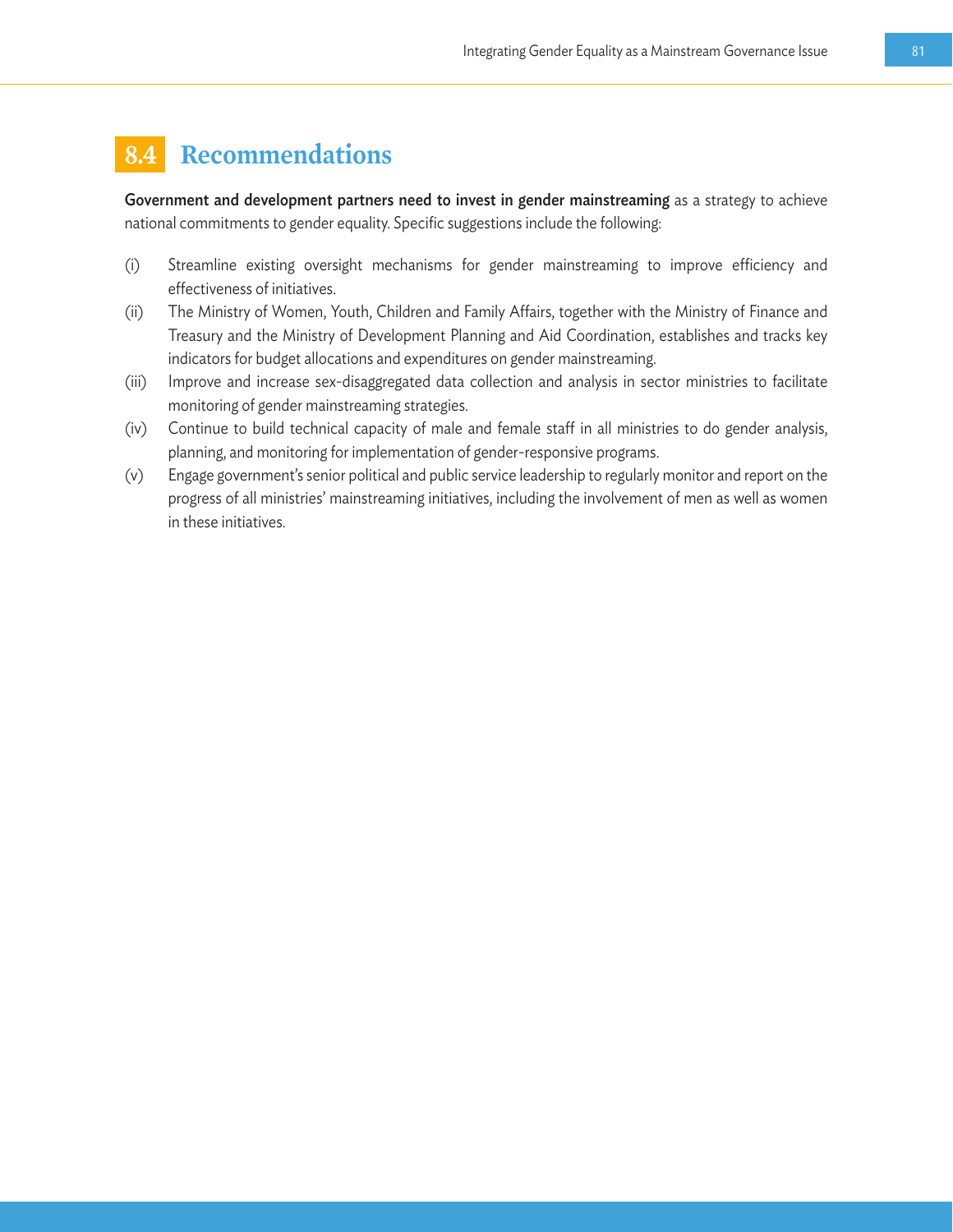## 8.4 Recommendations

**Government and development partners need to invest in gender mainstreaming** as a strategy to achieve national commitments to gender equality. Specific suggestions include the following:

(i) Streamline existing oversight mechanisms for gender mainstreaming to improve efficiency and effectiveness of initiatives.

(ii) The Ministry of Women, Youth, Children and Family Affairs, together with the Ministry of Finance and Treasury and the Ministry of Development Planning and Aid Coordination, establishes and tracks key indicators for budget allocations and expenditures on gender mainstreaming.

(iii) Improve and increase sex-disaggregated data collection and analysis in sector ministries to facilitate monitoring of gender mainstreaming strategies.

(iv) Continue to build technical capacity of male and female staff in all ministries to do gender analysis, planning, and monitoring for implementation of gender-responsive programs.

(v) Engage government's senior political and public service leadership to regularly monitor and report on the progress of all ministries' mainstreaming initiatives, including the involvement of men as well as women in these initiatives.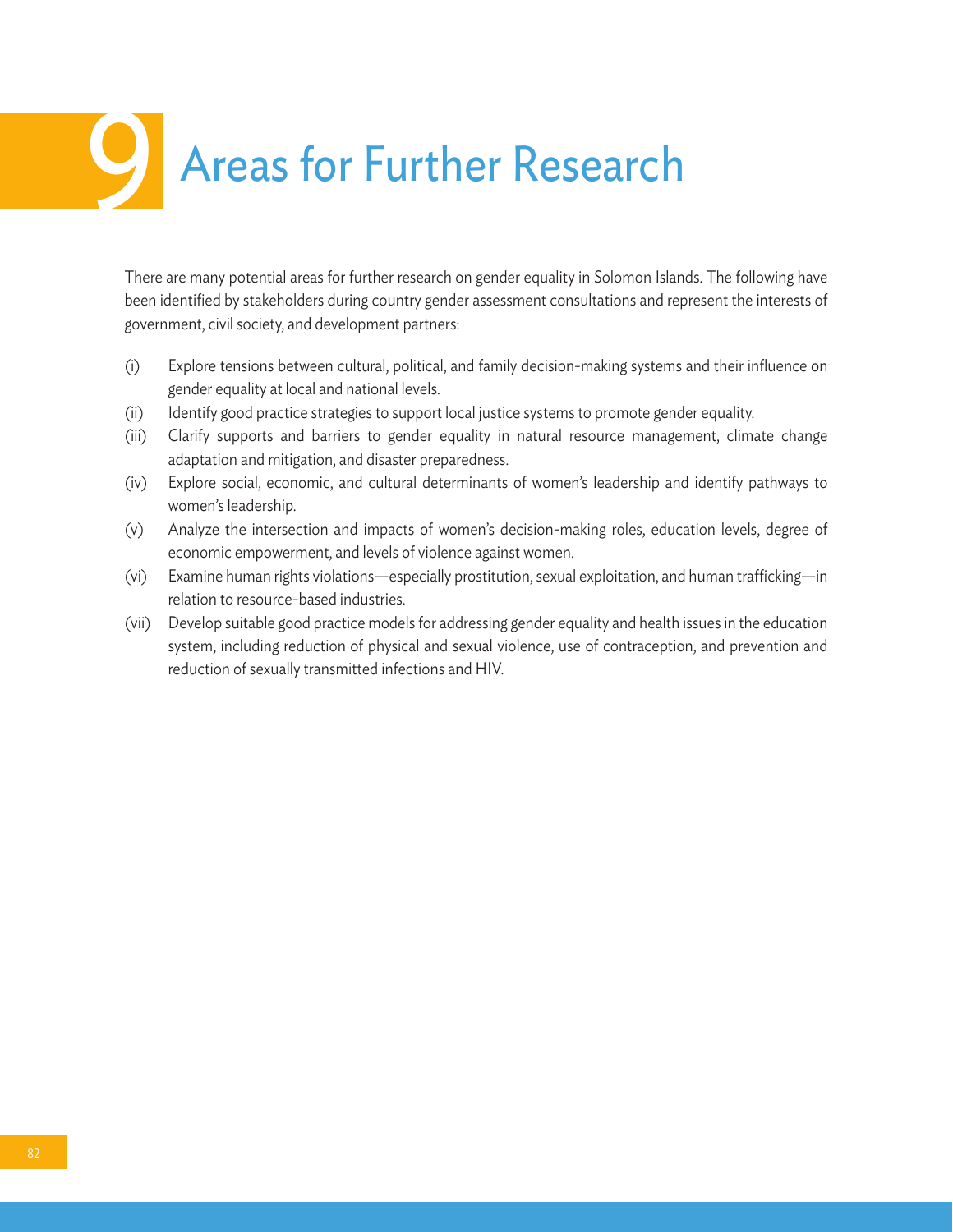# 9 Areas for Further Research

There are many potential areas for further research on gender equality in Solomon Islands. The following have been identified by stakeholders during country gender assessment consultations and represent the interests of government, civil society, and development partners:

(i) Explore tensions between cultural, political, and family decision-making systems and their influence on gender equality at local and national levels.

(ii) Identify good practice strategies to support local justice systems to promote gender equality.

(iii) Clarify supports and barriers to gender equality in natural resource management, climate change adaptation and mitigation, and disaster preparedness.

(iv) Explore social, economic, and cultural determinants of women's leadership and identify pathways to women's leadership.

(v) Analyze the intersection and impacts of women's decision-making roles, education levels, degree of economic empowerment, and levels of violence against women.

(vi) Examine human rights violations—especially prostitution, sexual exploitation, and human trafficking—in relation to resource-based industries.

(vii) Develop suitable good practice models for addressing gender equality and health issues in the education system, including reduction of physical and sexual violence, use of contraception, and prevention and reduction of sexually transmitted infections and HIV.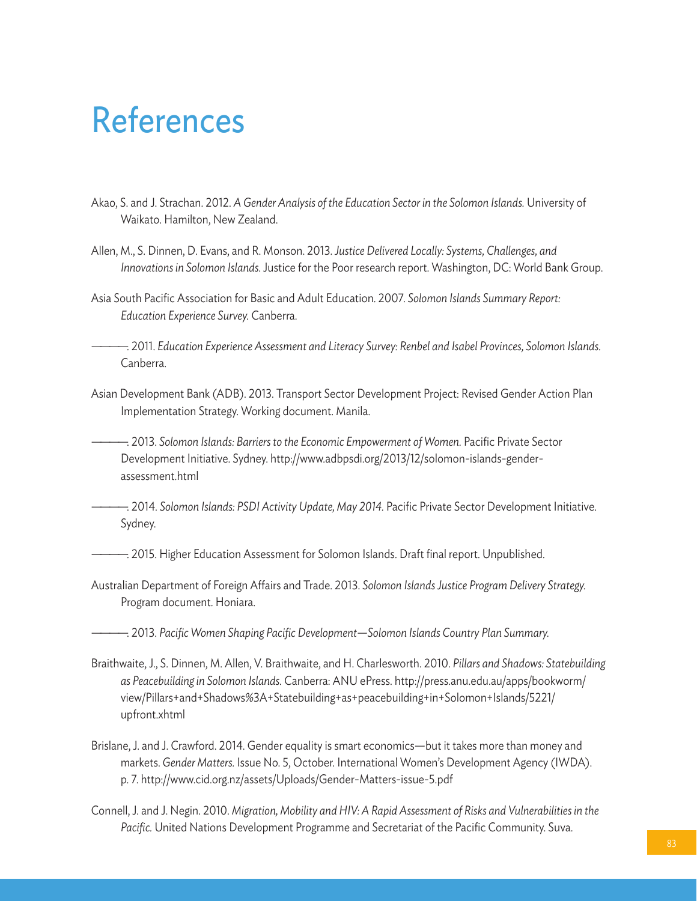# References

Akao, S. and J. Strachan. 2012. *A Gender Analysis of the Education Sector in the Solomon Islands.* University of Waikato. Hamilton, New Zealand.

Allen, M., S. Dinnen, D. Evans, and R. Monson. 2013. *Justice Delivered Locally: Systems, Challenges, and Innovations in Solomon Islands.* Justice for the Poor research report. Washington, DC: World Bank Group.

Asia South Pacific Association for Basic and Adult Education. 2007. *Solomon Islands Summary Report: Education Experience Survey.* Canberra.

———. 2011. *Education Experience Assessment and Literacy Survey: Renbel and Isabel Provinces, Solomon Islands.* Canberra.

Asian Development Bank (ADB). 2013. Transport Sector Development Project: Revised Gender Action Plan Implementation Strategy. Working document. Manila.

———. 2013. *Solomon Islands: Barriers to the Economic Empowerment of Women.* Pacific Private Sector Development Initiative. Sydney. http://www.adbpsdi.org/2013/12/solomon-islands-gender-assessment.html

———. 2014. *Solomon Islands: PSDI Activity Update, May 2014.* Pacific Private Sector Development Initiative. Sydney.

———. 2015. Higher Education Assessment for Solomon Islands. Draft final report. Unpublished.

Australian Department of Foreign Affairs and Trade. 2013. *Solomon Islands Justice Program Delivery Strategy.* Program document. Honiara.

———. 2013. *Pacific Women Shaping Pacific Development—Solomon Islands Country Plan Summary.*

Braithwaite, J., S. Dinnen, M. Allen, V. Braithwaite, and H. Charlesworth. 2010. *Pillars and Shadows: Statebuilding as Peacebuilding in Solomon Islands.* Canberra: ANU ePress. http://press.anu.edu.au/apps/bookworm/view/Pillars+and+Shadows%3A+Statebuilding+as+peacebuilding+in+Solomon+Islands/5221/upfront.xhtml

Brislane, J. and J. Crawford. 2014. Gender equality is smart economics—but it takes more than money and markets. *Gender Matters.* Issue No. 5, October. International Women's Development Agency (IWDA). p. 7. http://www.cid.org.nz/assets/Uploads/Gender-Matters-issue-5.pdf

Connell, J. and J. Negin. 2010. *Migration, Mobility and HIV: A Rapid Assessment of Risks and Vulnerabilities in the Pacific.* United Nations Development Programme and Secretariat of the Pacific Community. Suva.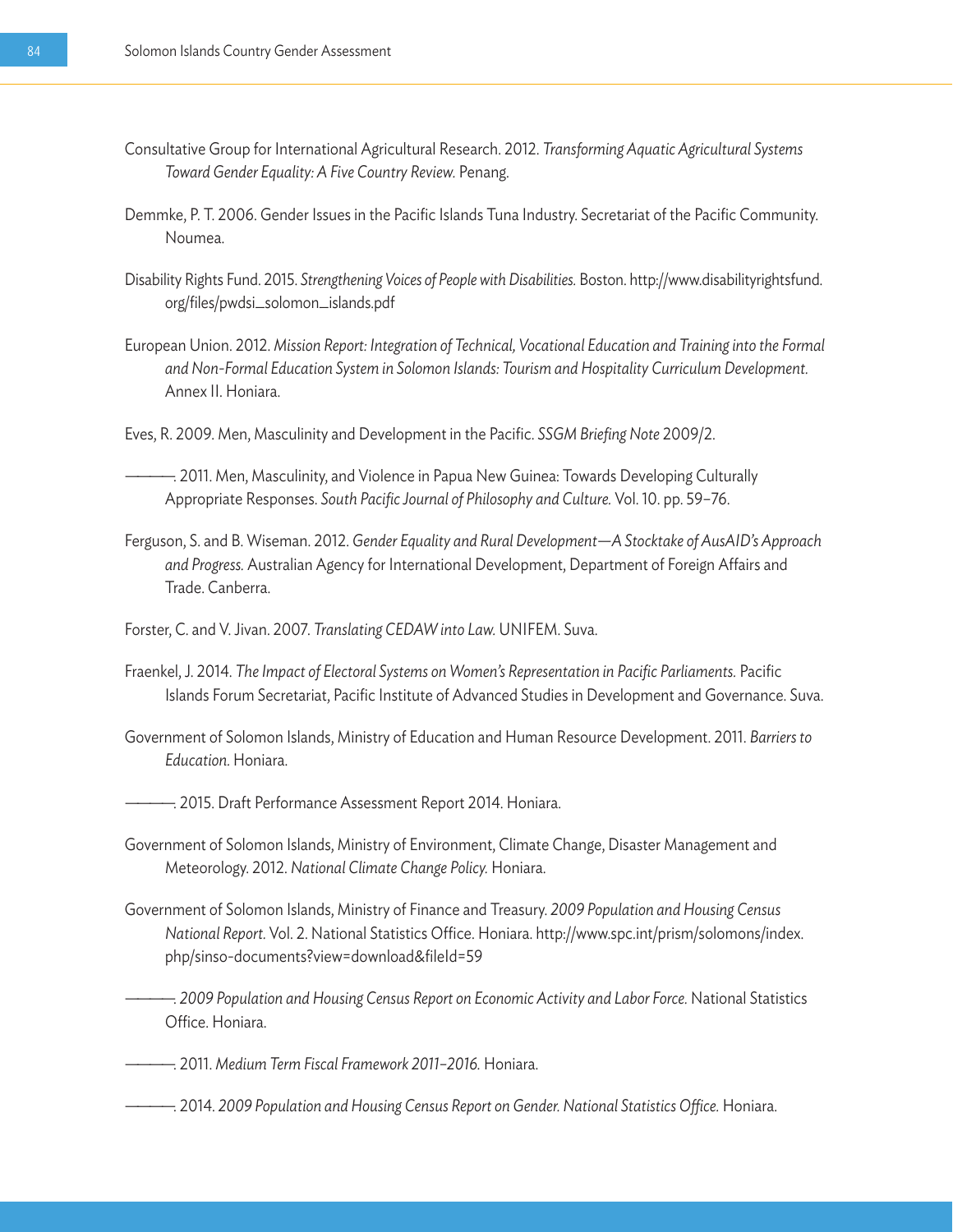Consultative Group for International Agricultural Research. 2012. *Transforming Aquatic Agricultural Systems Toward Gender Equality: A Five Country Review.* Penang.

Demmke, P. T. 2006. Gender Issues in the Pacific Islands Tuna Industry. Secretariat of the Pacific Community. Noumea.

Disability Rights Fund. 2015. *Strengthening Voices of People with Disabilities.* Boston. http://www.disabilityrightsfund.org/files/pwdsi_solomon_islands.pdf

European Union. 2012. *Mission Report: Integration of Technical, Vocational Education and Training into the Formal and Non-Formal Education System in Solomon Islands: Tourism and Hospitality Curriculum Development.* Annex II. Honiara.

Eves, R. 2009. Men, Masculinity and Development in the Pacific. *SSGM Briefing Note* 2009/2.

———. 2011. Men, Masculinity, and Violence in Papua New Guinea: Towards Developing Culturally Appropriate Responses. *South Pacific Journal of Philosophy and Culture.* Vol. 10. pp. 59–76.

Ferguson, S. and B. Wiseman. 2012. *Gender Equality and Rural Development—A Stocktake of AusAID's Approach and Progress.* Australian Agency for International Development, Department of Foreign Affairs and Trade. Canberra.

Forster, C. and V. Jivan. 2007. *Translating CEDAW into Law.* UNIFEM. Suva.

Fraenkel, J. 2014. *The Impact of Electoral Systems on Women's Representation in Pacific Parliaments.* Pacific Islands Forum Secretariat, Pacific Institute of Advanced Studies in Development and Governance. Suva.

Government of Solomon Islands, Ministry of Education and Human Resource Development. 2011. *Barriers to Education.* Honiara.

———. 2015. Draft Performance Assessment Report 2014. Honiara.

Government of Solomon Islands, Ministry of Environment, Climate Change, Disaster Management and Meteorology. 2012. *National Climate Change Policy.* Honiara.

Government of Solomon Islands, Ministry of Finance and Treasury. *2009 Population and Housing Census National Report.* Vol. 2. National Statistics Office. Honiara. http://www.spc.int/prism/solomons/index.php/sinso-documents?view=download&fileId=59

———. *2009 Population and Housing Census Report on Economic Activity and Labor Force.* National Statistics Office. Honiara.

———. 2011. *Medium Term Fiscal Framework 2011–2016.* Honiara.

———. 2014. *2009 Population and Housing Census Report on Gender. National Statistics Office.* Honiara.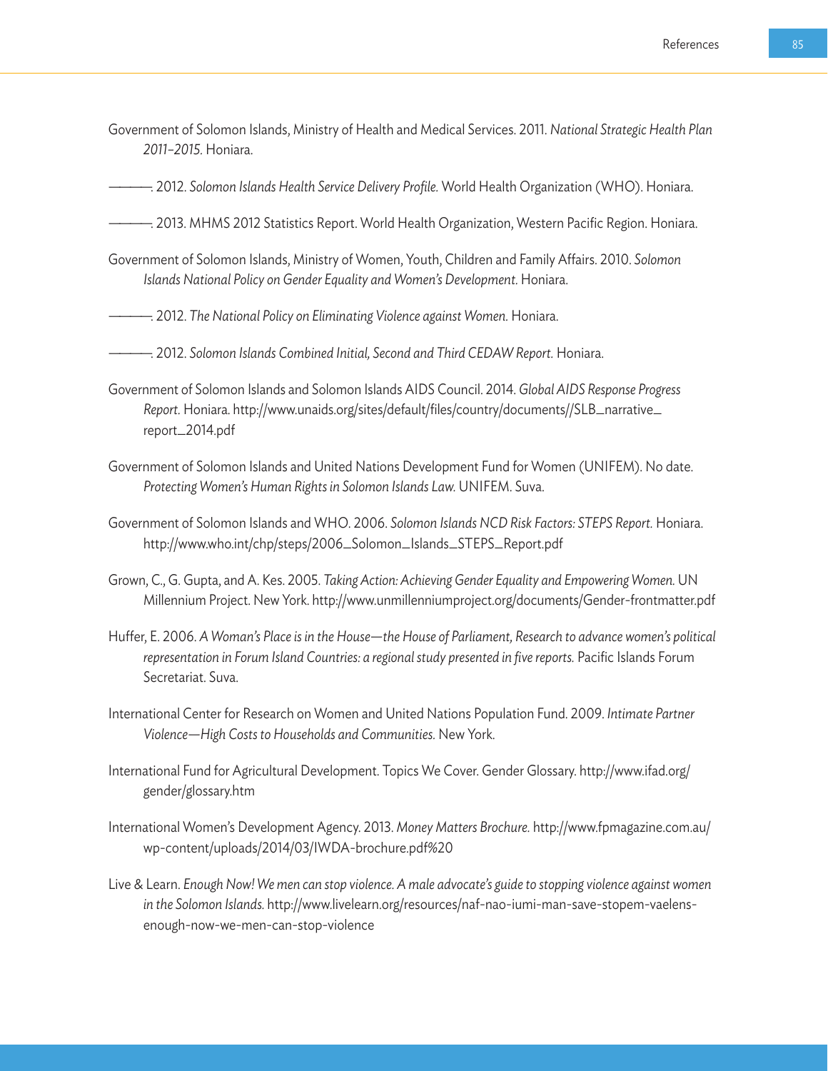Government of Solomon Islands, Ministry of Health and Medical Services. 2011. *National Strategic Health Plan 2011–2015.* Honiara.

———. 2012. *Solomon Islands Health Service Delivery Profile.* World Health Organization (WHO). Honiara.

———. 2013. MHMS 2012 Statistics Report. World Health Organization, Western Pacific Region. Honiara.

Government of Solomon Islands, Ministry of Women, Youth, Children and Family Affairs. 2010. *Solomon Islands National Policy on Gender Equality and Women's Development.* Honiara.

———. 2012. *The National Policy on Eliminating Violence against Women.* Honiara.

———. 2012. *Solomon Islands Combined Initial, Second and Third CEDAW Report.* Honiara.

Government of Solomon Islands and Solomon Islands AIDS Council. 2014. *Global AIDS Response Progress Report.* Honiara. http://www.unaids.org/sites/default/files/country/documents//SLB_narrative_report_2014.pdf

Government of Solomon Islands and United Nations Development Fund for Women (UNIFEM). No date. *Protecting Women's Human Rights in Solomon Islands Law.* UNIFEM. Suva.

Government of Solomon Islands and WHO. 2006. *Solomon Islands NCD Risk Factors: STEPS Report.* Honiara. http://www.who.int/chp/steps/2006_Solomon_Islands_STEPS_Report.pdf

Grown, C., G. Gupta, and A. Kes. 2005. *Taking Action: Achieving Gender Equality and Empowering Women.* UN Millennium Project. New York. http://www.unmillenniumproject.org/documents/Gender-frontmatter.pdf

Huffer, E. 2006. *A Woman's Place is in the House—the House of Parliament, Research to advance women's political representation in Forum Island Countries: a regional study presented in five reports.* Pacific Islands Forum Secretariat. Suva.

International Center for Research on Women and United Nations Population Fund. 2009. *Intimate Partner Violence—High Costs to Households and Communities.* New York.

International Fund for Agricultural Development. Topics We Cover. Gender Glossary. http://www.ifad.org/gender/glossary.htm

International Women's Development Agency. 2013. *Money Matters Brochure.* http://www.fpmagazine.com.au/wp-content/uploads/2014/03/IWDA-brochure.pdf%20

Live & Learn. *Enough Now! We men can stop violence. A male advocate's guide to stopping violence against women in the Solomon Islands.* http://www.livelearn.org/resources/naf-nao-iumi-man-save-stopem-vaelens-enough-now-we-men-can-stop-violence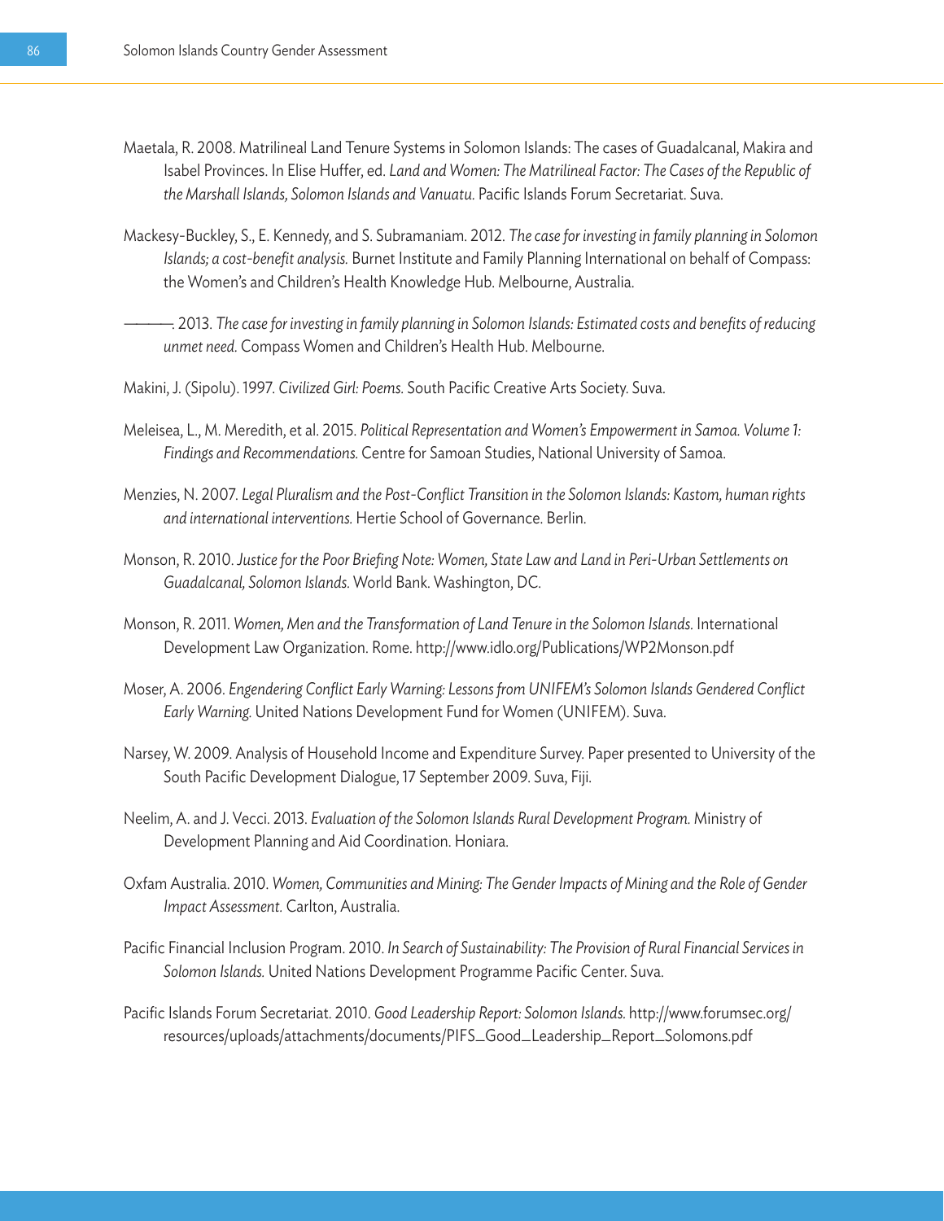Maetala, R. 2008. Matrilineal Land Tenure Systems in Solomon Islands: The cases of Guadalcanal, Makira and Isabel Provinces. In Elise Huffer, ed. *Land and Women: The Matrilineal Factor: The Cases of the Republic of the Marshall Islands, Solomon Islands and Vanuatu.* Pacific Islands Forum Secretariat. Suva.

Mackesy-Buckley, S., E. Kennedy, and S. Subramaniam. 2012. *The case for investing in family planning in Solomon Islands; a cost-benefit analysis.* Burnet Institute and Family Planning International on behalf of Compass: the Women's and Children's Health Knowledge Hub. Melbourne, Australia.

———. 2013. *The case for investing in family planning in Solomon Islands: Estimated costs and benefits of reducing unmet need.* Compass Women and Children's Health Hub. Melbourne.

Makini, J. (Sipolu). 1997. *Civilized Girl: Poems.* South Pacific Creative Arts Society. Suva.

Meleisea, L., M. Meredith, et al. 2015. *Political Representation and Women's Empowerment in Samoa. Volume 1: Findings and Recommendations.* Centre for Samoan Studies, National University of Samoa.

Menzies, N. 2007. *Legal Pluralism and the Post-Conflict Transition in the Solomon Islands: Kastom, human rights and international interventions.* Hertie School of Governance. Berlin.

Monson, R. 2010. *Justice for the Poor Briefing Note: Women, State Law and Land in Peri-Urban Settlements on Guadalcanal, Solomon Islands.* World Bank. Washington, DC.

Monson, R. 2011. *Women, Men and the Transformation of Land Tenure in the Solomon Islands.* International Development Law Organization. Rome. http://www.idlo.org/Publications/WP2Monson.pdf

Moser, A. 2006. *Engendering Conflict Early Warning: Lessons from UNIFEM's Solomon Islands Gendered Conflict Early Warning.* United Nations Development Fund for Women (UNIFEM). Suva.

Narsey, W. 2009. Analysis of Household Income and Expenditure Survey. Paper presented to University of the South Pacific Development Dialogue, 17 September 2009. Suva, Fiji.

Neelim, A. and J. Vecci. 2013. *Evaluation of the Solomon Islands Rural Development Program.* Ministry of Development Planning and Aid Coordination. Honiara.

Oxfam Australia. 2010. *Women, Communities and Mining: The Gender Impacts of Mining and the Role of Gender Impact Assessment.* Carlton, Australia.

Pacific Financial Inclusion Program. 2010. *In Search of Sustainability: The Provision of Rural Financial Services in Solomon Islands.* United Nations Development Programme Pacific Center. Suva.

Pacific Islands Forum Secretariat. 2010. *Good Leadership Report: Solomon Islands.* http://www.forumsec.org/resources/uploads/attachments/documents/PIFS_Good_Leadership_Report_Solomons.pdf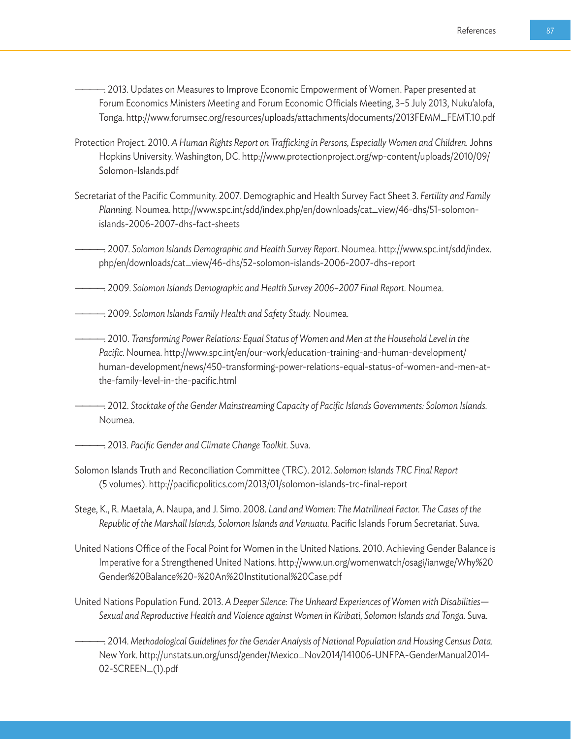———. 2013. Updates on Measures to Improve Economic Empowerment of Women. Paper presented at Forum Economics Ministers Meeting and Forum Economic Officials Meeting, 3–5 July 2013, Nuku'alofa, Tonga. http://www.forumsec.org/resources/uploads/attachments/documents/2013FEMM_FEMT.10.pdf

Protection Project. 2010. *A Human Rights Report on Trafficking in Persons, Especially Women and Children.* Johns Hopkins University. Washington, DC. http://www.protectionproject.org/wp-content/uploads/2010/09/Solomon-Islands.pdf

Secretariat of the Pacific Community. 2007. Demographic and Health Survey Fact Sheet 3. *Fertility and Family Planning.* Noumea. http://www.spc.int/sdd/index.php/en/downloads/cat_view/46-dhs/51-solomon-islands-2006-2007-dhs-fact-sheets

———. 2007. *Solomon Islands Demographic and Health Survey Report.* Noumea. http://www.spc.int/sdd/index.php/en/downloads/cat_view/46-dhs/52-solomon-islands-2006-2007-dhs-report

———. 2009. *Solomon Islands Demographic and Health Survey 2006–2007 Final Report.* Noumea.

———. 2009. *Solomon Islands Family Health and Safety Study.* Noumea.

———. 2010. *Transforming Power Relations: Equal Status of Women and Men at the Household Level in the Pacific.* Noumea. http://www.spc.int/en/our-work/education-training-and-human-development/human-development/news/450-transforming-power-relations-equal-status-of-women-and-men-at-the-family-level-in-the-pacific.html

———. 2012. *Stocktake of the Gender Mainstreaming Capacity of Pacific Islands Governments: Solomon Islands.* Noumea.

———. 2013. *Pacific Gender and Climate Change Toolkit.* Suva.

Solomon Islands Truth and Reconciliation Committee (TRC). 2012. *Solomon Islands TRC Final Report* (5 volumes). http://pacificpolitics.com/2013/01/solomon-islands-trc-final-report

Stege, K., R. Maetala, A. Naupa, and J. Simo. 2008. *Land and Women: The Matrilineal Factor. The Cases of the Republic of the Marshall Islands, Solomon Islands and Vanuatu.* Pacific Islands Forum Secretariat. Suva.

United Nations Office of the Focal Point for Women in the United Nations. 2010. Achieving Gender Balance is Imperative for a Strengthened United Nations. http://www.un.org/womenwatch/osagi/ianwge/Why%20Gender%20Balance%20-%20An%20Institutional%20Case.pdf

United Nations Population Fund. 2013. *A Deeper Silence: The Unheard Experiences of Women with Disabilities—Sexual and Reproductive Health and Violence against Women in Kiribati, Solomon Islands and Tonga.* Suva.

———. 2014. *Methodological Guidelines for the Gender Analysis of National Population and Housing Census Data.* New York. http://unstats.un.org/unsd/gender/Mexico_Nov2014/141006-UNFPA-GenderManual2014-02-SCREEN_(1).pdf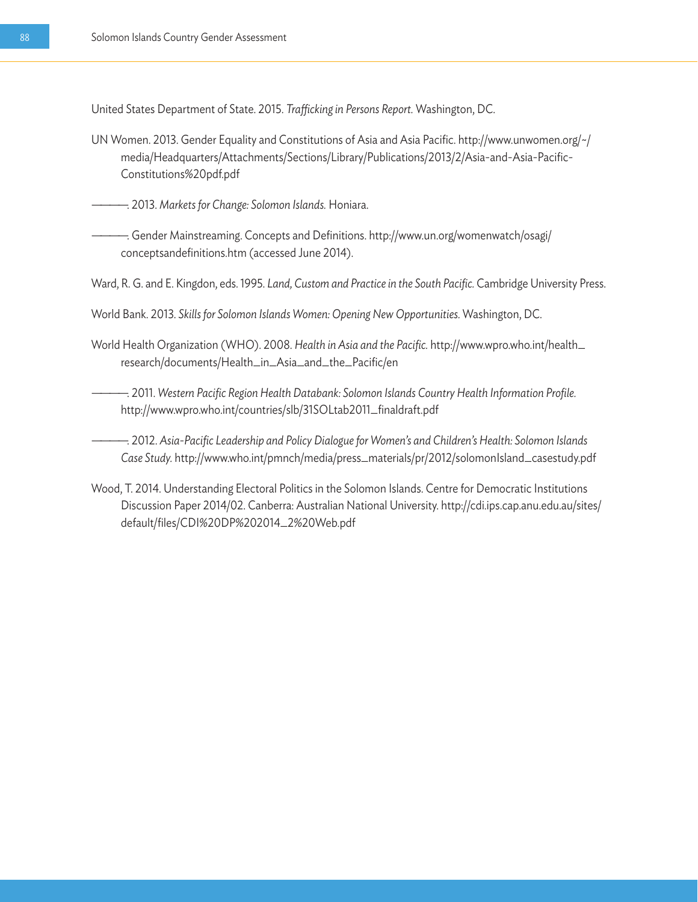United States Department of State. 2015. *Trafficking in Persons Report.* Washington, DC.

UN Women. 2013. Gender Equality and Constitutions of Asia and Asia Pacific. http://www.unwomen.org/~/media/Headquarters/Attachments/Sections/Library/Publications/2013/2/Asia-and-Asia-Pacific-Constitutions%20pdf.pdf

———. 2013. *Markets for Change: Solomon Islands.* Honiara.

———. Gender Mainstreaming. Concepts and Definitions. http://www.un.org/womenwatch/osagi/conceptsandefinitions.htm (accessed June 2014).

Ward, R. G. and E. Kingdon, eds. 1995. *Land, Custom and Practice in the South Pacific.* Cambridge University Press.

World Bank. 2013. *Skills for Solomon Islands Women: Opening New Opportunities.* Washington, DC.

World Health Organization (WHO). 2008. *Health in Asia and the Pacific.* http://www.wpro.who.int/health_research/documents/Health_in_Asia_and_the_Pacific/en

———. 2011. *Western Pacific Region Health Databank: Solomon Islands Country Health Information Profile.* http://www.wpro.who.int/countries/slb/31SOLtab2011_finaldraft.pdf

———. 2012. *Asia-Pacific Leadership and Policy Dialogue for Women's and Children's Health: Solomon Islands Case Study.* http://www.who.int/pmnch/media/press_materials/pr/2012/solomonIsland_casestudy.pdf

Wood, T. 2014. Understanding Electoral Politics in the Solomon Islands. Centre for Democratic Institutions Discussion Paper 2014/02. Canberra: Australian National University. http://cdi.ips.cap.anu.edu.au/sites/default/files/CDI%20DP%202014_2%20Web.pdf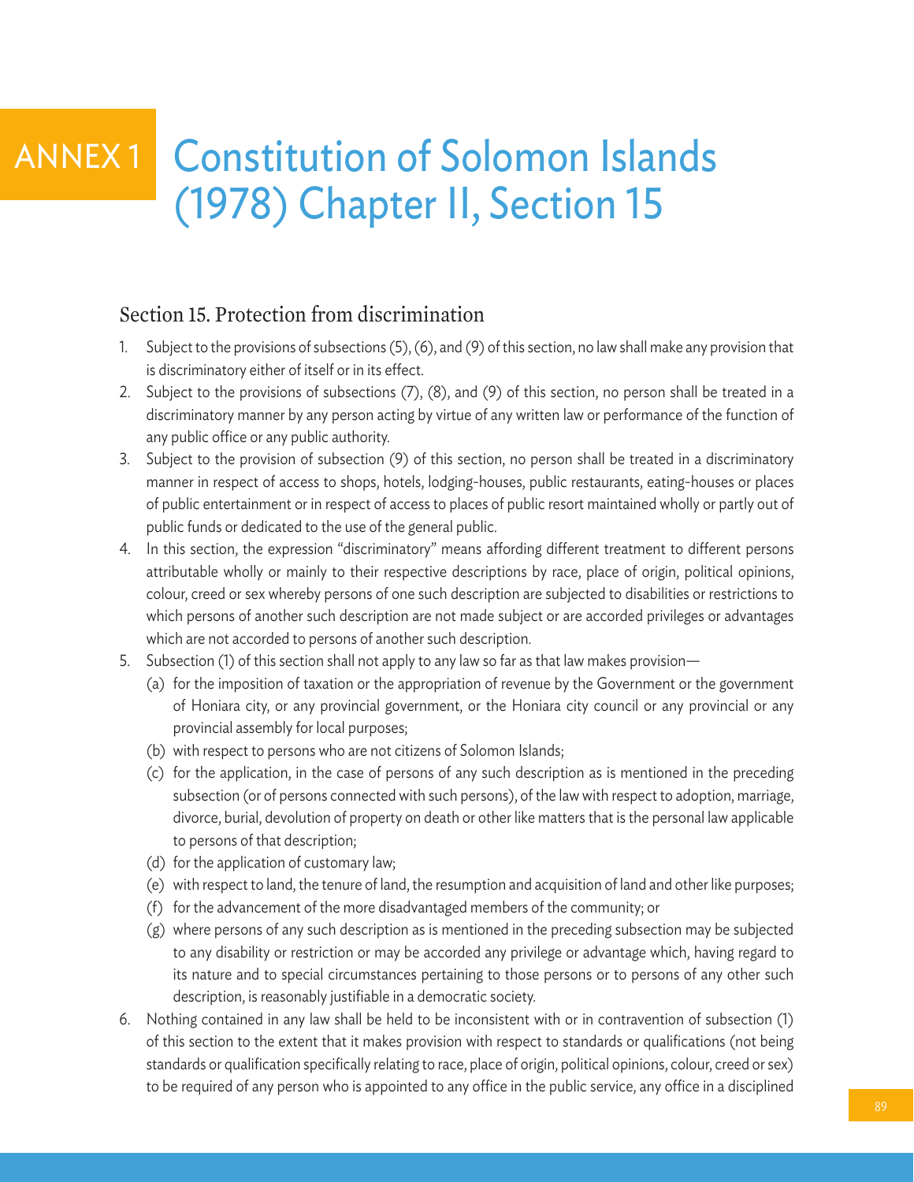# ANNEX 1 Constitution of Solomon Islands (1978) Chapter II, Section 15

## Section 15. Protection from discrimination

1. Subject to the provisions of subsections (5), (6), and (9) of this section, no law shall make any provision that is discriminatory either of itself or in its effect.
2. Subject to the provisions of subsections (7), (8), and (9) of this section, no person shall be treated in a discriminatory manner by any person acting by virtue of any written law or performance of the function of any public office or any public authority.
3. Subject to the provision of subsection (9) of this section, no person shall be treated in a discriminatory manner in respect of access to shops, hotels, lodging-houses, public restaurants, eating-houses or places of public entertainment or in respect of access to places of public resort maintained wholly or partly out of public funds or dedicated to the use of the general public.
4. In this section, the expression "discriminatory" means affording different treatment to different persons attributable wholly or mainly to their respective descriptions by race, place of origin, political opinions, colour, creed or sex whereby persons of one such description are subjected to disabilities or restrictions to which persons of another such description are not made subject or are accorded privileges or advantages which are not accorded to persons of another such description.
5. Subsection (1) of this section shall not apply to any law so far as that law makes provision—
   - (a) for the imposition of taxation or the appropriation of revenue by the Government or the government of Honiara city, or any provincial government, or the Honiara city council or any provincial or any provincial assembly for local purposes;
   - (b) with respect to persons who are not citizens of Solomon Islands;
   - (c) for the application, in the case of persons of any such description as is mentioned in the preceding subsection (or of persons connected with such persons), of the law with respect to adoption, marriage, divorce, burial, devolution of property on death or other like matters that is the personal law applicable to persons of that description;
   - (d) for the application of customary law;
   - (e) with respect to land, the tenure of land, the resumption and acquisition of land and other like purposes;
   - (f) for the advancement of the more disadvantaged members of the community; or
   - (g) where persons of any such description as is mentioned in the preceding subsection may be subjected to any disability or restriction or may be accorded any privilege or advantage which, having regard to its nature and to special circumstances pertaining to those persons or to persons of any other such description, is reasonably justifiable in a democratic society.
6. Nothing contained in any law shall be held to be inconsistent with or in contravention of subsection (1) of this section to the extent that it makes provision with respect to standards or qualifications (not being standards or qualification specifically relating to race, place of origin, political opinions, colour, creed or sex) to be required of any person who is appointed to any office in the public service, any office in a disciplined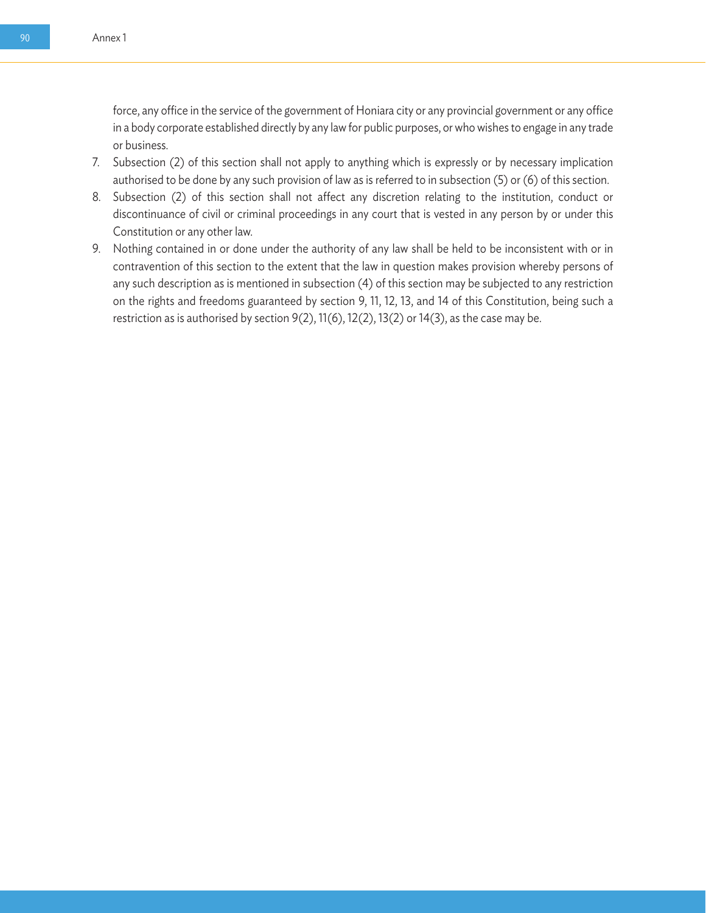force, any office in the service of the government of Honiara city or any provincial government or any office in a body corporate established directly by any law for public purposes, or who wishes to engage in any trade or business.

7. Subsection (2) of this section shall not apply to anything which is expressly or by necessary implication authorised to be done by any such provision of law as is referred to in subsection (5) or (6) of this section.
8. Subsection (2) of this section shall not affect any discretion relating to the institution, conduct or discontinuance of civil or criminal proceedings in any court that is vested in any person by or under this Constitution or any other law.
9. Nothing contained in or done under the authority of any law shall be held to be inconsistent with or in contravention of this section to the extent that the law in question makes provision whereby persons of any such description as is mentioned in subsection (4) of this section may be subjected to any restriction on the rights and freedoms guaranteed by section 9, 11, 12, 13, and 14 of this Constitution, being such a restriction as is authorised by section 9(2), 11(6), 12(2), 13(2) or 14(3), as the case may be.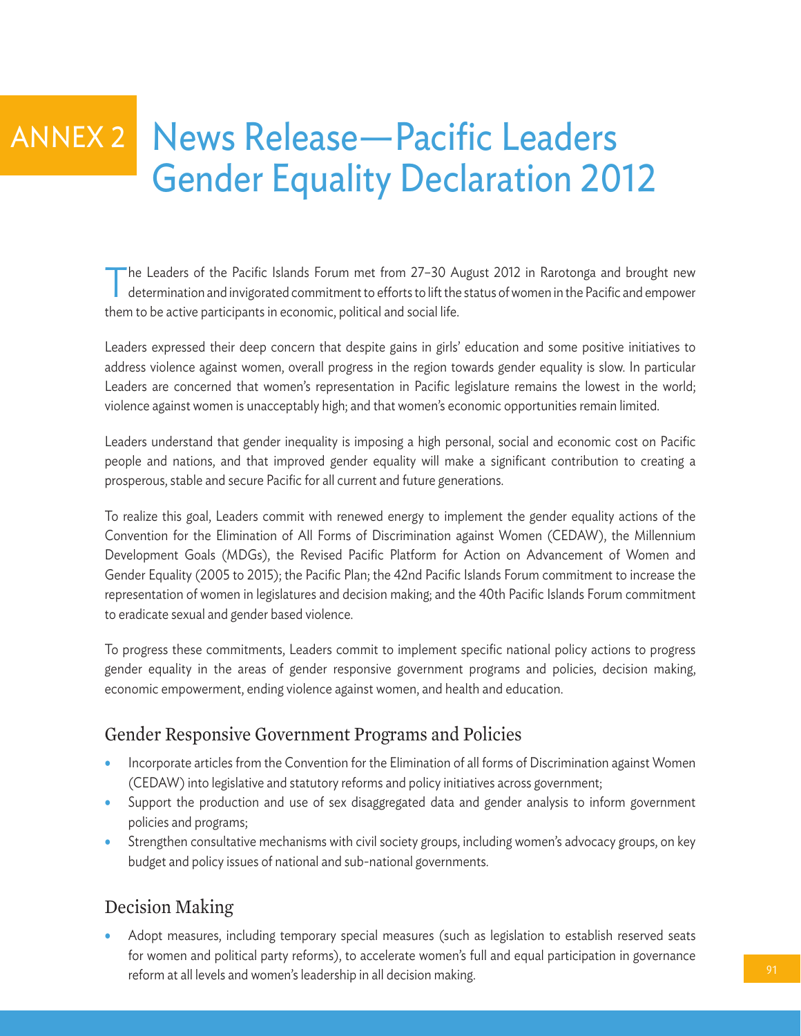# ANNEX 2 News Release—Pacific Leaders Gender Equality Declaration 2012

The Leaders of the Pacific Islands Forum met from 27–30 August 2012 in Rarotonga and brought new determination and invigorated commitment to efforts to lift the status of women in the Pacific and empower them to be active participants in economic, political and social life.

Leaders expressed their deep concern that despite gains in girls' education and some positive initiatives to address violence against women, overall progress in the region towards gender equality is slow. In particular Leaders are concerned that women's representation in Pacific legislature remains the lowest in the world; violence against women is unacceptably high; and that women's economic opportunities remain limited.

Leaders understand that gender inequality is imposing a high personal, social and economic cost on Pacific people and nations, and that improved gender equality will make a significant contribution to creating a prosperous, stable and secure Pacific for all current and future generations.

To realize this goal, Leaders commit with renewed energy to implement the gender equality actions of the Convention for the Elimination of All Forms of Discrimination against Women (CEDAW), the Millennium Development Goals (MDGs), the Revised Pacific Platform for Action on Advancement of Women and Gender Equality (2005 to 2015); the Pacific Plan; the 42nd Pacific Islands Forum commitment to increase the representation of women in legislatures and decision making; and the 40th Pacific Islands Forum commitment to eradicate sexual and gender based violence.

To progress these commitments, Leaders commit to implement specific national policy actions to progress gender equality in the areas of gender responsive government programs and policies, decision making, economic empowerment, ending violence against women, and health and education.

## Gender Responsive Government Programs and Policies

- Incorporate articles from the Convention for the Elimination of all forms of Discrimination against Women (CEDAW) into legislative and statutory reforms and policy initiatives across government;
- Support the production and use of sex disaggregated data and gender analysis to inform government policies and programs;
- Strengthen consultative mechanisms with civil society groups, including women's advocacy groups, on key budget and policy issues of national and sub-national governments.

## Decision Making

- Adopt measures, including temporary special measures (such as legislation to establish reserved seats for women and political party reforms), to accelerate women's full and equal participation in governance reform at all levels and women's leadership in all decision making.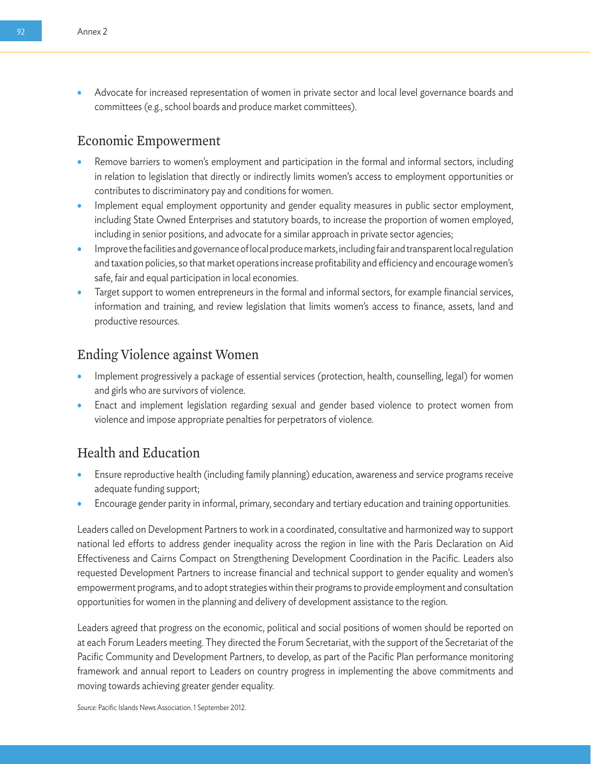- Advocate for increased representation of women in private sector and local level governance boards and committees (e.g., school boards and produce market committees).

## Economic Empowerment

- Remove barriers to women's employment and participation in the formal and informal sectors, including in relation to legislation that directly or indirectly limits women's access to employment opportunities or contributes to discriminatory pay and conditions for women.
- Implement equal employment opportunity and gender equality measures in public sector employment, including State Owned Enterprises and statutory boards, to increase the proportion of women employed, including in senior positions, and advocate for a similar approach in private sector agencies;
- Improve the facilities and governance of local produce markets, including fair and transparent local regulation and taxation policies, so that market operations increase profitability and efficiency and encourage women's safe, fair and equal participation in local economies.
- Target support to women entrepreneurs in the formal and informal sectors, for example financial services, information and training, and review legislation that limits women's access to finance, assets, land and productive resources.

## Ending Violence against Women

- Implement progressively a package of essential services (protection, health, counselling, legal) for women and girls who are survivors of violence.
- Enact and implement legislation regarding sexual and gender based violence to protect women from violence and impose appropriate penalties for perpetrators of violence.

## Health and Education

- Ensure reproductive health (including family planning) education, awareness and service programs receive adequate funding support;
- Encourage gender parity in informal, primary, secondary and tertiary education and training opportunities.

Leaders called on Development Partners to work in a coordinated, consultative and harmonized way to support national led efforts to address gender inequality across the region in line with the Paris Declaration on Aid Effectiveness and Cairns Compact on Strengthening Development Coordination in the Pacific. Leaders also requested Development Partners to increase financial and technical support to gender equality and women's empowerment programs, and to adopt strategies within their programs to provide employment and consultation opportunities for women in the planning and delivery of development assistance to the region.

Leaders agreed that progress on the economic, political and social positions of women should be reported on at each Forum Leaders meeting. They directed the Forum Secretariat, with the support of the Secretariat of the Pacific Community and Development Partners, to develop, as part of the Pacific Plan performance monitoring framework and annual report to Leaders on country progress in implementing the above commitments and moving towards achieving greater gender equality.

*Source:* Pacific Islands News Association. 1 September 2012.